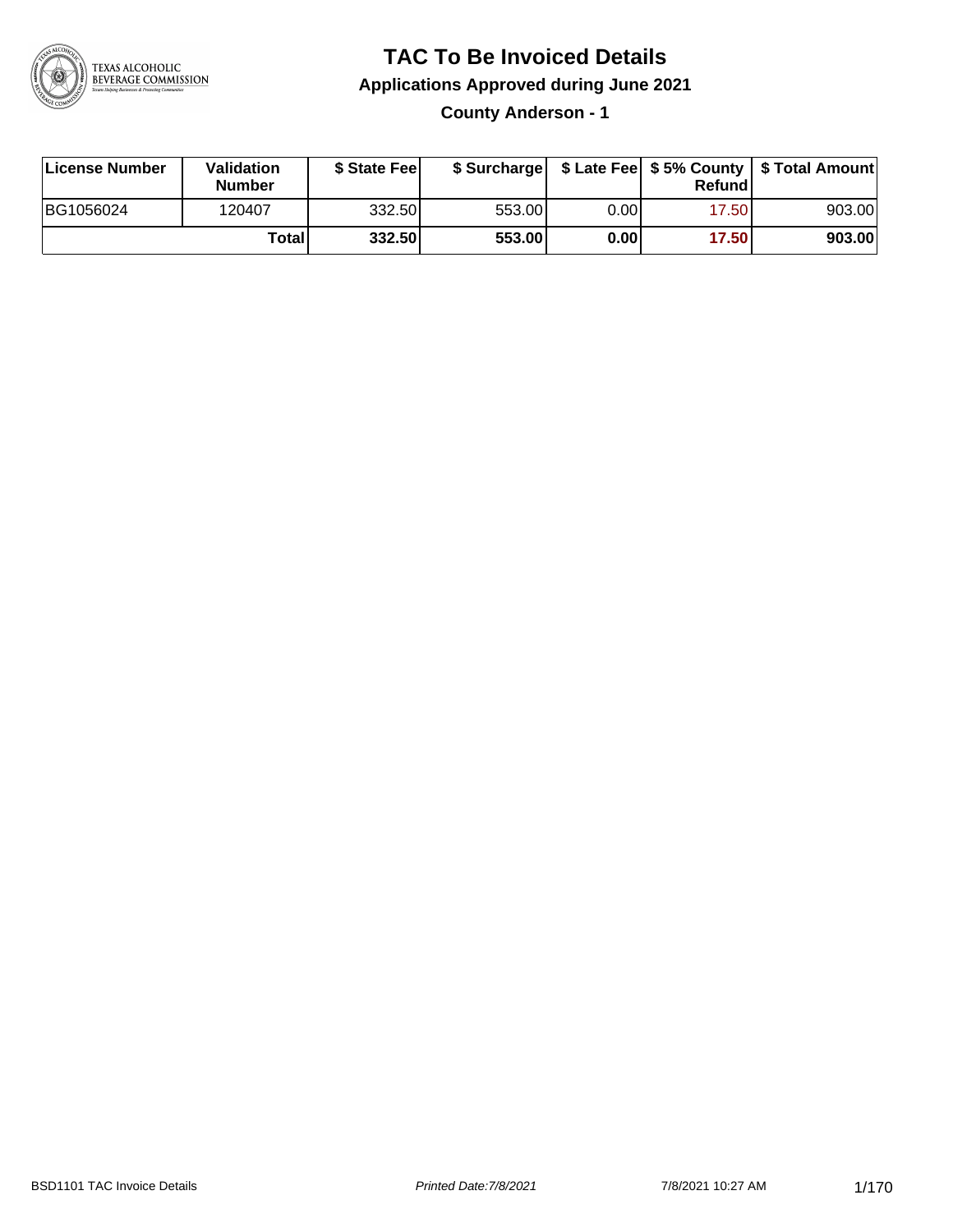# TAC To Be Invoiced Details

## Applications Approved during June 2021

### County Anderson - 1

| License Number | Validation Number | $ State Fee | $ Surcharge | $ Late Fee | $ 5% County Refund | $ Total Amount |
|---|---|---|---|---|---|---|
| BG1056024 | 120407 | 332.50 | 553.00 | 0.00 | 17.50 | 903.00 |
| | **Total** | **332.50** | **553.00** | **0.00** | **17.50** | **903.00** |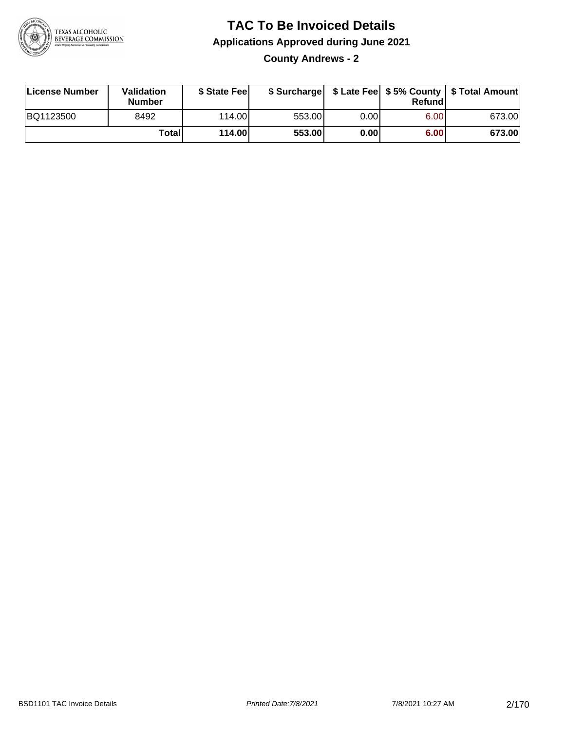# TAC To Be Invoiced Details

## Applications Approved during June 2021

### County Andrews - 2

| License Number | Validation Number | $ State Fee | $ Surcharge | $ Late Fee | $ 5% County Refund | $ Total Amount |
|---|---|---|---|---|---|---|
| BQ1123500 | 8492 | 114.00 | 553.00 | 0.00 | 6.00 | 673.00 |
| | **Total** | **114.00** | **553.00** | **0.00** | **6.00** | **673.00** |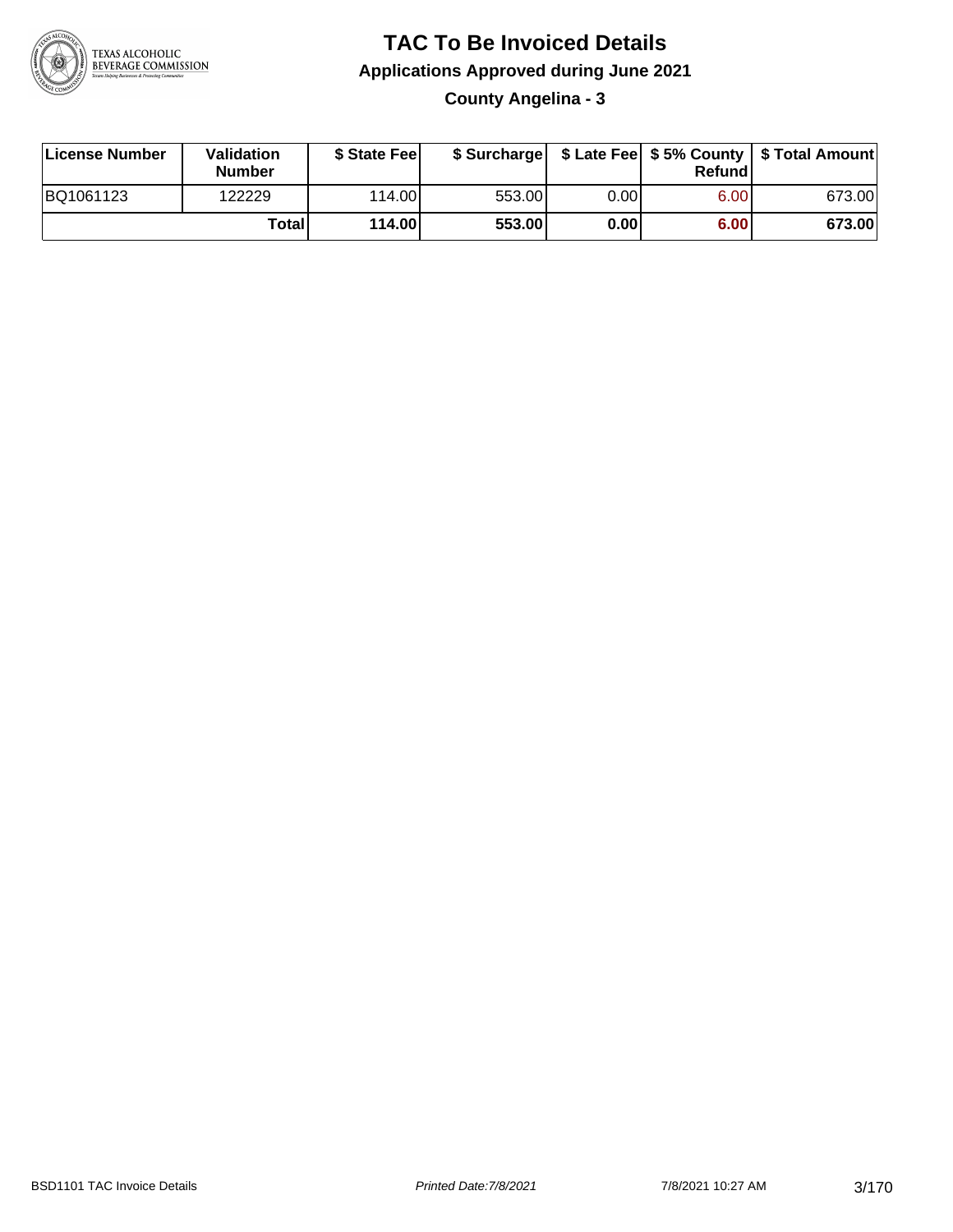# TAC To Be Invoiced Details

## Applications Approved during June 2021

### County Angelina - 3

| License Number | Validation Number | $ State Fee | $ Surcharge | $ Late Fee | $ 5% County Refund | $ Total Amount |
|---|---|---|---|---|---|---|
| BQ1061123 | 122229 | 114.00 | 553.00 | 0.00 | 6.00 | 673.00 |
| | Total | 114.00 | 553.00 | 0.00 | 6.00 | 673.00 |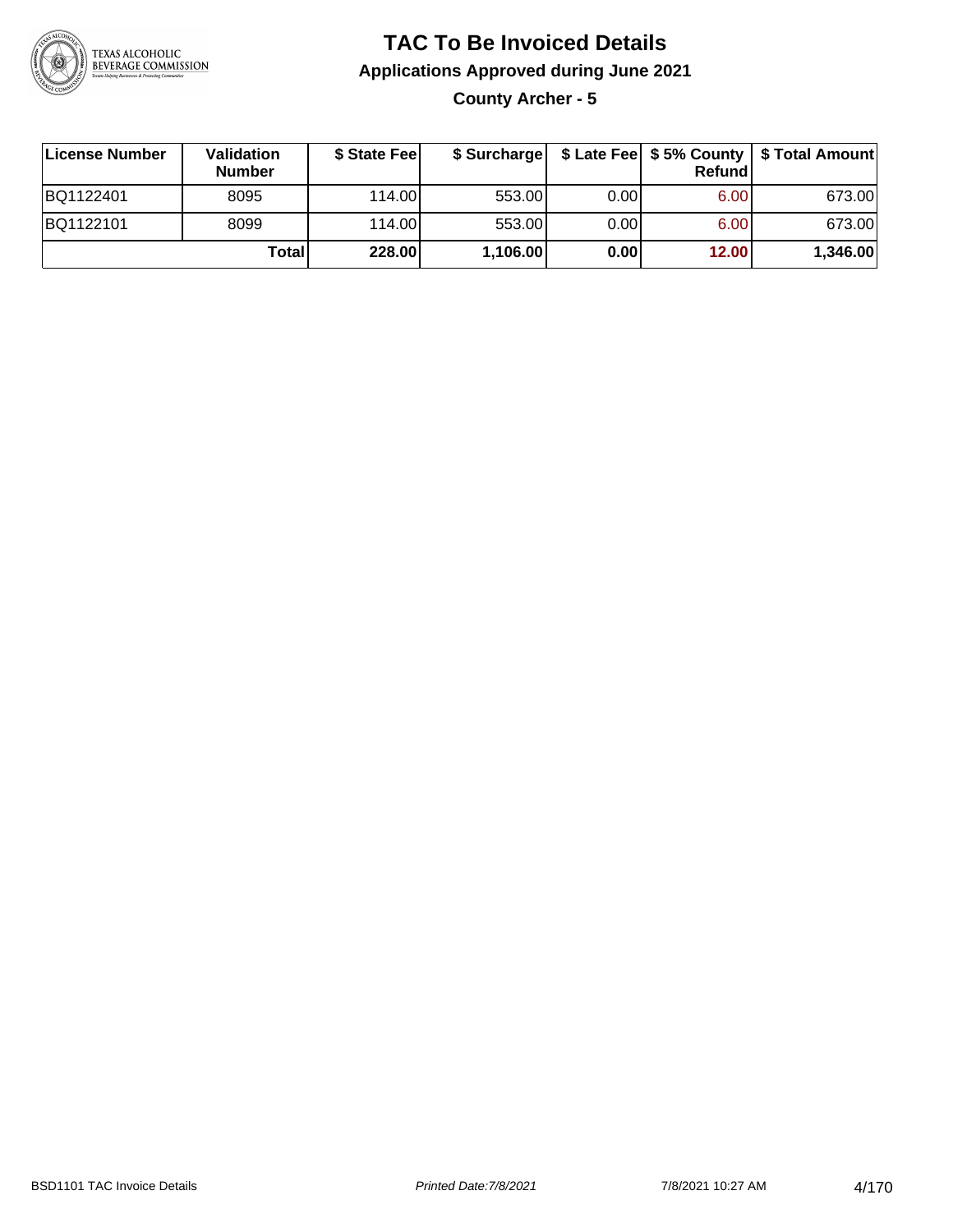# TAC To Be Invoiced Details

## Applications Approved during June 2021

### County Archer - 5

| License Number | Validation Number | $ State Fee | $ Surcharge | $ Late Fee | $ 5% County Refund | $ Total Amount |
|---|---|---|---|---|---|---|
| BQ1122401 | 8095 | 114.00 | 553.00 | 0.00 | 6.00 | 673.00 |
| BQ1122101 | 8099 | 114.00 | 553.00 | 0.00 | 6.00 | 673.00 |
| | **Total** | **228.00** | **1,106.00** | **0.00** | **12.00** | **1,346.00** |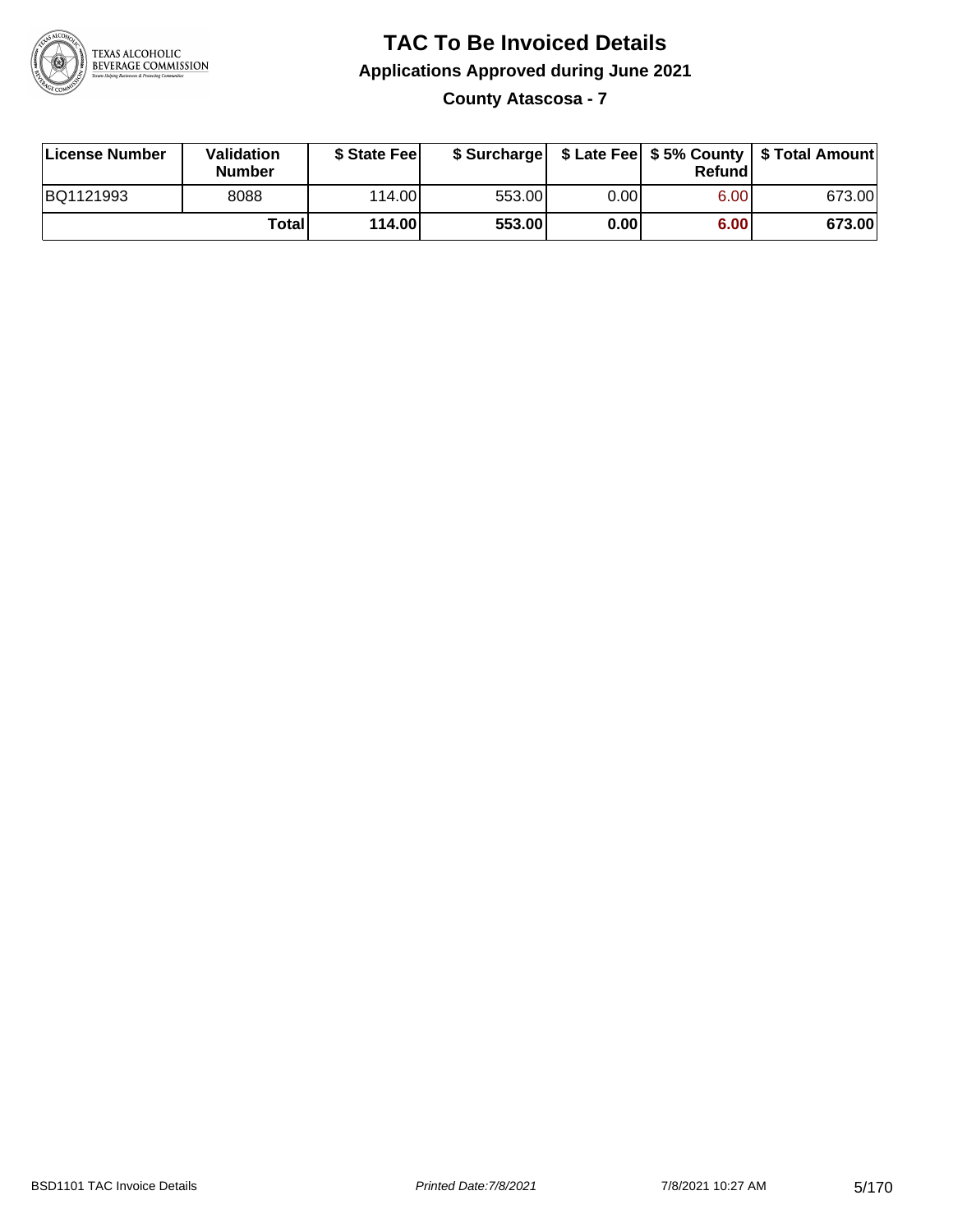# TAC To Be Invoiced Details

## Applications Approved during June 2021

### County Atascosa - 7

| License Number | Validation Number | $ State Fee | $ Surcharge | $ Late Fee | $ 5% County Refund | $ Total Amount |
|---|---|---|---|---|---|---|
| BQ1121993 | 8088 | 114.00 | 553.00 | 0.00 | 6.00 | 673.00 |
| | **Total** | **114.00** | **553.00** | **0.00** | **6.00** | **673.00** |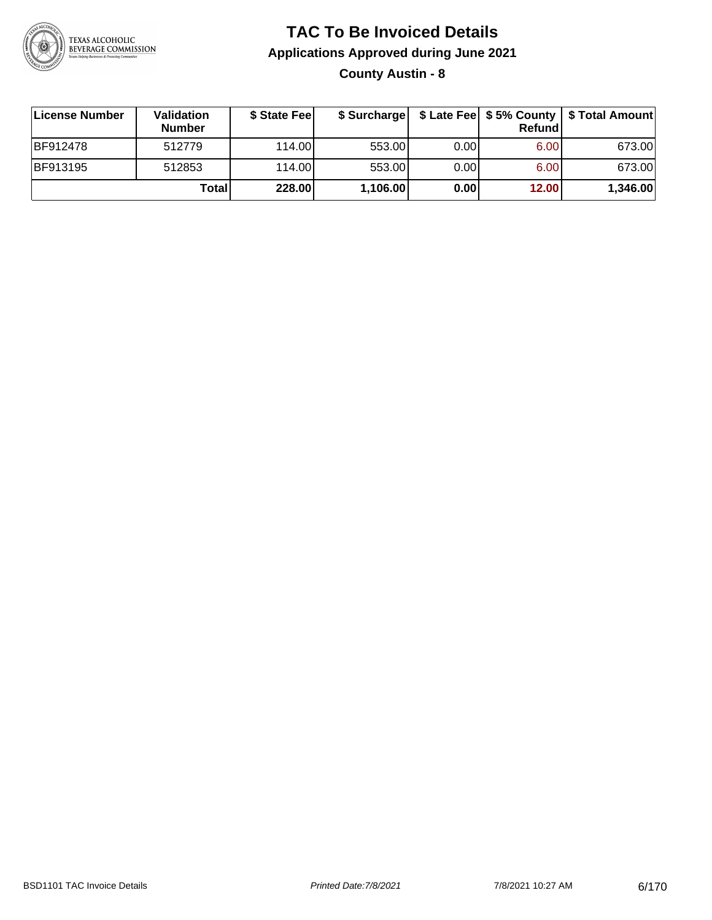# TAC To Be Invoiced Details

## Applications Approved during June 2021

### County Austin - 8

| License Number | Validation Number | $ State Fee | $ Surcharge | $ Late Fee | $ 5% County Refund | $ Total Amount |
|---|---|---|---|---|---|---|
| BF912478 | 512779 | 114.00 | 553.00 | 0.00 | 6.00 | 673.00 |
| BF913195 | 512853 | 114.00 | 553.00 | 0.00 | 6.00 | 673.00 |
| | **Total** | **228.00** | **1,106.00** | **0.00** | **12.00** | **1,346.00** |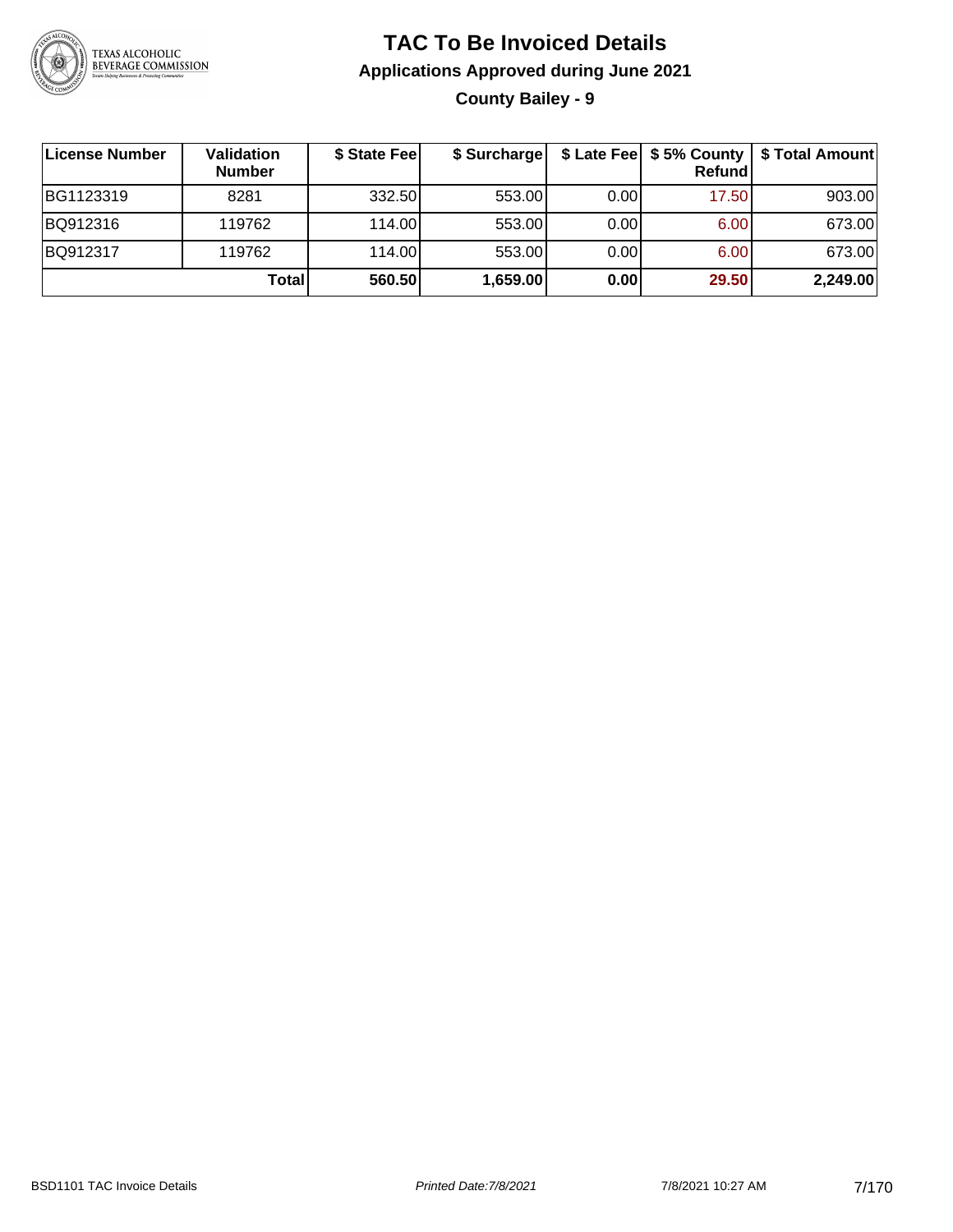# TAC To Be Invoiced Details

## Applications Approved during June 2021

### County Bailey - 9

| License Number | Validation Number | $ State Fee | $ Surcharge | $ Late Fee | $ 5% County Refund | $ Total Amount |
|---|---|---|---|---|---|---|
| BG1123319 | 8281 | 332.50 | 553.00 | 0.00 | 17.50 | 903.00 |
| BQ912316 | 119762 | 114.00 | 553.00 | 0.00 | 6.00 | 673.00 |
| BQ912317 | 119762 | 114.00 | 553.00 | 0.00 | 6.00 | 673.00 |
| | **Total** | **560.50** | **1,659.00** | **0.00** | **29.50** | **2,249.00** |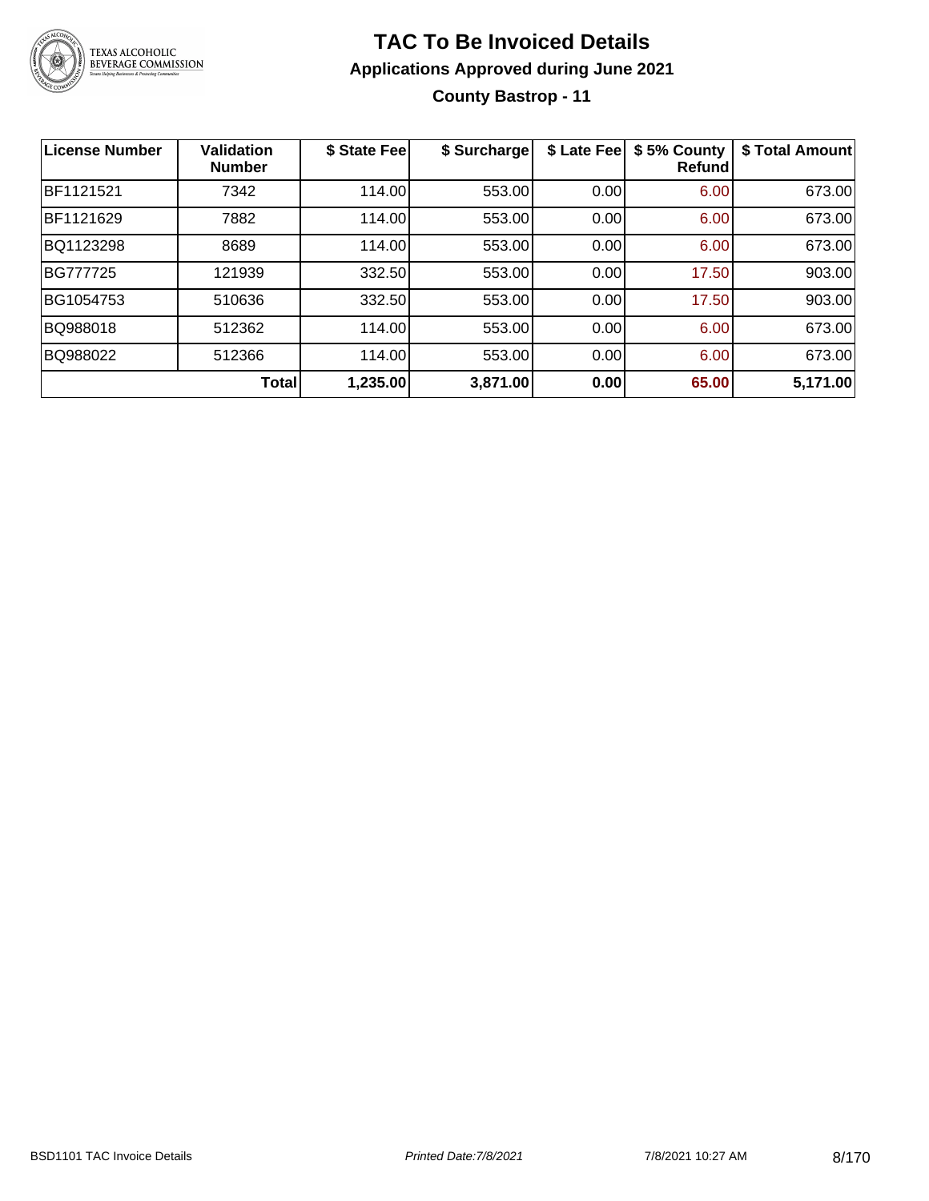# TAC To Be Invoiced Details

## Applications Approved during June 2021

### County Bastrop - 11

| License Number | Validation Number | $ State Fee | $ Surcharge | $ Late Fee | $ 5% County Refund | $ Total Amount |
|---|---|---|---|---|---|---|
| BF1121521 | 7342 | 114.00 | 553.00 | 0.00 | 6.00 | 673.00 |
| BF1121629 | 7882 | 114.00 | 553.00 | 0.00 | 6.00 | 673.00 |
| BQ1123298 | 8689 | 114.00 | 553.00 | 0.00 | 6.00 | 673.00 |
| BG777725 | 121939 | 332.50 | 553.00 | 0.00 | 17.50 | 903.00 |
| BG1054753 | 510636 | 332.50 | 553.00 | 0.00 | 17.50 | 903.00 |
| BQ988018 | 512362 | 114.00 | 553.00 | 0.00 | 6.00 | 673.00 |
| BQ988022 | 512366 | 114.00 | 553.00 | 0.00 | 6.00 | 673.00 |
| | **Total** | **1,235.00** | **3,871.00** | **0.00** | **65.00** | **5,171.00** |

BSD1101 TAC Invoice Details | *Printed Date:7/8/2021* | 7/8/2021 10:27 AM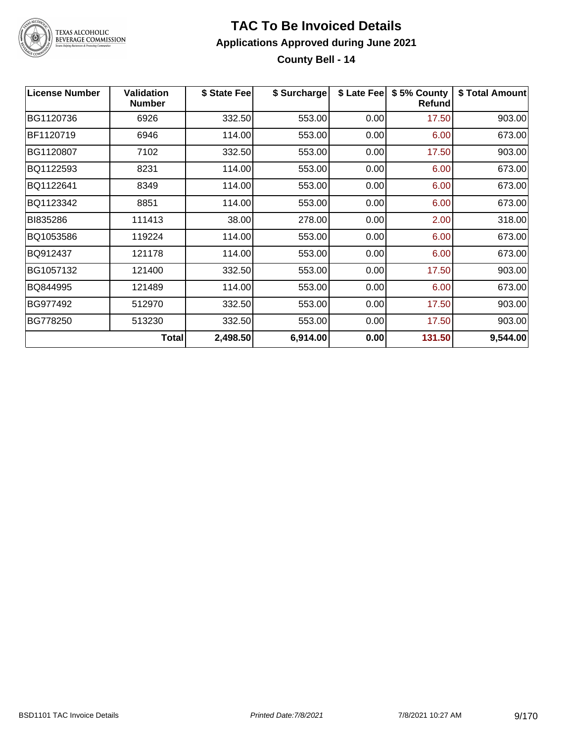# TAC To Be Invoiced Details

## Applications Approved during June 2021

### County Bell - 14

| License Number | Validation Number | $ State Fee | $ Surcharge | $ Late Fee | $ 5% County Refund | $ Total Amount |
|---|---|---|---|---|---|---|
| BG1120736 | 6926 | 332.50 | 553.00 | 0.00 | 17.50 | 903.00 |
| BF1120719 | 6946 | 114.00 | 553.00 | 0.00 | 6.00 | 673.00 |
| BG1120807 | 7102 | 332.50 | 553.00 | 0.00 | 17.50 | 903.00 |
| BQ1122593 | 8231 | 114.00 | 553.00 | 0.00 | 6.00 | 673.00 |
| BQ1122641 | 8349 | 114.00 | 553.00 | 0.00 | 6.00 | 673.00 |
| BQ1123342 | 8851 | 114.00 | 553.00 | 0.00 | 6.00 | 673.00 |
| BI835286 | 111413 | 38.00 | 278.00 | 0.00 | 2.00 | 318.00 |
| BQ1053586 | 119224 | 114.00 | 553.00 | 0.00 | 6.00 | 673.00 |
| BQ912437 | 121178 | 114.00 | 553.00 | 0.00 | 6.00 | 673.00 |
| BG1057132 | 121400 | 332.50 | 553.00 | 0.00 | 17.50 | 903.00 |
| BQ844995 | 121489 | 114.00 | 553.00 | 0.00 | 6.00 | 673.00 |
| BG977492 | 512970 | 332.50 | 553.00 | 0.00 | 17.50 | 903.00 |
| BG778250 | 513230 | 332.50 | 553.00 | 0.00 | 17.50 | 903.00 |
| | **Total** | **2,498.50** | **6,914.00** | **0.00** | **131.50** | **9,544.00** |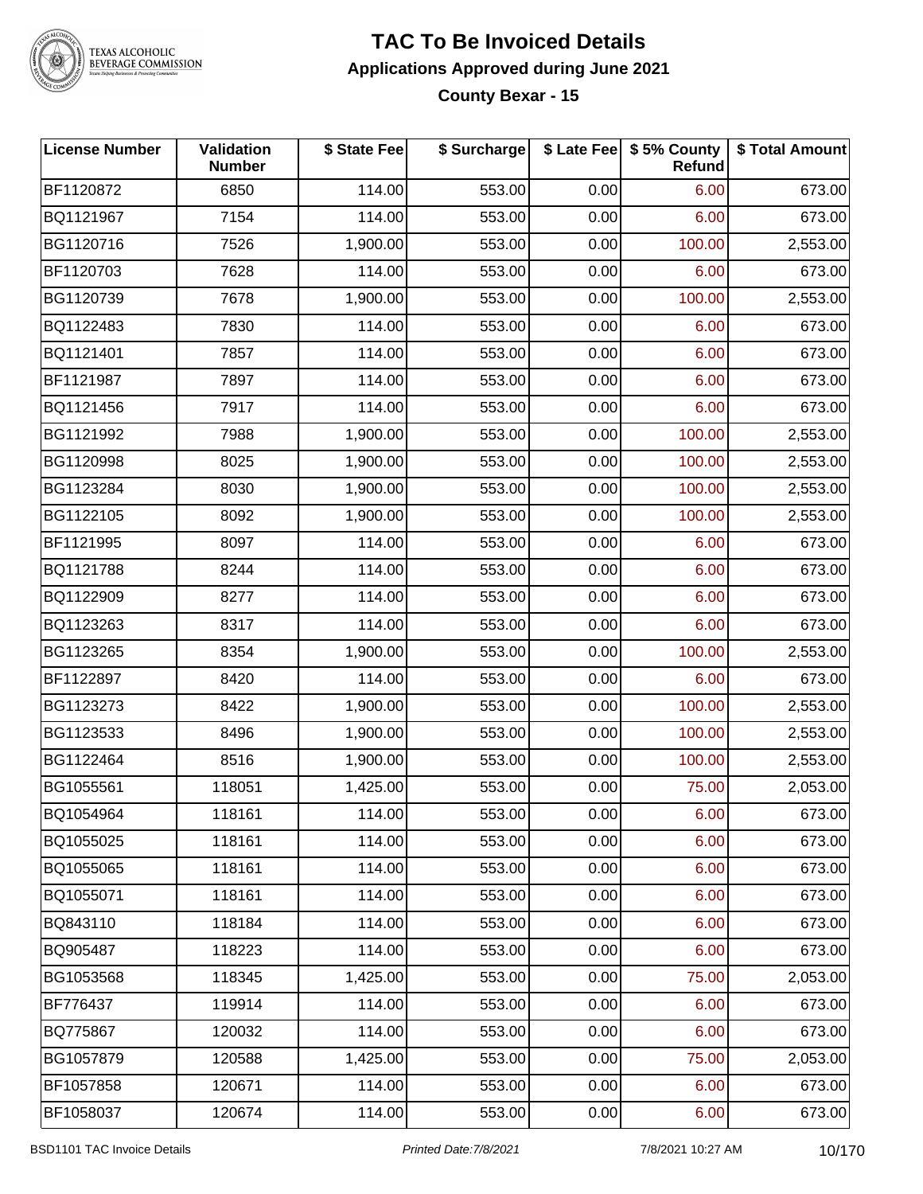# TAC To Be Invoiced Details

## Applications Approved during June 2021

### County Bexar - 15

| License Number | Validation Number | $ State Fee | $ Surcharge | $ Late Fee | $ 5% County Refund | $ Total Amount |
|---|---|---|---|---|---|---|
| BF1120872 | 6850 | 114.00 | 553.00 | 0.00 | 6.00 | 673.00 |
| BQ1121967 | 7154 | 114.00 | 553.00 | 0.00 | 6.00 | 673.00 |
| BG1120716 | 7526 | 1,900.00 | 553.00 | 0.00 | 100.00 | 2,553.00 |
| BF1120703 | 7628 | 114.00 | 553.00 | 0.00 | 6.00 | 673.00 |
| BG1120739 | 7678 | 1,900.00 | 553.00 | 0.00 | 100.00 | 2,553.00 |
| BQ1122483 | 7830 | 114.00 | 553.00 | 0.00 | 6.00 | 673.00 |
| BQ1121401 | 7857 | 114.00 | 553.00 | 0.00 | 6.00 | 673.00 |
| BF1121987 | 7897 | 114.00 | 553.00 | 0.00 | 6.00 | 673.00 |
| BQ1121456 | 7917 | 114.00 | 553.00 | 0.00 | 6.00 | 673.00 |
| BG1121992 | 7988 | 1,900.00 | 553.00 | 0.00 | 100.00 | 2,553.00 |
| BG1120998 | 8025 | 1,900.00 | 553.00 | 0.00 | 100.00 | 2,553.00 |
| BG1123284 | 8030 | 1,900.00 | 553.00 | 0.00 | 100.00 | 2,553.00 |
| BG1122105 | 8092 | 1,900.00 | 553.00 | 0.00 | 100.00 | 2,553.00 |
| BF1121995 | 8097 | 114.00 | 553.00 | 0.00 | 6.00 | 673.00 |
| BQ1121788 | 8244 | 114.00 | 553.00 | 0.00 | 6.00 | 673.00 |
| BQ1122909 | 8277 | 114.00 | 553.00 | 0.00 | 6.00 | 673.00 |
| BQ1123263 | 8317 | 114.00 | 553.00 | 0.00 | 6.00 | 673.00 |
| BG1123265 | 8354 | 1,900.00 | 553.00 | 0.00 | 100.00 | 2,553.00 |
| BF1122897 | 8420 | 114.00 | 553.00 | 0.00 | 6.00 | 673.00 |
| BG1123273 | 8422 | 1,900.00 | 553.00 | 0.00 | 100.00 | 2,553.00 |
| BG1123533 | 8496 | 1,900.00 | 553.00 | 0.00 | 100.00 | 2,553.00 |
| BG1122464 | 8516 | 1,900.00 | 553.00 | 0.00 | 100.00 | 2,553.00 |
| BG1055561 | 118051 | 1,425.00 | 553.00 | 0.00 | 75.00 | 2,053.00 |
| BQ1054964 | 118161 | 114.00 | 553.00 | 0.00 | 6.00 | 673.00 |
| BQ1055025 | 118161 | 114.00 | 553.00 | 0.00 | 6.00 | 673.00 |
| BQ1055065 | 118161 | 114.00 | 553.00 | 0.00 | 6.00 | 673.00 |
| BQ1055071 | 118161 | 114.00 | 553.00 | 0.00 | 6.00 | 673.00 |
| BQ843110 | 118184 | 114.00 | 553.00 | 0.00 | 6.00 | 673.00 |
| BQ905487 | 118223 | 114.00 | 553.00 | 0.00 | 6.00 | 673.00 |
| BG1053568 | 118345 | 1,425.00 | 553.00 | 0.00 | 75.00 | 2,053.00 |
| BF776437 | 119914 | 114.00 | 553.00 | 0.00 | 6.00 | 673.00 |
| BQ775867 | 120032 | 114.00 | 553.00 | 0.00 | 6.00 | 673.00 |
| BG1057879 | 120588 | 1,425.00 | 553.00 | 0.00 | 75.00 | 2,053.00 |
| BF1057858 | 120671 | 114.00 | 553.00 | 0.00 | 6.00 | 673.00 |
| BF1058037 | 120674 | 114.00 | 553.00 | 0.00 | 6.00 | 673.00 |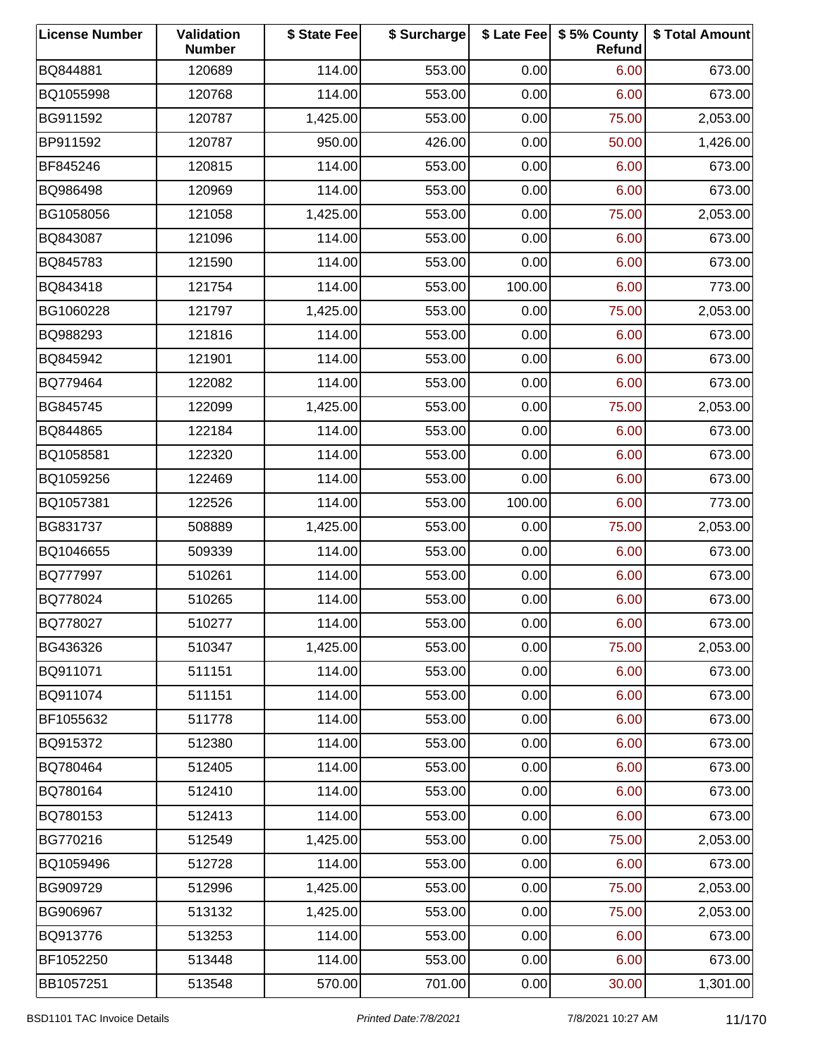| License Number | Validation Number | $ State Fee | $ Surcharge | $ Late Fee | $ 5% County Refund | $ Total Amount |
|---|---|---|---|---|---|---|
| BQ844881 | 120689 | 114.00 | 553.00 | 0.00 | 6.00 | 673.00 |
| BQ1055998 | 120768 | 114.00 | 553.00 | 0.00 | 6.00 | 673.00 |
| BG911592 | 120787 | 1,425.00 | 553.00 | 0.00 | 75.00 | 2,053.00 |
| BP911592 | 120787 | 950.00 | 426.00 | 0.00 | 50.00 | 1,426.00 |
| BF845246 | 120815 | 114.00 | 553.00 | 0.00 | 6.00 | 673.00 |
| BQ986498 | 120969 | 114.00 | 553.00 | 0.00 | 6.00 | 673.00 |
| BG1058056 | 121058 | 1,425.00 | 553.00 | 0.00 | 75.00 | 2,053.00 |
| BQ843087 | 121096 | 114.00 | 553.00 | 0.00 | 6.00 | 673.00 |
| BQ845783 | 121590 | 114.00 | 553.00 | 0.00 | 6.00 | 673.00 |
| BQ843418 | 121754 | 114.00 | 553.00 | 100.00 | 6.00 | 773.00 |
| BG1060228 | 121797 | 1,425.00 | 553.00 | 0.00 | 75.00 | 2,053.00 |
| BQ988293 | 121816 | 114.00 | 553.00 | 0.00 | 6.00 | 673.00 |
| BQ845942 | 121901 | 114.00 | 553.00 | 0.00 | 6.00 | 673.00 |
| BQ779464 | 122082 | 114.00 | 553.00 | 0.00 | 6.00 | 673.00 |
| BG845745 | 122099 | 1,425.00 | 553.00 | 0.00 | 75.00 | 2,053.00 |
| BQ844865 | 122184 | 114.00 | 553.00 | 0.00 | 6.00 | 673.00 |
| BQ1058581 | 122320 | 114.00 | 553.00 | 0.00 | 6.00 | 673.00 |
| BQ1059256 | 122469 | 114.00 | 553.00 | 0.00 | 6.00 | 673.00 |
| BQ1057381 | 122526 | 114.00 | 553.00 | 100.00 | 6.00 | 773.00 |
| BG831737 | 508889 | 1,425.00 | 553.00 | 0.00 | 75.00 | 2,053.00 |
| BQ1046655 | 509339 | 114.00 | 553.00 | 0.00 | 6.00 | 673.00 |
| BQ777997 | 510261 | 114.00 | 553.00 | 0.00 | 6.00 | 673.00 |
| BQ778024 | 510265 | 114.00 | 553.00 | 0.00 | 6.00 | 673.00 |
| BQ778027 | 510277 | 114.00 | 553.00 | 0.00 | 6.00 | 673.00 |
| BG436326 | 510347 | 1,425.00 | 553.00 | 0.00 | 75.00 | 2,053.00 |
| BQ911071 | 511151 | 114.00 | 553.00 | 0.00 | 6.00 | 673.00 |
| BQ911074 | 511151 | 114.00 | 553.00 | 0.00 | 6.00 | 673.00 |
| BF1055632 | 511778 | 114.00 | 553.00 | 0.00 | 6.00 | 673.00 |
| BQ915372 | 512380 | 114.00 | 553.00 | 0.00 | 6.00 | 673.00 |
| BQ780464 | 512405 | 114.00 | 553.00 | 0.00 | 6.00 | 673.00 |
| BQ780164 | 512410 | 114.00 | 553.00 | 0.00 | 6.00 | 673.00 |
| BQ780153 | 512413 | 114.00 | 553.00 | 0.00 | 6.00 | 673.00 |
| BG770216 | 512549 | 1,425.00 | 553.00 | 0.00 | 75.00 | 2,053.00 |
| BQ1059496 | 512728 | 114.00 | 553.00 | 0.00 | 6.00 | 673.00 |
| BG909729 | 512996 | 1,425.00 | 553.00 | 0.00 | 75.00 | 2,053.00 |
| BG906967 | 513132 | 1,425.00 | 553.00 | 0.00 | 75.00 | 2,053.00 |
| BQ913776 | 513253 | 114.00 | 553.00 | 0.00 | 6.00 | 673.00 |
| BF1052250 | 513448 | 114.00 | 553.00 | 0.00 | 6.00 | 673.00 |
| BB1057251 | 513548 | 570.00 | 701.00 | 0.00 | 30.00 | 1,301.00 |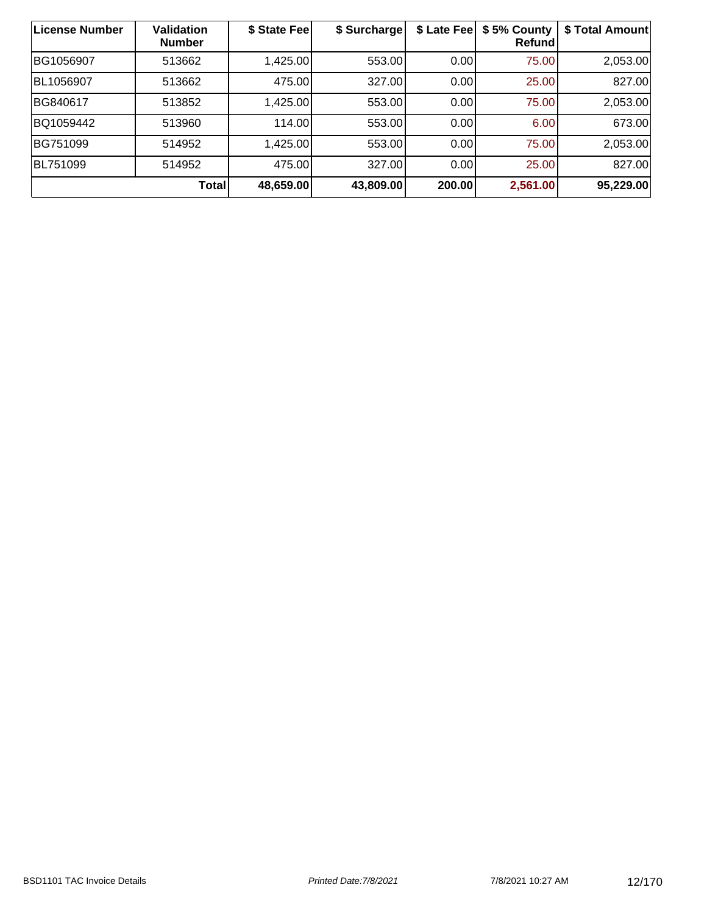| License Number | Validation Number | $ State Fee | $ Surcharge | $ Late Fee | $ 5% County Refund | $ Total Amount |
|---|---|---|---|---|---|---|
| BG1056907 | 513662 | 1,425.00 | 553.00 | 0.00 | 75.00 | 2,053.00 |
| BL1056907 | 513662 | 475.00 | 327.00 | 0.00 | 25.00 | 827.00 |
| BG840617 | 513852 | 1,425.00 | 553.00 | 0.00 | 75.00 | 2,053.00 |
| BQ1059442 | 513960 | 114.00 | 553.00 | 0.00 | 6.00 | 673.00 |
| BG751099 | 514952 | 1,425.00 | 553.00 | 0.00 | 75.00 | 2,053.00 |
| BL751099 | 514952 | 475.00 | 327.00 | 0.00 | 25.00 | 827.00 |
| **Total** | | **48,659.00** | **43,809.00** | **200.00** | **2,561.00** | **95,229.00** |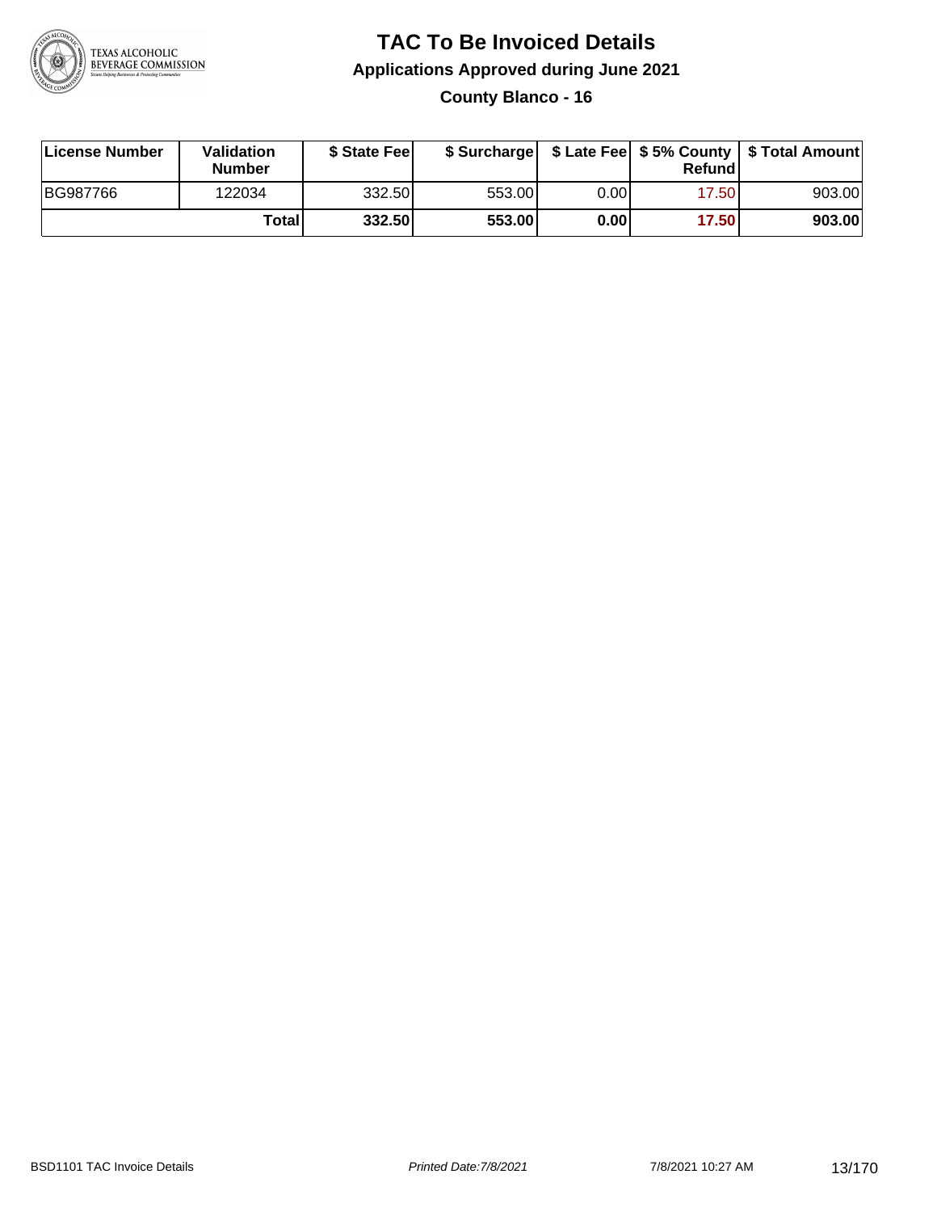# TAC To Be Invoiced Details

## Applications Approved during June 2021

### County Blanco - 16

| License Number | Validation Number | $ State Fee | $ Surcharge | $ Late Fee | $ 5% County Refund | $ Total Amount |
|---|---|---|---|---|---|---|
| BG987766 | 122034 | 332.50 | 553.00 | 0.00 | 17.50 | 903.00 |
| | **Total** | **332.50** | **553.00** | **0.00** | **17.50** | **903.00** |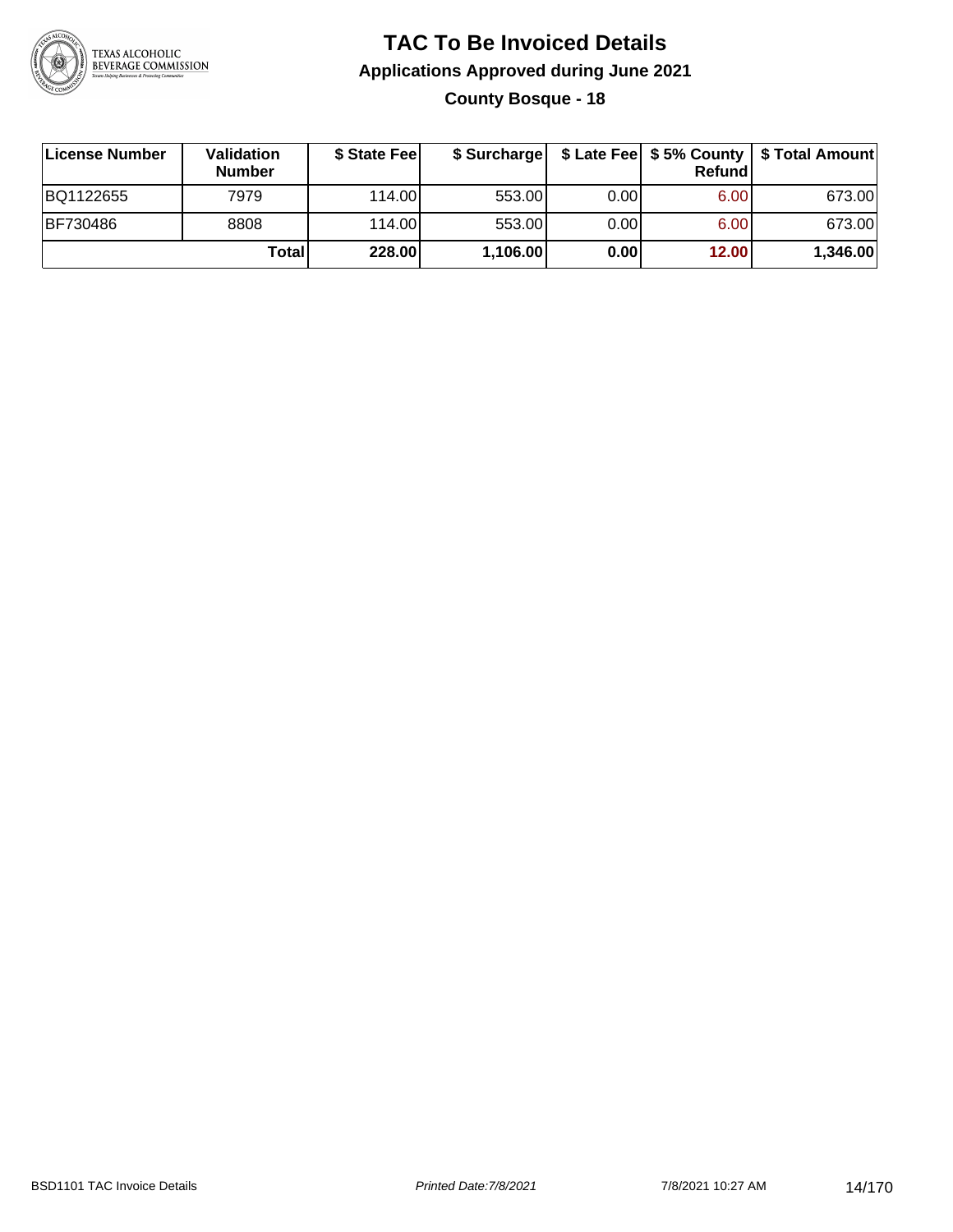# TAC To Be Invoiced Details

## Applications Approved during June 2021

### County Bosque - 18

| License Number | Validation Number | $ State Fee | $ Surcharge | $ Late Fee | $ 5% County Refund | $ Total Amount |
|---|---|---|---|---|---|---|
| BQ1122655 | 7979 | 114.00 | 553.00 | 0.00 | 6.00 | 673.00 |
| BF730486 | 8808 | 114.00 | 553.00 | 0.00 | 6.00 | 673.00 |
| | **Total** | **228.00** | **1,106.00** | **0.00** | **12.00** | **1,346.00** |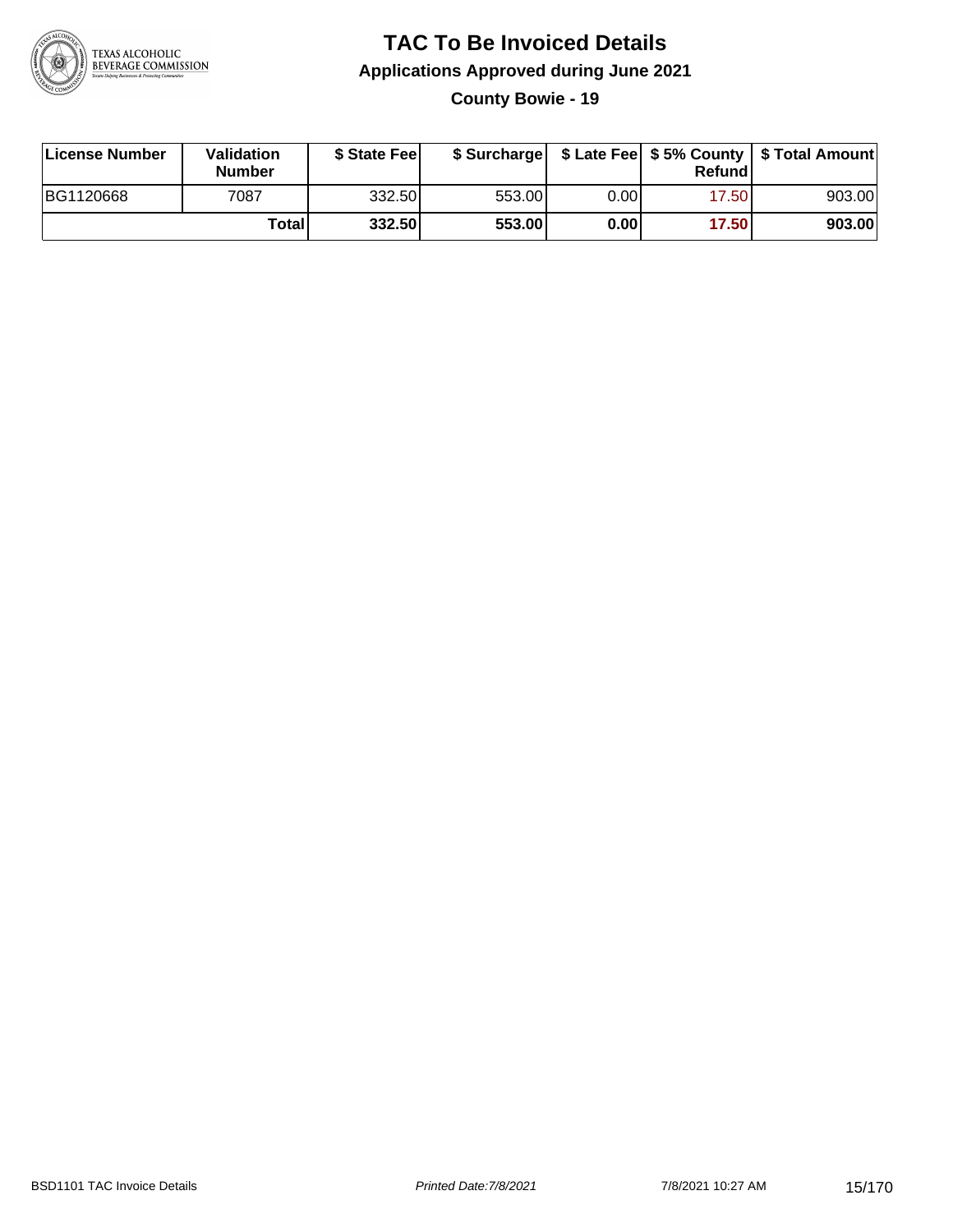# TAC To Be Invoiced Details

## Applications Approved during June 2021

### County Bowie - 19

| License Number | Validation Number | $ State Fee | $ Surcharge | $ Late Fee | $ 5% County Refund | $ Total Amount |
|---|---|---|---|---|---|---|
| BG1120668 | 7087 | 332.50 | 553.00 | 0.00 | 17.50 | 903.00 |
| | **Total** | **332.50** | **553.00** | **0.00** | **17.50** | **903.00** |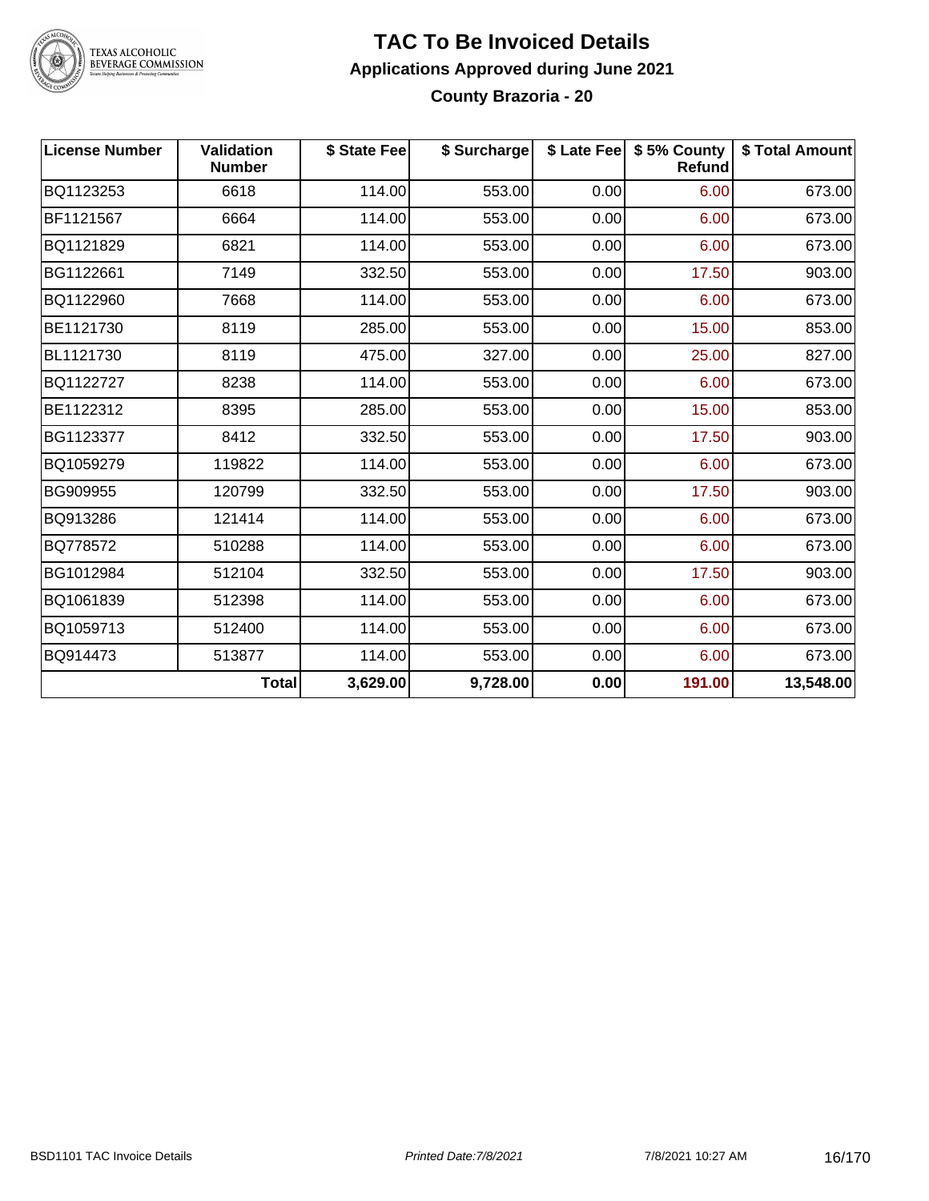# TAC To Be Invoiced Details

## Applications Approved during June 2021

### County Brazoria - 20

| License Number | Validation Number | $ State Fee | $ Surcharge | $ Late Fee | $ 5% County Refund | $ Total Amount |
|---|---|---|---|---|---|---|
| BQ1123253 | 6618 | 114.00 | 553.00 | 0.00 | 6.00 | 673.00 |
| BF1121567 | 6664 | 114.00 | 553.00 | 0.00 | 6.00 | 673.00 |
| BQ1121829 | 6821 | 114.00 | 553.00 | 0.00 | 6.00 | 673.00 |
| BG1122661 | 7149 | 332.50 | 553.00 | 0.00 | 17.50 | 903.00 |
| BQ1122960 | 7668 | 114.00 | 553.00 | 0.00 | 6.00 | 673.00 |
| BE1121730 | 8119 | 285.00 | 553.00 | 0.00 | 15.00 | 853.00 |
| BL1121730 | 8119 | 475.00 | 327.00 | 0.00 | 25.00 | 827.00 |
| BQ1122727 | 8238 | 114.00 | 553.00 | 0.00 | 6.00 | 673.00 |
| BE1122312 | 8395 | 285.00 | 553.00 | 0.00 | 15.00 | 853.00 |
| BG1123377 | 8412 | 332.50 | 553.00 | 0.00 | 17.50 | 903.00 |
| BQ1059279 | 119822 | 114.00 | 553.00 | 0.00 | 6.00 | 673.00 |
| BG909955 | 120799 | 332.50 | 553.00 | 0.00 | 17.50 | 903.00 |
| BQ913286 | 121414 | 114.00 | 553.00 | 0.00 | 6.00 | 673.00 |
| BQ778572 | 510288 | 114.00 | 553.00 | 0.00 | 6.00 | 673.00 |
| BG1012984 | 512104 | 332.50 | 553.00 | 0.00 | 17.50 | 903.00 |
| BQ1061839 | 512398 | 114.00 | 553.00 | 0.00 | 6.00 | 673.00 |
| BQ1059713 | 512400 | 114.00 | 553.00 | 0.00 | 6.00 | 673.00 |
| BQ914473 | 513877 | 114.00 | 553.00 | 0.00 | 6.00 | 673.00 |
| | **Total** | **3,629.00** | **9,728.00** | **0.00** | **191.00** | **13,548.00** |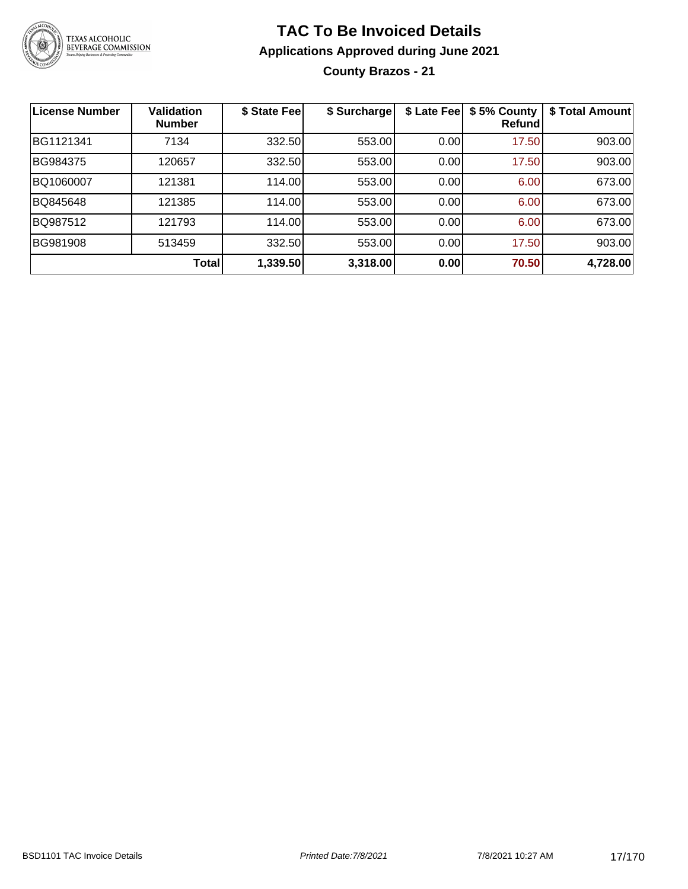# TAC To Be Invoiced Details

## Applications Approved during June 2021

### County Brazos - 21

| License Number | Validation Number | $ State Fee | $ Surcharge | $ Late Fee | $ 5% County Refund | $ Total Amount |
|---|---|---|---|---|---|---|
| BG1121341 | 7134 | 332.50 | 553.00 | 0.00 | 17.50 | 903.00 |
| BG984375 | 120657 | 332.50 | 553.00 | 0.00 | 17.50 | 903.00 |
| BQ1060007 | 121381 | 114.00 | 553.00 | 0.00 | 6.00 | 673.00 |
| BQ845648 | 121385 | 114.00 | 553.00 | 0.00 | 6.00 | 673.00 |
| BQ987512 | 121793 | 114.00 | 553.00 | 0.00 | 6.00 | 673.00 |
| BG981908 | 513459 | 332.50 | 553.00 | 0.00 | 17.50 | 903.00 |
| | **Total** | **1,339.50** | **3,318.00** | **0.00** | **70.50** | **4,728.00** |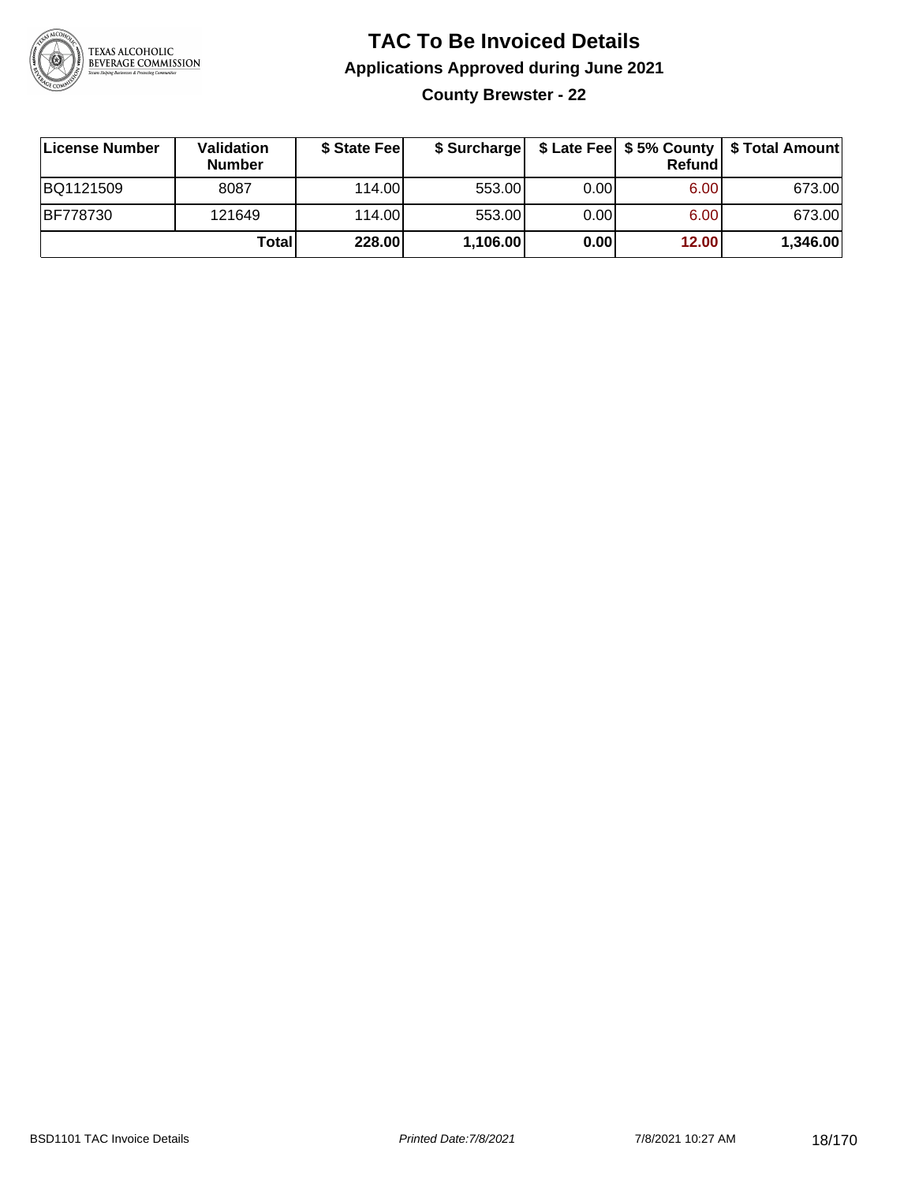# TAC To Be Invoiced Details

## Applications Approved during June 2021

### County Brewster - 22

| License Number | Validation Number | $ State Fee | $ Surcharge | $ Late Fee | $ 5% County Refund | $ Total Amount |
|---|---|---|---|---|---|---|
| BQ1121509 | 8087 | 114.00 | 553.00 | 0.00 | 6.00 | 673.00 |
| BF778730 | 121649 | 114.00 | 553.00 | 0.00 | 6.00 | 673.00 |
| | **Total** | **228.00** | **1,106.00** | **0.00** | **12.00** | **1,346.00** |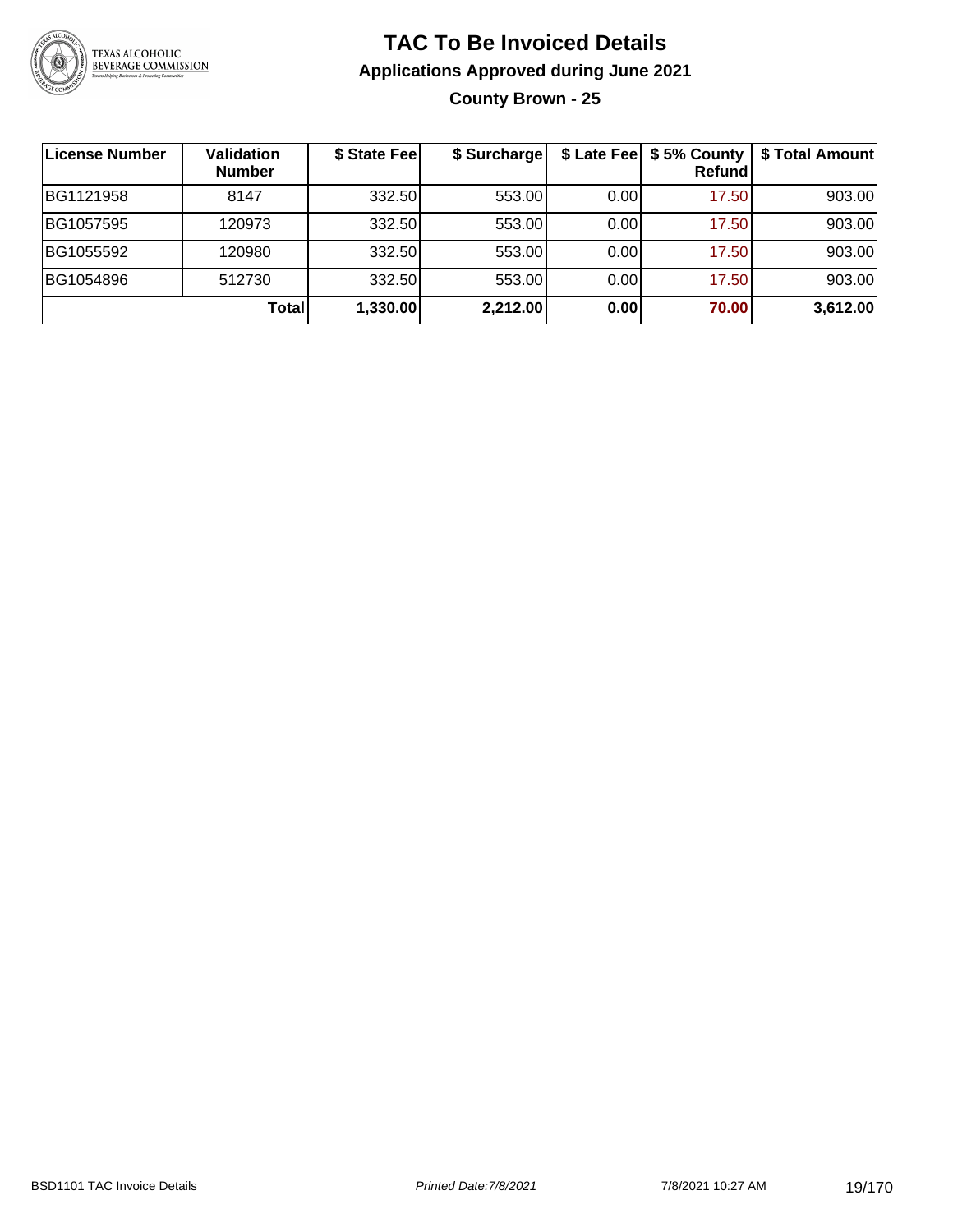# TAC To Be Invoiced Details

## Applications Approved during June 2021

### County Brown - 25

| License Number | Validation Number | $ State Fee | $ Surcharge | $ Late Fee | $ 5% County Refund | $ Total Amount |
|---|---|---|---|---|---|---|
| BG1121958 | 8147 | 332.50 | 553.00 | 0.00 | 17.50 | 903.00 |
| BG1057595 | 120973 | 332.50 | 553.00 | 0.00 | 17.50 | 903.00 |
| BG1055592 | 120980 | 332.50 | 553.00 | 0.00 | 17.50 | 903.00 |
| BG1054896 | 512730 | 332.50 | 553.00 | 0.00 | 17.50 | 903.00 |
| | **Total** | **1,330.00** | **2,212.00** | **0.00** | **70.00** | **3,612.00** |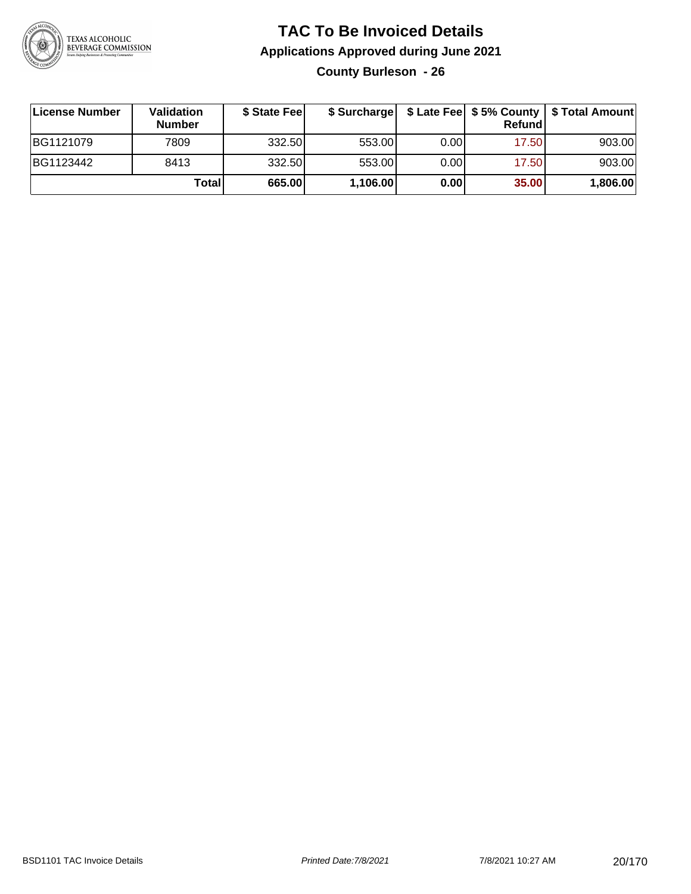# TAC To Be Invoiced Details

## Applications Approved during June 2021

### County Burleson - 26

| License Number | Validation Number | $ State Fee | $ Surcharge | $ Late Fee | $ 5% County Refund | $ Total Amount |
|---|---|---|---|---|---|---|
| BG1121079 | 7809 | 332.50 | 553.00 | 0.00 | 17.50 | 903.00 |
| BG1123442 | 8413 | 332.50 | 553.00 | 0.00 | 17.50 | 903.00 |
| | **Total** | **665.00** | **1,106.00** | **0.00** | **35.00** | **1,806.00** |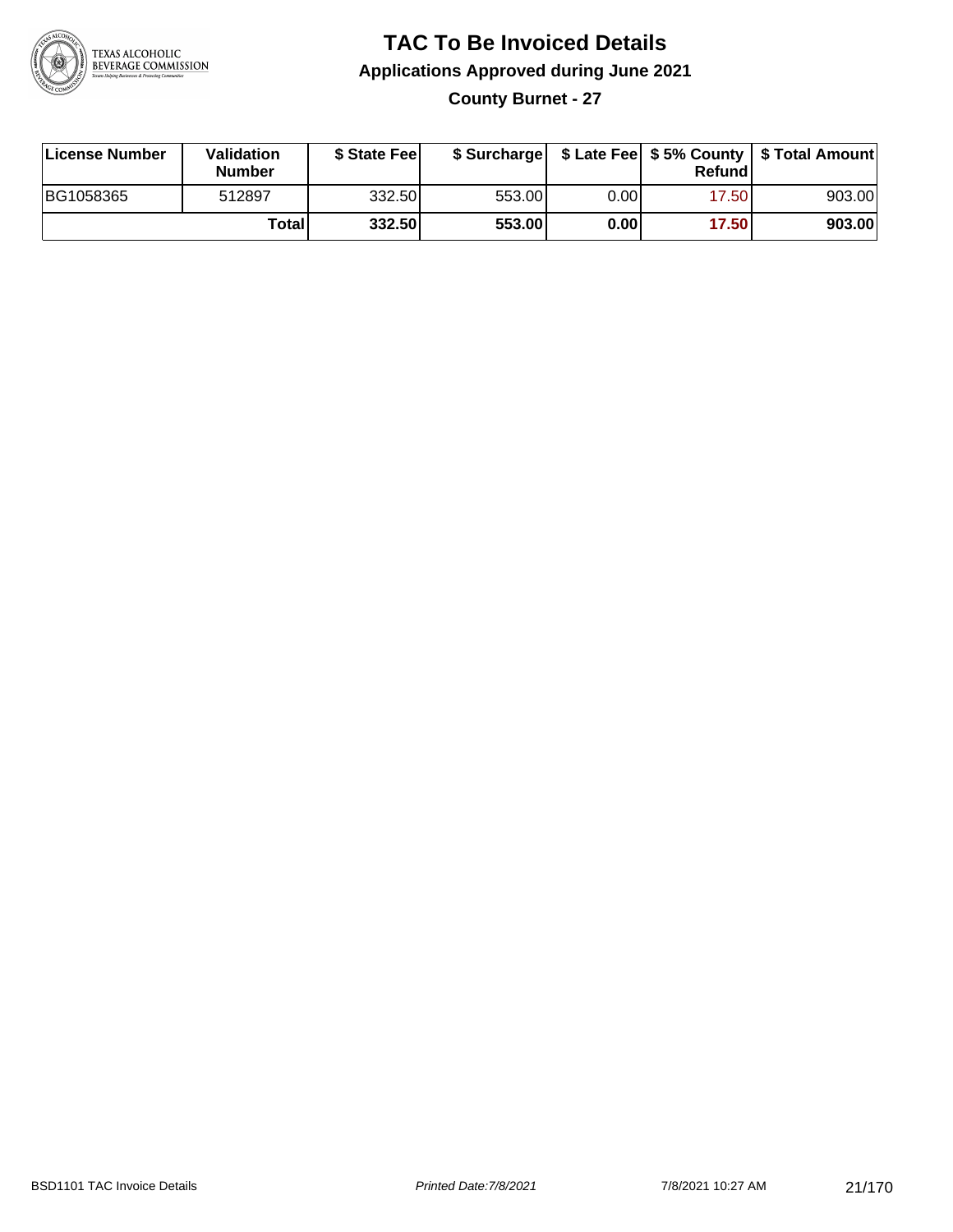# TAC To Be Invoiced Details

## Applications Approved during June 2021

### County Burnet - 27

| License Number | Validation Number | $ State Fee | $ Surcharge | $ Late Fee | $ 5% County Refund | $ Total Amount |
|---|---|---|---|---|---|---|
| BG1058365 | 512897 | 332.50 | 553.00 | 0.00 | 17.50 | 903.00 |
| | **Total** | **332.50** | **553.00** | **0.00** | **17.50** | **903.00** |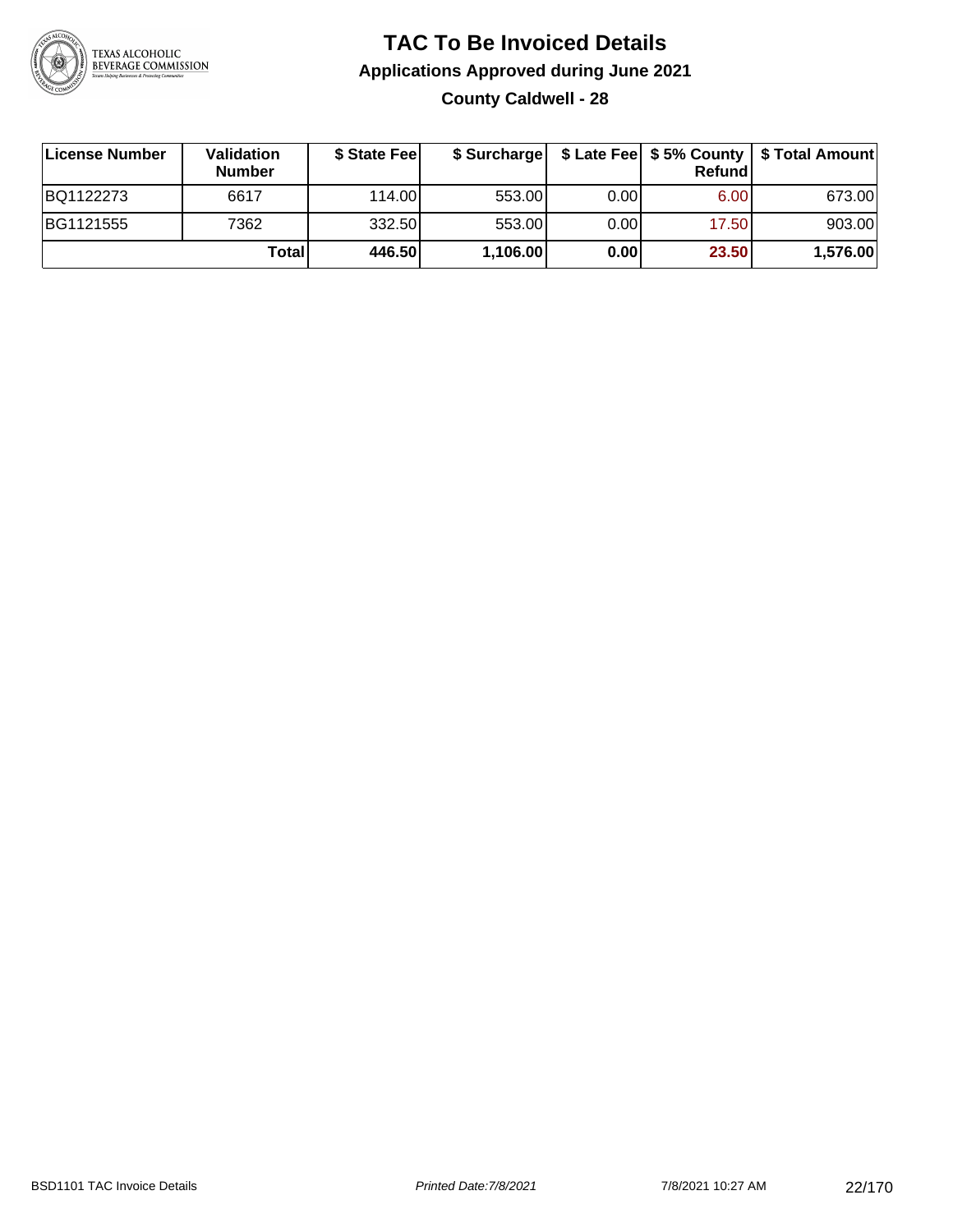# TAC To Be Invoiced Details

## Applications Approved during June 2021

### County Caldwell - 28

| License Number | Validation Number | $ State Fee | $ Surcharge | $ Late Fee | $ 5% County Refund | $ Total Amount |
|---|---|---|---|---|---|---|
| BQ1122273 | 6617 | 114.00 | 553.00 | 0.00 | 6.00 | 673.00 |
| BG1121555 | 7362 | 332.50 | 553.00 | 0.00 | 17.50 | 903.00 |
| | **Total** | **446.50** | **1,106.00** | **0.00** | **23.50** | **1,576.00** |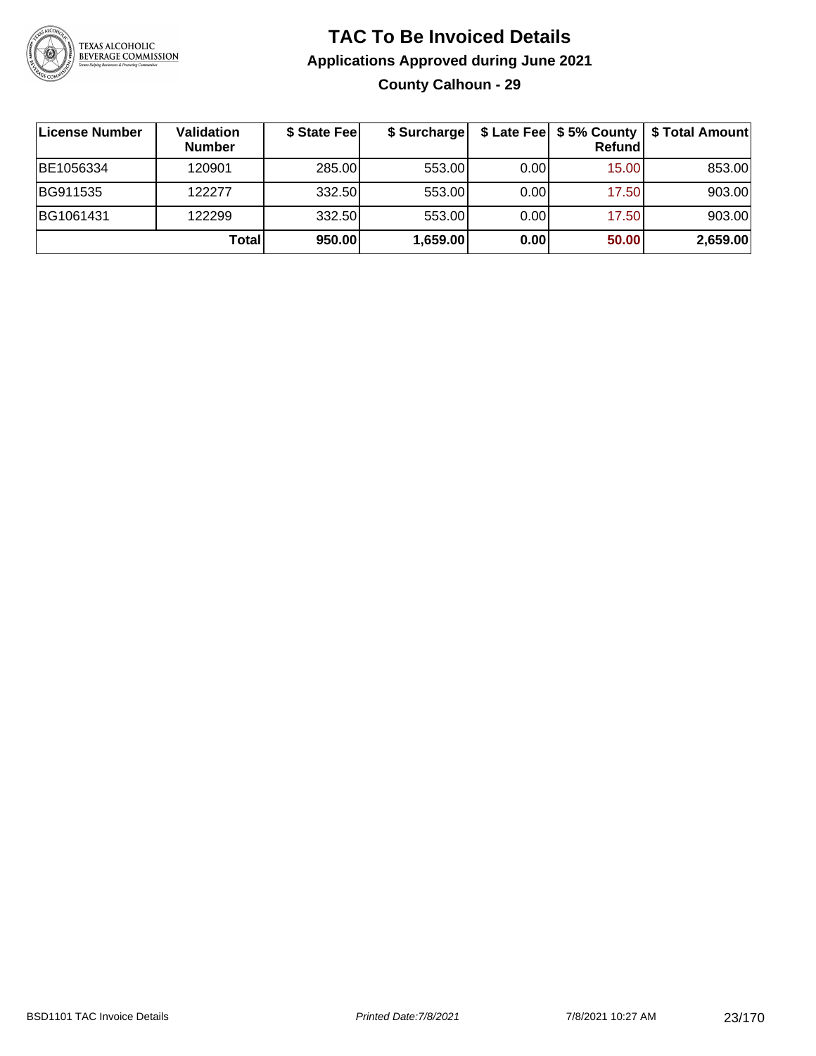# TAC To Be Invoiced Details

## Applications Approved during June 2021

### County Calhoun - 29

| License Number | Validation Number | $ State Fee | $ Surcharge | $ Late Fee | $ 5% County Refund | $ Total Amount |
|---|---|---|---|---|---|---|
| BE1056334 | 120901 | 285.00 | 553.00 | 0.00 | 15.00 | 853.00 |
| BG911535 | 122277 | 332.50 | 553.00 | 0.00 | 17.50 | 903.00 |
| BG1061431 | 122299 | 332.50 | 553.00 | 0.00 | 17.50 | 903.00 |
| | **Total** | **950.00** | **1,659.00** | **0.00** | **50.00** | **2,659.00** |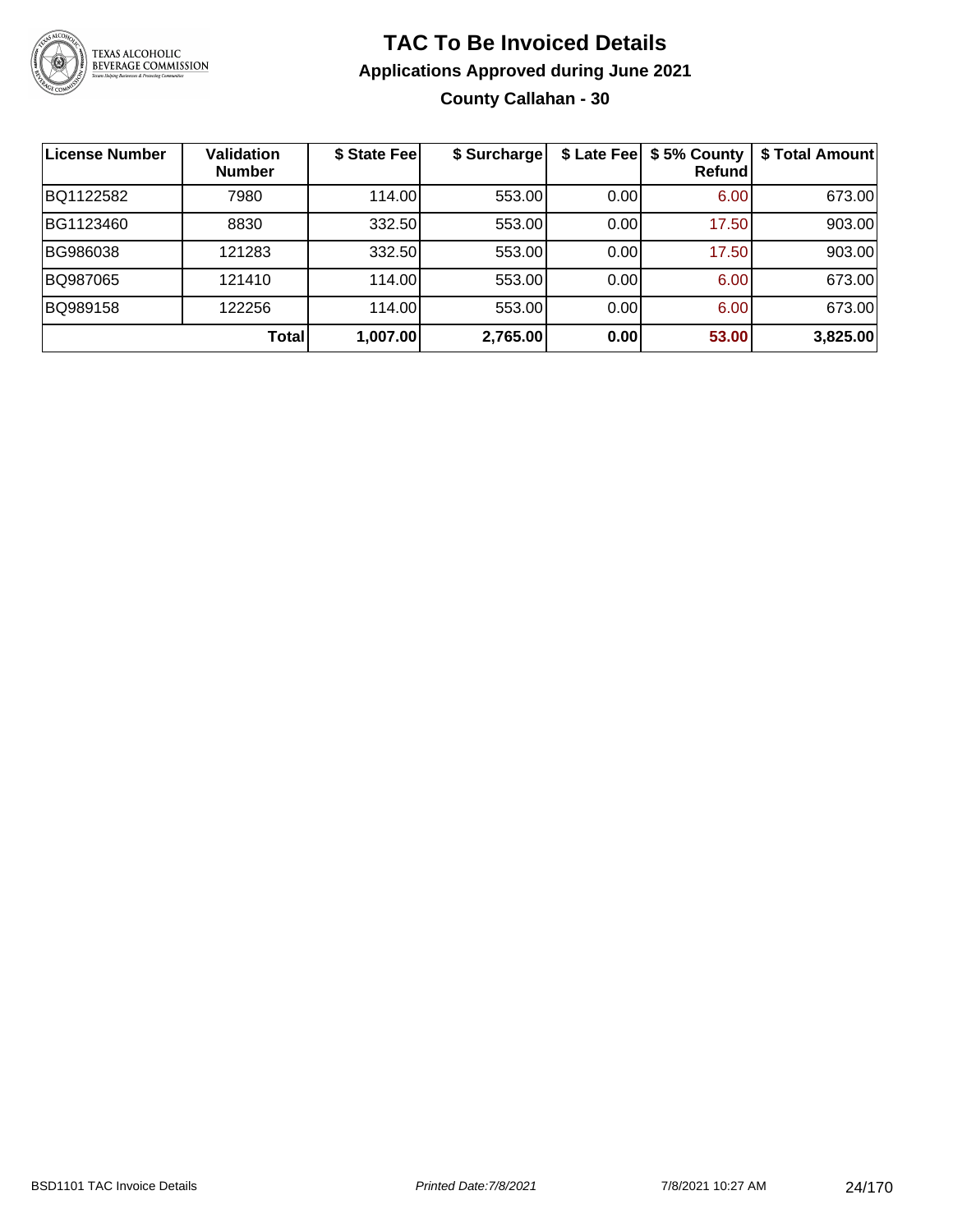# TAC To Be Invoiced Details

## Applications Approved during June 2021

### County Callahan - 30

| License Number | Validation Number | $ State Fee | $ Surcharge | $ Late Fee | $ 5% County Refund | $ Total Amount |
|---|---|---|---|---|---|---|
| BQ1122582 | 7980 | 114.00 | 553.00 | 0.00 | 6.00 | 673.00 |
| BG1123460 | 8830 | 332.50 | 553.00 | 0.00 | 17.50 | 903.00 |
| BG986038 | 121283 | 332.50 | 553.00 | 0.00 | 17.50 | 903.00 |
| BQ987065 | 121410 | 114.00 | 553.00 | 0.00 | 6.00 | 673.00 |
| BQ989158 | 122256 | 114.00 | 553.00 | 0.00 | 6.00 | 673.00 |
| | **Total** | **1,007.00** | **2,765.00** | **0.00** | **53.00** | **3,825.00** |

BSD1101 TAC Invoice Details — *Printed Date:7/8/2021* — 7/8/2021 10:27 AM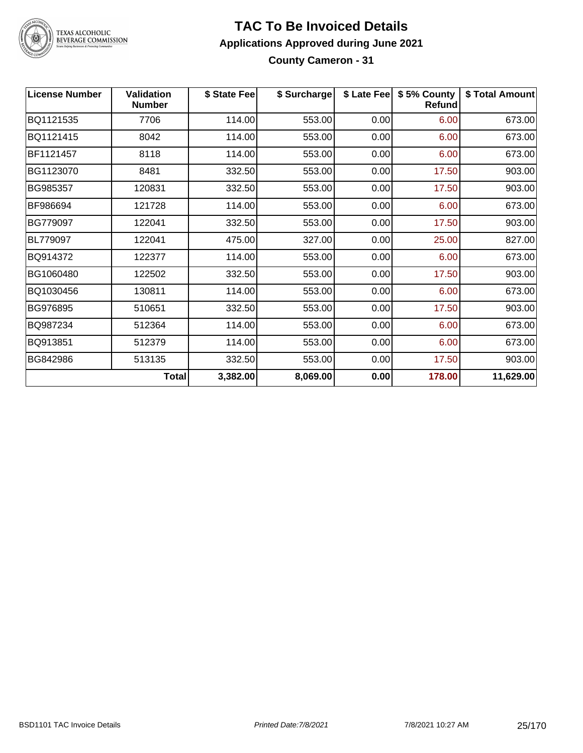# TAC To Be Invoiced Details

## Applications Approved during June 2021

### County Cameron - 31

| License Number | Validation Number | $ State Fee | $ Surcharge | $ Late Fee | $ 5% County Refund | $ Total Amount |
|---|---|---|---|---|---|---|
| BQ1121535 | 7706 | 114.00 | 553.00 | 0.00 | 6.00 | 673.00 |
| BQ1121415 | 8042 | 114.00 | 553.00 | 0.00 | 6.00 | 673.00 |
| BF1121457 | 8118 | 114.00 | 553.00 | 0.00 | 6.00 | 673.00 |
| BG1123070 | 8481 | 332.50 | 553.00 | 0.00 | 17.50 | 903.00 |
| BG985357 | 120831 | 332.50 | 553.00 | 0.00 | 17.50 | 903.00 |
| BF986694 | 121728 | 114.00 | 553.00 | 0.00 | 6.00 | 673.00 |
| BG779097 | 122041 | 332.50 | 553.00 | 0.00 | 17.50 | 903.00 |
| BL779097 | 122041 | 475.00 | 327.00 | 0.00 | 25.00 | 827.00 |
| BQ914372 | 122377 | 114.00 | 553.00 | 0.00 | 6.00 | 673.00 |
| BG1060480 | 122502 | 332.50 | 553.00 | 0.00 | 17.50 | 903.00 |
| BQ1030456 | 130811 | 114.00 | 553.00 | 0.00 | 6.00 | 673.00 |
| BG976895 | 510651 | 332.50 | 553.00 | 0.00 | 17.50 | 903.00 |
| BQ987234 | 512364 | 114.00 | 553.00 | 0.00 | 6.00 | 673.00 |
| BQ913851 | 512379 | 114.00 | 553.00 | 0.00 | 6.00 | 673.00 |
| BG842986 | 513135 | 332.50 | 553.00 | 0.00 | 17.50 | 903.00 |
| | **Total** | **3,382.00** | **8,069.00** | **0.00** | **178.00** | **11,629.00** |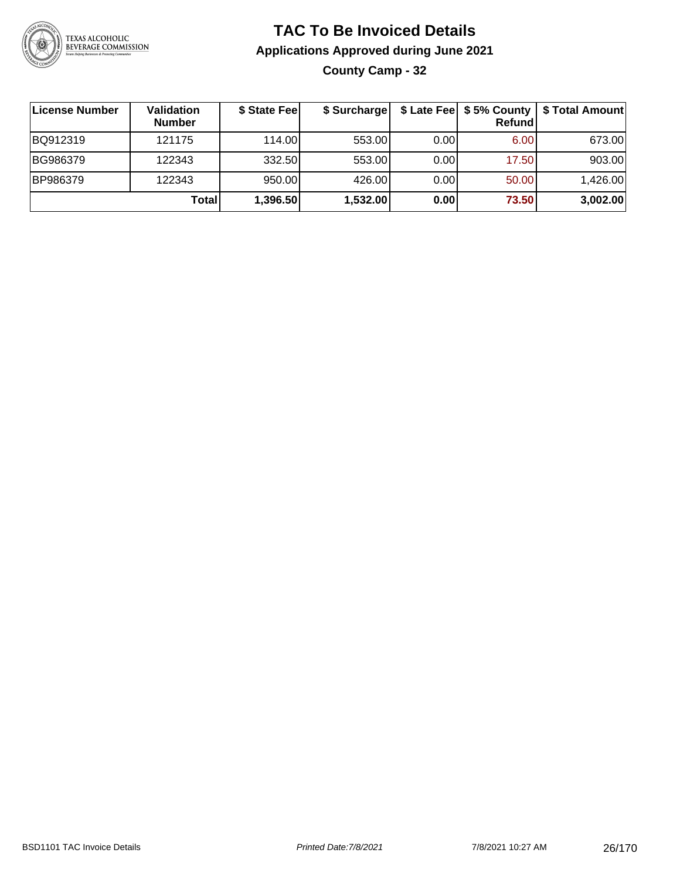# TAC To Be Invoiced Details

## Applications Approved during June 2021

### County Camp - 32

| License Number | Validation Number | $ State Fee | $ Surcharge | $ Late Fee | $ 5% County Refund | $ Total Amount |
|---|---|---|---|---|---|---|
| BQ912319 | 121175 | 114.00 | 553.00 | 0.00 | 6.00 | 673.00 |
| BG986379 | 122343 | 332.50 | 553.00 | 0.00 | 17.50 | 903.00 |
| BP986379 | 122343 | 950.00 | 426.00 | 0.00 | 50.00 | 1,426.00 |
| | **Total** | **1,396.50** | **1,532.00** | **0.00** | **73.50** | **3,002.00** |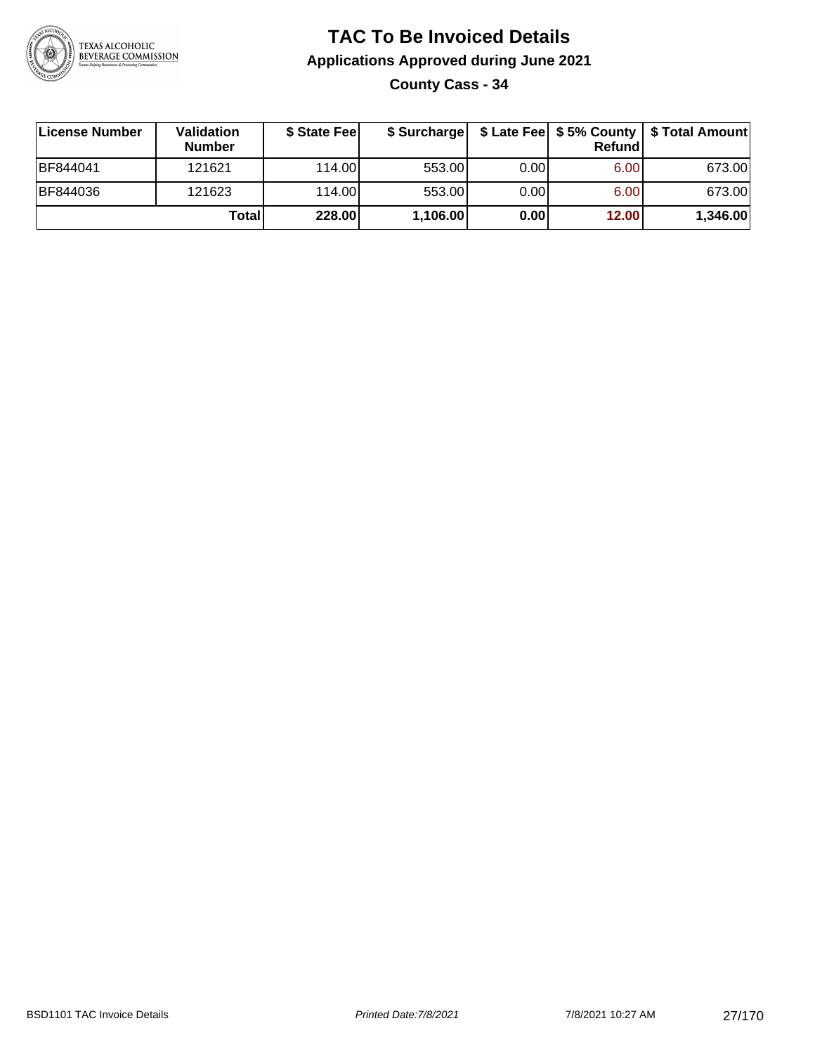# TAC To Be Invoiced Details

## Applications Approved during June 2021

### County Cass - 34

| License Number | Validation Number | $ State Fee | $ Surcharge | $ Late Fee | $ 5% County Refund | $ Total Amount |
|---|---|---|---|---|---|---|
| BF844041 | 121621 | 114.00 | 553.00 | 0.00 | 6.00 | 673.00 |
| BF844036 | 121623 | 114.00 | 553.00 | 0.00 | 6.00 | 673.00 |
| | **Total** | **228.00** | **1,106.00** | **0.00** | **12.00** | **1,346.00** |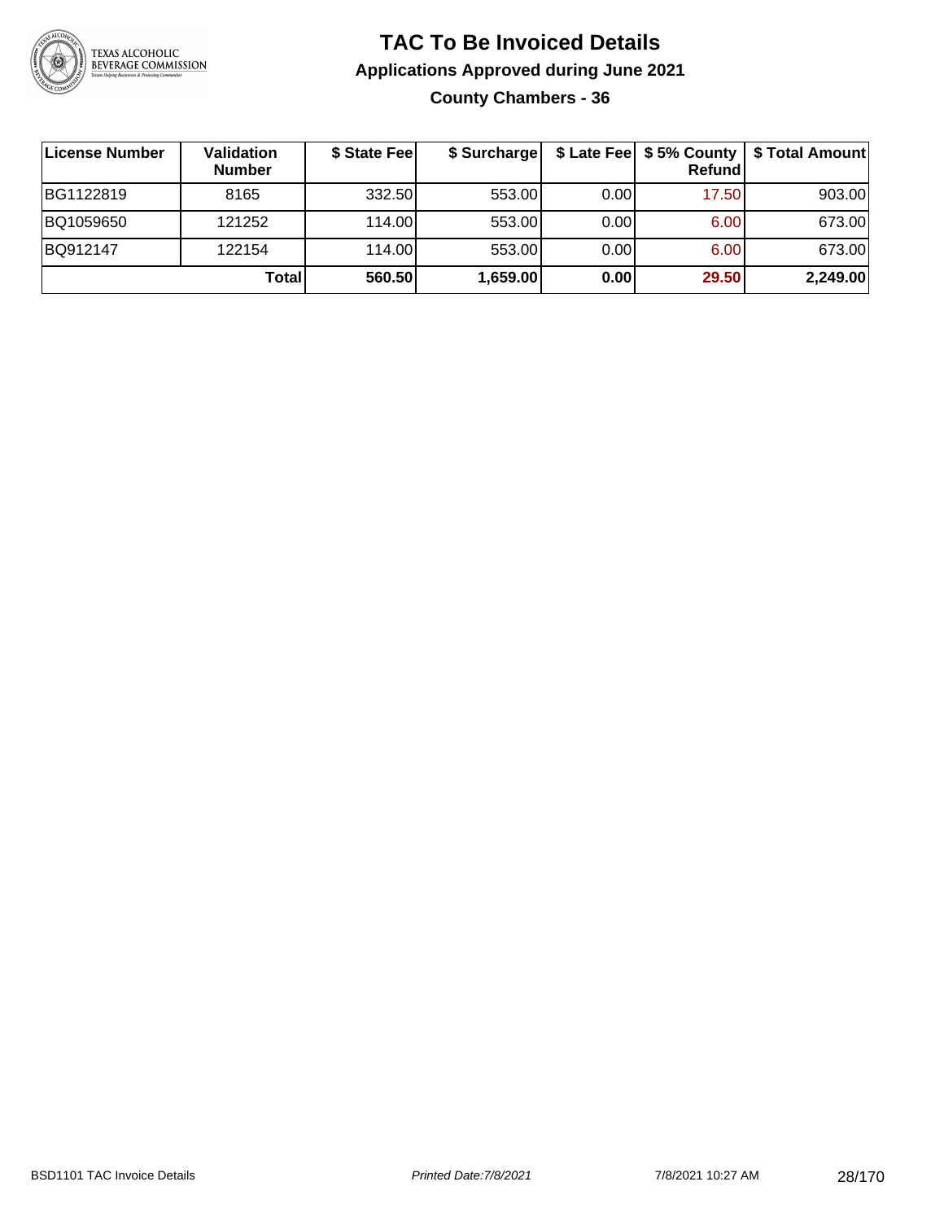# TAC To Be Invoiced Details

## Applications Approved during June 2021

### County Chambers - 36

| License Number | Validation Number | $ State Fee | $ Surcharge | $ Late Fee | $ 5% County Refund | $ Total Amount |
|---|---|---|---|---|---|---|
| BG1122819 | 8165 | 332.50 | 553.00 | 0.00 | 17.50 | 903.00 |
| BQ1059650 | 121252 | 114.00 | 553.00 | 0.00 | 6.00 | 673.00 |
| BQ912147 | 122154 | 114.00 | 553.00 | 0.00 | 6.00 | 673.00 |
| | **Total** | **560.50** | **1,659.00** | **0.00** | **29.50** | **2,249.00** |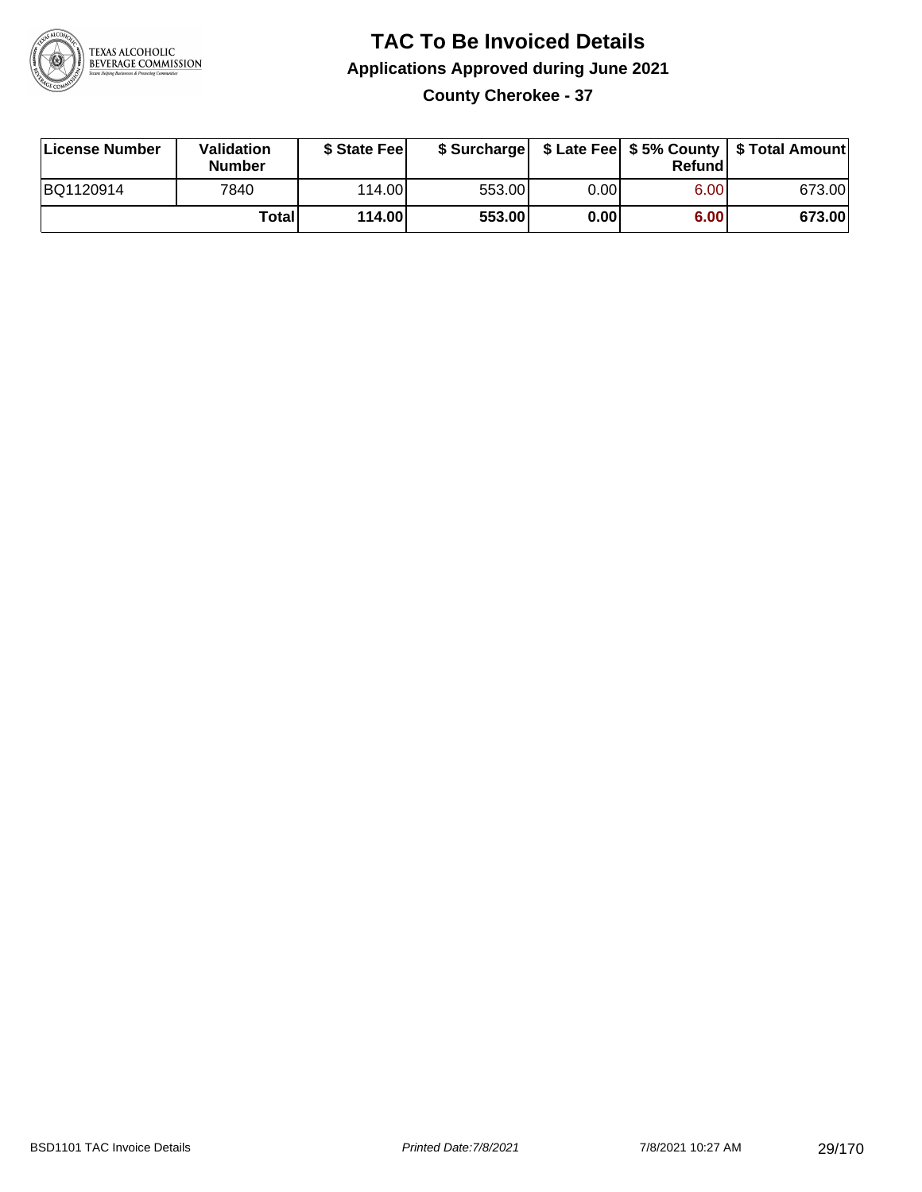# TAC To Be Invoiced Details

## Applications Approved during June 2021

### County Cherokee - 37

| License Number | Validation Number | $ State Fee | $ Surcharge | $ Late Fee | $ 5% County Refund | $ Total Amount |
|---|---|---|---|---|---|---|
| BQ1120914 | 7840 | 114.00 | 553.00 | 0.00 | 6.00 | 673.00 |
| | **Total** | **114.00** | **553.00** | **0.00** | **6.00** | **673.00** |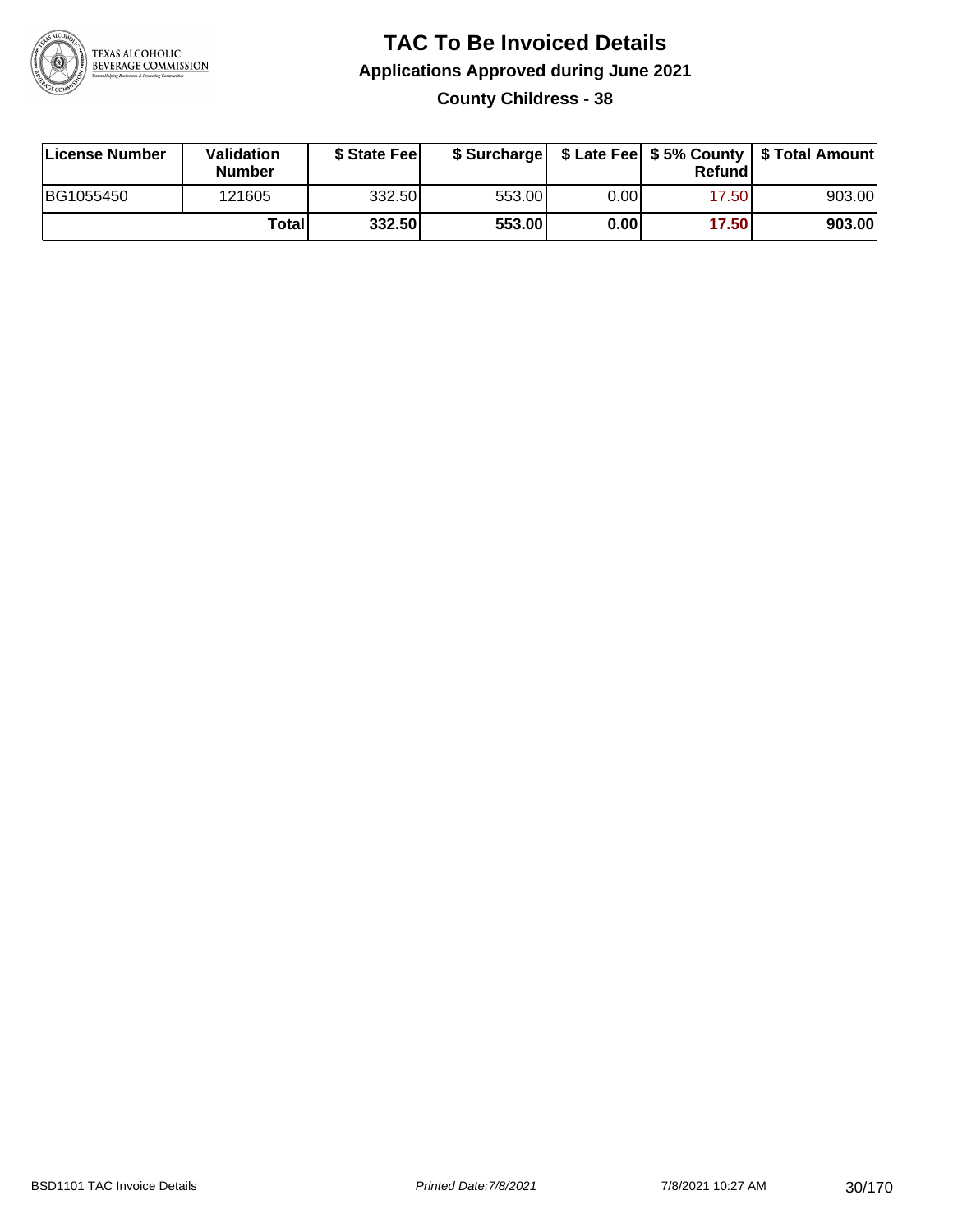# TAC To Be Invoiced Details

## Applications Approved during June 2021

### County Childress - 38

| License Number | Validation Number | $ State Fee | $ Surcharge | $ Late Fee | $ 5% County Refund | $ Total Amount |
|---|---|---|---|---|---|---|
| BG1055450 | 121605 | 332.50 | 553.00 | 0.00 | 17.50 | 903.00 |
| | **Total** | **332.50** | **553.00** | **0.00** | **17.50** | **903.00** |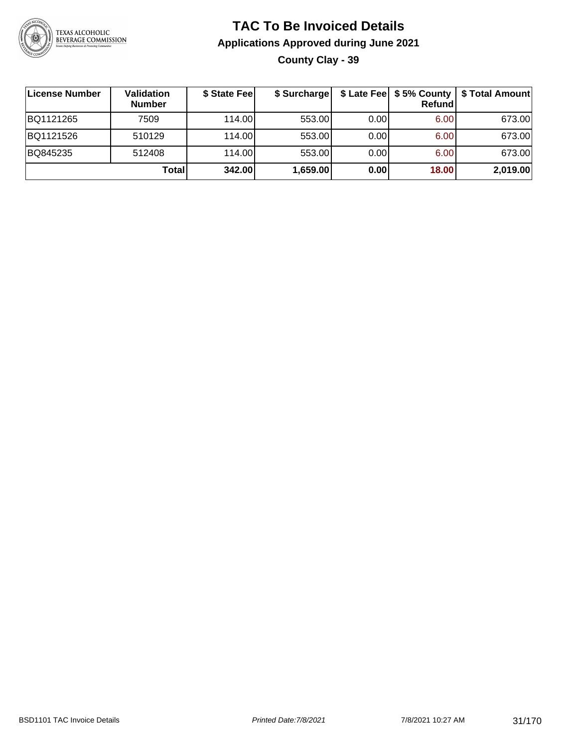# TAC To Be Invoiced Details

## Applications Approved during June 2021

### County Clay - 39

| License Number | Validation Number | $ State Fee | $ Surcharge | $ Late Fee | $ 5% County Refund | $ Total Amount |
|---|---|---|---|---|---|---|
| BQ1121265 | 7509 | 114.00 | 553.00 | 0.00 | 6.00 | 673.00 |
| BQ1121526 | 510129 | 114.00 | 553.00 | 0.00 | 6.00 | 673.00 |
| BQ845235 | 512408 | 114.00 | 553.00 | 0.00 | 6.00 | 673.00 |
| | **Total** | **342.00** | **1,659.00** | **0.00** | **18.00** | **2,019.00** |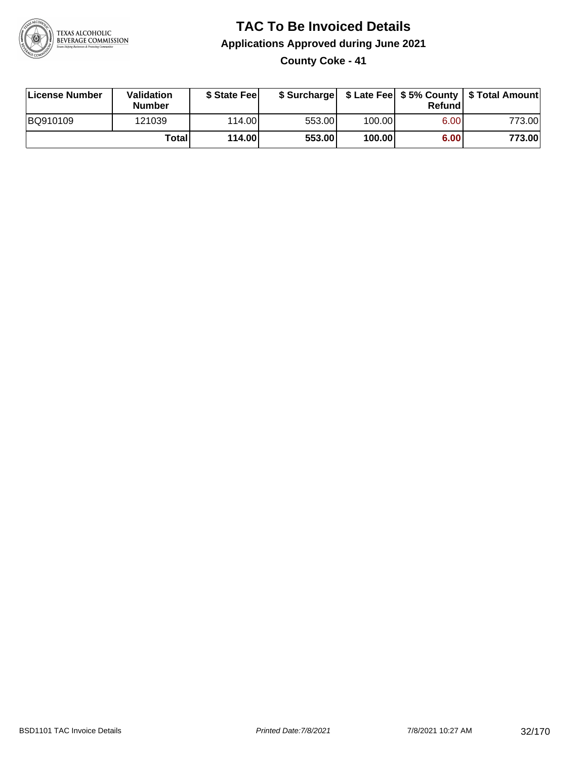# TAC To Be Invoiced Details

## Applications Approved during June 2021

### County Coke - 41

| License Number | Validation Number | $ State Fee | $ Surcharge | $ Late Fee | $ 5% County Refund | $ Total Amount |
|---|---|---|---|---|---|---|
| BQ910109 | 121039 | 114.00 | 553.00 | 100.00 | 6.00 | 773.00 |
| | **Total** | **114.00** | **553.00** | **100.00** | **6.00** | **773.00** |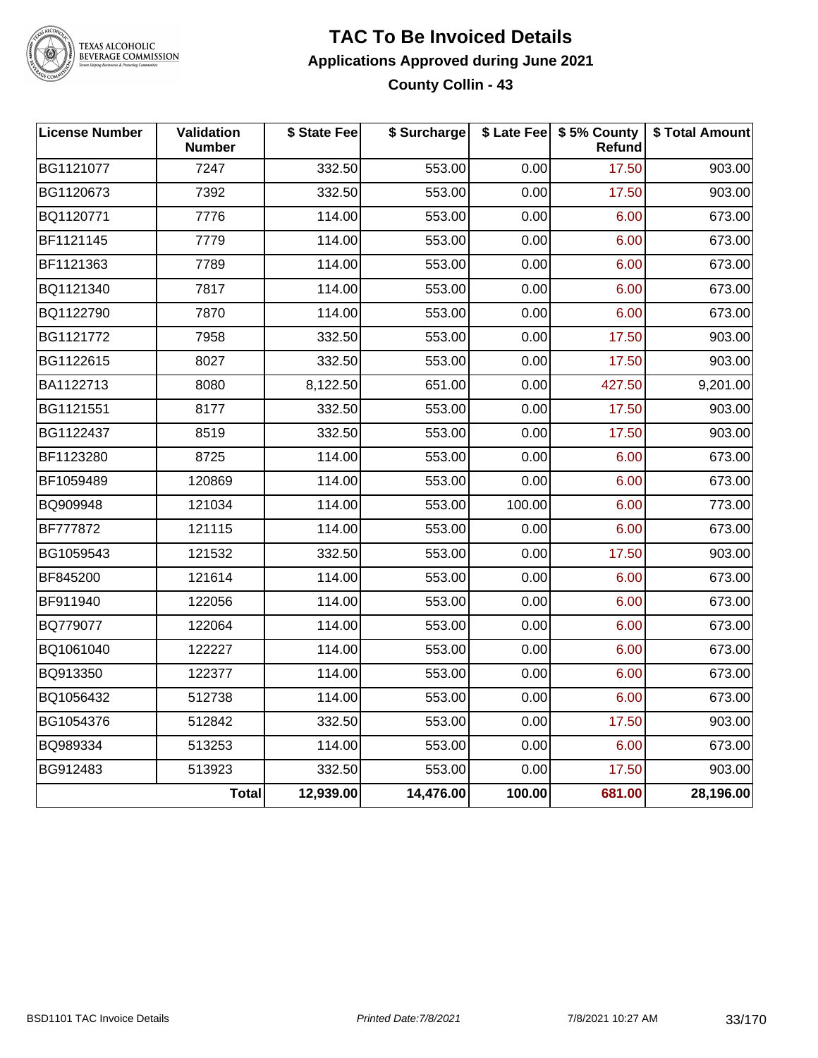# TAC To Be Invoiced Details

## Applications Approved during June 2021

### County Collin - 43

| License Number | Validation Number | $ State Fee | $ Surcharge | $ Late Fee | $ 5% County Refund | $ Total Amount |
|---|---|---|---|---|---|---|
| BG1121077 | 7247 | 332.50 | 553.00 | 0.00 | 17.50 | 903.00 |
| BG1120673 | 7392 | 332.50 | 553.00 | 0.00 | 17.50 | 903.00 |
| BQ1120771 | 7776 | 114.00 | 553.00 | 0.00 | 6.00 | 673.00 |
| BF1121145 | 7779 | 114.00 | 553.00 | 0.00 | 6.00 | 673.00 |
| BF1121363 | 7789 | 114.00 | 553.00 | 0.00 | 6.00 | 673.00 |
| BQ1121340 | 7817 | 114.00 | 553.00 | 0.00 | 6.00 | 673.00 |
| BQ1122790 | 7870 | 114.00 | 553.00 | 0.00 | 6.00 | 673.00 |
| BG1121772 | 7958 | 332.50 | 553.00 | 0.00 | 17.50 | 903.00 |
| BG1122615 | 8027 | 332.50 | 553.00 | 0.00 | 17.50 | 903.00 |
| BA1122713 | 8080 | 8,122.50 | 651.00 | 0.00 | 427.50 | 9,201.00 |
| BG1121551 | 8177 | 332.50 | 553.00 | 0.00 | 17.50 | 903.00 |
| BG1122437 | 8519 | 332.50 | 553.00 | 0.00 | 17.50 | 903.00 |
| BF1123280 | 8725 | 114.00 | 553.00 | 0.00 | 6.00 | 673.00 |
| BF1059489 | 120869 | 114.00 | 553.00 | 0.00 | 6.00 | 673.00 |
| BQ909948 | 121034 | 114.00 | 553.00 | 100.00 | 6.00 | 773.00 |
| BF777872 | 121115 | 114.00 | 553.00 | 0.00 | 6.00 | 673.00 |
| BG1059543 | 121532 | 332.50 | 553.00 | 0.00 | 17.50 | 903.00 |
| BF845200 | 121614 | 114.00 | 553.00 | 0.00 | 6.00 | 673.00 |
| BF911940 | 122056 | 114.00 | 553.00 | 0.00 | 6.00 | 673.00 |
| BQ779077 | 122064 | 114.00 | 553.00 | 0.00 | 6.00 | 673.00 |
| BQ1061040 | 122227 | 114.00 | 553.00 | 0.00 | 6.00 | 673.00 |
| BQ913350 | 122377 | 114.00 | 553.00 | 0.00 | 6.00 | 673.00 |
| BQ1056432 | 512738 | 114.00 | 553.00 | 0.00 | 6.00 | 673.00 |
| BG1054376 | 512842 | 332.50 | 553.00 | 0.00 | 17.50 | 903.00 |
| BQ989334 | 513253 | 114.00 | 553.00 | 0.00 | 6.00 | 673.00 |
| BG912483 | 513923 | 332.50 | 553.00 | 0.00 | 17.50 | 903.00 |
| | **Total** | **12,939.00** | **14,476.00** | **100.00** | **681.00** | **28,196.00** |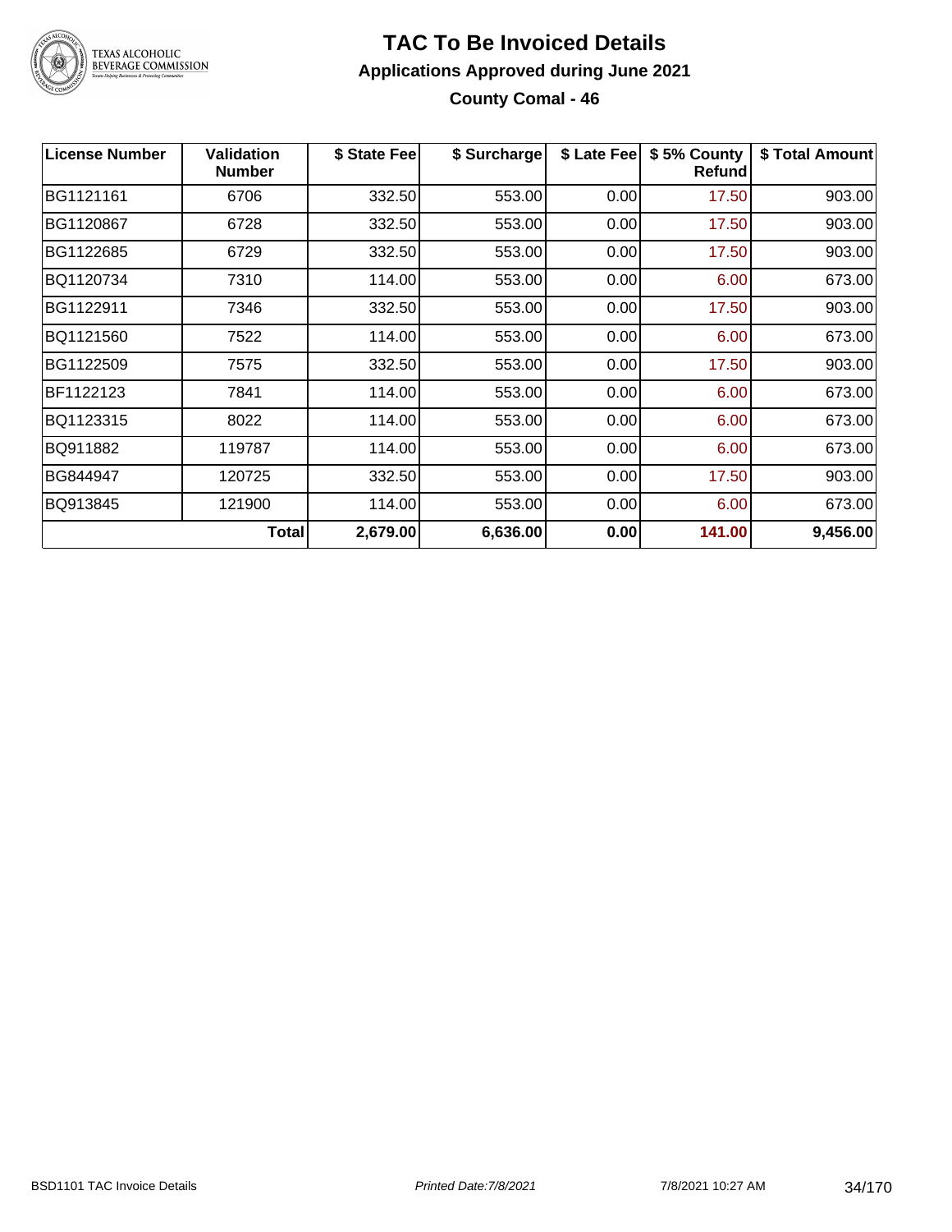# TAC To Be Invoiced Details

## Applications Approved during June 2021

### County Comal - 46

| License Number | Validation Number | $ State Fee | $ Surcharge | $ Late Fee | $ 5% County Refund | $ Total Amount |
|---|---|---|---|---|---|---|
| BG1121161 | 6706 | 332.50 | 553.00 | 0.00 | 17.50 | 903.00 |
| BG1120867 | 6728 | 332.50 | 553.00 | 0.00 | 17.50 | 903.00 |
| BG1122685 | 6729 | 332.50 | 553.00 | 0.00 | 17.50 | 903.00 |
| BQ1120734 | 7310 | 114.00 | 553.00 | 0.00 | 6.00 | 673.00 |
| BG1122911 | 7346 | 332.50 | 553.00 | 0.00 | 17.50 | 903.00 |
| BQ1121560 | 7522 | 114.00 | 553.00 | 0.00 | 6.00 | 673.00 |
| BG1122509 | 7575 | 332.50 | 553.00 | 0.00 | 17.50 | 903.00 |
| BF1122123 | 7841 | 114.00 | 553.00 | 0.00 | 6.00 | 673.00 |
| BQ1123315 | 8022 | 114.00 | 553.00 | 0.00 | 6.00 | 673.00 |
| BQ911882 | 119787 | 114.00 | 553.00 | 0.00 | 6.00 | 673.00 |
| BG844947 | 120725 | 332.50 | 553.00 | 0.00 | 17.50 | 903.00 |
| BQ913845 | 121900 | 114.00 | 553.00 | 0.00 | 6.00 | 673.00 |
| | **Total** | **2,679.00** | **6,636.00** | **0.00** | **141.00** | **9,456.00** |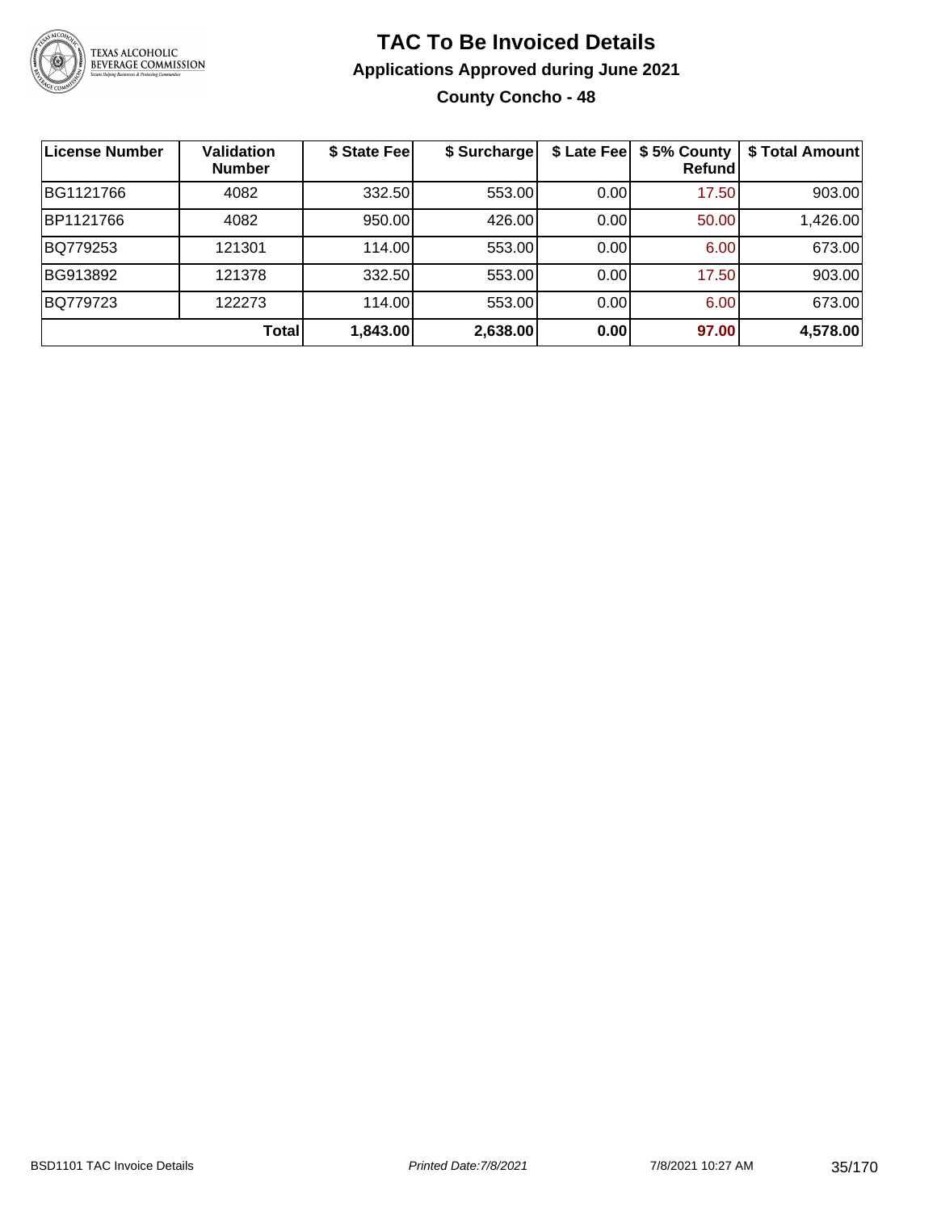# TAC To Be Invoiced Details

## Applications Approved during June 2021

### County Concho - 48

| License Number | Validation Number | $ State Fee | $ Surcharge | $ Late Fee | $ 5% County Refund | $ Total Amount |
|---|---|---|---|---|---|---|
| BG1121766 | 4082 | 332.50 | 553.00 | 0.00 | 17.50 | 903.00 |
| BP1121766 | 4082 | 950.00 | 426.00 | 0.00 | 50.00 | 1,426.00 |
| BQ779253 | 121301 | 114.00 | 553.00 | 0.00 | 6.00 | 673.00 |
| BG913892 | 121378 | 332.50 | 553.00 | 0.00 | 17.50 | 903.00 |
| BQ779723 | 122273 | 114.00 | 553.00 | 0.00 | 6.00 | 673.00 |
| | **Total** | **1,843.00** | **2,638.00** | **0.00** | **97.00** | **4,578.00** |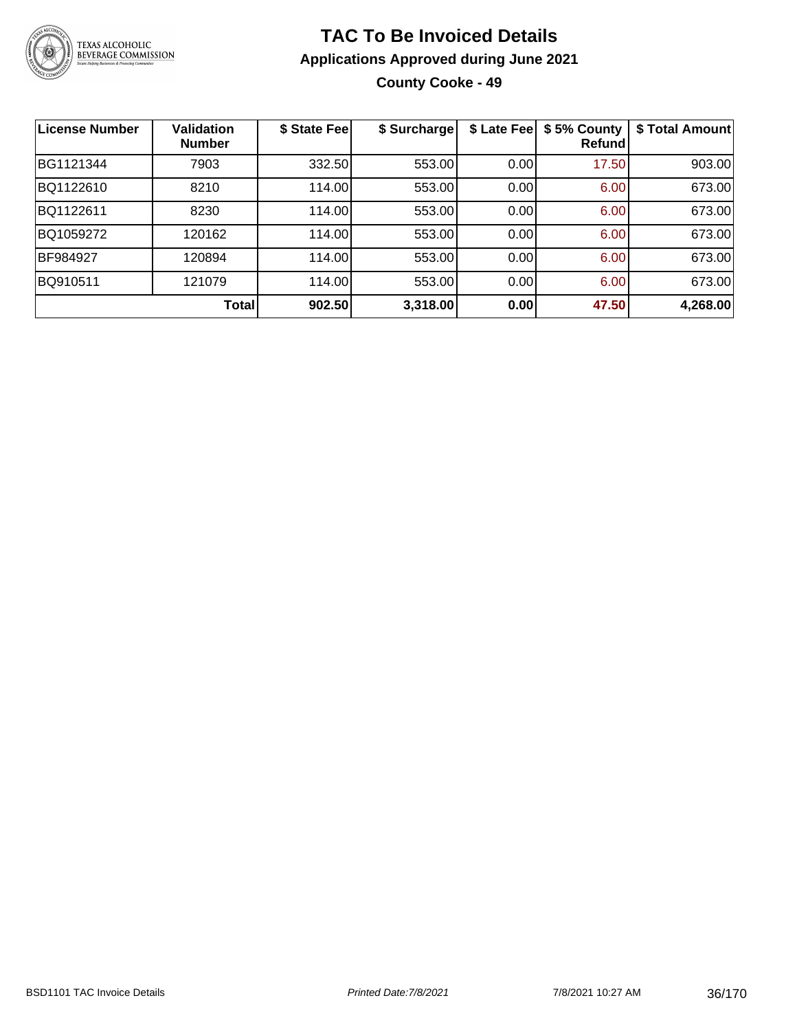# TAC To Be Invoiced Details

## Applications Approved during June 2021

### County Cooke - 49

| License Number | Validation Number | $ State Fee | $ Surcharge | $ Late Fee | $ 5% County Refund | $ Total Amount |
|---|---|---|---|---|---|---|
| BG1121344 | 7903 | 332.50 | 553.00 | 0.00 | 17.50 | 903.00 |
| BQ1122610 | 8210 | 114.00 | 553.00 | 0.00 | 6.00 | 673.00 |
| BQ1122611 | 8230 | 114.00 | 553.00 | 0.00 | 6.00 | 673.00 |
| BQ1059272 | 120162 | 114.00 | 553.00 | 0.00 | 6.00 | 673.00 |
| BF984927 | 120894 | 114.00 | 553.00 | 0.00 | 6.00 | 673.00 |
| BQ910511 | 121079 | 114.00 | 553.00 | 0.00 | 6.00 | 673.00 |
| | **Total** | **902.50** | **3,318.00** | **0.00** | **47.50** | **4,268.00** |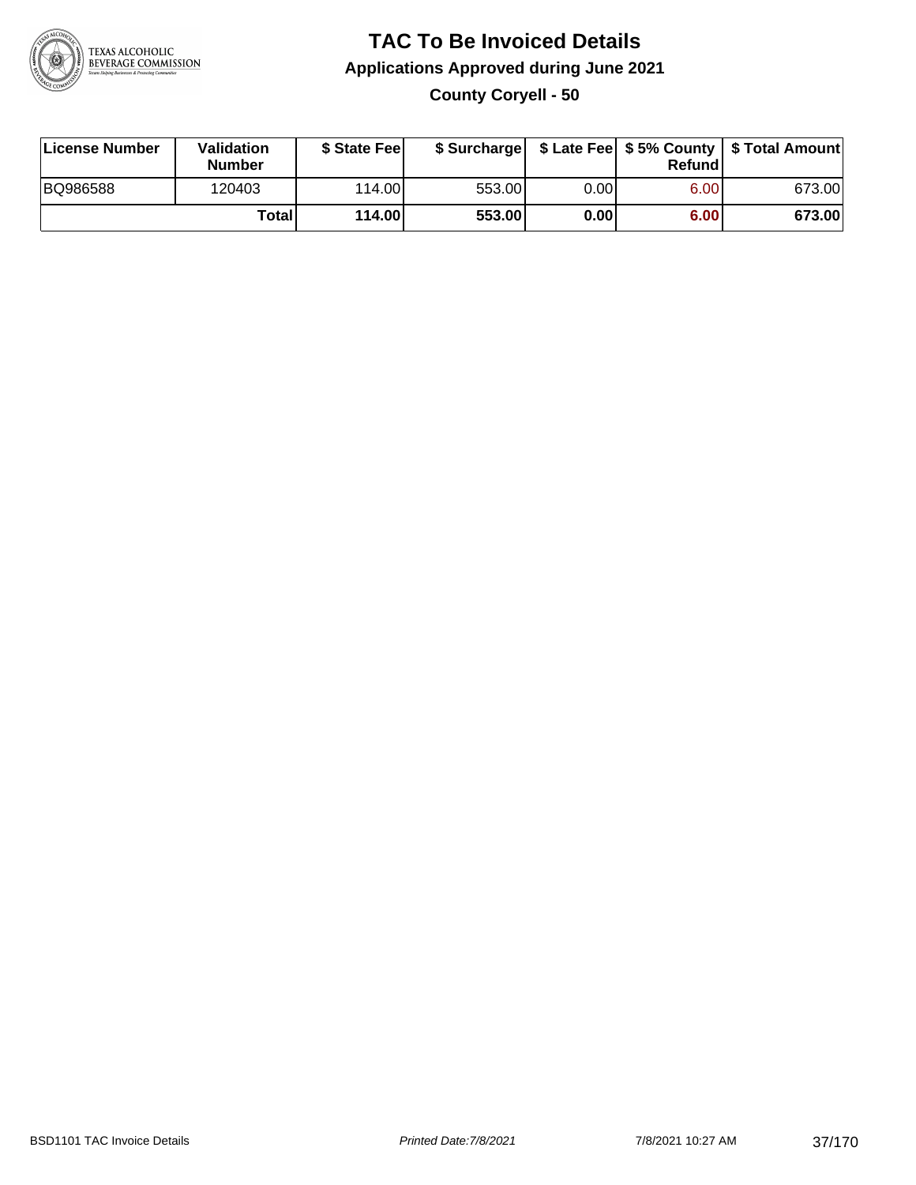# TAC To Be Invoiced Details

## Applications Approved during June 2021

### County Coryell - 50

| License Number | Validation Number | $ State Fee | $ Surcharge | $ Late Fee | $ 5% County Refund | $ Total Amount |
|---|---|---|---|---|---|---|
| BQ986588 | 120403 | 114.00 | 553.00 | 0.00 | 6.00 | 673.00 |
| | **Total** | **114.00** | **553.00** | **0.00** | **6.00** | **673.00** |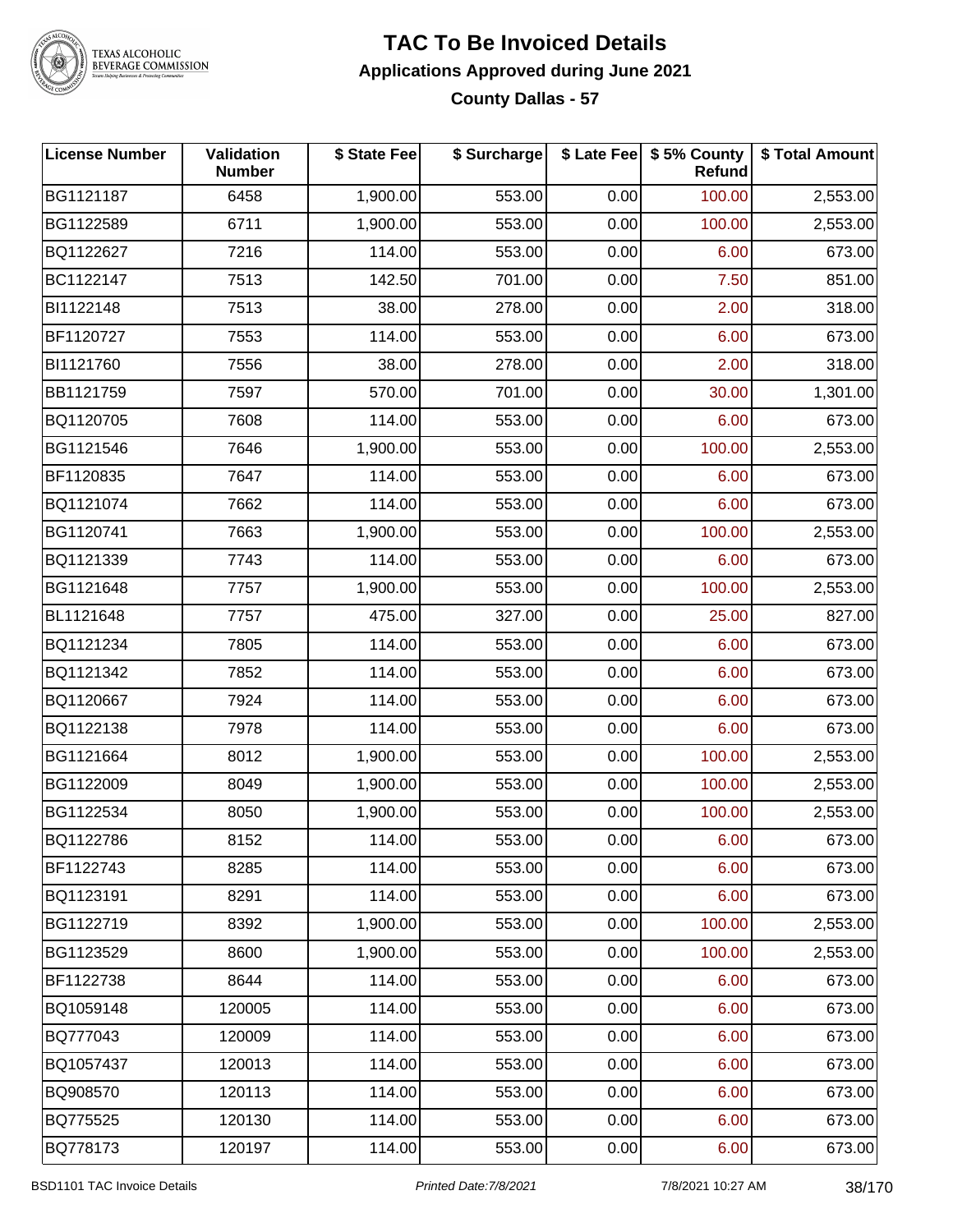# TAC To Be Invoiced Details

## Applications Approved during June 2021

### County Dallas - 57

| License Number | Validation Number | $ State Fee | $ Surcharge | $ Late Fee | $ 5% County Refund | $ Total Amount |
|---|---|---|---|---|---|---|
| BG1121187 | 6458 | 1,900.00 | 553.00 | 0.00 | 100.00 | 2,553.00 |
| BG1122589 | 6711 | 1,900.00 | 553.00 | 0.00 | 100.00 | 2,553.00 |
| BQ1122627 | 7216 | 114.00 | 553.00 | 0.00 | 6.00 | 673.00 |
| BC1122147 | 7513 | 142.50 | 701.00 | 0.00 | 7.50 | 851.00 |
| BI1122148 | 7513 | 38.00 | 278.00 | 0.00 | 2.00 | 318.00 |
| BF1120727 | 7553 | 114.00 | 553.00 | 0.00 | 6.00 | 673.00 |
| BI1121760 | 7556 | 38.00 | 278.00 | 0.00 | 2.00 | 318.00 |
| BB1121759 | 7597 | 570.00 | 701.00 | 0.00 | 30.00 | 1,301.00 |
| BQ1120705 | 7608 | 114.00 | 553.00 | 0.00 | 6.00 | 673.00 |
| BG1121546 | 7646 | 1,900.00 | 553.00 | 0.00 | 100.00 | 2,553.00 |
| BF1120835 | 7647 | 114.00 | 553.00 | 0.00 | 6.00 | 673.00 |
| BQ1121074 | 7662 | 114.00 | 553.00 | 0.00 | 6.00 | 673.00 |
| BG1120741 | 7663 | 1,900.00 | 553.00 | 0.00 | 100.00 | 2,553.00 |
| BQ1121339 | 7743 | 114.00 | 553.00 | 0.00 | 6.00 | 673.00 |
| BG1121648 | 7757 | 1,900.00 | 553.00 | 0.00 | 100.00 | 2,553.00 |
| BL1121648 | 7757 | 475.00 | 327.00 | 0.00 | 25.00 | 827.00 |
| BQ1121234 | 7805 | 114.00 | 553.00 | 0.00 | 6.00 | 673.00 |
| BQ1121342 | 7852 | 114.00 | 553.00 | 0.00 | 6.00 | 673.00 |
| BQ1120667 | 7924 | 114.00 | 553.00 | 0.00 | 6.00 | 673.00 |
| BQ1122138 | 7978 | 114.00 | 553.00 | 0.00 | 6.00 | 673.00 |
| BG1121664 | 8012 | 1,900.00 | 553.00 | 0.00 | 100.00 | 2,553.00 |
| BG1122009 | 8049 | 1,900.00 | 553.00 | 0.00 | 100.00 | 2,553.00 |
| BG1122534 | 8050 | 1,900.00 | 553.00 | 0.00 | 100.00 | 2,553.00 |
| BQ1122786 | 8152 | 114.00 | 553.00 | 0.00 | 6.00 | 673.00 |
| BF1122743 | 8285 | 114.00 | 553.00 | 0.00 | 6.00 | 673.00 |
| BQ1123191 | 8291 | 114.00 | 553.00 | 0.00 | 6.00 | 673.00 |
| BG1122719 | 8392 | 1,900.00 | 553.00 | 0.00 | 100.00 | 2,553.00 |
| BG1123529 | 8600 | 1,900.00 | 553.00 | 0.00 | 100.00 | 2,553.00 |
| BF1122738 | 8644 | 114.00 | 553.00 | 0.00 | 6.00 | 673.00 |
| BQ1059148 | 120005 | 114.00 | 553.00 | 0.00 | 6.00 | 673.00 |
| BQ777043 | 120009 | 114.00 | 553.00 | 0.00 | 6.00 | 673.00 |
| BQ1057437 | 120013 | 114.00 | 553.00 | 0.00 | 6.00 | 673.00 |
| BQ908570 | 120113 | 114.00 | 553.00 | 0.00 | 6.00 | 673.00 |
| BQ775525 | 120130 | 114.00 | 553.00 | 0.00 | 6.00 | 673.00 |
| BQ778173 | 120197 | 114.00 | 553.00 | 0.00 | 6.00 | 673.00 |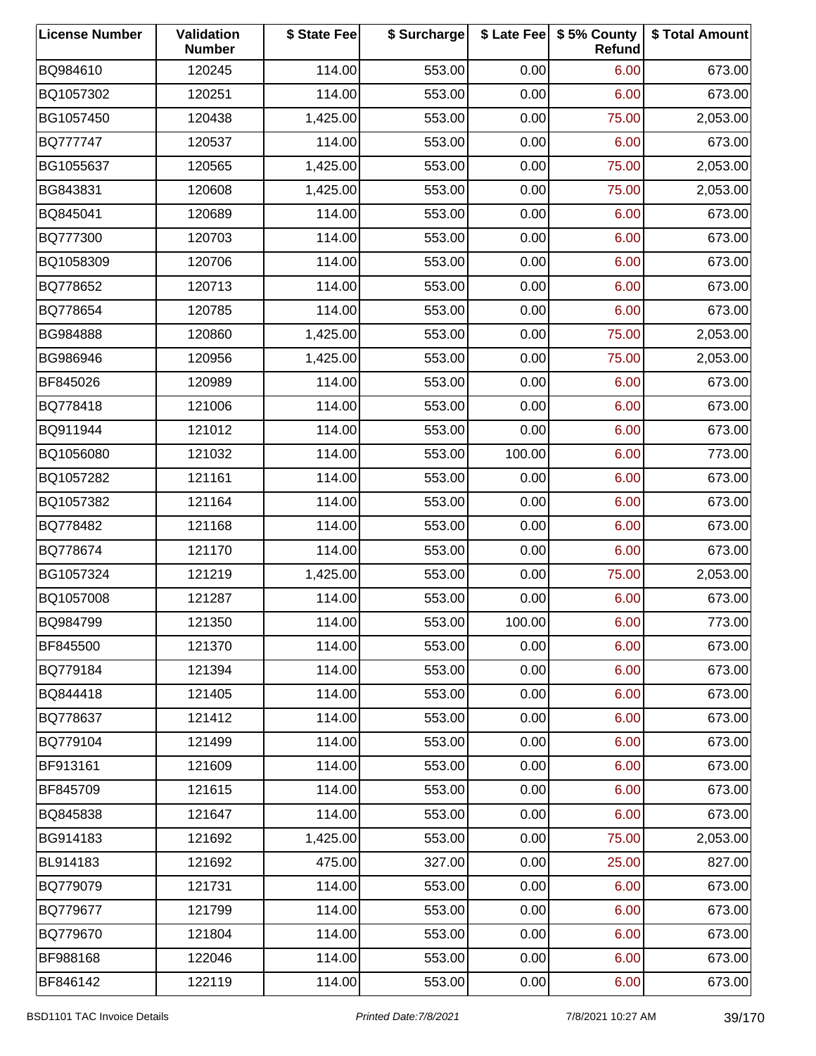| License Number | Validation Number | $ State Fee | $ Surcharge | $ Late Fee | $ 5% County Refund | $ Total Amount |
|---|---|---|---|---|---|---|
| BQ984610 | 120245 | 114.00 | 553.00 | 0.00 | 6.00 | 673.00 |
| BQ1057302 | 120251 | 114.00 | 553.00 | 0.00 | 6.00 | 673.00 |
| BG1057450 | 120438 | 1,425.00 | 553.00 | 0.00 | 75.00 | 2,053.00 |
| BQ777747 | 120537 | 114.00 | 553.00 | 0.00 | 6.00 | 673.00 |
| BG1055637 | 120565 | 1,425.00 | 553.00 | 0.00 | 75.00 | 2,053.00 |
| BG843831 | 120608 | 1,425.00 | 553.00 | 0.00 | 75.00 | 2,053.00 |
| BQ845041 | 120689 | 114.00 | 553.00 | 0.00 | 6.00 | 673.00 |
| BQ777300 | 120703 | 114.00 | 553.00 | 0.00 | 6.00 | 673.00 |
| BQ1058309 | 120706 | 114.00 | 553.00 | 0.00 | 6.00 | 673.00 |
| BQ778652 | 120713 | 114.00 | 553.00 | 0.00 | 6.00 | 673.00 |
| BQ778654 | 120785 | 114.00 | 553.00 | 0.00 | 6.00 | 673.00 |
| BG984888 | 120860 | 1,425.00 | 553.00 | 0.00 | 75.00 | 2,053.00 |
| BG986946 | 120956 | 1,425.00 | 553.00 | 0.00 | 75.00 | 2,053.00 |
| BF845026 | 120989 | 114.00 | 553.00 | 0.00 | 6.00 | 673.00 |
| BQ778418 | 121006 | 114.00 | 553.00 | 0.00 | 6.00 | 673.00 |
| BQ911944 | 121012 | 114.00 | 553.00 | 0.00 | 6.00 | 673.00 |
| BQ1056080 | 121032 | 114.00 | 553.00 | 100.00 | 6.00 | 773.00 |
| BQ1057282 | 121161 | 114.00 | 553.00 | 0.00 | 6.00 | 673.00 |
| BQ1057382 | 121164 | 114.00 | 553.00 | 0.00 | 6.00 | 673.00 |
| BQ778482 | 121168 | 114.00 | 553.00 | 0.00 | 6.00 | 673.00 |
| BQ778674 | 121170 | 114.00 | 553.00 | 0.00 | 6.00 | 673.00 |
| BG1057324 | 121219 | 1,425.00 | 553.00 | 0.00 | 75.00 | 2,053.00 |
| BQ1057008 | 121287 | 114.00 | 553.00 | 0.00 | 6.00 | 673.00 |
| BQ984799 | 121350 | 114.00 | 553.00 | 100.00 | 6.00 | 773.00 |
| BF845500 | 121370 | 114.00 | 553.00 | 0.00 | 6.00 | 673.00 |
| BQ779184 | 121394 | 114.00 | 553.00 | 0.00 | 6.00 | 673.00 |
| BQ844418 | 121405 | 114.00 | 553.00 | 0.00 | 6.00 | 673.00 |
| BQ778637 | 121412 | 114.00 | 553.00 | 0.00 | 6.00 | 673.00 |
| BQ779104 | 121499 | 114.00 | 553.00 | 0.00 | 6.00 | 673.00 |
| BF913161 | 121609 | 114.00 | 553.00 | 0.00 | 6.00 | 673.00 |
| BF845709 | 121615 | 114.00 | 553.00 | 0.00 | 6.00 | 673.00 |
| BQ845838 | 121647 | 114.00 | 553.00 | 0.00 | 6.00 | 673.00 |
| BG914183 | 121692 | 1,425.00 | 553.00 | 0.00 | 75.00 | 2,053.00 |
| BL914183 | 121692 | 475.00 | 327.00 | 0.00 | 25.00 | 827.00 |
| BQ779079 | 121731 | 114.00 | 553.00 | 0.00 | 6.00 | 673.00 |
| BQ779677 | 121799 | 114.00 | 553.00 | 0.00 | 6.00 | 673.00 |
| BQ779670 | 121804 | 114.00 | 553.00 | 0.00 | 6.00 | 673.00 |
| BF988168 | 122046 | 114.00 | 553.00 | 0.00 | 6.00 | 673.00 |
| BF846142 | 122119 | 114.00 | 553.00 | 0.00 | 6.00 | 673.00 |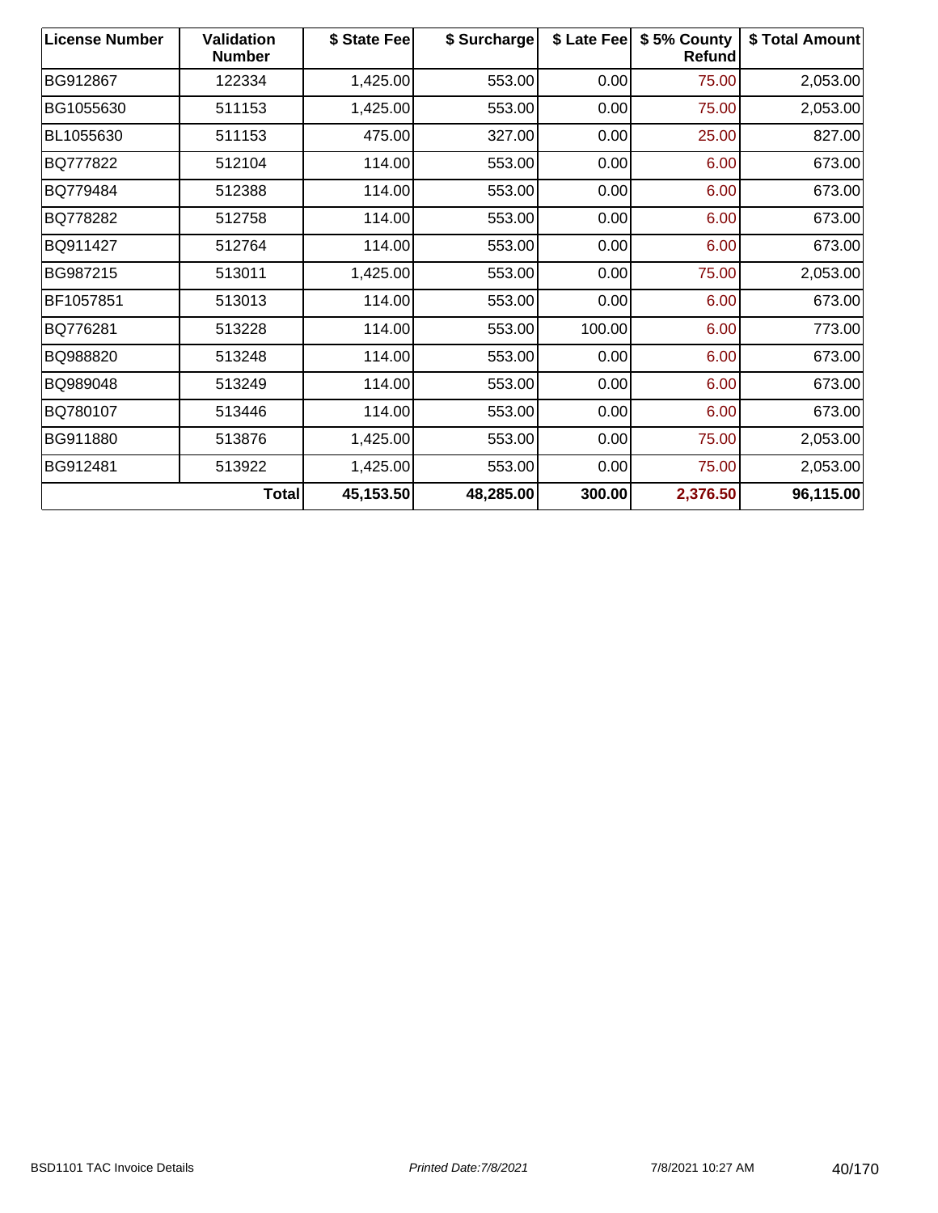| License Number | Validation Number | $ State Fee | $ Surcharge | $ Late Fee | $ 5% County Refund | $ Total Amount |
| --- | --- | --- | --- | --- | --- | --- |
| BG912867 | 122334 | 1,425.00 | 553.00 | 0.00 | 75.00 | 2,053.00 |
| BG1055630 | 511153 | 1,425.00 | 553.00 | 0.00 | 75.00 | 2,053.00 |
| BL1055630 | 511153 | 475.00 | 327.00 | 0.00 | 25.00 | 827.00 |
| BQ777822 | 512104 | 114.00 | 553.00 | 0.00 | 6.00 | 673.00 |
| BQ779484 | 512388 | 114.00 | 553.00 | 0.00 | 6.00 | 673.00 |
| BQ778282 | 512758 | 114.00 | 553.00 | 0.00 | 6.00 | 673.00 |
| BQ911427 | 512764 | 114.00 | 553.00 | 0.00 | 6.00 | 673.00 |
| BG987215 | 513011 | 1,425.00 | 553.00 | 0.00 | 75.00 | 2,053.00 |
| BF1057851 | 513013 | 114.00 | 553.00 | 0.00 | 6.00 | 673.00 |
| BQ776281 | 513228 | 114.00 | 553.00 | 100.00 | 6.00 | 773.00 |
| BQ988820 | 513248 | 114.00 | 553.00 | 0.00 | 6.00 | 673.00 |
| BQ989048 | 513249 | 114.00 | 553.00 | 0.00 | 6.00 | 673.00 |
| BQ780107 | 513446 | 114.00 | 553.00 | 0.00 | 6.00 | 673.00 |
| BG911880 | 513876 | 1,425.00 | 553.00 | 0.00 | 75.00 | 2,053.00 |
| BG912481 | 513922 | 1,425.00 | 553.00 | 0.00 | 75.00 | 2,053.00 |
| | **Total** | **45,153.50** | **48,285.00** | **300.00** | **2,376.50** | **96,115.00** |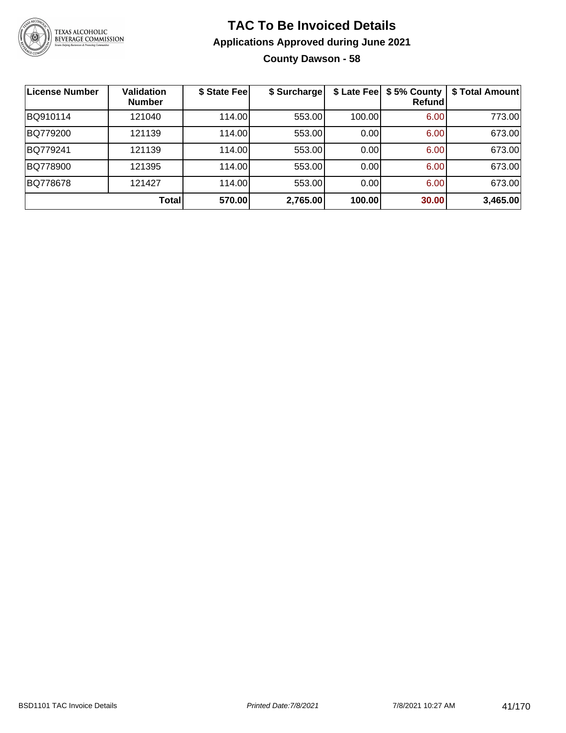# TAC To Be Invoiced Details

## Applications Approved during June 2021

### County Dawson - 58

| License Number | Validation Number | $ State Fee | $ Surcharge | $ Late Fee | $ 5% County Refund | $ Total Amount |
|---|---|---|---|---|---|---|
| BQ910114 | 121040 | 114.00 | 553.00 | 100.00 | 6.00 | 773.00 |
| BQ779200 | 121139 | 114.00 | 553.00 | 0.00 | 6.00 | 673.00 |
| BQ779241 | 121139 | 114.00 | 553.00 | 0.00 | 6.00 | 673.00 |
| BQ778900 | 121395 | 114.00 | 553.00 | 0.00 | 6.00 | 673.00 |
| BQ778678 | 121427 | 114.00 | 553.00 | 0.00 | 6.00 | 673.00 |
| | **Total** | **570.00** | **2,765.00** | **100.00** | **30.00** | **3,465.00** |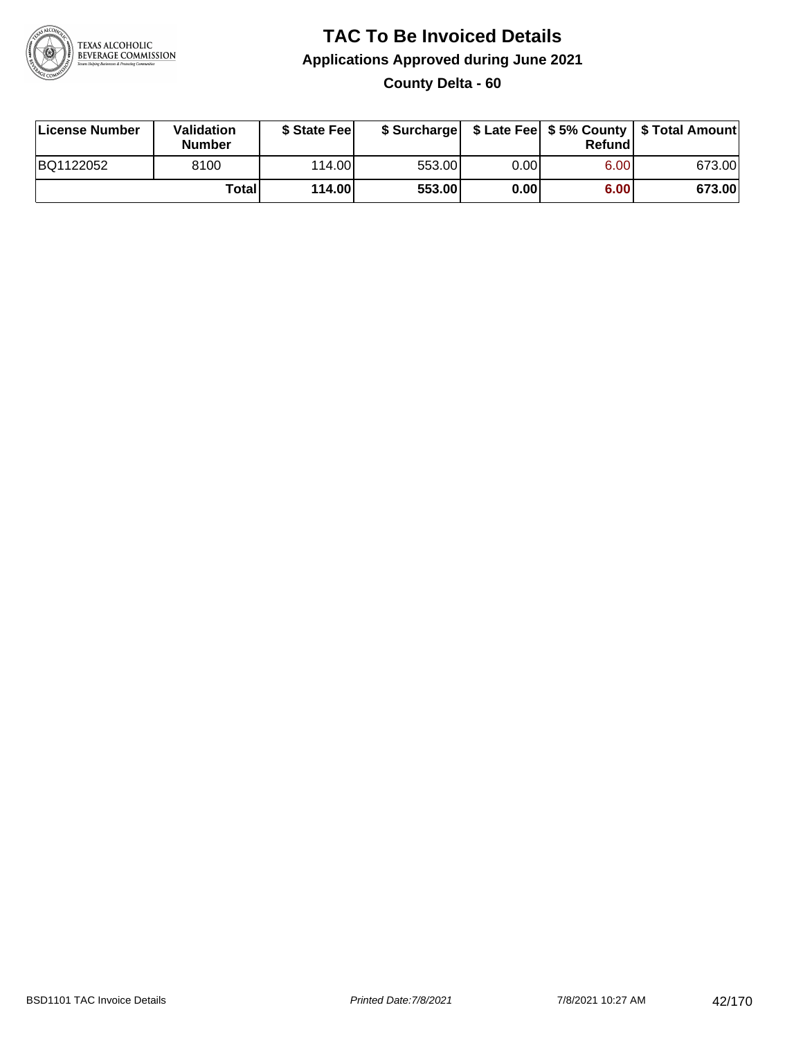# TAC To Be Invoiced Details

## Applications Approved during June 2021

### County Delta - 60

| License Number | Validation Number | $ State Fee | $ Surcharge | $ Late Fee | $ 5% County Refund | $ Total Amount |
|---|---|---|---|---|---|---|
| BQ1122052 | 8100 | 114.00 | 553.00 | 0.00 | 6.00 | 673.00 |
| | **Total** | **114.00** | **553.00** | **0.00** | **6.00** | **673.00** |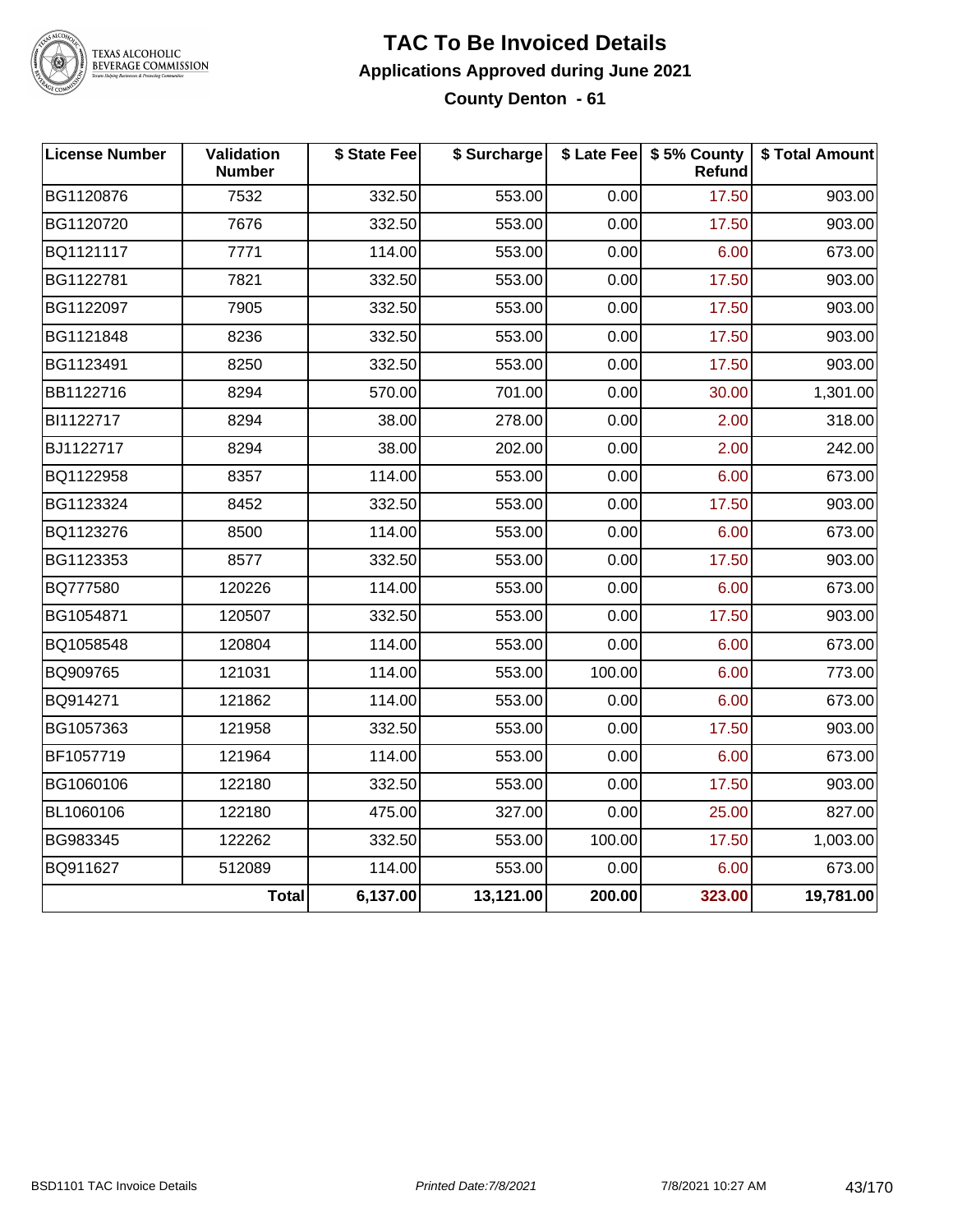# TAC To Be Invoiced Details

## Applications Approved during June 2021

### County Denton - 61

| License Number | Validation Number | $ State Fee | $ Surcharge | $ Late Fee | $ 5% County Refund | $ Total Amount |
|---|---|---|---|---|---|---|
| BG1120876 | 7532 | 332.50 | 553.00 | 0.00 | 17.50 | 903.00 |
| BG1120720 | 7676 | 332.50 | 553.00 | 0.00 | 17.50 | 903.00 |
| BQ1121117 | 7771 | 114.00 | 553.00 | 0.00 | 6.00 | 673.00 |
| BG1122781 | 7821 | 332.50 | 553.00 | 0.00 | 17.50 | 903.00 |
| BG1122097 | 7905 | 332.50 | 553.00 | 0.00 | 17.50 | 903.00 |
| BG1121848 | 8236 | 332.50 | 553.00 | 0.00 | 17.50 | 903.00 |
| BG1123491 | 8250 | 332.50 | 553.00 | 0.00 | 17.50 | 903.00 |
| BB1122716 | 8294 | 570.00 | 701.00 | 0.00 | 30.00 | 1,301.00 |
| BI1122717 | 8294 | 38.00 | 278.00 | 0.00 | 2.00 | 318.00 |
| BJ1122717 | 8294 | 38.00 | 202.00 | 0.00 | 2.00 | 242.00 |
| BQ1122958 | 8357 | 114.00 | 553.00 | 0.00 | 6.00 | 673.00 |
| BG1123324 | 8452 | 332.50 | 553.00 | 0.00 | 17.50 | 903.00 |
| BQ1123276 | 8500 | 114.00 | 553.00 | 0.00 | 6.00 | 673.00 |
| BG1123353 | 8577 | 332.50 | 553.00 | 0.00 | 17.50 | 903.00 |
| BQ777580 | 120226 | 114.00 | 553.00 | 0.00 | 6.00 | 673.00 |
| BG1054871 | 120507 | 332.50 | 553.00 | 0.00 | 17.50 | 903.00 |
| BQ1058548 | 120804 | 114.00 | 553.00 | 0.00 | 6.00 | 673.00 |
| BQ909765 | 121031 | 114.00 | 553.00 | 100.00 | 6.00 | 773.00 |
| BQ914271 | 121862 | 114.00 | 553.00 | 0.00 | 6.00 | 673.00 |
| BG1057363 | 121958 | 332.50 | 553.00 | 0.00 | 17.50 | 903.00 |
| BF1057719 | 121964 | 114.00 | 553.00 | 0.00 | 6.00 | 673.00 |
| BG1060106 | 122180 | 332.50 | 553.00 | 0.00 | 17.50 | 903.00 |
| BL1060106 | 122180 | 475.00 | 327.00 | 0.00 | 25.00 | 827.00 |
| BG983345 | 122262 | 332.50 | 553.00 | 100.00 | 17.50 | 1,003.00 |
| BQ911627 | 512089 | 114.00 | 553.00 | 0.00 | 6.00 | 673.00 |
| | **Total** | **6,137.00** | **13,121.00** | **200.00** | **323.00** | **19,781.00** |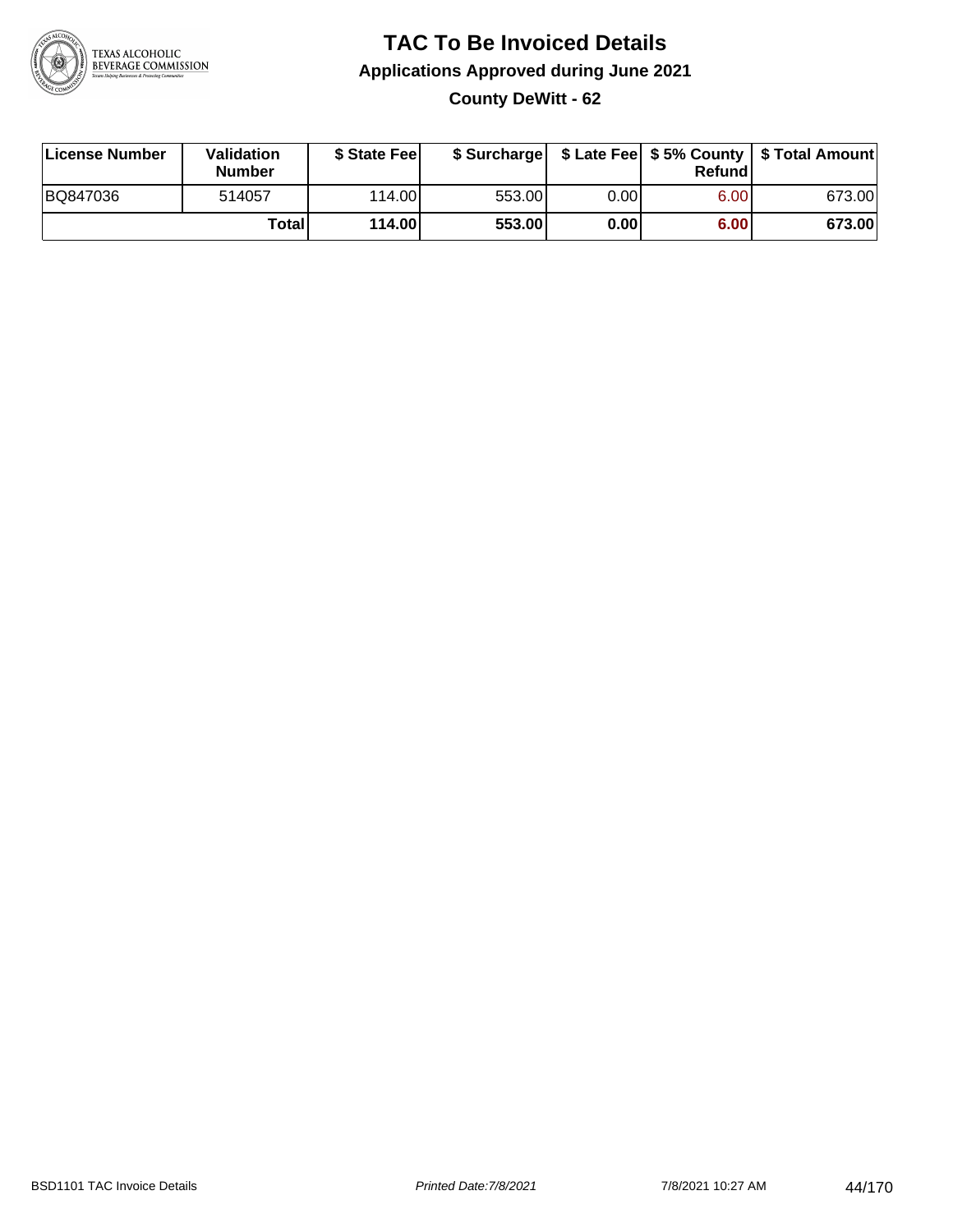# TAC To Be Invoiced Details

## Applications Approved during June 2021

### County DeWitt - 62

| License Number | Validation Number | $ State Fee | $ Surcharge | $ Late Fee | $ 5% County Refund | $ Total Amount |
|---|---|---|---|---|---|---|
| BQ847036 | 514057 | 114.00 | 553.00 | 0.00 | 6.00 | 673.00 |
| | **Total** | **114.00** | **553.00** | **0.00** | **6.00** | **673.00** |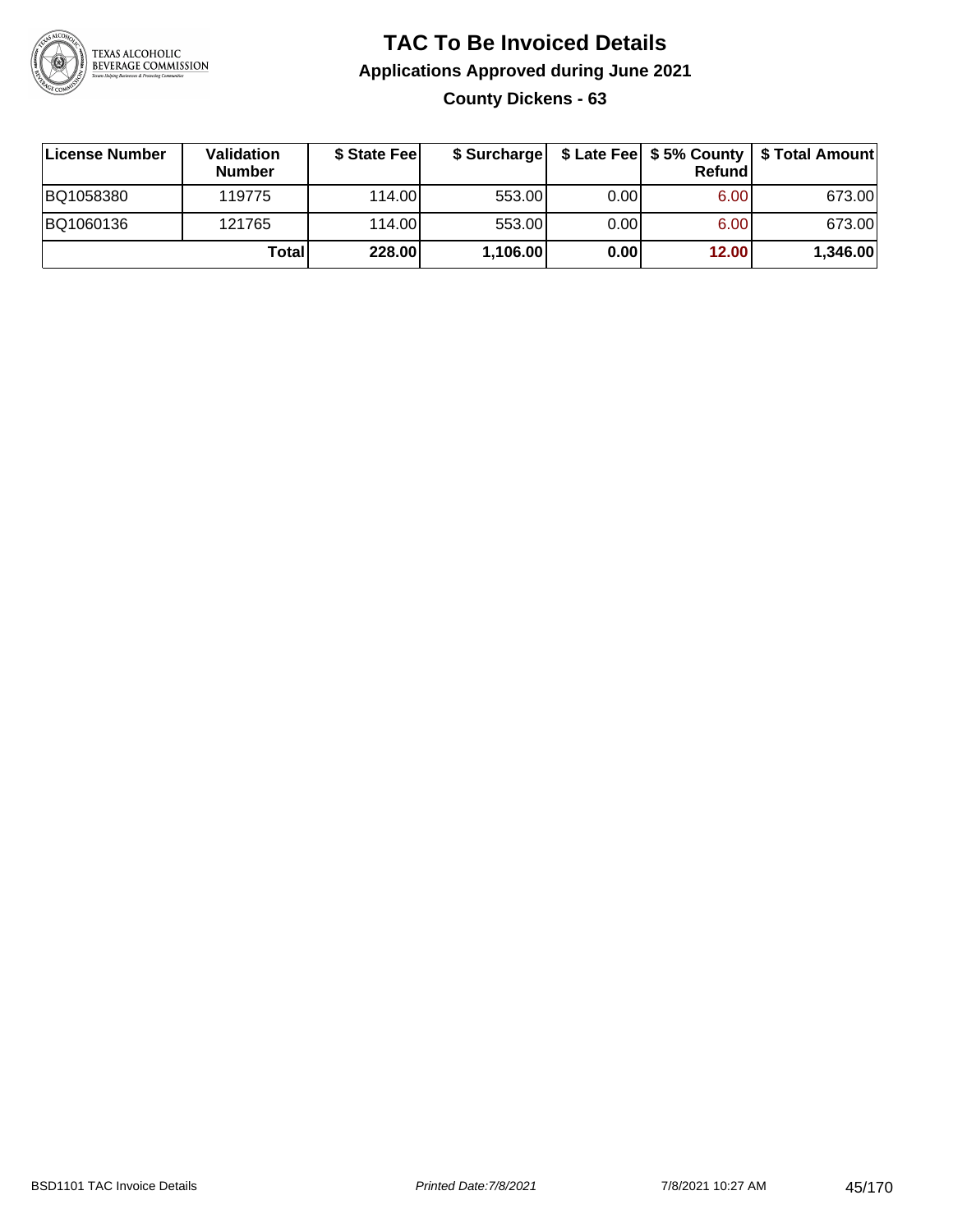# TAC To Be Invoiced Details

## Applications Approved during June 2021

### County Dickens - 63

| License Number | Validation Number | $ State Fee | $ Surcharge | $ Late Fee | $ 5% County Refund | $ Total Amount |
|---|---|---|---|---|---|---|
| BQ1058380 | 119775 | 114.00 | 553.00 | 0.00 | 6.00 | 673.00 |
| BQ1060136 | 121765 | 114.00 | 553.00 | 0.00 | 6.00 | 673.00 |
| | **Total** | **228.00** | **1,106.00** | **0.00** | **12.00** | **1,346.00** |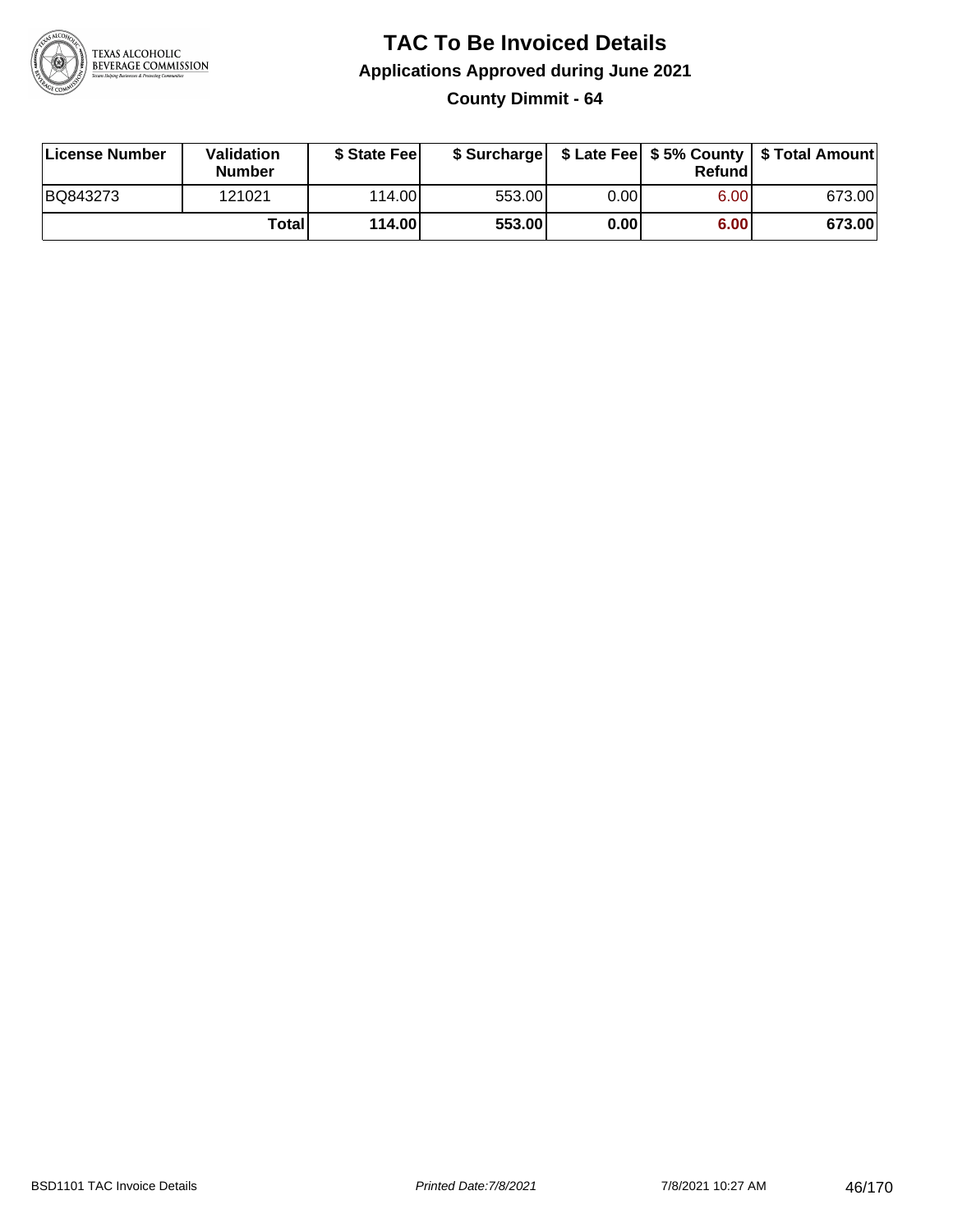# TAC To Be Invoiced Details

## Applications Approved during June 2021

### County Dimmit - 64

| License Number | Validation Number | $ State Fee | $ Surcharge | $ Late Fee | $ 5% County Refund | $ Total Amount |
|---|---|---|---|---|---|---|
| BQ843273 | 121021 | 114.00 | 553.00 | 0.00 | 6.00 | 673.00 |
| | **Total** | **114.00** | **553.00** | **0.00** | **6.00** | **673.00** |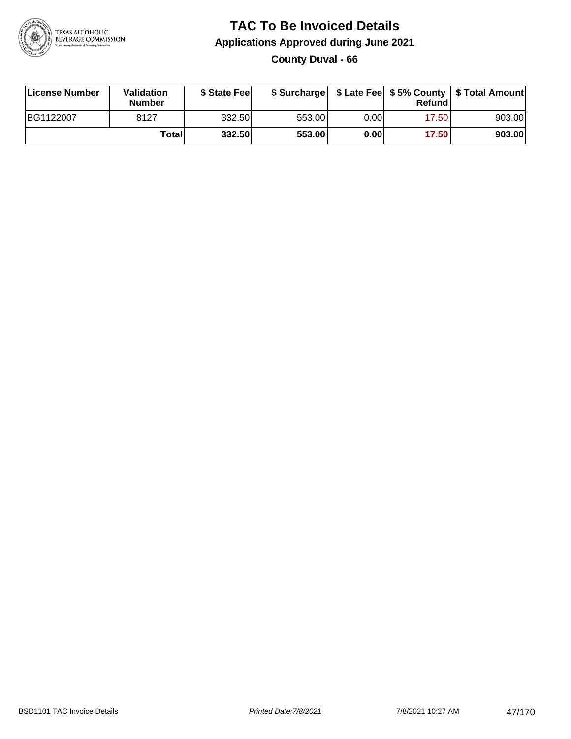# TAC To Be Invoiced Details

## Applications Approved during June 2021

### County Duval - 66

| License Number | Validation Number | $ State Fee | $ Surcharge | $ Late Fee | $ 5% County Refund | $ Total Amount |
|---|---|---|---|---|---|---|
| BG1122007 | 8127 | 332.50 | 553.00 | 0.00 | 17.50 | 903.00 |
| | **Total** | **332.50** | **553.00** | **0.00** | **17.50** | **903.00** |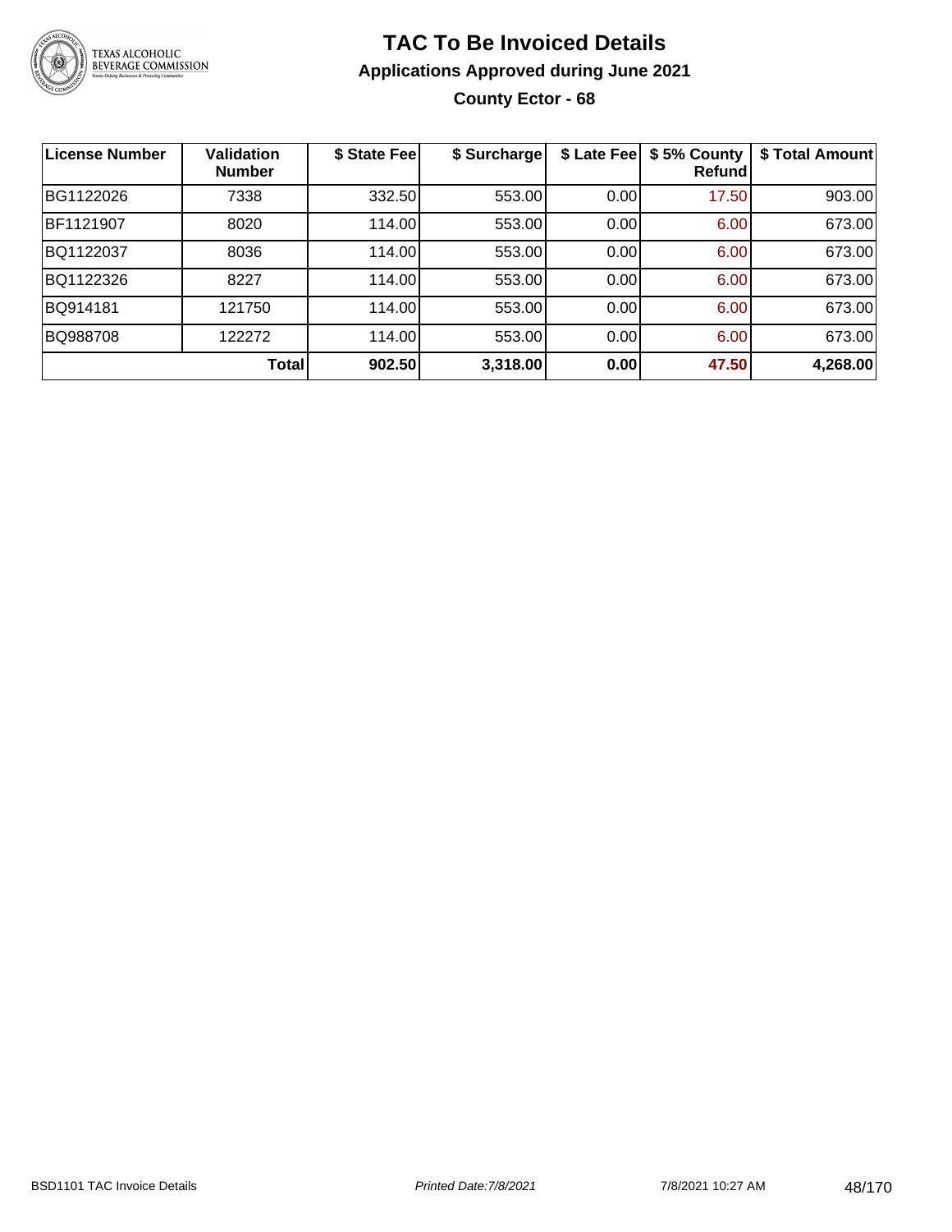# TAC To Be Invoiced Details

## Applications Approved during June 2021

### County Ector - 68

| License Number | Validation Number | $ State Fee | $ Surcharge | $ Late Fee | $ 5% County Refund | $ Total Amount |
|---|---|---|---|---|---|---|
| BG1122026 | 7338 | 332.50 | 553.00 | 0.00 | 17.50 | 903.00 |
| BF1121907 | 8020 | 114.00 | 553.00 | 0.00 | 6.00 | 673.00 |
| BQ1122037 | 8036 | 114.00 | 553.00 | 0.00 | 6.00 | 673.00 |
| BQ1122326 | 8227 | 114.00 | 553.00 | 0.00 | 6.00 | 673.00 |
| BQ914181 | 121750 | 114.00 | 553.00 | 0.00 | 6.00 | 673.00 |
| BQ988708 | 122272 | 114.00 | 553.00 | 0.00 | 6.00 | 673.00 |
| | **Total** | **902.50** | **3,318.00** | **0.00** | **47.50** | **4,268.00** |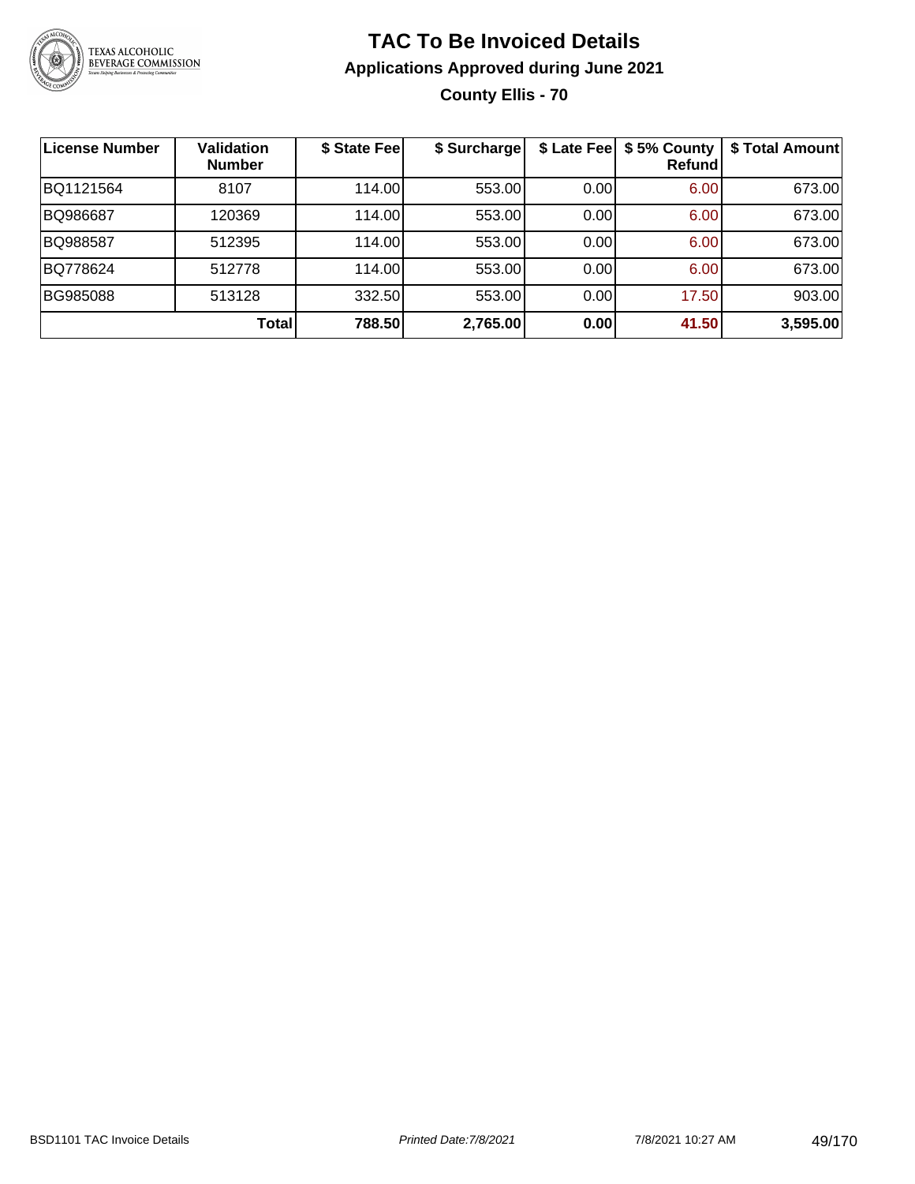# TAC To Be Invoiced Details

## Applications Approved during June 2021

### County Ellis - 70

| License Number | Validation Number | $ State Fee | $ Surcharge | $ Late Fee | $ 5% County Refund | $ Total Amount |
|---|---|---|---|---|---|---|
| BQ1121564 | 8107 | 114.00 | 553.00 | 0.00 | 6.00 | 673.00 |
| BQ986687 | 120369 | 114.00 | 553.00 | 0.00 | 6.00 | 673.00 |
| BQ988587 | 512395 | 114.00 | 553.00 | 0.00 | 6.00 | 673.00 |
| BQ778624 | 512778 | 114.00 | 553.00 | 0.00 | 6.00 | 673.00 |
| BG985088 | 513128 | 332.50 | 553.00 | 0.00 | 17.50 | 903.00 |
| | **Total** | **788.50** | **2,765.00** | **0.00** | **41.50** | **3,595.00** |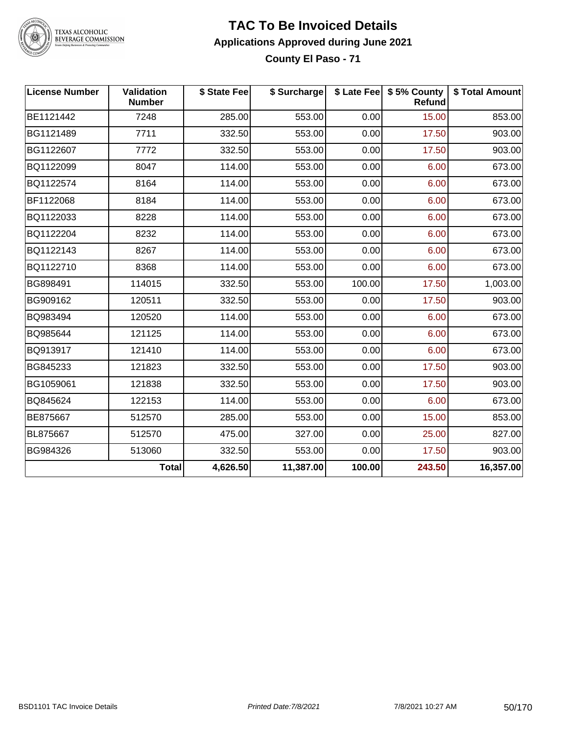# TAC To Be Invoiced Details

## Applications Approved during June 2021

### County El Paso - 71

| License Number | Validation Number | $ State Fee | $ Surcharge | $ Late Fee | $ 5% County Refund | $ Total Amount |
|---|---|---|---|---|---|---|
| BE1121442 | 7248 | 285.00 | 553.00 | 0.00 | 15.00 | 853.00 |
| BG1121489 | 7711 | 332.50 | 553.00 | 0.00 | 17.50 | 903.00 |
| BG1122607 | 7772 | 332.50 | 553.00 | 0.00 | 17.50 | 903.00 |
| BQ1122099 | 8047 | 114.00 | 553.00 | 0.00 | 6.00 | 673.00 |
| BQ1122574 | 8164 | 114.00 | 553.00 | 0.00 | 6.00 | 673.00 |
| BF1122068 | 8184 | 114.00 | 553.00 | 0.00 | 6.00 | 673.00 |
| BQ1122033 | 8228 | 114.00 | 553.00 | 0.00 | 6.00 | 673.00 |
| BQ1122204 | 8232 | 114.00 | 553.00 | 0.00 | 6.00 | 673.00 |
| BQ1122143 | 8267 | 114.00 | 553.00 | 0.00 | 6.00 | 673.00 |
| BQ1122710 | 8368 | 114.00 | 553.00 | 0.00 | 6.00 | 673.00 |
| BG898491 | 114015 | 332.50 | 553.00 | 100.00 | 17.50 | 1,003.00 |
| BG909162 | 120511 | 332.50 | 553.00 | 0.00 | 17.50 | 903.00 |
| BQ983494 | 120520 | 114.00 | 553.00 | 0.00 | 6.00 | 673.00 |
| BQ985644 | 121125 | 114.00 | 553.00 | 0.00 | 6.00 | 673.00 |
| BQ913917 | 121410 | 114.00 | 553.00 | 0.00 | 6.00 | 673.00 |
| BG845233 | 121823 | 332.50 | 553.00 | 0.00 | 17.50 | 903.00 |
| BG1059061 | 121838 | 332.50 | 553.00 | 0.00 | 17.50 | 903.00 |
| BQ845624 | 122153 | 114.00 | 553.00 | 0.00 | 6.00 | 673.00 |
| BE875667 | 512570 | 285.00 | 553.00 | 0.00 | 15.00 | 853.00 |
| BL875667 | 512570 | 475.00 | 327.00 | 0.00 | 25.00 | 827.00 |
| BG984326 | 513060 | 332.50 | 553.00 | 0.00 | 17.50 | 903.00 |
| | **Total** | **4,626.50** | **11,387.00** | **100.00** | **243.50** | **16,357.00** |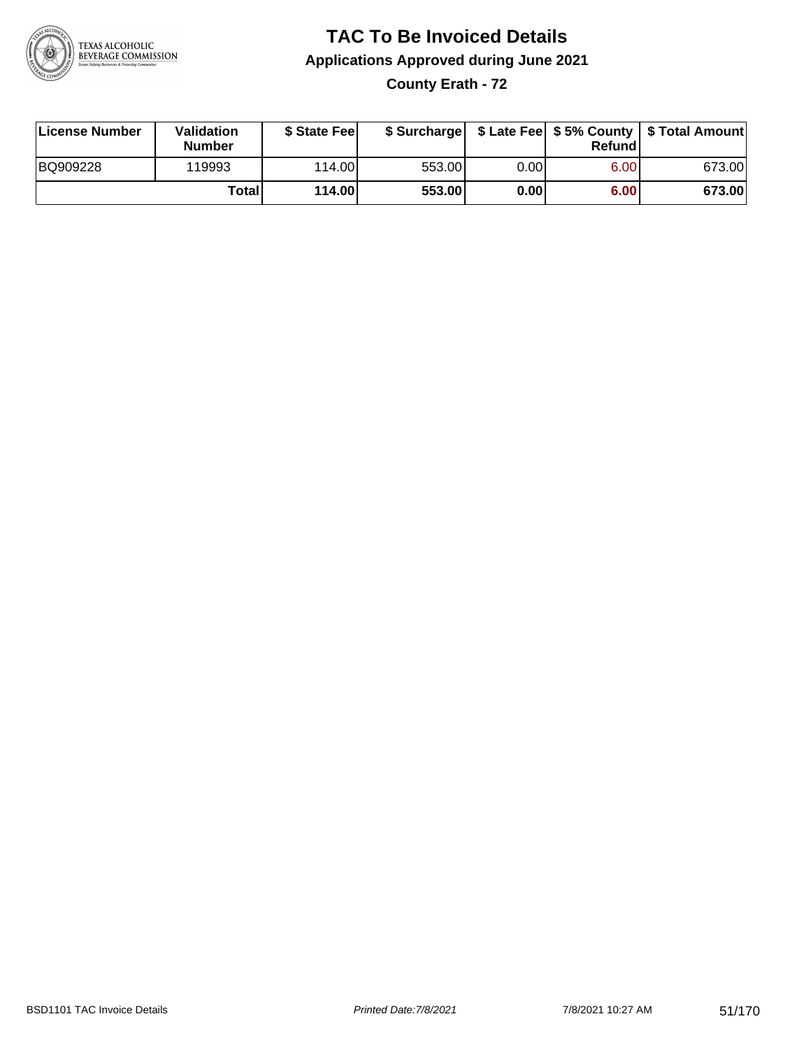# TAC To Be Invoiced Details

## Applications Approved during June 2021

### County Erath - 72

| License Number | Validation Number | $ State Fee | $ Surcharge | $ Late Fee | $ 5% County Refund | $ Total Amount |
|---|---|---|---|---|---|---|
| BQ909228 | 119993 | 114.00 | 553.00 | 0.00 | 6.00 | 673.00 |
| | **Total** | **114.00** | **553.00** | **0.00** | **6.00** | **673.00** |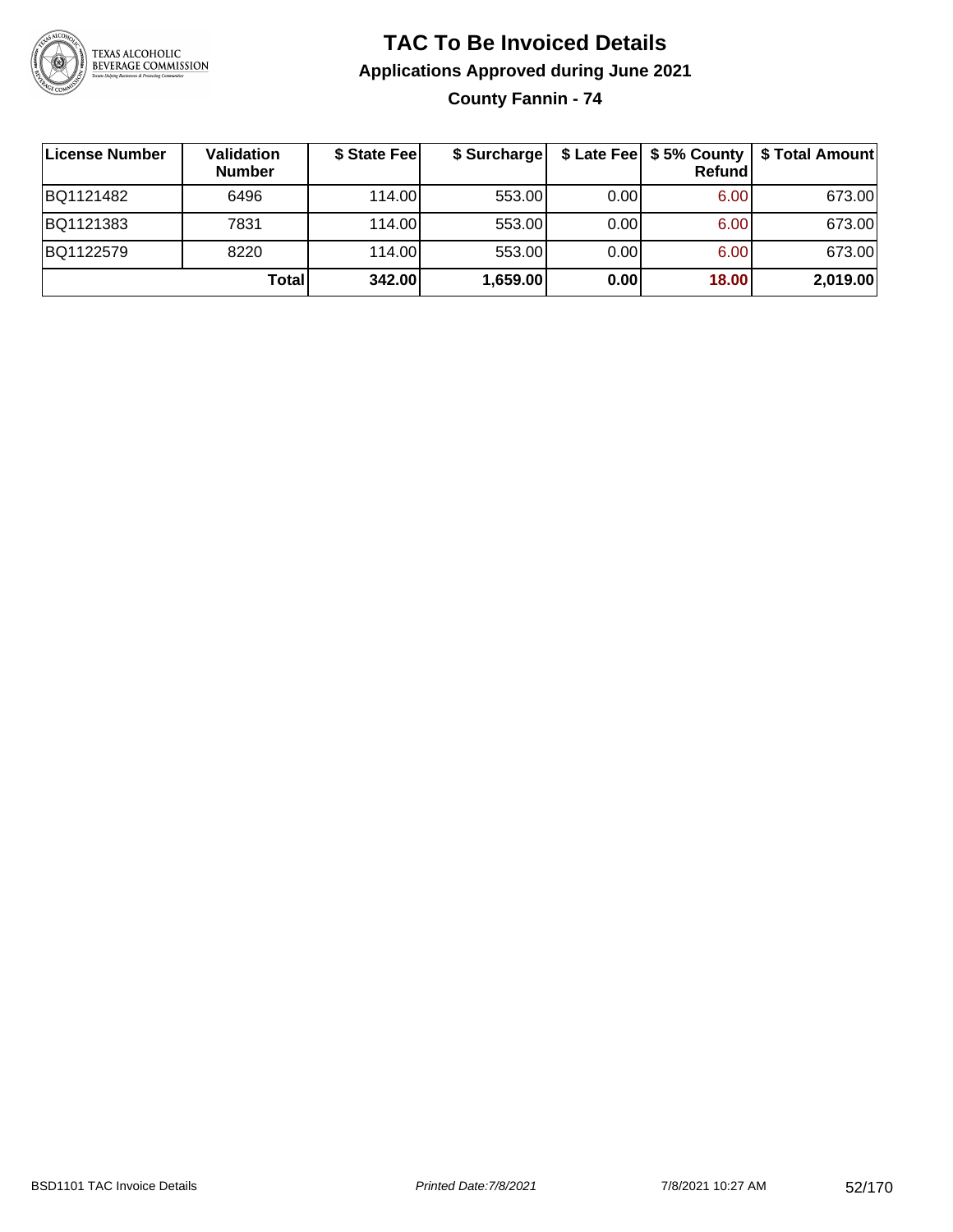# TAC To Be Invoiced Details

## Applications Approved during June 2021

### County Fannin - 74

| License Number | Validation Number | $ State Fee | $ Surcharge | $ Late Fee | $ 5% County Refund | $ Total Amount |
|---|---|---|---|---|---|---|
| BQ1121482 | 6496 | 114.00 | 553.00 | 0.00 | 6.00 | 673.00 |
| BQ1121383 | 7831 | 114.00 | 553.00 | 0.00 | 6.00 | 673.00 |
| BQ1122579 | 8220 | 114.00 | 553.00 | 0.00 | 6.00 | 673.00 |
| | **Total** | **342.00** | **1,659.00** | **0.00** | **18.00** | **2,019.00** |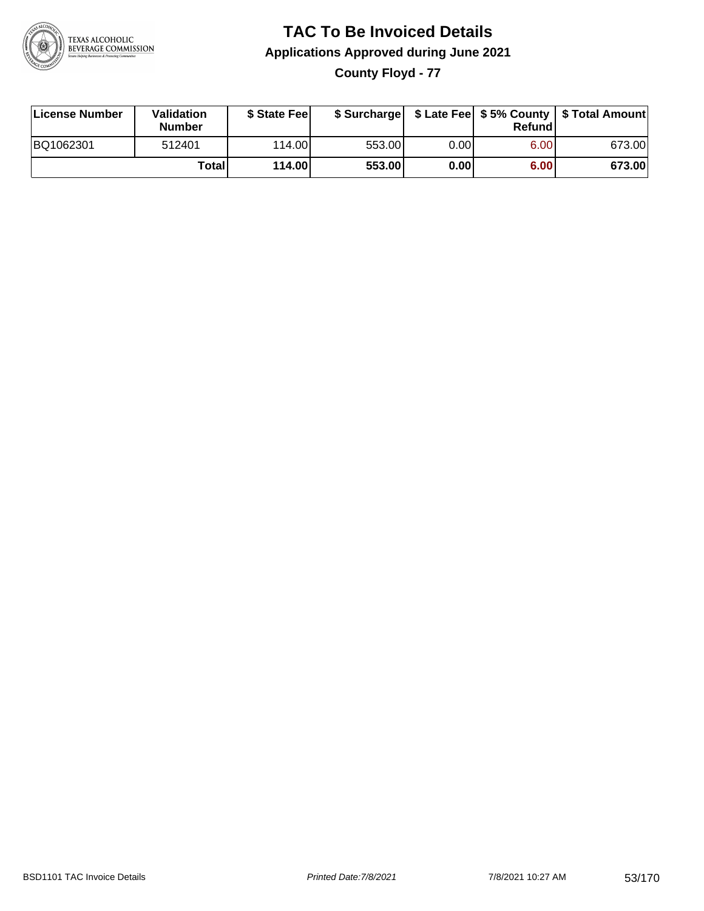# TAC To Be Invoiced Details

## Applications Approved during June 2021

### County Floyd - 77

| License Number | Validation Number | \$ State Fee | \$ Surcharge | \$ Late Fee | \$ 5% County Refund | \$ Total Amount |
|---|---|---|---|---|---|---|
| BQ1062301 | 512401 | 114.00 | 553.00 | 0.00 | 6.00 | 673.00 |
| | Total | 114.00 | 553.00 | 0.00 | 6.00 | 673.00 |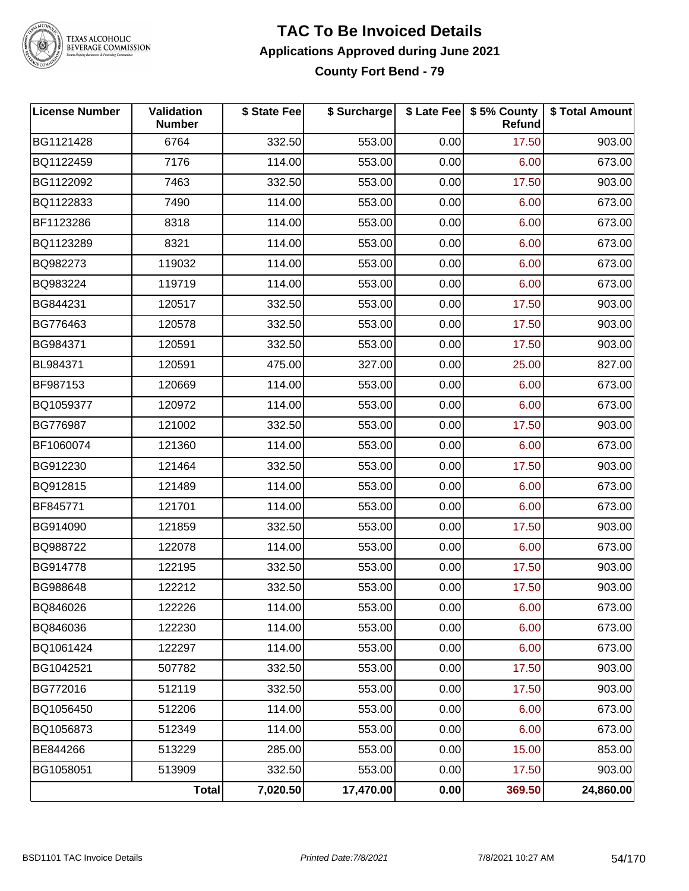# TAC To Be Invoiced Details

## Applications Approved during June 2021

### County Fort Bend - 79

| License Number | Validation Number | $ State Fee | $ Surcharge | $ Late Fee | $ 5% County Refund | $ Total Amount |
|---|---|---|---|---|---|---|
| BG1121428 | 6764 | 332.50 | 553.00 | 0.00 | 17.50 | 903.00 |
| BQ1122459 | 7176 | 114.00 | 553.00 | 0.00 | 6.00 | 673.00 |
| BG1122092 | 7463 | 332.50 | 553.00 | 0.00 | 17.50 | 903.00 |
| BQ1122833 | 7490 | 114.00 | 553.00 | 0.00 | 6.00 | 673.00 |
| BF1123286 | 8318 | 114.00 | 553.00 | 0.00 | 6.00 | 673.00 |
| BQ1123289 | 8321 | 114.00 | 553.00 | 0.00 | 6.00 | 673.00 |
| BQ982273 | 119032 | 114.00 | 553.00 | 0.00 | 6.00 | 673.00 |
| BQ983224 | 119719 | 114.00 | 553.00 | 0.00 | 6.00 | 673.00 |
| BG844231 | 120517 | 332.50 | 553.00 | 0.00 | 17.50 | 903.00 |
| BG776463 | 120578 | 332.50 | 553.00 | 0.00 | 17.50 | 903.00 |
| BG984371 | 120591 | 332.50 | 553.00 | 0.00 | 17.50 | 903.00 |
| BL984371 | 120591 | 475.00 | 327.00 | 0.00 | 25.00 | 827.00 |
| BF987153 | 120669 | 114.00 | 553.00 | 0.00 | 6.00 | 673.00 |
| BQ1059377 | 120972 | 114.00 | 553.00 | 0.00 | 6.00 | 673.00 |
| BG776987 | 121002 | 332.50 | 553.00 | 0.00 | 17.50 | 903.00 |
| BF1060074 | 121360 | 114.00 | 553.00 | 0.00 | 6.00 | 673.00 |
| BG912230 | 121464 | 332.50 | 553.00 | 0.00 | 17.50 | 903.00 |
| BQ912815 | 121489 | 114.00 | 553.00 | 0.00 | 6.00 | 673.00 |
| BF845771 | 121701 | 114.00 | 553.00 | 0.00 | 6.00 | 673.00 |
| BG914090 | 121859 | 332.50 | 553.00 | 0.00 | 17.50 | 903.00 |
| BQ988722 | 122078 | 114.00 | 553.00 | 0.00 | 6.00 | 673.00 |
| BG914778 | 122195 | 332.50 | 553.00 | 0.00 | 17.50 | 903.00 |
| BG988648 | 122212 | 332.50 | 553.00 | 0.00 | 17.50 | 903.00 |
| BQ846026 | 122226 | 114.00 | 553.00 | 0.00 | 6.00 | 673.00 |
| BQ846036 | 122230 | 114.00 | 553.00 | 0.00 | 6.00 | 673.00 |
| BQ1061424 | 122297 | 114.00 | 553.00 | 0.00 | 6.00 | 673.00 |
| BG1042521 | 507782 | 332.50 | 553.00 | 0.00 | 17.50 | 903.00 |
| BG772016 | 512119 | 332.50 | 553.00 | 0.00 | 17.50 | 903.00 |
| BQ1056450 | 512206 | 114.00 | 553.00 | 0.00 | 6.00 | 673.00 |
| BQ1056873 | 512349 | 114.00 | 553.00 | 0.00 | 6.00 | 673.00 |
| BE844266 | 513229 | 285.00 | 553.00 | 0.00 | 15.00 | 853.00 |
| BG1058051 | 513909 | 332.50 | 553.00 | 0.00 | 17.50 | 903.00 |
| | **Total** | **7,020.50** | **17,470.00** | **0.00** | **369.50** | **24,860.00** |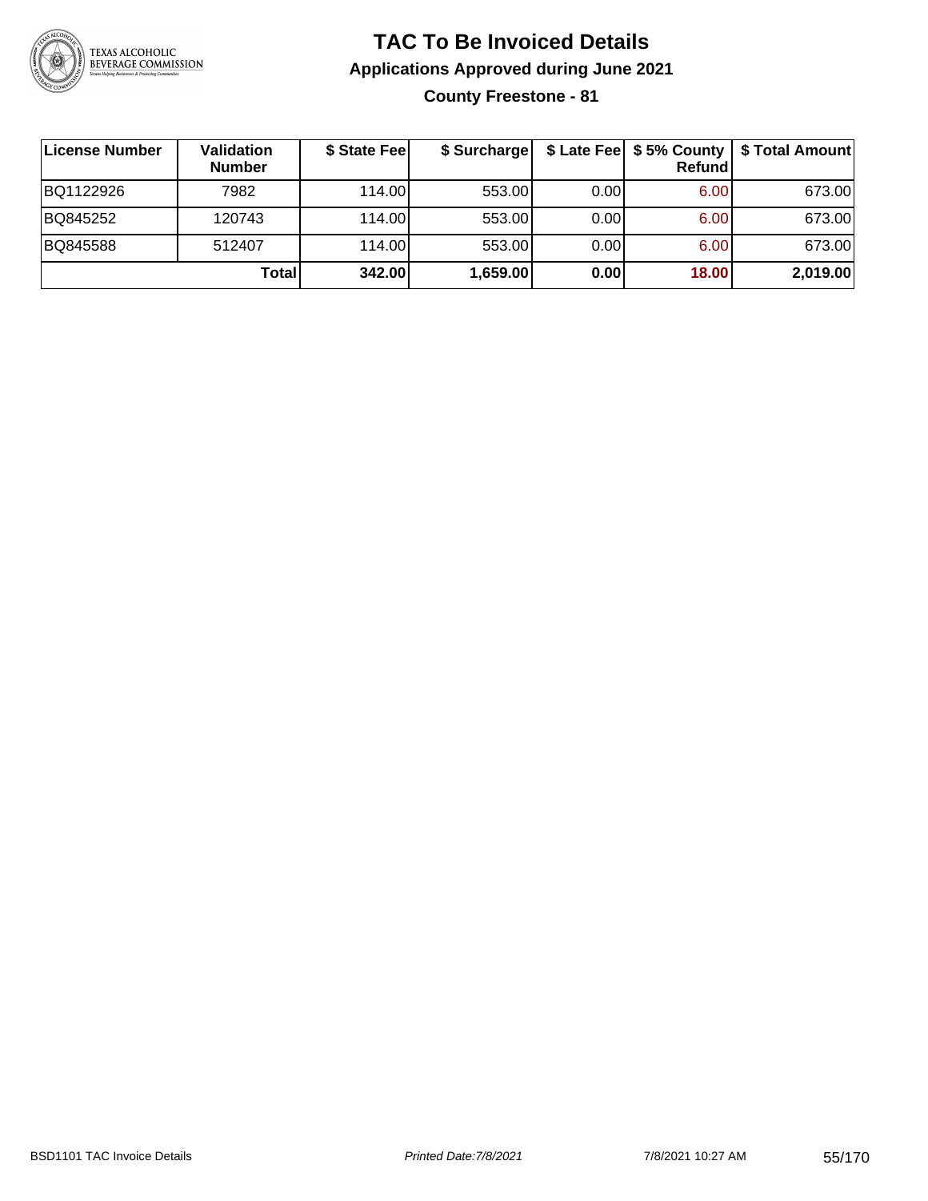# TAC To Be Invoiced Details

## Applications Approved during June 2021

### County Freestone - 81

| License Number | Validation Number | $ State Fee | $ Surcharge | $ Late Fee | $ 5% County Refund | $ Total Amount |
|---|---|---|---|---|---|---|
| BQ1122926 | 7982 | 114.00 | 553.00 | 0.00 | 6.00 | 673.00 |
| BQ845252 | 120743 | 114.00 | 553.00 | 0.00 | 6.00 | 673.00 |
| BQ845588 | 512407 | 114.00 | 553.00 | 0.00 | 6.00 | 673.00 |
| | **Total** | **342.00** | **1,659.00** | **0.00** | **18.00** | **2,019.00** |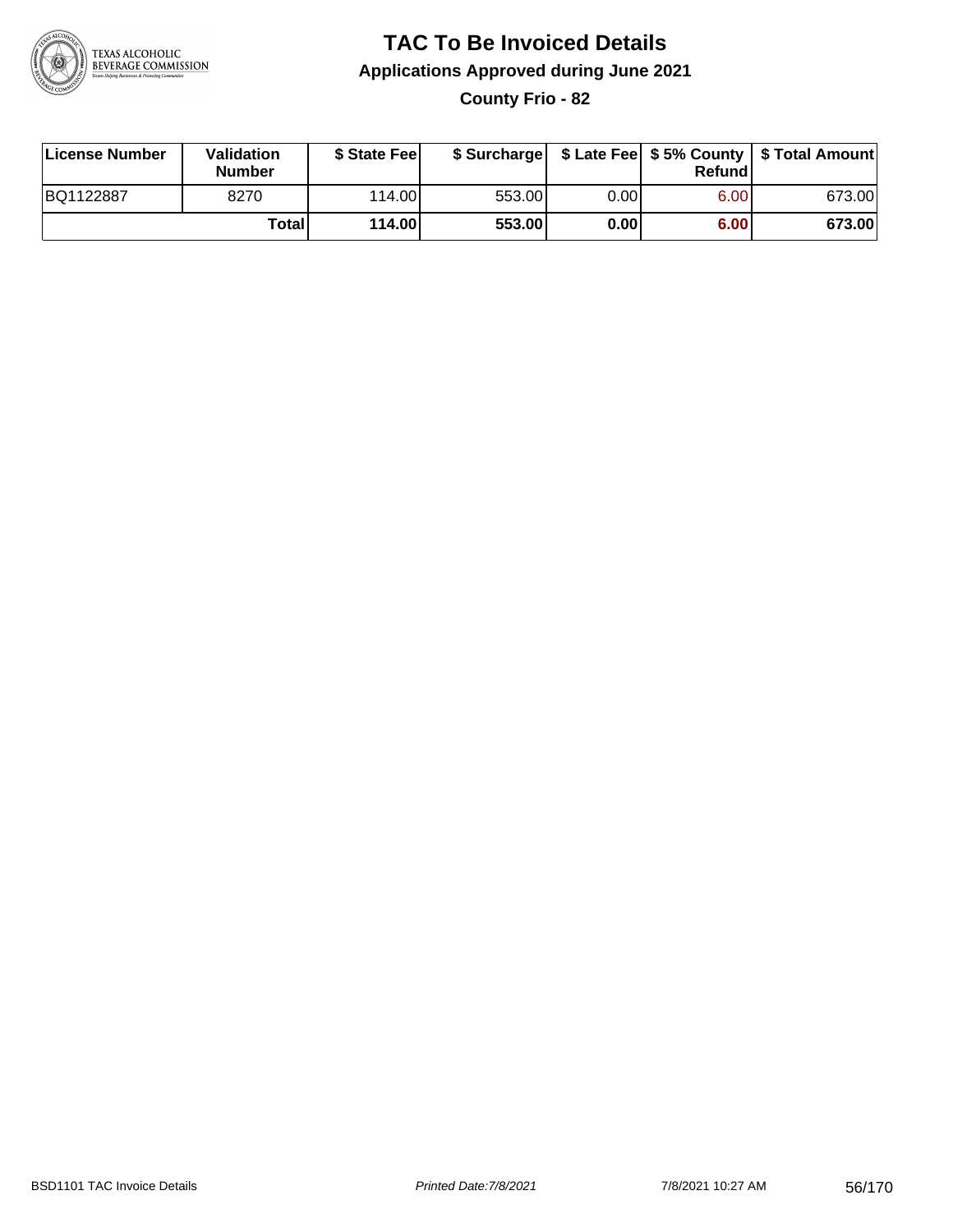# TAC To Be Invoiced Details

## Applications Approved during June 2021

### County Frio - 82

| License Number | Validation Number | $ State Fee | $ Surcharge | $ Late Fee | $ 5% County Refund | $ Total Amount |
|---|---|---|---|---|---|---|
| BQ1122887 | 8270 | 114.00 | 553.00 | 0.00 | 6.00 | 673.00 |
| | **Total** | **114.00** | **553.00** | **0.00** | **6.00** | **673.00** |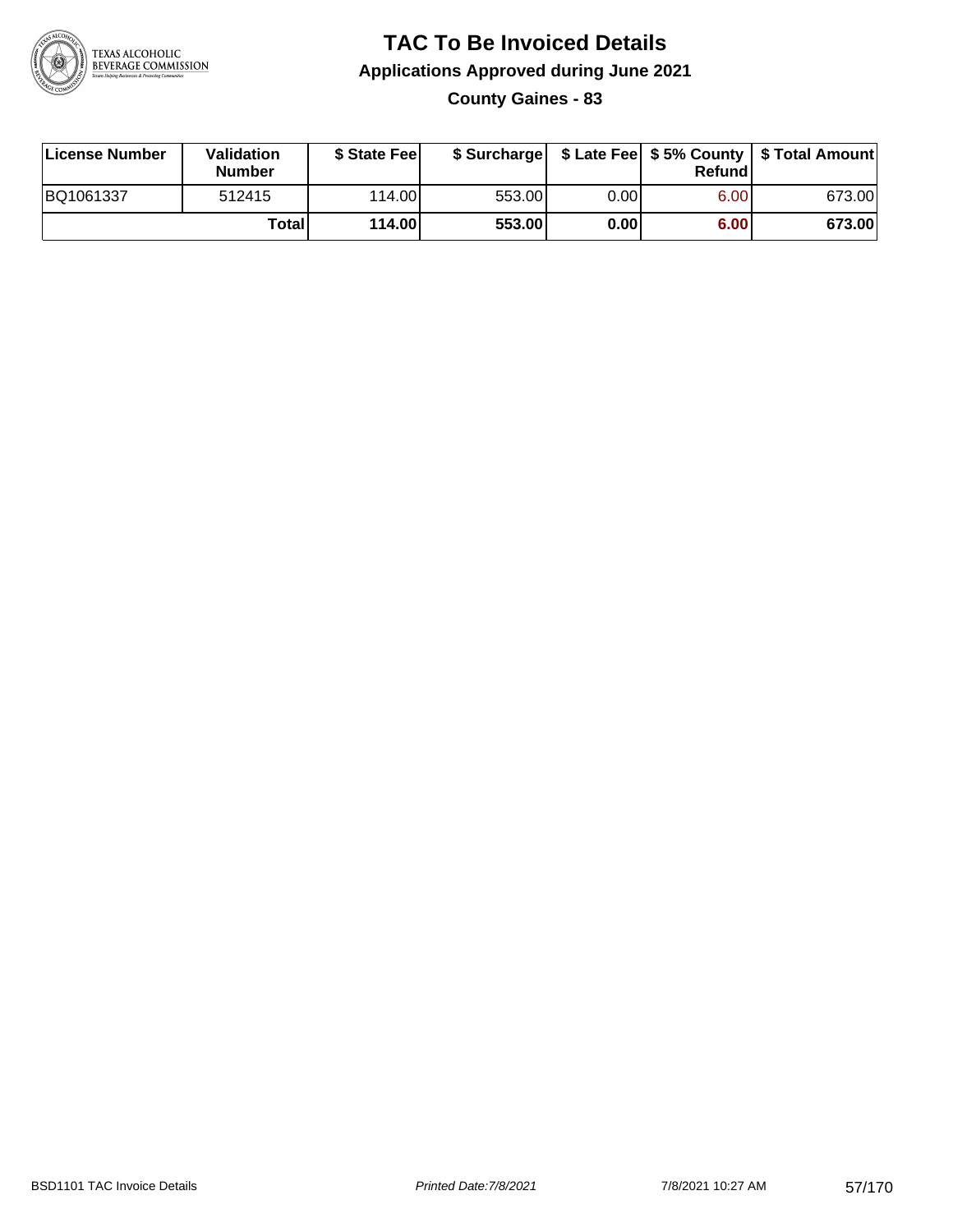# TAC To Be Invoiced Details

## Applications Approved during June 2021

### County Gaines - 83

| License Number | Validation Number | $ State Fee | $ Surcharge | $ Late Fee | $ 5% County Refund | $ Total Amount |
|---|---|---|---|---|---|---|
| BQ1061337 | 512415 | 114.00 | 553.00 | 0.00 | 6.00 | 673.00 |
| | **Total** | **114.00** | **553.00** | **0.00** | **6.00** | **673.00** |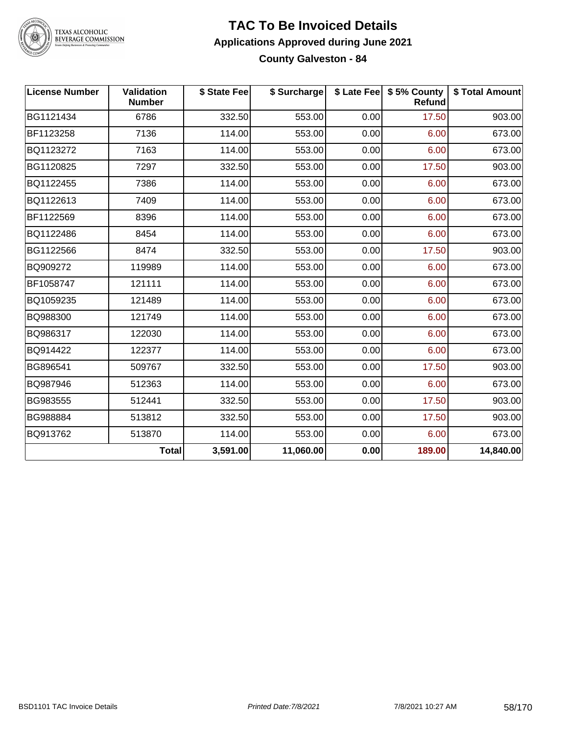# TAC To Be Invoiced Details

## Applications Approved during June 2021

### County Galveston - 84

| License Number | Validation Number | $ State Fee | $ Surcharge | $ Late Fee | $ 5% County Refund | $ Total Amount |
|---|---|---|---|---|---|---|
| BG1121434 | 6786 | 332.50 | 553.00 | 0.00 | 17.50 | 903.00 |
| BF1123258 | 7136 | 114.00 | 553.00 | 0.00 | 6.00 | 673.00 |
| BQ1123272 | 7163 | 114.00 | 553.00 | 0.00 | 6.00 | 673.00 |
| BG1120825 | 7297 | 332.50 | 553.00 | 0.00 | 17.50 | 903.00 |
| BQ1122455 | 7386 | 114.00 | 553.00 | 0.00 | 6.00 | 673.00 |
| BQ1122613 | 7409 | 114.00 | 553.00 | 0.00 | 6.00 | 673.00 |
| BF1122569 | 8396 | 114.00 | 553.00 | 0.00 | 6.00 | 673.00 |
| BQ1122486 | 8454 | 114.00 | 553.00 | 0.00 | 6.00 | 673.00 |
| BG1122566 | 8474 | 332.50 | 553.00 | 0.00 | 17.50 | 903.00 |
| BQ909272 | 119989 | 114.00 | 553.00 | 0.00 | 6.00 | 673.00 |
| BF1058747 | 121111 | 114.00 | 553.00 | 0.00 | 6.00 | 673.00 |
| BQ1059235 | 121489 | 114.00 | 553.00 | 0.00 | 6.00 | 673.00 |
| BQ988300 | 121749 | 114.00 | 553.00 | 0.00 | 6.00 | 673.00 |
| BQ986317 | 122030 | 114.00 | 553.00 | 0.00 | 6.00 | 673.00 |
| BQ914422 | 122377 | 114.00 | 553.00 | 0.00 | 6.00 | 673.00 |
| BG896541 | 509767 | 332.50 | 553.00 | 0.00 | 17.50 | 903.00 |
| BQ987946 | 512363 | 114.00 | 553.00 | 0.00 | 6.00 | 673.00 |
| BG983555 | 512441 | 332.50 | 553.00 | 0.00 | 17.50 | 903.00 |
| BG988884 | 513812 | 332.50 | 553.00 | 0.00 | 17.50 | 903.00 |
| BQ913762 | 513870 | 114.00 | 553.00 | 0.00 | 6.00 | 673.00 |
| | **Total** | **3,591.00** | **11,060.00** | **0.00** | **189.00** | **14,840.00** |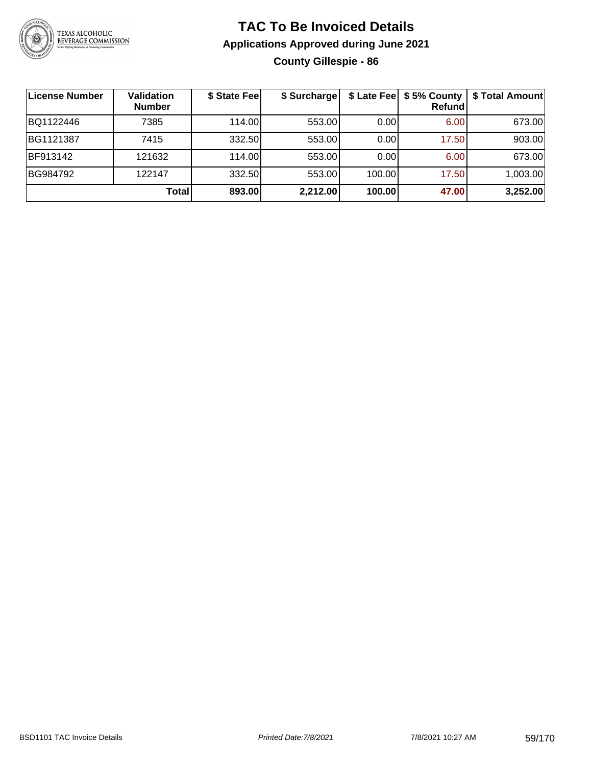# TAC To Be Invoiced Details

## Applications Approved during June 2021

### County Gillespie - 86

| License Number | Validation Number | $ State Fee | $ Surcharge | $ Late Fee | $ 5% County Refund | $ Total Amount |
|---|---|---|---|---|---|---|
| BQ1122446 | 7385 | 114.00 | 553.00 | 0.00 | 6.00 | 673.00 |
| BG1121387 | 7415 | 332.50 | 553.00 | 0.00 | 17.50 | 903.00 |
| BF913142 | 121632 | 114.00 | 553.00 | 0.00 | 6.00 | 673.00 |
| BG984792 | 122147 | 332.50 | 553.00 | 100.00 | 17.50 | 1,003.00 |
| | **Total** | **893.00** | **2,212.00** | **100.00** | **47.00** | **3,252.00** |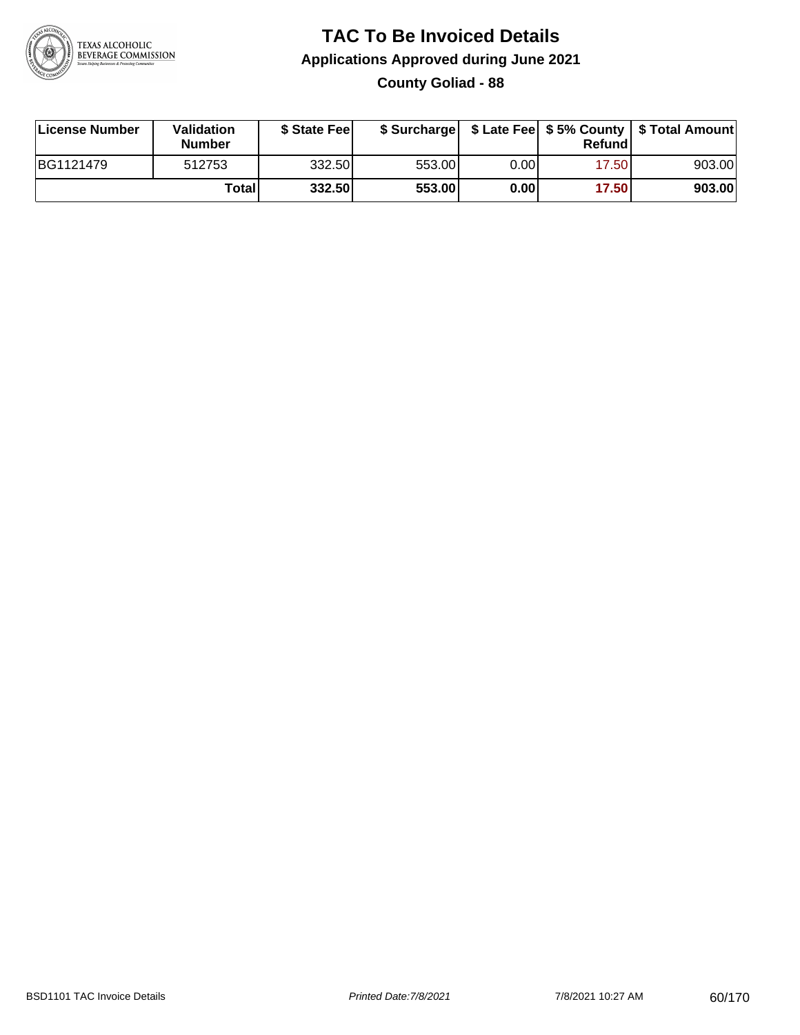# TAC To Be Invoiced Details

## Applications Approved during June 2021

### County Goliad - 88

| License Number | Validation Number | $ State Fee | $ Surcharge | $ Late Fee | $ 5% County Refund | $ Total Amount |
|---|---|---|---|---|---|---|
| BG1121479 | 512753 | 332.50 | 553.00 | 0.00 | 17.50 | 903.00 |
| | **Total** | **332.50** | **553.00** | **0.00** | **17.50** | **903.00** |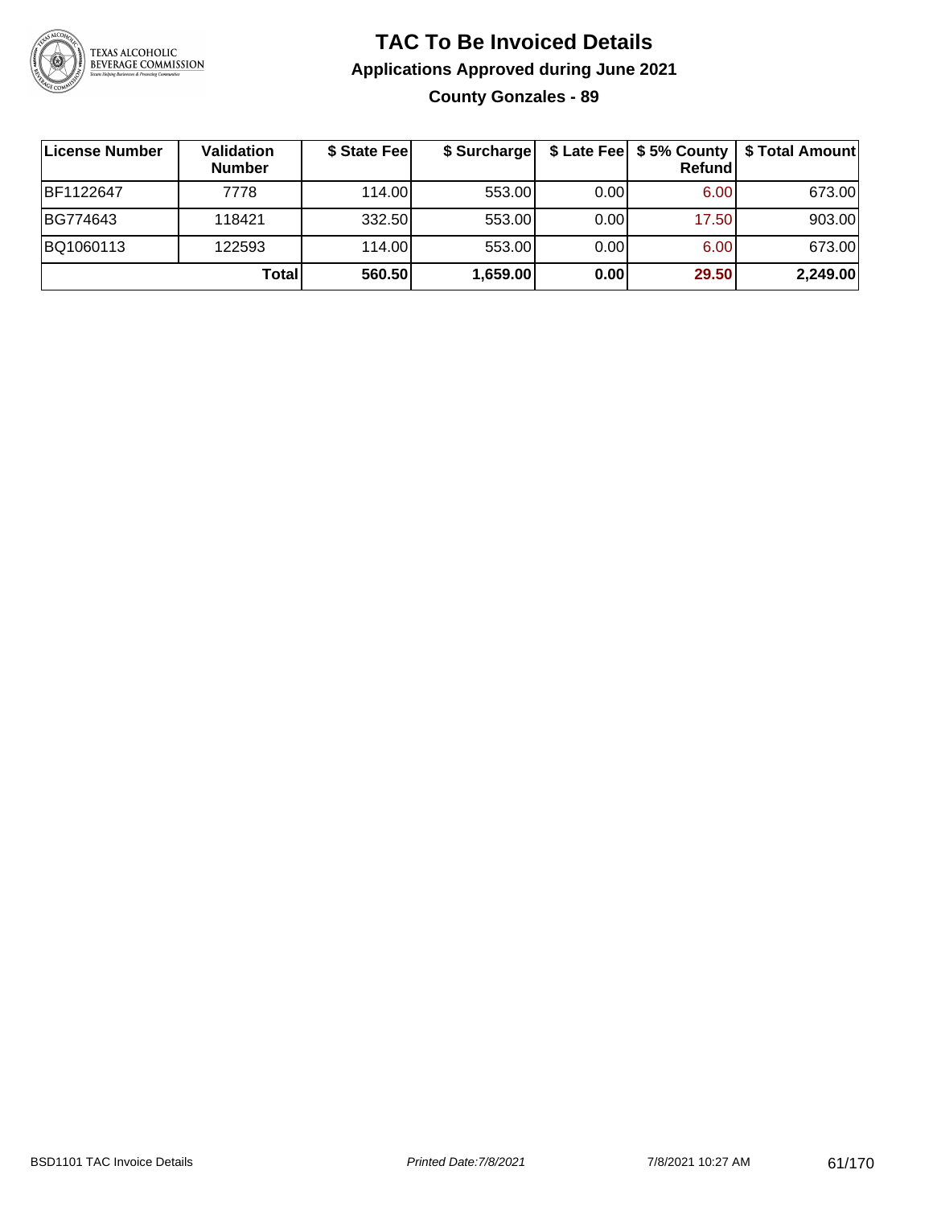# TAC To Be Invoiced Details

## Applications Approved during June 2021

### County Gonzales - 89

| License Number | Validation Number | \$ State Fee | \$ Surcharge | \$ Late Fee | \$ 5% County Refund | \$ Total Amount |
|---|---|---|---|---|---|---|
| BF1122647 | 7778 | 114.00 | 553.00 | 0.00 | 6.00 | 673.00 |
| BG774643 | 118421 | 332.50 | 553.00 | 0.00 | 17.50 | 903.00 |
| BQ1060113 | 122593 | 114.00 | 553.00 | 0.00 | 6.00 | 673.00 |
| | **Total** | **560.50** | **1,659.00** | **0.00** | **29.50** | **2,249.00** |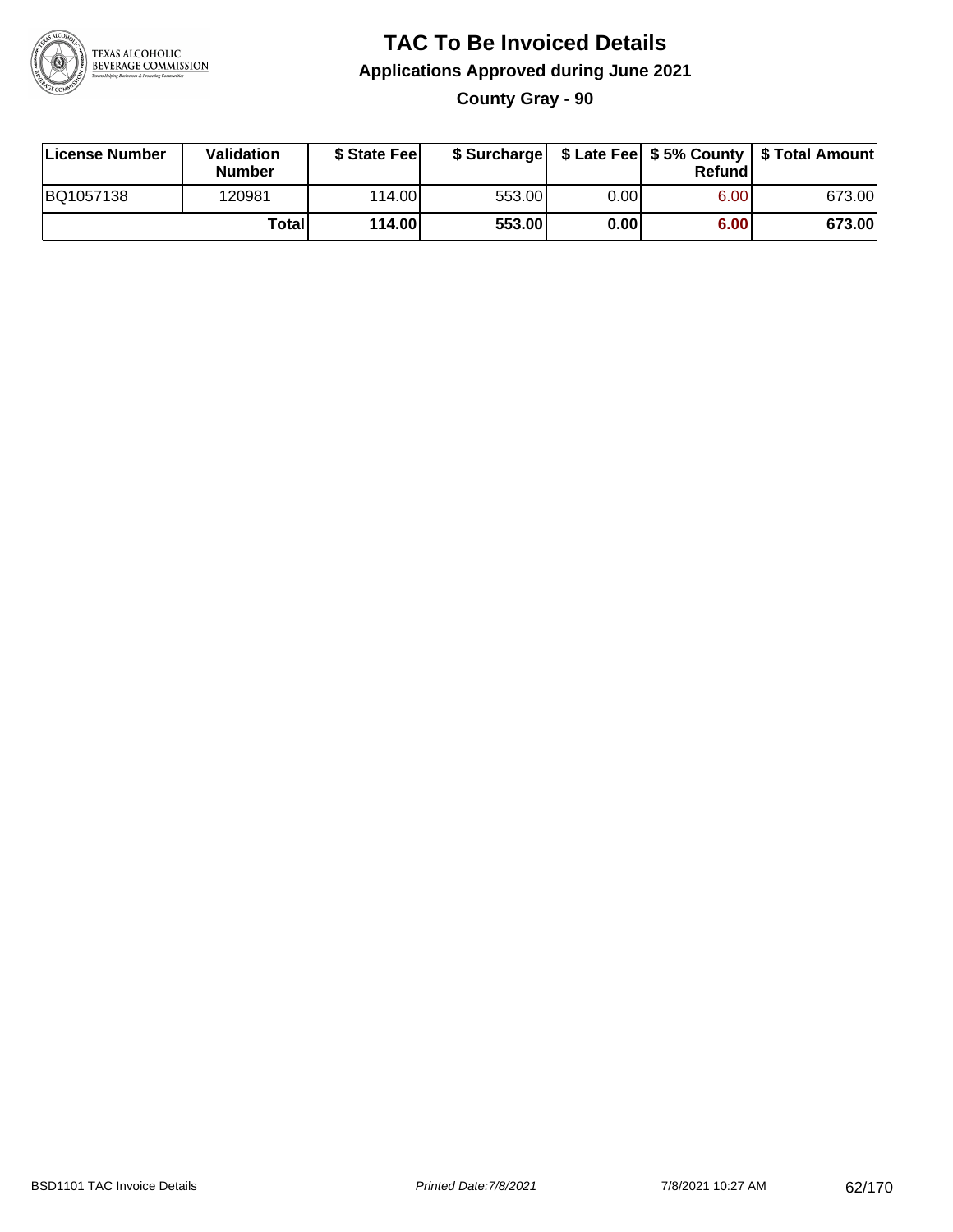# TAC To Be Invoiced Details

## Applications Approved during June 2021

### County Gray - 90

| License Number | Validation Number | $ State Fee | $ Surcharge | $ Late Fee | $ 5% County Refund | $ Total Amount |
|---|---|---|---|---|---|---|
| BQ1057138 | 120981 | 114.00 | 553.00 | 0.00 | 6.00 | 673.00 |
| | **Total** | **114.00** | **553.00** | **0.00** | **6.00** | **673.00** |

BSD1101 TAC Invoice Details | *Printed Date:7/8/2021* | 7/8/2021 10:27 AM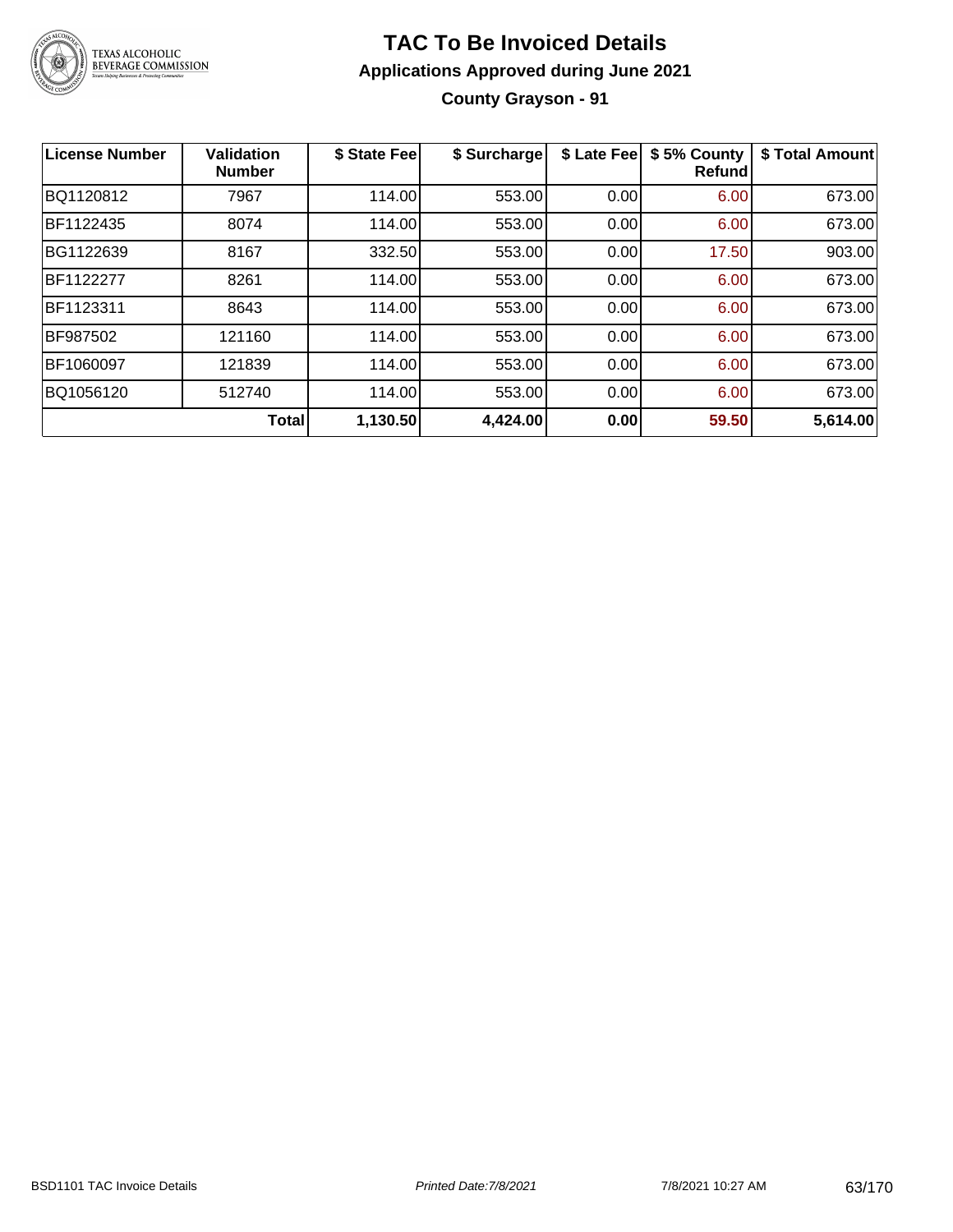# TAC To Be Invoiced Details

## Applications Approved during June 2021

### County Grayson - 91

| License Number | Validation Number | $ State Fee | $ Surcharge | $ Late Fee | $ 5% County Refund | $ Total Amount |
|---|---|---|---|---|---|---|
| BQ1120812 | 7967 | 114.00 | 553.00 | 0.00 | 6.00 | 673.00 |
| BF1122435 | 8074 | 114.00 | 553.00 | 0.00 | 6.00 | 673.00 |
| BG1122639 | 8167 | 332.50 | 553.00 | 0.00 | 17.50 | 903.00 |
| BF1122277 | 8261 | 114.00 | 553.00 | 0.00 | 6.00 | 673.00 |
| BF1123311 | 8643 | 114.00 | 553.00 | 0.00 | 6.00 | 673.00 |
| BF987502 | 121160 | 114.00 | 553.00 | 0.00 | 6.00 | 673.00 |
| BF1060097 | 121839 | 114.00 | 553.00 | 0.00 | 6.00 | 673.00 |
| BQ1056120 | 512740 | 114.00 | 553.00 | 0.00 | 6.00 | 673.00 |
| | **Total** | **1,130.50** | **4,424.00** | **0.00** | **59.50** | **5,614.00** |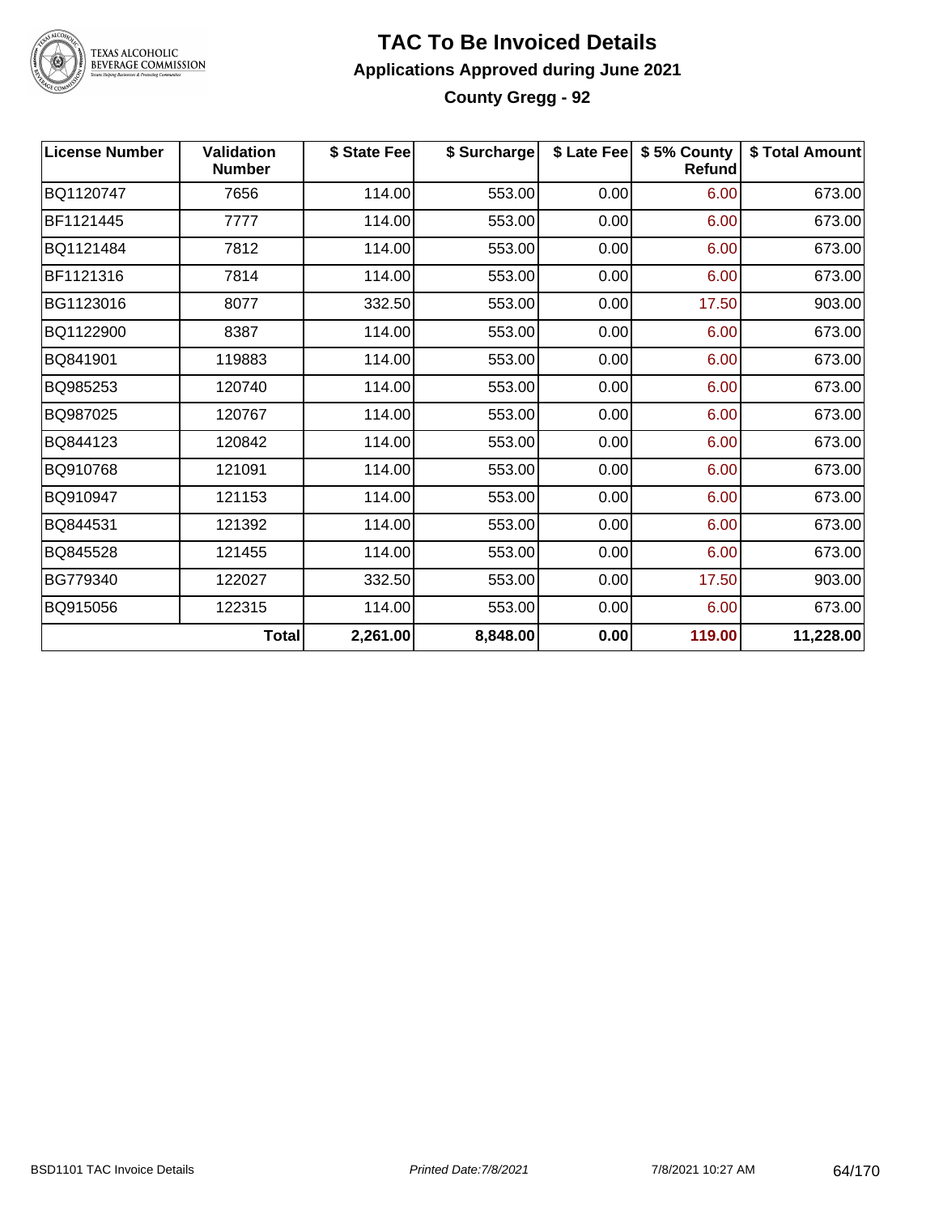# TAC To Be Invoiced Details

## Applications Approved during June 2021

### County Gregg - 92

| License Number | Validation Number | $ State Fee | $ Surcharge | $ Late Fee | $ 5% County Refund | $ Total Amount |
|---|---|---|---|---|---|---|
| BQ1120747 | 7656 | 114.00 | 553.00 | 0.00 | 6.00 | 673.00 |
| BF1121445 | 7777 | 114.00 | 553.00 | 0.00 | 6.00 | 673.00 |
| BQ1121484 | 7812 | 114.00 | 553.00 | 0.00 | 6.00 | 673.00 |
| BF1121316 | 7814 | 114.00 | 553.00 | 0.00 | 6.00 | 673.00 |
| BG1123016 | 8077 | 332.50 | 553.00 | 0.00 | 17.50 | 903.00 |
| BQ1122900 | 8387 | 114.00 | 553.00 | 0.00 | 6.00 | 673.00 |
| BQ841901 | 119883 | 114.00 | 553.00 | 0.00 | 6.00 | 673.00 |
| BQ985253 | 120740 | 114.00 | 553.00 | 0.00 | 6.00 | 673.00 |
| BQ987025 | 120767 | 114.00 | 553.00 | 0.00 | 6.00 | 673.00 |
| BQ844123 | 120842 | 114.00 | 553.00 | 0.00 | 6.00 | 673.00 |
| BQ910768 | 121091 | 114.00 | 553.00 | 0.00 | 6.00 | 673.00 |
| BQ910947 | 121153 | 114.00 | 553.00 | 0.00 | 6.00 | 673.00 |
| BQ844531 | 121392 | 114.00 | 553.00 | 0.00 | 6.00 | 673.00 |
| BQ845528 | 121455 | 114.00 | 553.00 | 0.00 | 6.00 | 673.00 |
| BG779340 | 122027 | 332.50 | 553.00 | 0.00 | 17.50 | 903.00 |
| BQ915056 | 122315 | 114.00 | 553.00 | 0.00 | 6.00 | 673.00 |
| | **Total** | **2,261.00** | **8,848.00** | **0.00** | **119.00** | **11,228.00** |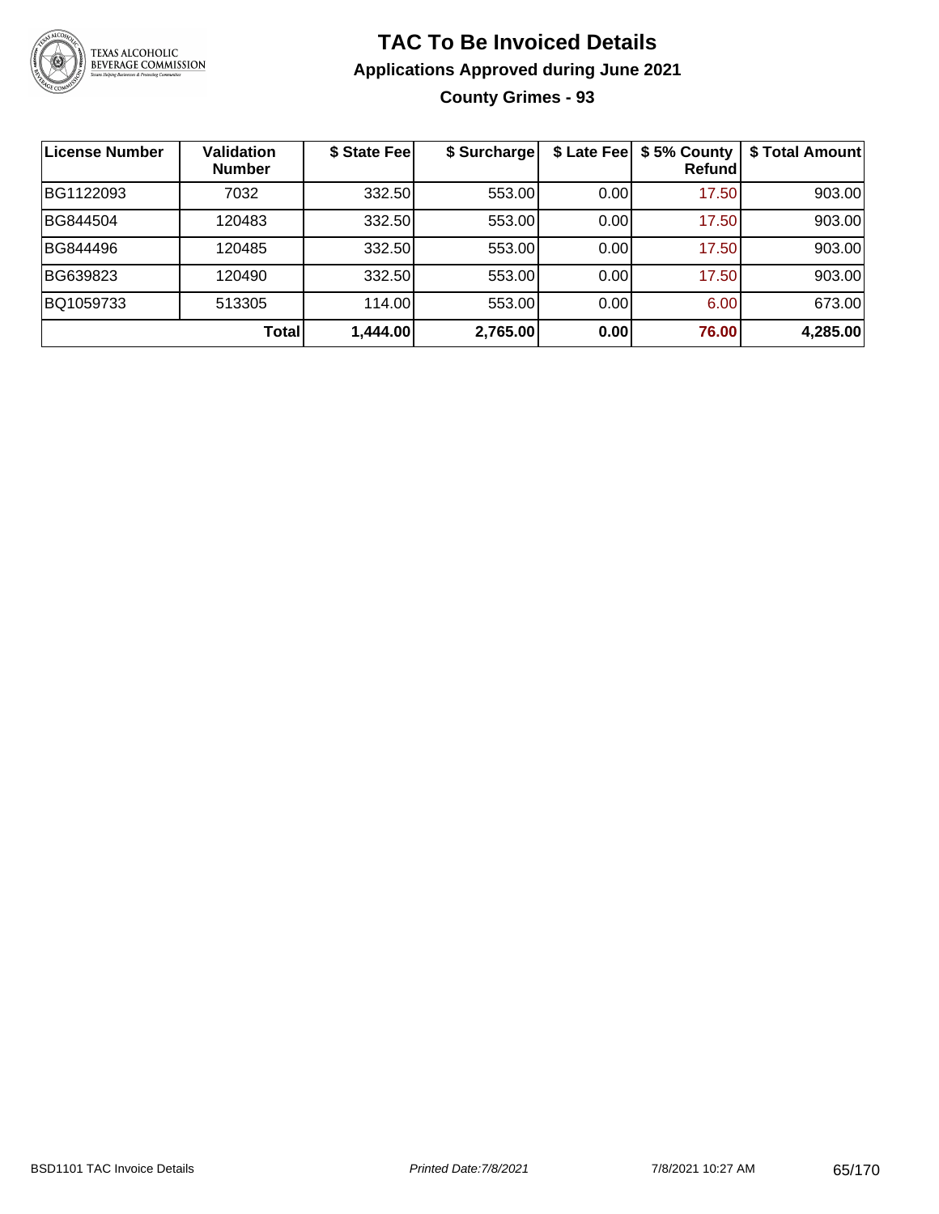# TAC To Be Invoiced Details

## Applications Approved during June 2021

### County Grimes - 93

| License Number | Validation Number | $ State Fee | $ Surcharge | $ Late Fee | $ 5% County Refund | $ Total Amount |
|---|---|---|---|---|---|---|
| BG1122093 | 7032 | 332.50 | 553.00 | 0.00 | 17.50 | 903.00 |
| BG844504 | 120483 | 332.50 | 553.00 | 0.00 | 17.50 | 903.00 |
| BG844496 | 120485 | 332.50 | 553.00 | 0.00 | 17.50 | 903.00 |
| BG639823 | 120490 | 332.50 | 553.00 | 0.00 | 17.50 | 903.00 |
| BQ1059733 | 513305 | 114.00 | 553.00 | 0.00 | 6.00 | 673.00 |
| | **Total** | **1,444.00** | **2,765.00** | **0.00** | **76.00** | **4,285.00** |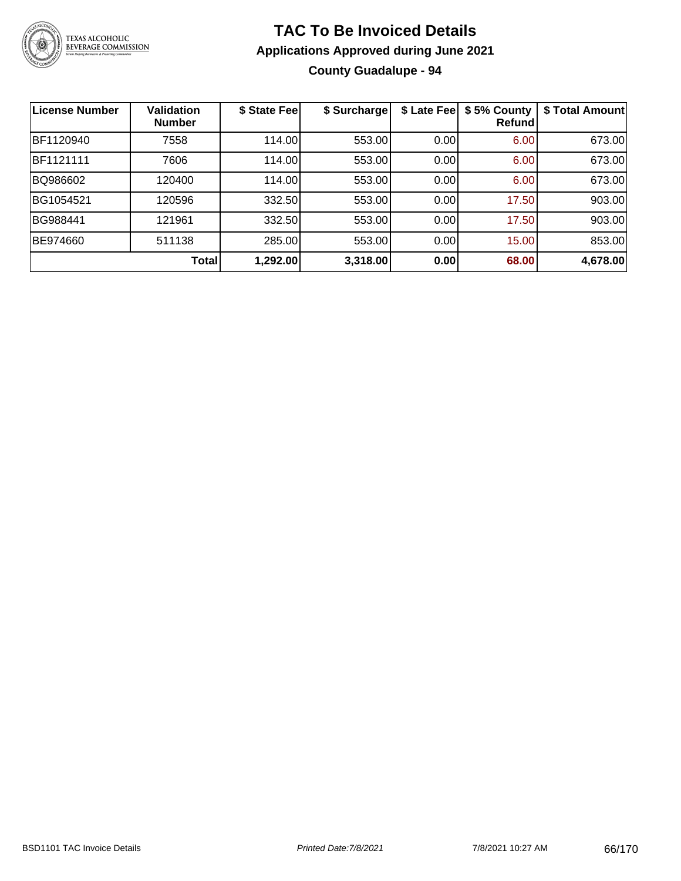# TAC To Be Invoiced Details

## Applications Approved during June 2021

### County Guadalupe - 94

| License Number | Validation Number | $ State Fee | $ Surcharge | $ Late Fee | $ 5% County Refund | $ Total Amount |
|---|---|---|---|---|---|---|
| BF1120940 | 7558 | 114.00 | 553.00 | 0.00 | 6.00 | 673.00 |
| BF1121111 | 7606 | 114.00 | 553.00 | 0.00 | 6.00 | 673.00 |
| BQ986602 | 120400 | 114.00 | 553.00 | 0.00 | 6.00 | 673.00 |
| BG1054521 | 120596 | 332.50 | 553.00 | 0.00 | 17.50 | 903.00 |
| BG988441 | 121961 | 332.50 | 553.00 | 0.00 | 17.50 | 903.00 |
| BE974660 | 511138 | 285.00 | 553.00 | 0.00 | 15.00 | 853.00 |
| | **Total** | **1,292.00** | **3,318.00** | **0.00** | **68.00** | **4,678.00** |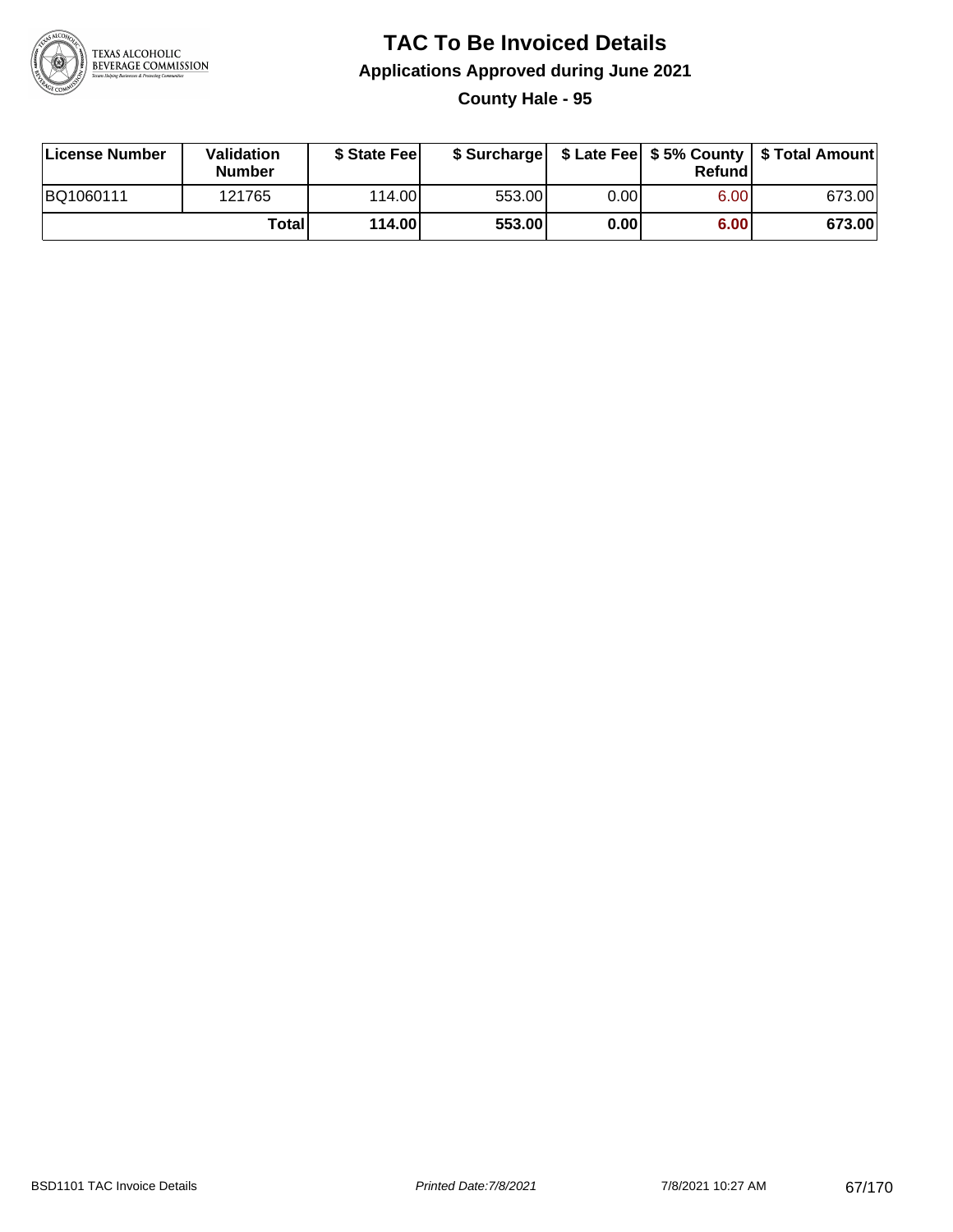# TAC To Be Invoiced Details

## Applications Approved during June 2021

### County Hale - 95

| License Number | Validation Number | $ State Fee | $ Surcharge | $ Late Fee | $ 5% County Refund | $ Total Amount |
|---|---|---|---|---|---|---|
| BQ1060111 | 121765 | 114.00 | 553.00 | 0.00 | 6.00 | 673.00 |
| | **Total** | **114.00** | **553.00** | **0.00** | **6.00** | **673.00** |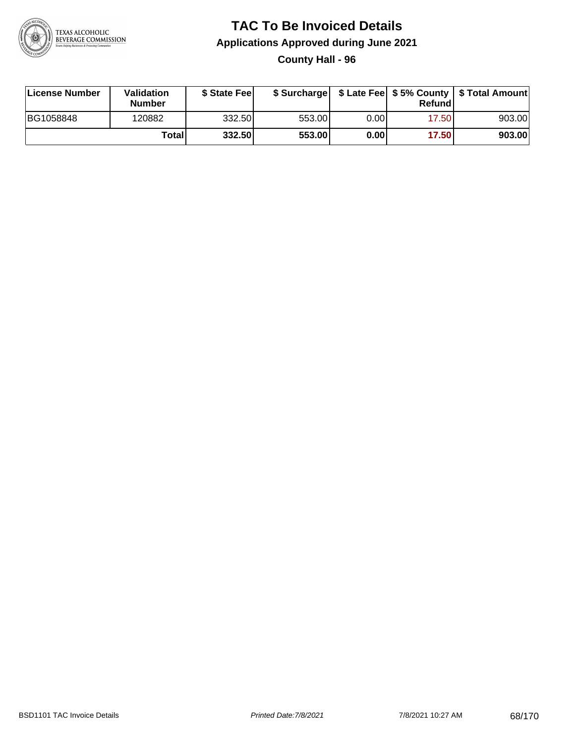# TAC To Be Invoiced Details

## Applications Approved during June 2021

### County Hall - 96

| License Number | Validation Number | $ State Fee | $ Surcharge | $ Late Fee | $ 5% County Refund | $ Total Amount |
|---|---|---|---|---|---|---|
| BG1058848 | 120882 | 332.50 | 553.00 | 0.00 | 17.50 | 903.00 |
| | **Total** | **332.50** | **553.00** | **0.00** | **17.50** | **903.00** |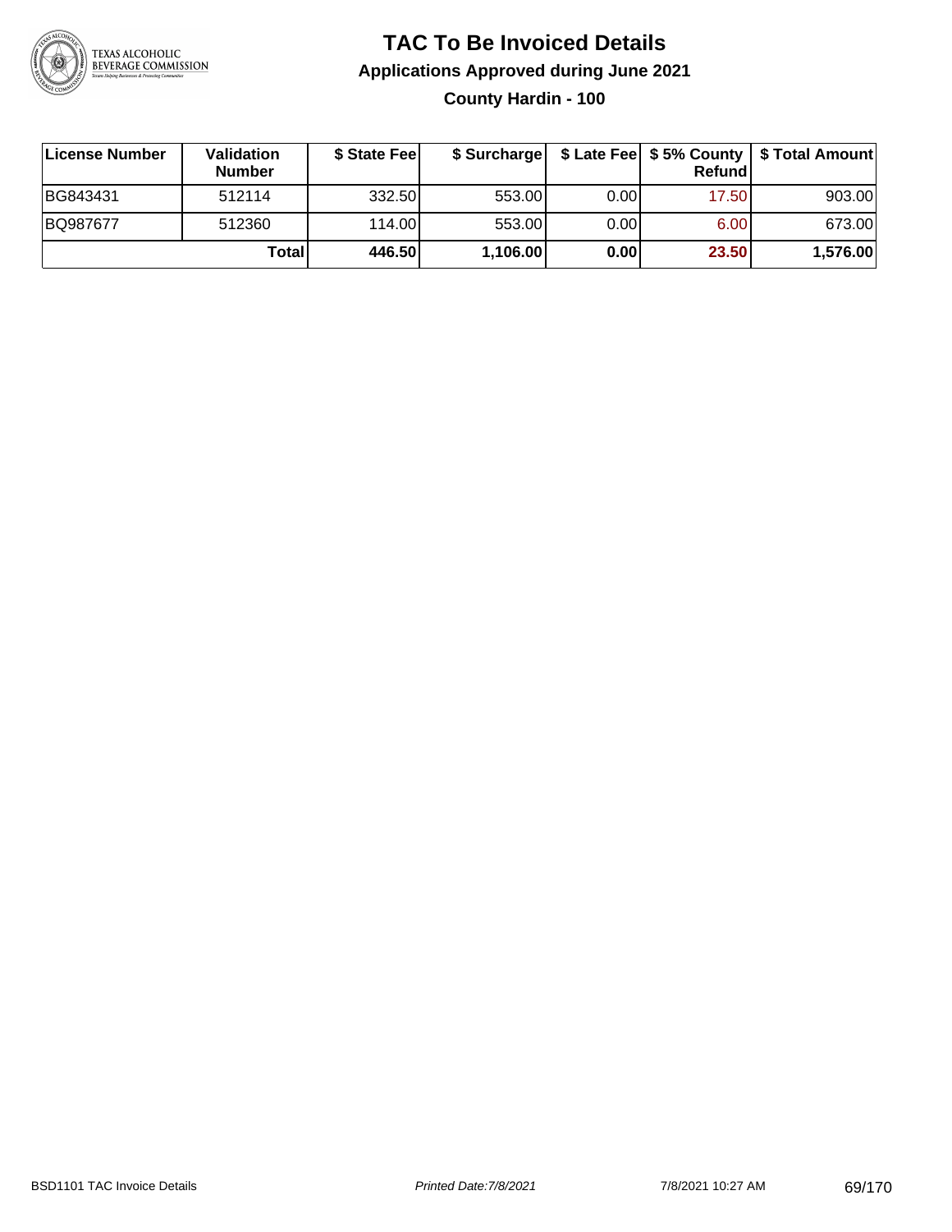# TAC To Be Invoiced Details

## Applications Approved during June 2021

### County Hardin - 100

| License Number | Validation Number | $ State Fee | $ Surcharge | $ Late Fee | $ 5% County Refund | $ Total Amount |
|---|---|---|---|---|---|---|
| BG843431 | 512114 | 332.50 | 553.00 | 0.00 | 17.50 | 903.00 |
| BQ987677 | 512360 | 114.00 | 553.00 | 0.00 | 6.00 | 673.00 |
| | **Total** | **446.50** | **1,106.00** | **0.00** | **23.50** | **1,576.00** |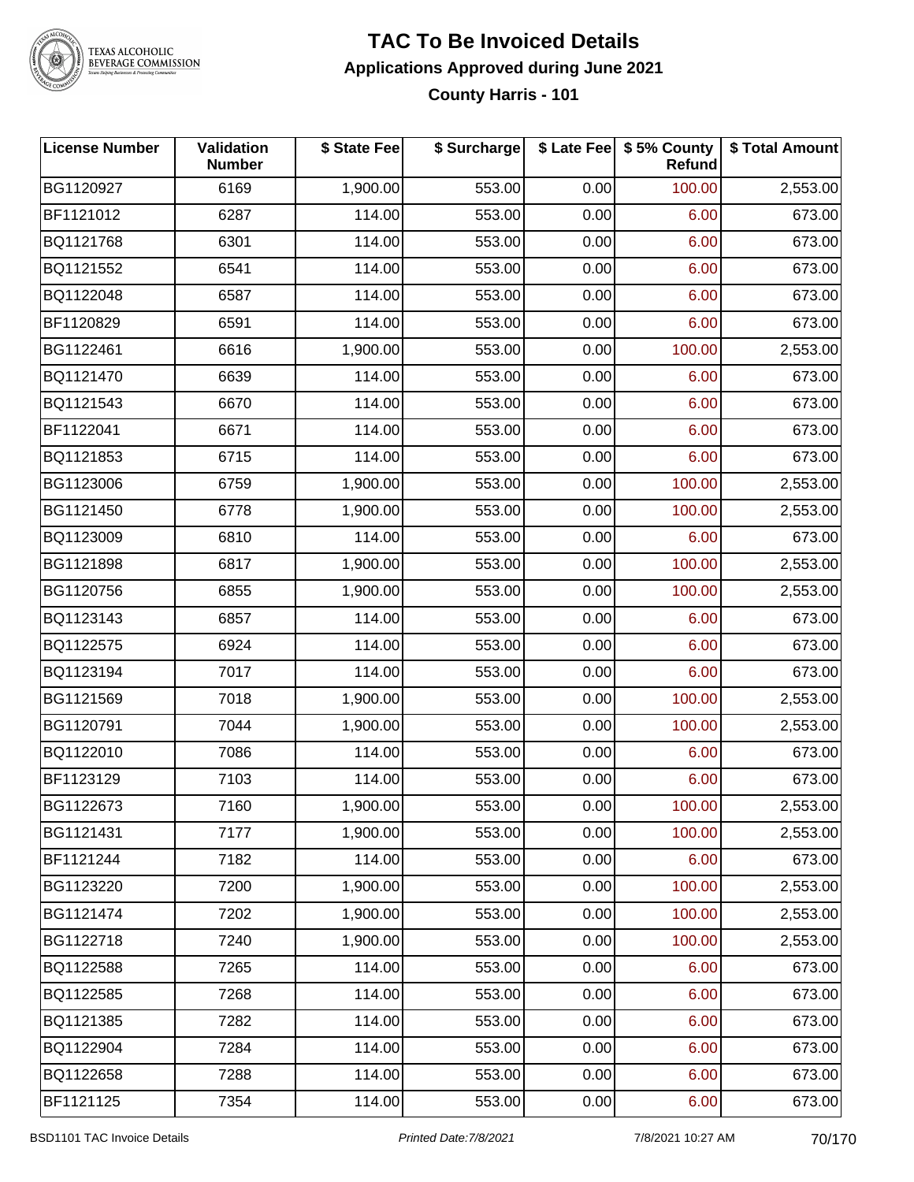# TAC To Be Invoiced Details

## Applications Approved during June 2021

### County Harris - 101

| License Number | Validation Number | $ State Fee | $ Surcharge | $ Late Fee | $ 5% County Refund | $ Total Amount |
|---|---|---|---|---|---|---|
| BG1120927 | 6169 | 1,900.00 | 553.00 | 0.00 | 100.00 | 2,553.00 |
| BF1121012 | 6287 | 114.00 | 553.00 | 0.00 | 6.00 | 673.00 |
| BQ1121768 | 6301 | 114.00 | 553.00 | 0.00 | 6.00 | 673.00 |
| BQ1121552 | 6541 | 114.00 | 553.00 | 0.00 | 6.00 | 673.00 |
| BQ1122048 | 6587 | 114.00 | 553.00 | 0.00 | 6.00 | 673.00 |
| BF1120829 | 6591 | 114.00 | 553.00 | 0.00 | 6.00 | 673.00 |
| BG1122461 | 6616 | 1,900.00 | 553.00 | 0.00 | 100.00 | 2,553.00 |
| BQ1121470 | 6639 | 114.00 | 553.00 | 0.00 | 6.00 | 673.00 |
| BQ1121543 | 6670 | 114.00 | 553.00 | 0.00 | 6.00 | 673.00 |
| BF1122041 | 6671 | 114.00 | 553.00 | 0.00 | 6.00 | 673.00 |
| BQ1121853 | 6715 | 114.00 | 553.00 | 0.00 | 6.00 | 673.00 |
| BG1123006 | 6759 | 1,900.00 | 553.00 | 0.00 | 100.00 | 2,553.00 |
| BG1121450 | 6778 | 1,900.00 | 553.00 | 0.00 | 100.00 | 2,553.00 |
| BQ1123009 | 6810 | 114.00 | 553.00 | 0.00 | 6.00 | 673.00 |
| BG1121898 | 6817 | 1,900.00 | 553.00 | 0.00 | 100.00 | 2,553.00 |
| BG1120756 | 6855 | 1,900.00 | 553.00 | 0.00 | 100.00 | 2,553.00 |
| BQ1123143 | 6857 | 114.00 | 553.00 | 0.00 | 6.00 | 673.00 |
| BQ1122575 | 6924 | 114.00 | 553.00 | 0.00 | 6.00 | 673.00 |
| BQ1123194 | 7017 | 114.00 | 553.00 | 0.00 | 6.00 | 673.00 |
| BG1121569 | 7018 | 1,900.00 | 553.00 | 0.00 | 100.00 | 2,553.00 |
| BG1120791 | 7044 | 1,900.00 | 553.00 | 0.00 | 100.00 | 2,553.00 |
| BQ1122010 | 7086 | 114.00 | 553.00 | 0.00 | 6.00 | 673.00 |
| BF1123129 | 7103 | 114.00 | 553.00 | 0.00 | 6.00 | 673.00 |
| BG1122673 | 7160 | 1,900.00 | 553.00 | 0.00 | 100.00 | 2,553.00 |
| BG1121431 | 7177 | 1,900.00 | 553.00 | 0.00 | 100.00 | 2,553.00 |
| BF1121244 | 7182 | 114.00 | 553.00 | 0.00 | 6.00 | 673.00 |
| BG1123220 | 7200 | 1,900.00 | 553.00 | 0.00 | 100.00 | 2,553.00 |
| BG1121474 | 7202 | 1,900.00 | 553.00 | 0.00 | 100.00 | 2,553.00 |
| BG1122718 | 7240 | 1,900.00 | 553.00 | 0.00 | 100.00 | 2,553.00 |
| BQ1122588 | 7265 | 114.00 | 553.00 | 0.00 | 6.00 | 673.00 |
| BQ1122585 | 7268 | 114.00 | 553.00 | 0.00 | 6.00 | 673.00 |
| BQ1121385 | 7282 | 114.00 | 553.00 | 0.00 | 6.00 | 673.00 |
| BQ1122904 | 7284 | 114.00 | 553.00 | 0.00 | 6.00 | 673.00 |
| BQ1122658 | 7288 | 114.00 | 553.00 | 0.00 | 6.00 | 673.00 |
| BF1121125 | 7354 | 114.00 | 553.00 | 0.00 | 6.00 | 673.00 |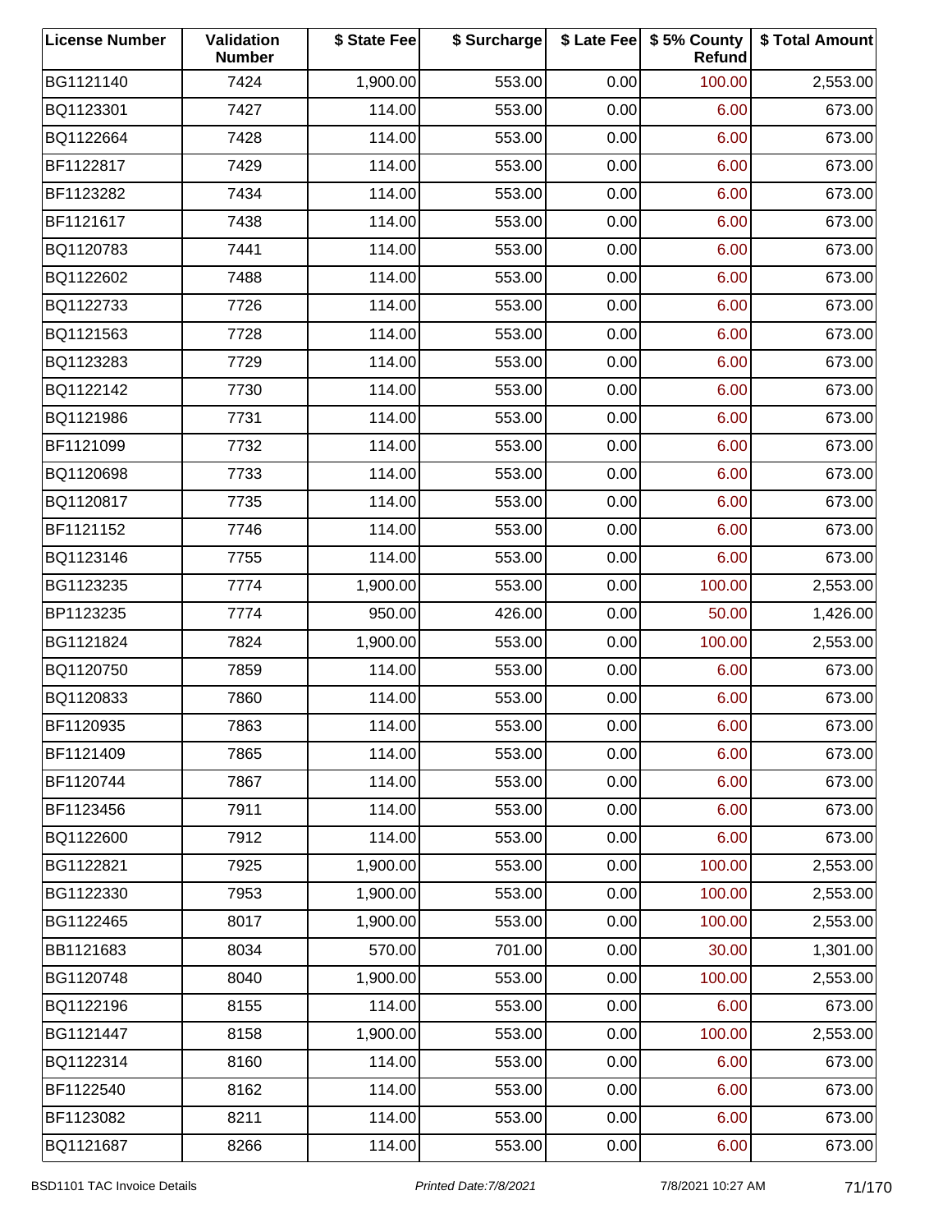| License Number | Validation Number | $ State Fee | $ Surcharge | $ Late Fee | $ 5% County Refund | $ Total Amount |
| --- | --- | --- | --- | --- | --- | --- |
| BG1121140 | 7424 | 1,900.00 | 553.00 | 0.00 | 100.00 | 2,553.00 |
| BQ1123301 | 7427 | 114.00 | 553.00 | 0.00 | 6.00 | 673.00 |
| BQ1122664 | 7428 | 114.00 | 553.00 | 0.00 | 6.00 | 673.00 |
| BF1122817 | 7429 | 114.00 | 553.00 | 0.00 | 6.00 | 673.00 |
| BF1123282 | 7434 | 114.00 | 553.00 | 0.00 | 6.00 | 673.00 |
| BF1121617 | 7438 | 114.00 | 553.00 | 0.00 | 6.00 | 673.00 |
| BQ1120783 | 7441 | 114.00 | 553.00 | 0.00 | 6.00 | 673.00 |
| BQ1122602 | 7488 | 114.00 | 553.00 | 0.00 | 6.00 | 673.00 |
| BQ1122733 | 7726 | 114.00 | 553.00 | 0.00 | 6.00 | 673.00 |
| BQ1121563 | 7728 | 114.00 | 553.00 | 0.00 | 6.00 | 673.00 |
| BQ1123283 | 7729 | 114.00 | 553.00 | 0.00 | 6.00 | 673.00 |
| BQ1122142 | 7730 | 114.00 | 553.00 | 0.00 | 6.00 | 673.00 |
| BQ1121986 | 7731 | 114.00 | 553.00 | 0.00 | 6.00 | 673.00 |
| BF1121099 | 7732 | 114.00 | 553.00 | 0.00 | 6.00 | 673.00 |
| BQ1120698 | 7733 | 114.00 | 553.00 | 0.00 | 6.00 | 673.00 |
| BQ1120817 | 7735 | 114.00 | 553.00 | 0.00 | 6.00 | 673.00 |
| BF1121152 | 7746 | 114.00 | 553.00 | 0.00 | 6.00 | 673.00 |
| BQ1123146 | 7755 | 114.00 | 553.00 | 0.00 | 6.00 | 673.00 |
| BG1123235 | 7774 | 1,900.00 | 553.00 | 0.00 | 100.00 | 2,553.00 |
| BP1123235 | 7774 | 950.00 | 426.00 | 0.00 | 50.00 | 1,426.00 |
| BG1121824 | 7824 | 1,900.00 | 553.00 | 0.00 | 100.00 | 2,553.00 |
| BQ1120750 | 7859 | 114.00 | 553.00 | 0.00 | 6.00 | 673.00 |
| BQ1120833 | 7860 | 114.00 | 553.00 | 0.00 | 6.00 | 673.00 |
| BF1120935 | 7863 | 114.00 | 553.00 | 0.00 | 6.00 | 673.00 |
| BF1121409 | 7865 | 114.00 | 553.00 | 0.00 | 6.00 | 673.00 |
| BF1120744 | 7867 | 114.00 | 553.00 | 0.00 | 6.00 | 673.00 |
| BF1123456 | 7911 | 114.00 | 553.00 | 0.00 | 6.00 | 673.00 |
| BQ1122600 | 7912 | 114.00 | 553.00 | 0.00 | 6.00 | 673.00 |
| BG1122821 | 7925 | 1,900.00 | 553.00 | 0.00 | 100.00 | 2,553.00 |
| BG1122330 | 7953 | 1,900.00 | 553.00 | 0.00 | 100.00 | 2,553.00 |
| BG1122465 | 8017 | 1,900.00 | 553.00 | 0.00 | 100.00 | 2,553.00 |
| BB1121683 | 8034 | 570.00 | 701.00 | 0.00 | 30.00 | 1,301.00 |
| BG1120748 | 8040 | 1,900.00 | 553.00 | 0.00 | 100.00 | 2,553.00 |
| BQ1122196 | 8155 | 114.00 | 553.00 | 0.00 | 6.00 | 673.00 |
| BG1121447 | 8158 | 1,900.00 | 553.00 | 0.00 | 100.00 | 2,553.00 |
| BQ1122314 | 8160 | 114.00 | 553.00 | 0.00 | 6.00 | 673.00 |
| BF1122540 | 8162 | 114.00 | 553.00 | 0.00 | 6.00 | 673.00 |
| BF1123082 | 8211 | 114.00 | 553.00 | 0.00 | 6.00 | 673.00 |
| BQ1121687 | 8266 | 114.00 | 553.00 | 0.00 | 6.00 | 673.00 |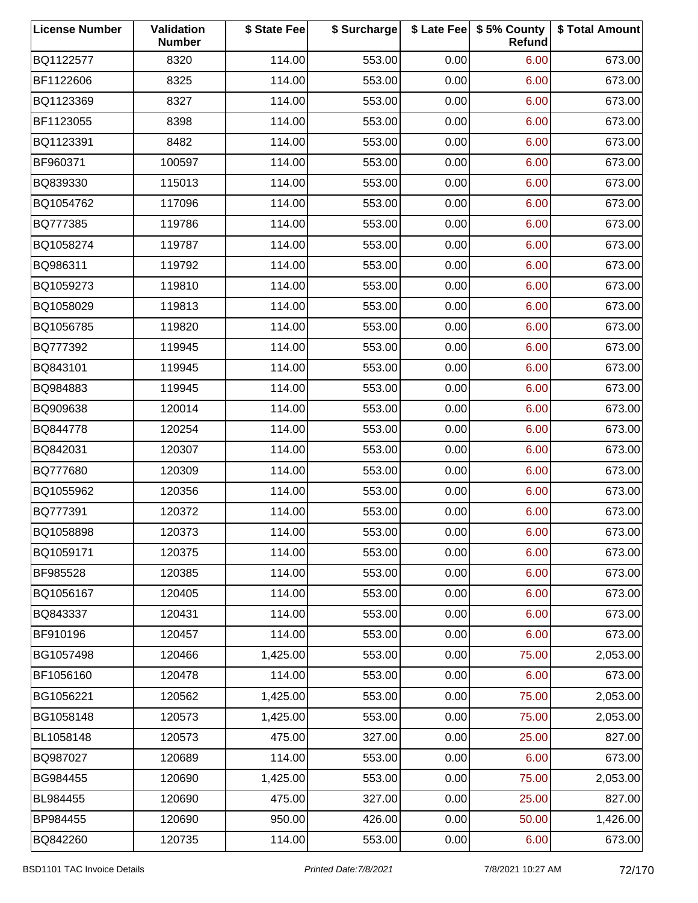| License Number | Validation Number | $ State Fee | $ Surcharge | $ Late Fee | $ 5% County Refund | $ Total Amount |
|---|---|---|---|---|---|---|
| BQ1122577 | 8320 | 114.00 | 553.00 | 0.00 | 6.00 | 673.00 |
| BF1122606 | 8325 | 114.00 | 553.00 | 0.00 | 6.00 | 673.00 |
| BQ1123369 | 8327 | 114.00 | 553.00 | 0.00 | 6.00 | 673.00 |
| BF1123055 | 8398 | 114.00 | 553.00 | 0.00 | 6.00 | 673.00 |
| BQ1123391 | 8482 | 114.00 | 553.00 | 0.00 | 6.00 | 673.00 |
| BF960371 | 100597 | 114.00 | 553.00 | 0.00 | 6.00 | 673.00 |
| BQ839330 | 115013 | 114.00 | 553.00 | 0.00 | 6.00 | 673.00 |
| BQ1054762 | 117096 | 114.00 | 553.00 | 0.00 | 6.00 | 673.00 |
| BQ777385 | 119786 | 114.00 | 553.00 | 0.00 | 6.00 | 673.00 |
| BQ1058274 | 119787 | 114.00 | 553.00 | 0.00 | 6.00 | 673.00 |
| BQ986311 | 119792 | 114.00 | 553.00 | 0.00 | 6.00 | 673.00 |
| BQ1059273 | 119810 | 114.00 | 553.00 | 0.00 | 6.00 | 673.00 |
| BQ1058029 | 119813 | 114.00 | 553.00 | 0.00 | 6.00 | 673.00 |
| BQ1056785 | 119820 | 114.00 | 553.00 | 0.00 | 6.00 | 673.00 |
| BQ777392 | 119945 | 114.00 | 553.00 | 0.00 | 6.00 | 673.00 |
| BQ843101 | 119945 | 114.00 | 553.00 | 0.00 | 6.00 | 673.00 |
| BQ984883 | 119945 | 114.00 | 553.00 | 0.00 | 6.00 | 673.00 |
| BQ909638 | 120014 | 114.00 | 553.00 | 0.00 | 6.00 | 673.00 |
| BQ844778 | 120254 | 114.00 | 553.00 | 0.00 | 6.00 | 673.00 |
| BQ842031 | 120307 | 114.00 | 553.00 | 0.00 | 6.00 | 673.00 |
| BQ777680 | 120309 | 114.00 | 553.00 | 0.00 | 6.00 | 673.00 |
| BQ1055962 | 120356 | 114.00 | 553.00 | 0.00 | 6.00 | 673.00 |
| BQ777391 | 120372 | 114.00 | 553.00 | 0.00 | 6.00 | 673.00 |
| BQ1058898 | 120373 | 114.00 | 553.00 | 0.00 | 6.00 | 673.00 |
| BQ1059171 | 120375 | 114.00 | 553.00 | 0.00 | 6.00 | 673.00 |
| BF985528 | 120385 | 114.00 | 553.00 | 0.00 | 6.00 | 673.00 |
| BQ1056167 | 120405 | 114.00 | 553.00 | 0.00 | 6.00 | 673.00 |
| BQ843337 | 120431 | 114.00 | 553.00 | 0.00 | 6.00 | 673.00 |
| BF910196 | 120457 | 114.00 | 553.00 | 0.00 | 6.00 | 673.00 |
| BG1057498 | 120466 | 1,425.00 | 553.00 | 0.00 | 75.00 | 2,053.00 |
| BF1056160 | 120478 | 114.00 | 553.00 | 0.00 | 6.00 | 673.00 |
| BG1056221 | 120562 | 1,425.00 | 553.00 | 0.00 | 75.00 | 2,053.00 |
| BG1058148 | 120573 | 1,425.00 | 553.00 | 0.00 | 75.00 | 2,053.00 |
| BL1058148 | 120573 | 475.00 | 327.00 | 0.00 | 25.00 | 827.00 |
| BQ987027 | 120689 | 114.00 | 553.00 | 0.00 | 6.00 | 673.00 |
| BG984455 | 120690 | 1,425.00 | 553.00 | 0.00 | 75.00 | 2,053.00 |
| BL984455 | 120690 | 475.00 | 327.00 | 0.00 | 25.00 | 827.00 |
| BP984455 | 120690 | 950.00 | 426.00 | 0.00 | 50.00 | 1,426.00 |
| BQ842260 | 120735 | 114.00 | 553.00 | 0.00 | 6.00 | 673.00 |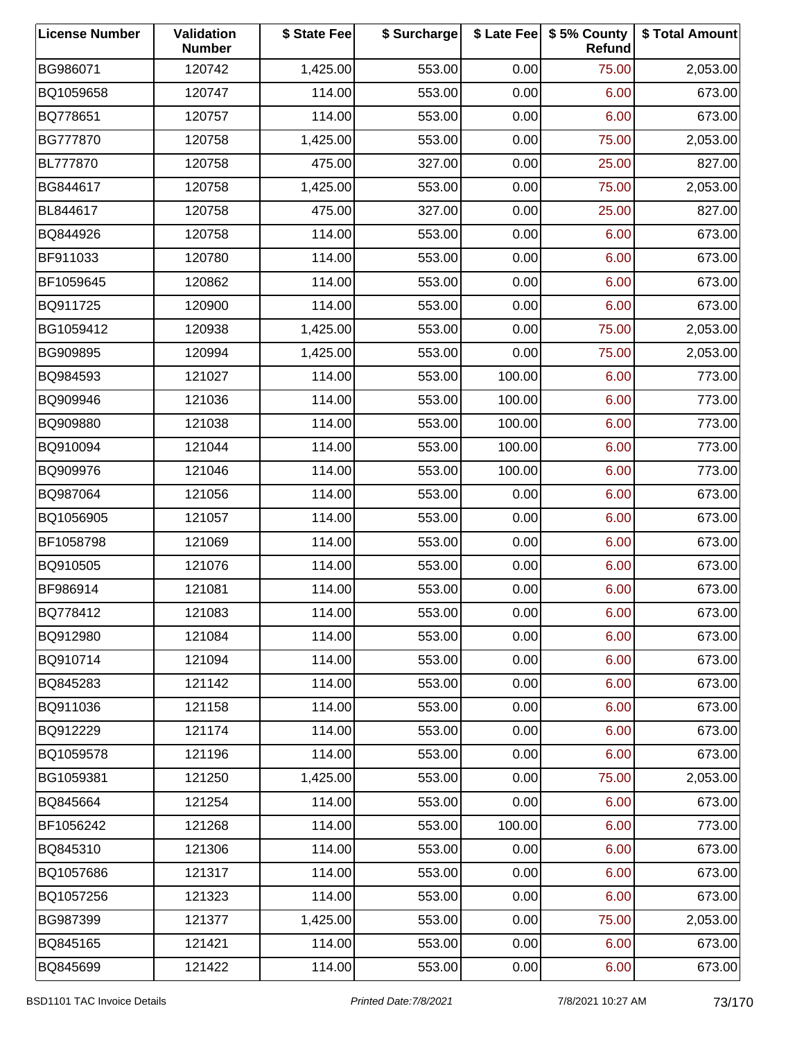| License Number | Validation Number | $ State Fee | $ Surcharge | $ Late Fee | $ 5% County Refund | $ Total Amount |
| --- | --- | --- | --- | --- | --- | --- |
| BG986071 | 120742 | 1,425.00 | 553.00 | 0.00 | 75.00 | 2,053.00 |
| BQ1059658 | 120747 | 114.00 | 553.00 | 0.00 | 6.00 | 673.00 |
| BQ778651 | 120757 | 114.00 | 553.00 | 0.00 | 6.00 | 673.00 |
| BG777870 | 120758 | 1,425.00 | 553.00 | 0.00 | 75.00 | 2,053.00 |
| BL777870 | 120758 | 475.00 | 327.00 | 0.00 | 25.00 | 827.00 |
| BG844617 | 120758 | 1,425.00 | 553.00 | 0.00 | 75.00 | 2,053.00 |
| BL844617 | 120758 | 475.00 | 327.00 | 0.00 | 25.00 | 827.00 |
| BQ844926 | 120758 | 114.00 | 553.00 | 0.00 | 6.00 | 673.00 |
| BF911033 | 120780 | 114.00 | 553.00 | 0.00 | 6.00 | 673.00 |
| BF1059645 | 120862 | 114.00 | 553.00 | 0.00 | 6.00 | 673.00 |
| BQ911725 | 120900 | 114.00 | 553.00 | 0.00 | 6.00 | 673.00 |
| BG1059412 | 120938 | 1,425.00 | 553.00 | 0.00 | 75.00 | 2,053.00 |
| BG909895 | 120994 | 1,425.00 | 553.00 | 0.00 | 75.00 | 2,053.00 |
| BQ984593 | 121027 | 114.00 | 553.00 | 100.00 | 6.00 | 773.00 |
| BQ909946 | 121036 | 114.00 | 553.00 | 100.00 | 6.00 | 773.00 |
| BQ909880 | 121038 | 114.00 | 553.00 | 100.00 | 6.00 | 773.00 |
| BQ910094 | 121044 | 114.00 | 553.00 | 100.00 | 6.00 | 773.00 |
| BQ909976 | 121046 | 114.00 | 553.00 | 100.00 | 6.00 | 773.00 |
| BQ987064 | 121056 | 114.00 | 553.00 | 0.00 | 6.00 | 673.00 |
| BQ1056905 | 121057 | 114.00 | 553.00 | 0.00 | 6.00 | 673.00 |
| BF1058798 | 121069 | 114.00 | 553.00 | 0.00 | 6.00 | 673.00 |
| BQ910505 | 121076 | 114.00 | 553.00 | 0.00 | 6.00 | 673.00 |
| BF986914 | 121081 | 114.00 | 553.00 | 0.00 | 6.00 | 673.00 |
| BQ778412 | 121083 | 114.00 | 553.00 | 0.00 | 6.00 | 673.00 |
| BQ912980 | 121084 | 114.00 | 553.00 | 0.00 | 6.00 | 673.00 |
| BQ910714 | 121094 | 114.00 | 553.00 | 0.00 | 6.00 | 673.00 |
| BQ845283 | 121142 | 114.00 | 553.00 | 0.00 | 6.00 | 673.00 |
| BQ911036 | 121158 | 114.00 | 553.00 | 0.00 | 6.00 | 673.00 |
| BQ912229 | 121174 | 114.00 | 553.00 | 0.00 | 6.00 | 673.00 |
| BQ1059578 | 121196 | 114.00 | 553.00 | 0.00 | 6.00 | 673.00 |
| BG1059381 | 121250 | 1,425.00 | 553.00 | 0.00 | 75.00 | 2,053.00 |
| BQ845664 | 121254 | 114.00 | 553.00 | 0.00 | 6.00 | 673.00 |
| BF1056242 | 121268 | 114.00 | 553.00 | 100.00 | 6.00 | 773.00 |
| BQ845310 | 121306 | 114.00 | 553.00 | 0.00 | 6.00 | 673.00 |
| BQ1057686 | 121317 | 114.00 | 553.00 | 0.00 | 6.00 | 673.00 |
| BQ1057256 | 121323 | 114.00 | 553.00 | 0.00 | 6.00 | 673.00 |
| BG987399 | 121377 | 1,425.00 | 553.00 | 0.00 | 75.00 | 2,053.00 |
| BQ845165 | 121421 | 114.00 | 553.00 | 0.00 | 6.00 | 673.00 |
| BQ845699 | 121422 | 114.00 | 553.00 | 0.00 | 6.00 | 673.00 |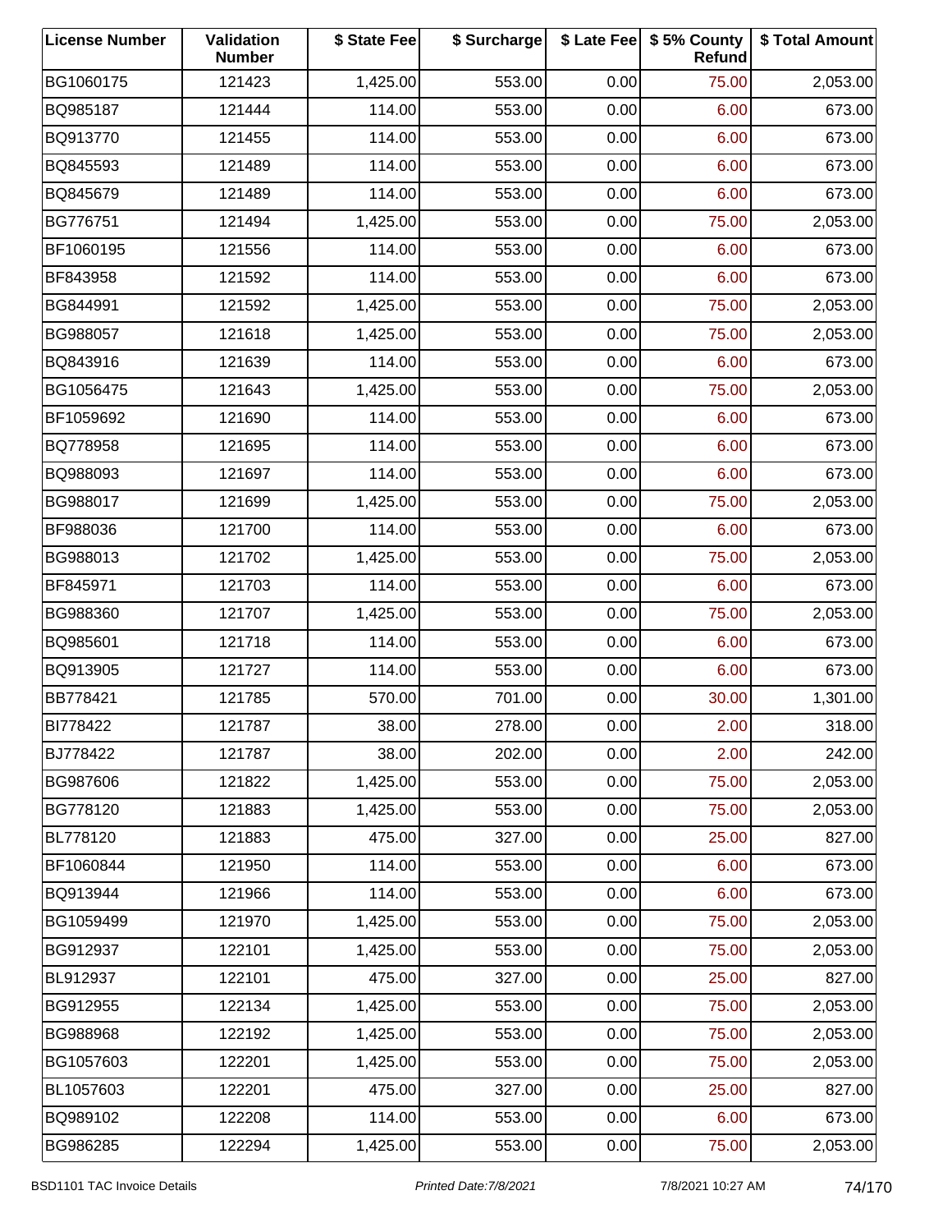| License Number | Validation Number | $ State Fee | $ Surcharge | $ Late Fee | $ 5% County Refund | $ Total Amount |
|---|---|---|---|---|---|---|
| BG1060175 | 121423 | 1,425.00 | 553.00 | 0.00 | 75.00 | 2,053.00 |
| BQ985187 | 121444 | 114.00 | 553.00 | 0.00 | 6.00 | 673.00 |
| BQ913770 | 121455 | 114.00 | 553.00 | 0.00 | 6.00 | 673.00 |
| BQ845593 | 121489 | 114.00 | 553.00 | 0.00 | 6.00 | 673.00 |
| BQ845679 | 121489 | 114.00 | 553.00 | 0.00 | 6.00 | 673.00 |
| BG776751 | 121494 | 1,425.00 | 553.00 | 0.00 | 75.00 | 2,053.00 |
| BF1060195 | 121556 | 114.00 | 553.00 | 0.00 | 6.00 | 673.00 |
| BF843958 | 121592 | 114.00 | 553.00 | 0.00 | 6.00 | 673.00 |
| BG844991 | 121592 | 1,425.00 | 553.00 | 0.00 | 75.00 | 2,053.00 |
| BG988057 | 121618 | 1,425.00 | 553.00 | 0.00 | 75.00 | 2,053.00 |
| BQ843916 | 121639 | 114.00 | 553.00 | 0.00 | 6.00 | 673.00 |
| BG1056475 | 121643 | 1,425.00 | 553.00 | 0.00 | 75.00 | 2,053.00 |
| BF1059692 | 121690 | 114.00 | 553.00 | 0.00 | 6.00 | 673.00 |
| BQ778958 | 121695 | 114.00 | 553.00 | 0.00 | 6.00 | 673.00 |
| BQ988093 | 121697 | 114.00 | 553.00 | 0.00 | 6.00 | 673.00 |
| BG988017 | 121699 | 1,425.00 | 553.00 | 0.00 | 75.00 | 2,053.00 |
| BF988036 | 121700 | 114.00 | 553.00 | 0.00 | 6.00 | 673.00 |
| BG988013 | 121702 | 1,425.00 | 553.00 | 0.00 | 75.00 | 2,053.00 |
| BF845971 | 121703 | 114.00 | 553.00 | 0.00 | 6.00 | 673.00 |
| BG988360 | 121707 | 1,425.00 | 553.00 | 0.00 | 75.00 | 2,053.00 |
| BQ985601 | 121718 | 114.00 | 553.00 | 0.00 | 6.00 | 673.00 |
| BQ913905 | 121727 | 114.00 | 553.00 | 0.00 | 6.00 | 673.00 |
| BB778421 | 121785 | 570.00 | 701.00 | 0.00 | 30.00 | 1,301.00 |
| BI778422 | 121787 | 38.00 | 278.00 | 0.00 | 2.00 | 318.00 |
| BJ778422 | 121787 | 38.00 | 202.00 | 0.00 | 2.00 | 242.00 |
| BG987606 | 121822 | 1,425.00 | 553.00 | 0.00 | 75.00 | 2,053.00 |
| BG778120 | 121883 | 1,425.00 | 553.00 | 0.00 | 75.00 | 2,053.00 |
| BL778120 | 121883 | 475.00 | 327.00 | 0.00 | 25.00 | 827.00 |
| BF1060844 | 121950 | 114.00 | 553.00 | 0.00 | 6.00 | 673.00 |
| BQ913944 | 121966 | 114.00 | 553.00 | 0.00 | 6.00 | 673.00 |
| BG1059499 | 121970 | 1,425.00 | 553.00 | 0.00 | 75.00 | 2,053.00 |
| BG912937 | 122101 | 1,425.00 | 553.00 | 0.00 | 75.00 | 2,053.00 |
| BL912937 | 122101 | 475.00 | 327.00 | 0.00 | 25.00 | 827.00 |
| BG912955 | 122134 | 1,425.00 | 553.00 | 0.00 | 75.00 | 2,053.00 |
| BG988968 | 122192 | 1,425.00 | 553.00 | 0.00 | 75.00 | 2,053.00 |
| BG1057603 | 122201 | 1,425.00 | 553.00 | 0.00 | 75.00 | 2,053.00 |
| BL1057603 | 122201 | 475.00 | 327.00 | 0.00 | 25.00 | 827.00 |
| BQ989102 | 122208 | 114.00 | 553.00 | 0.00 | 6.00 | 673.00 |
| BG986285 | 122294 | 1,425.00 | 553.00 | 0.00 | 75.00 | 2,053.00 |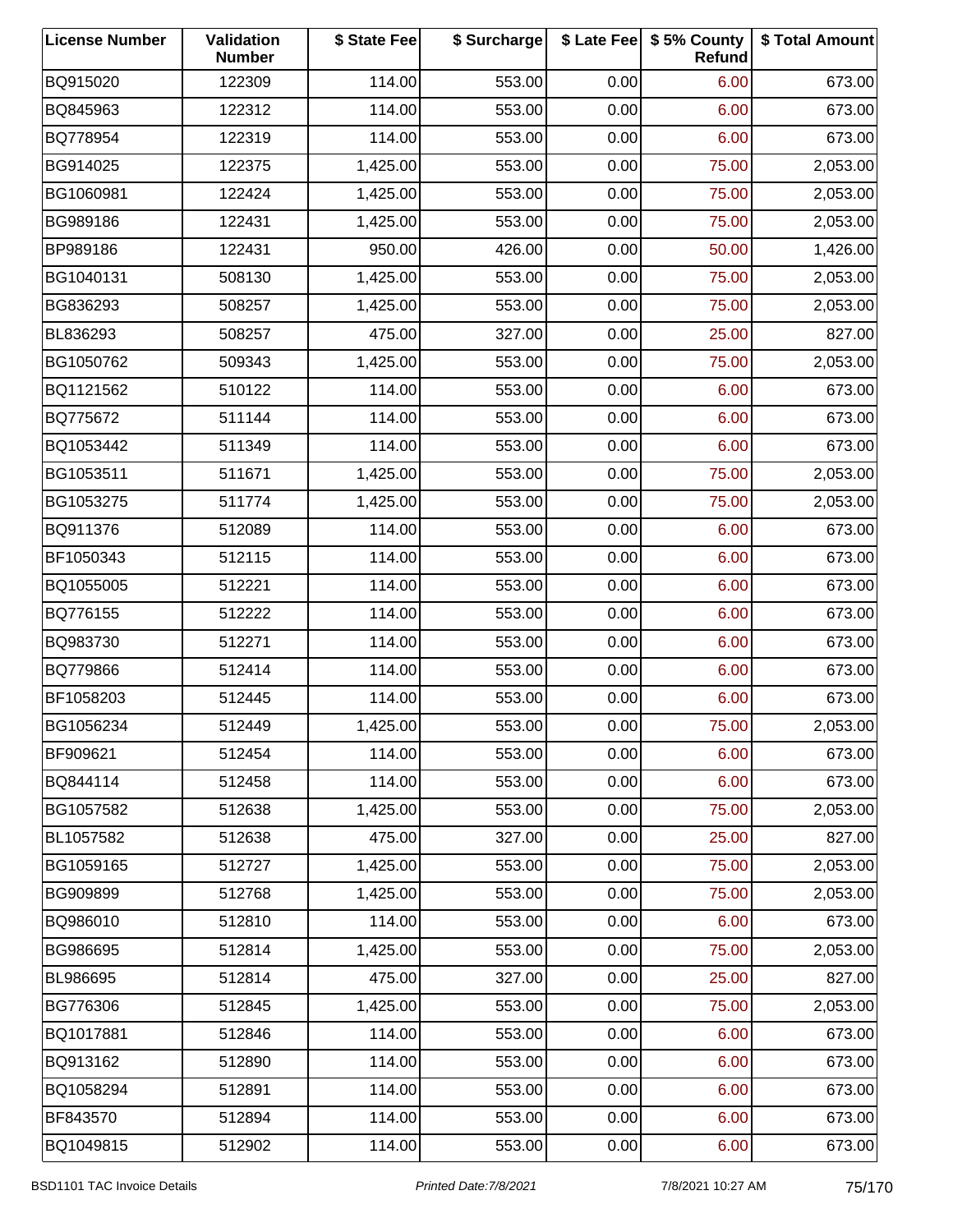| License Number | Validation Number | $ State Fee | $ Surcharge | $ Late Fee | $ 5% County Refund | $ Total Amount |
|---|---|---|---|---|---|---|
| BQ915020 | 122309 | 114.00 | 553.00 | 0.00 | 6.00 | 673.00 |
| BQ845963 | 122312 | 114.00 | 553.00 | 0.00 | 6.00 | 673.00 |
| BQ778954 | 122319 | 114.00 | 553.00 | 0.00 | 6.00 | 673.00 |
| BG914025 | 122375 | 1,425.00 | 553.00 | 0.00 | 75.00 | 2,053.00 |
| BG1060981 | 122424 | 1,425.00 | 553.00 | 0.00 | 75.00 | 2,053.00 |
| BG989186 | 122431 | 1,425.00 | 553.00 | 0.00 | 75.00 | 2,053.00 |
| BP989186 | 122431 | 950.00 | 426.00 | 0.00 | 50.00 | 1,426.00 |
| BG1040131 | 508130 | 1,425.00 | 553.00 | 0.00 | 75.00 | 2,053.00 |
| BG836293 | 508257 | 1,425.00 | 553.00 | 0.00 | 75.00 | 2,053.00 |
| BL836293 | 508257 | 475.00 | 327.00 | 0.00 | 25.00 | 827.00 |
| BG1050762 | 509343 | 1,425.00 | 553.00 | 0.00 | 75.00 | 2,053.00 |
| BQ1121562 | 510122 | 114.00 | 553.00 | 0.00 | 6.00 | 673.00 |
| BQ775672 | 511144 | 114.00 | 553.00 | 0.00 | 6.00 | 673.00 |
| BQ1053442 | 511349 | 114.00 | 553.00 | 0.00 | 6.00 | 673.00 |
| BG1053511 | 511671 | 1,425.00 | 553.00 | 0.00 | 75.00 | 2,053.00 |
| BG1053275 | 511774 | 1,425.00 | 553.00 | 0.00 | 75.00 | 2,053.00 |
| BQ911376 | 512089 | 114.00 | 553.00 | 0.00 | 6.00 | 673.00 |
| BF1050343 | 512115 | 114.00 | 553.00 | 0.00 | 6.00 | 673.00 |
| BQ1055005 | 512221 | 114.00 | 553.00 | 0.00 | 6.00 | 673.00 |
| BQ776155 | 512222 | 114.00 | 553.00 | 0.00 | 6.00 | 673.00 |
| BQ983730 | 512271 | 114.00 | 553.00 | 0.00 | 6.00 | 673.00 |
| BQ779866 | 512414 | 114.00 | 553.00 | 0.00 | 6.00 | 673.00 |
| BF1058203 | 512445 | 114.00 | 553.00 | 0.00 | 6.00 | 673.00 |
| BG1056234 | 512449 | 1,425.00 | 553.00 | 0.00 | 75.00 | 2,053.00 |
| BF909621 | 512454 | 114.00 | 553.00 | 0.00 | 6.00 | 673.00 |
| BQ844114 | 512458 | 114.00 | 553.00 | 0.00 | 6.00 | 673.00 |
| BG1057582 | 512638 | 1,425.00 | 553.00 | 0.00 | 75.00 | 2,053.00 |
| BL1057582 | 512638 | 475.00 | 327.00 | 0.00 | 25.00 | 827.00 |
| BG1059165 | 512727 | 1,425.00 | 553.00 | 0.00 | 75.00 | 2,053.00 |
| BG909899 | 512768 | 1,425.00 | 553.00 | 0.00 | 75.00 | 2,053.00 |
| BQ986010 | 512810 | 114.00 | 553.00 | 0.00 | 6.00 | 673.00 |
| BG986695 | 512814 | 1,425.00 | 553.00 | 0.00 | 75.00 | 2,053.00 |
| BL986695 | 512814 | 475.00 | 327.00 | 0.00 | 25.00 | 827.00 |
| BG776306 | 512845 | 1,425.00 | 553.00 | 0.00 | 75.00 | 2,053.00 |
| BQ1017881 | 512846 | 114.00 | 553.00 | 0.00 | 6.00 | 673.00 |
| BQ913162 | 512890 | 114.00 | 553.00 | 0.00 | 6.00 | 673.00 |
| BQ1058294 | 512891 | 114.00 | 553.00 | 0.00 | 6.00 | 673.00 |
| BF843570 | 512894 | 114.00 | 553.00 | 0.00 | 6.00 | 673.00 |
| BQ1049815 | 512902 | 114.00 | 553.00 | 0.00 | 6.00 | 673.00 |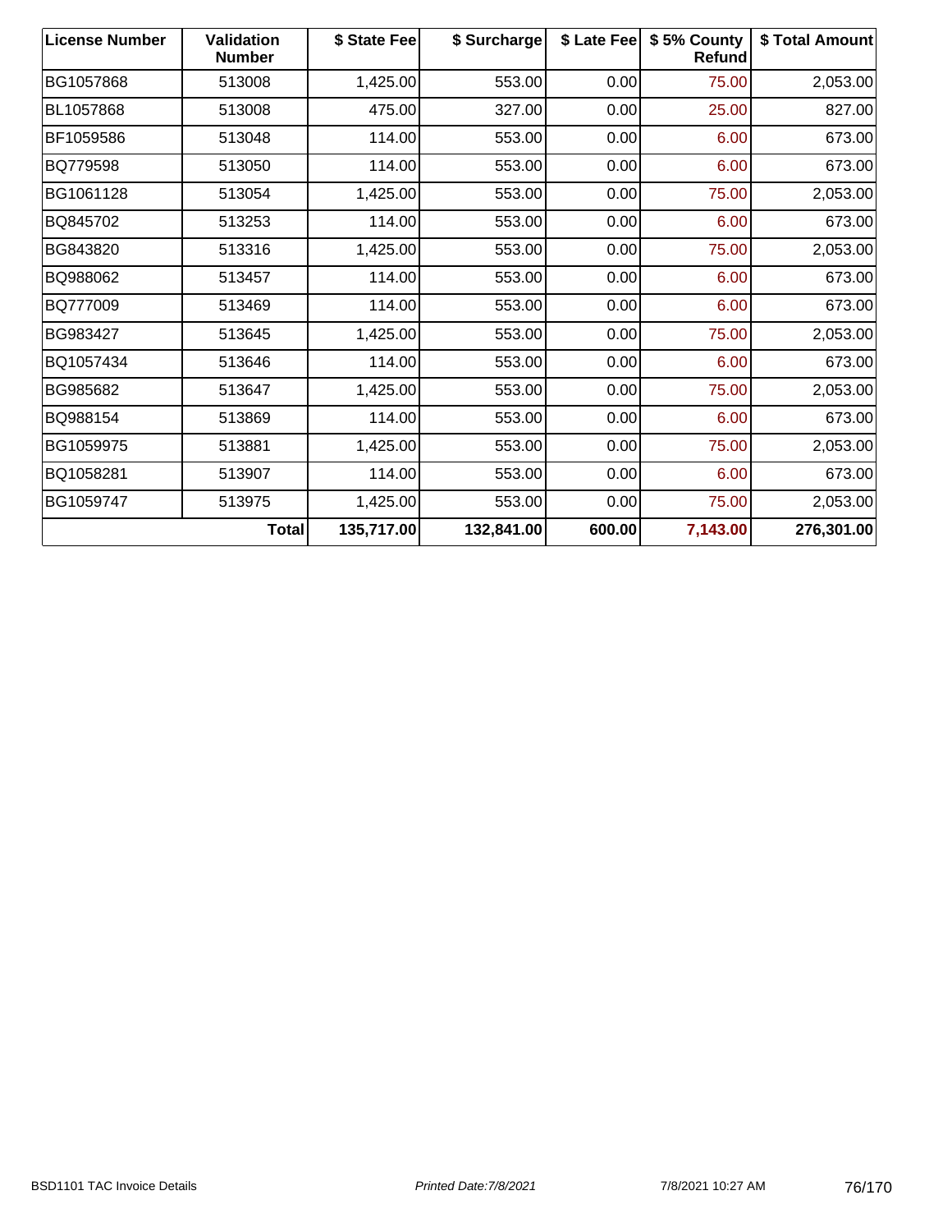| License Number | Validation Number | $ State Fee | $ Surcharge | $ Late Fee | $ 5% County Refund | $ Total Amount |
| --- | --- | --- | --- | --- | --- | --- |
| BG1057868 | 513008 | 1,425.00 | 553.00 | 0.00 | 75.00 | 2,053.00 |
| BL1057868 | 513008 | 475.00 | 327.00 | 0.00 | 25.00 | 827.00 |
| BF1059586 | 513048 | 114.00 | 553.00 | 0.00 | 6.00 | 673.00 |
| BQ779598 | 513050 | 114.00 | 553.00 | 0.00 | 6.00 | 673.00 |
| BG1061128 | 513054 | 1,425.00 | 553.00 | 0.00 | 75.00 | 2,053.00 |
| BQ845702 | 513253 | 114.00 | 553.00 | 0.00 | 6.00 | 673.00 |
| BG843820 | 513316 | 1,425.00 | 553.00 | 0.00 | 75.00 | 2,053.00 |
| BQ988062 | 513457 | 114.00 | 553.00 | 0.00 | 6.00 | 673.00 |
| BQ777009 | 513469 | 114.00 | 553.00 | 0.00 | 6.00 | 673.00 |
| BG983427 | 513645 | 1,425.00 | 553.00 | 0.00 | 75.00 | 2,053.00 |
| BQ1057434 | 513646 | 114.00 | 553.00 | 0.00 | 6.00 | 673.00 |
| BG985682 | 513647 | 1,425.00 | 553.00 | 0.00 | 75.00 | 2,053.00 |
| BQ988154 | 513869 | 114.00 | 553.00 | 0.00 | 6.00 | 673.00 |
| BG1059975 | 513881 | 1,425.00 | 553.00 | 0.00 | 75.00 | 2,053.00 |
| BQ1058281 | 513907 | 114.00 | 553.00 | 0.00 | 6.00 | 673.00 |
| BG1059747 | 513975 | 1,425.00 | 553.00 | 0.00 | 75.00 | 2,053.00 |
| | **Total** | **135,717.00** | **132,841.00** | **600.00** | **7,143.00** | **276,301.00** |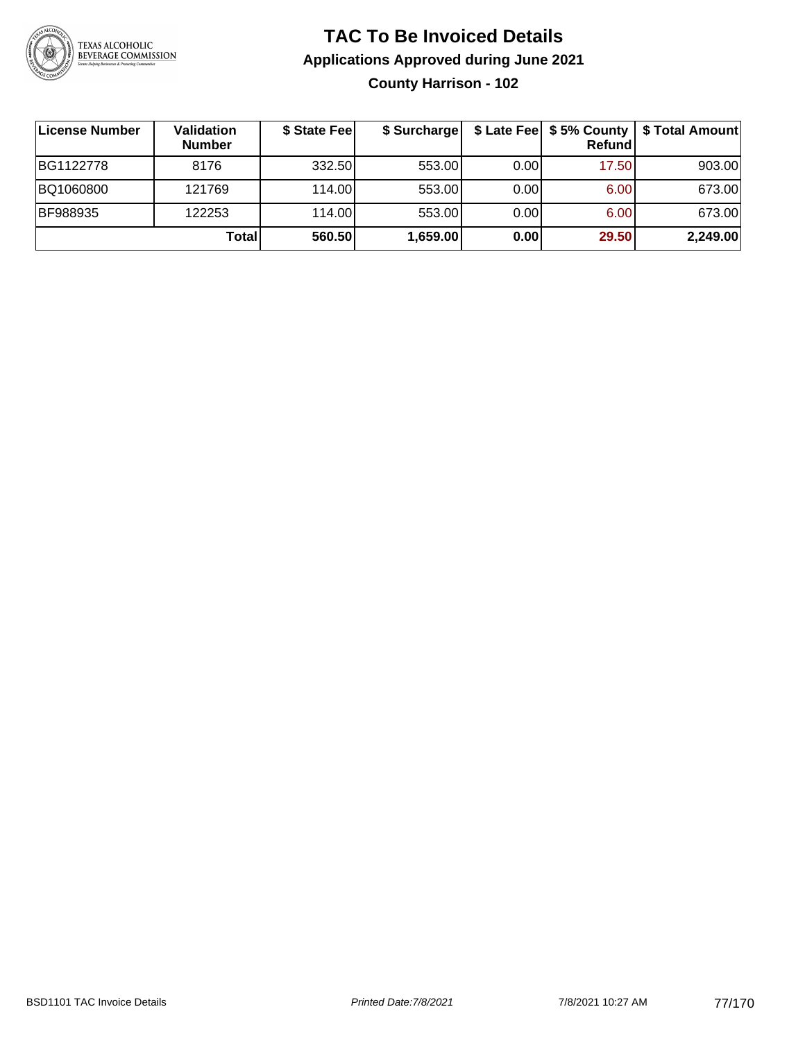# TAC To Be Invoiced Details

## Applications Approved during June 2021

### County Harrison - 102

| License Number | Validation Number | $ State Fee | $ Surcharge | $ Late Fee | $ 5% County Refund | $ Total Amount |
|---|---|---|---|---|---|---|
| BG1122778 | 8176 | 332.50 | 553.00 | 0.00 | 17.50 | 903.00 |
| BQ1060800 | 121769 | 114.00 | 553.00 | 0.00 | 6.00 | 673.00 |
| BF988935 | 122253 | 114.00 | 553.00 | 0.00 | 6.00 | 673.00 |
| | **Total** | **560.50** | **1,659.00** | **0.00** | **29.50** | **2,249.00** |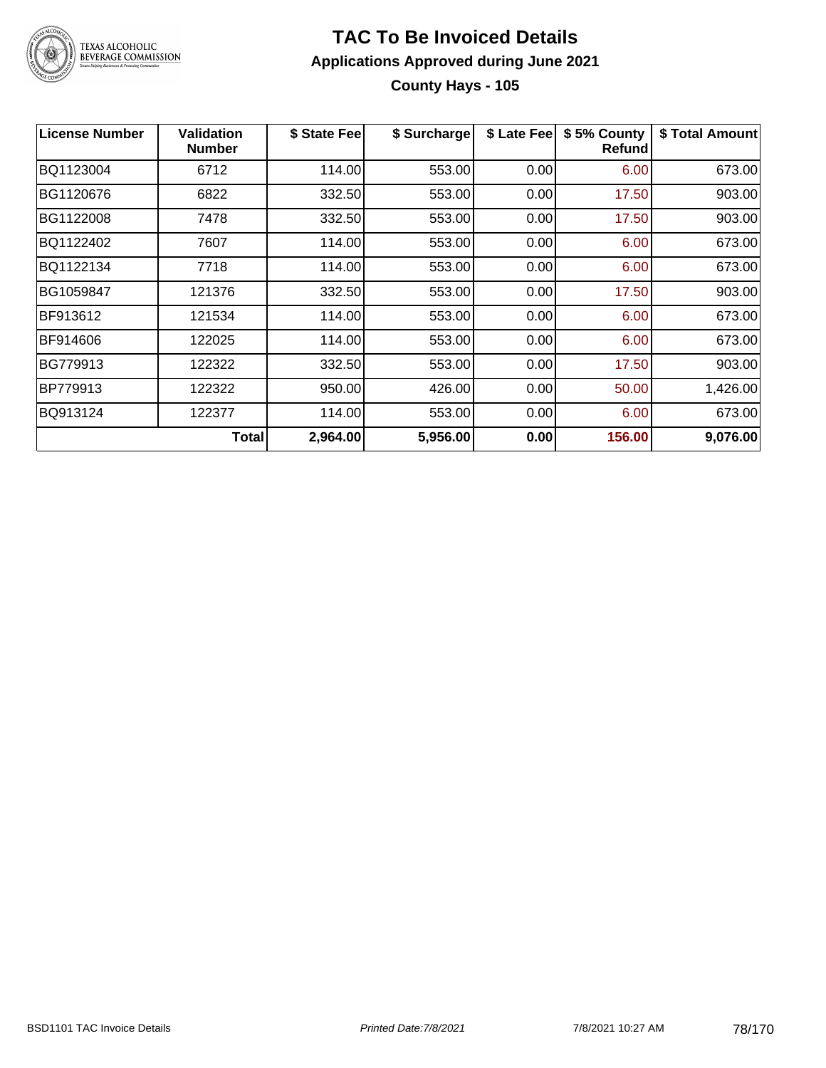# TAC To Be Invoiced Details

## Applications Approved during June 2021

### County Hays - 105

| License Number | Validation Number | $ State Fee | $ Surcharge | $ Late Fee | $ 5% County Refund | $ Total Amount |
|---|---|---|---|---|---|---|
| BQ1123004 | 6712 | 114.00 | 553.00 | 0.00 | 6.00 | 673.00 |
| BG1120676 | 6822 | 332.50 | 553.00 | 0.00 | 17.50 | 903.00 |
| BG1122008 | 7478 | 332.50 | 553.00 | 0.00 | 17.50 | 903.00 |
| BQ1122402 | 7607 | 114.00 | 553.00 | 0.00 | 6.00 | 673.00 |
| BQ1122134 | 7718 | 114.00 | 553.00 | 0.00 | 6.00 | 673.00 |
| BG1059847 | 121376 | 332.50 | 553.00 | 0.00 | 17.50 | 903.00 |
| BF913612 | 121534 | 114.00 | 553.00 | 0.00 | 6.00 | 673.00 |
| BF914606 | 122025 | 114.00 | 553.00 | 0.00 | 6.00 | 673.00 |
| BG779913 | 122322 | 332.50 | 553.00 | 0.00 | 17.50 | 903.00 |
| BP779913 | 122322 | 950.00 | 426.00 | 0.00 | 50.00 | 1,426.00 |
| BQ913124 | 122377 | 114.00 | 553.00 | 0.00 | 6.00 | 673.00 |
| | **Total** | **2,964.00** | **5,956.00** | **0.00** | **156.00** | **9,076.00** |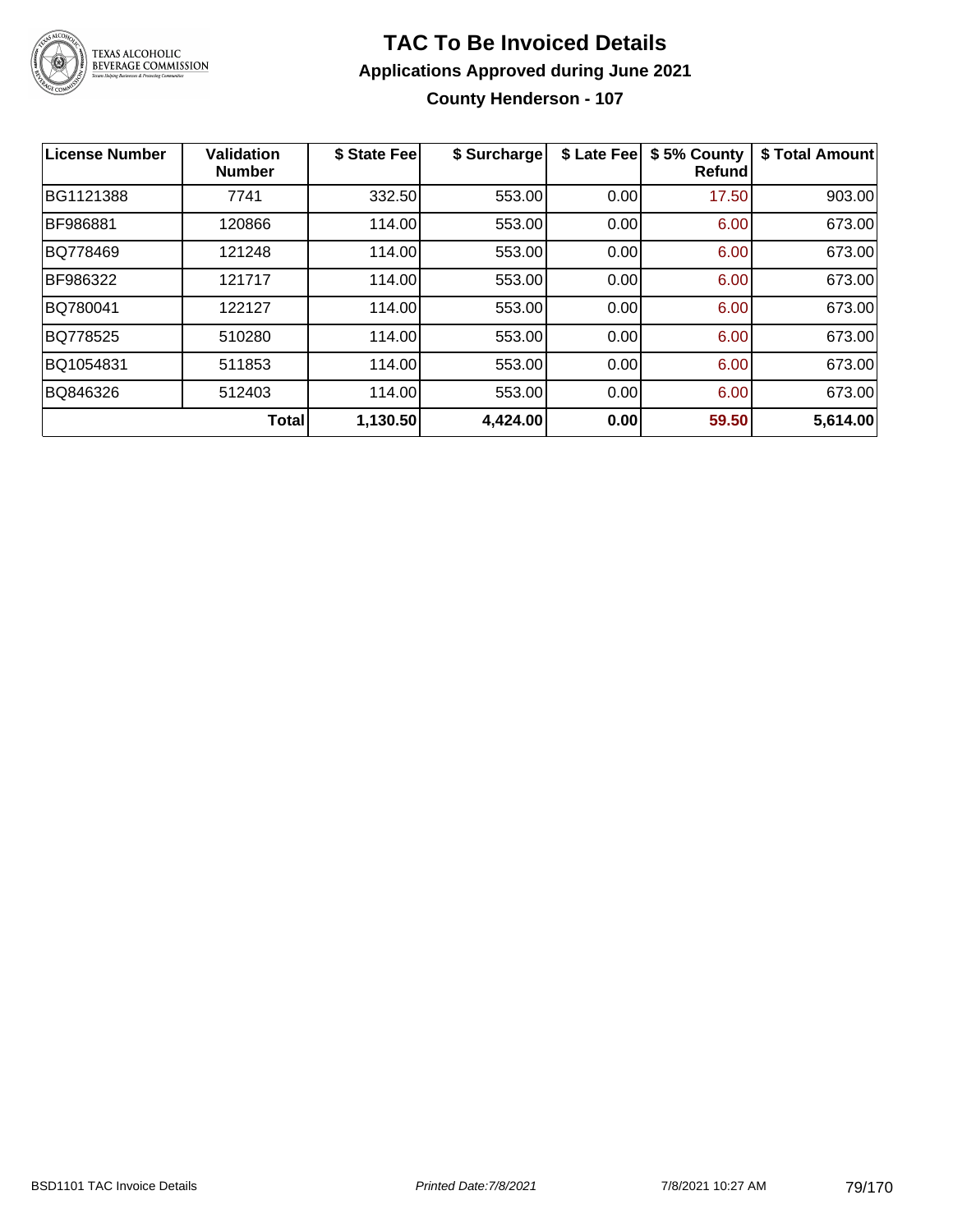# TAC To Be Invoiced Details

## Applications Approved during June 2021

### County Henderson - 107

| License Number | Validation Number | $ State Fee | $ Surcharge | $ Late Fee | $ 5% County Refund | $ Total Amount |
|---|---|---|---|---|---|---|
| BG1121388 | 7741 | 332.50 | 553.00 | 0.00 | 17.50 | 903.00 |
| BF986881 | 120866 | 114.00 | 553.00 | 0.00 | 6.00 | 673.00 |
| BQ778469 | 121248 | 114.00 | 553.00 | 0.00 | 6.00 | 673.00 |
| BF986322 | 121717 | 114.00 | 553.00 | 0.00 | 6.00 | 673.00 |
| BQ780041 | 122127 | 114.00 | 553.00 | 0.00 | 6.00 | 673.00 |
| BQ778525 | 510280 | 114.00 | 553.00 | 0.00 | 6.00 | 673.00 |
| BQ1054831 | 511853 | 114.00 | 553.00 | 0.00 | 6.00 | 673.00 |
| BQ846326 | 512403 | 114.00 | 553.00 | 0.00 | 6.00 | 673.00 |
| | **Total** | **1,130.50** | **4,424.00** | **0.00** | **59.50** | **5,614.00** |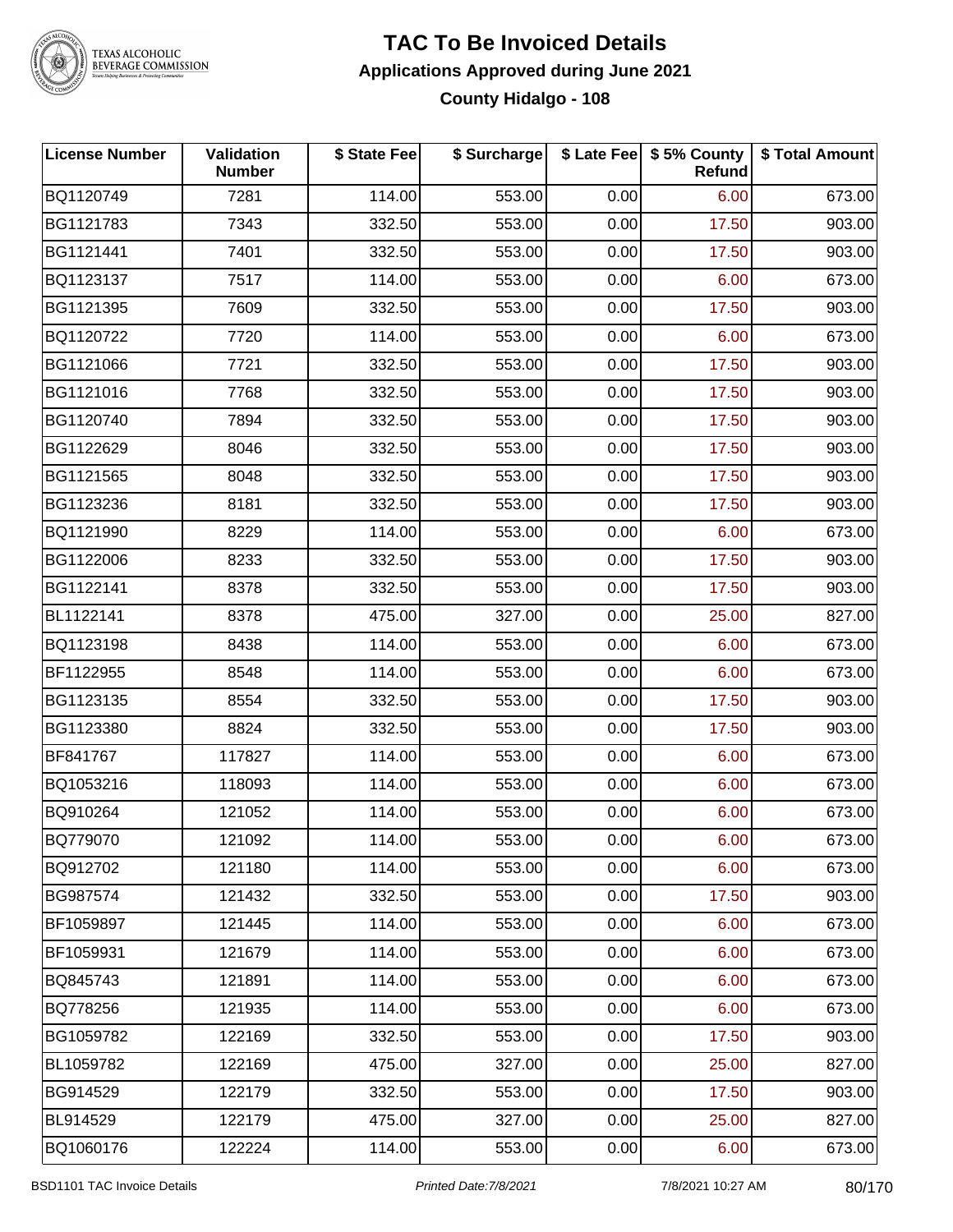# TAC To Be Invoiced Details

## Applications Approved during June 2021

### County Hidalgo - 108

| License Number | Validation Number | $ State Fee | $ Surcharge | $ Late Fee | $ 5% County Refund | $ Total Amount |
|---|---|---|---|---|---|---|
| BQ1120749 | 7281 | 114.00 | 553.00 | 0.00 | 6.00 | 673.00 |
| BG1121783 | 7343 | 332.50 | 553.00 | 0.00 | 17.50 | 903.00 |
| BG1121441 | 7401 | 332.50 | 553.00 | 0.00 | 17.50 | 903.00 |
| BQ1123137 | 7517 | 114.00 | 553.00 | 0.00 | 6.00 | 673.00 |
| BG1121395 | 7609 | 332.50 | 553.00 | 0.00 | 17.50 | 903.00 |
| BQ1120722 | 7720 | 114.00 | 553.00 | 0.00 | 6.00 | 673.00 |
| BG1121066 | 7721 | 332.50 | 553.00 | 0.00 | 17.50 | 903.00 |
| BG1121016 | 7768 | 332.50 | 553.00 | 0.00 | 17.50 | 903.00 |
| BG1120740 | 7894 | 332.50 | 553.00 | 0.00 | 17.50 | 903.00 |
| BG1122629 | 8046 | 332.50 | 553.00 | 0.00 | 17.50 | 903.00 |
| BG1121565 | 8048 | 332.50 | 553.00 | 0.00 | 17.50 | 903.00 |
| BG1123236 | 8181 | 332.50 | 553.00 | 0.00 | 17.50 | 903.00 |
| BQ1121990 | 8229 | 114.00 | 553.00 | 0.00 | 6.00 | 673.00 |
| BG1122006 | 8233 | 332.50 | 553.00 | 0.00 | 17.50 | 903.00 |
| BG1122141 | 8378 | 332.50 | 553.00 | 0.00 | 17.50 | 903.00 |
| BL1122141 | 8378 | 475.00 | 327.00 | 0.00 | 25.00 | 827.00 |
| BQ1123198 | 8438 | 114.00 | 553.00 | 0.00 | 6.00 | 673.00 |
| BF1122955 | 8548 | 114.00 | 553.00 | 0.00 | 6.00 | 673.00 |
| BG1123135 | 8554 | 332.50 | 553.00 | 0.00 | 17.50 | 903.00 |
| BG1123380 | 8824 | 332.50 | 553.00 | 0.00 | 17.50 | 903.00 |
| BF841767 | 117827 | 114.00 | 553.00 | 0.00 | 6.00 | 673.00 |
| BQ1053216 | 118093 | 114.00 | 553.00 | 0.00 | 6.00 | 673.00 |
| BQ910264 | 121052 | 114.00 | 553.00 | 0.00 | 6.00 | 673.00 |
| BQ779070 | 121092 | 114.00 | 553.00 | 0.00 | 6.00 | 673.00 |
| BQ912702 | 121180 | 114.00 | 553.00 | 0.00 | 6.00 | 673.00 |
| BG987574 | 121432 | 332.50 | 553.00 | 0.00 | 17.50 | 903.00 |
| BF1059897 | 121445 | 114.00 | 553.00 | 0.00 | 6.00 | 673.00 |
| BF1059931 | 121679 | 114.00 | 553.00 | 0.00 | 6.00 | 673.00 |
| BQ845743 | 121891 | 114.00 | 553.00 | 0.00 | 6.00 | 673.00 |
| BQ778256 | 121935 | 114.00 | 553.00 | 0.00 | 6.00 | 673.00 |
| BG1059782 | 122169 | 332.50 | 553.00 | 0.00 | 17.50 | 903.00 |
| BL1059782 | 122169 | 475.00 | 327.00 | 0.00 | 25.00 | 827.00 |
| BG914529 | 122179 | 332.50 | 553.00 | 0.00 | 17.50 | 903.00 |
| BL914529 | 122179 | 475.00 | 327.00 | 0.00 | 25.00 | 827.00 |
| BQ1060176 | 122224 | 114.00 | 553.00 | 0.00 | 6.00 | 673.00 |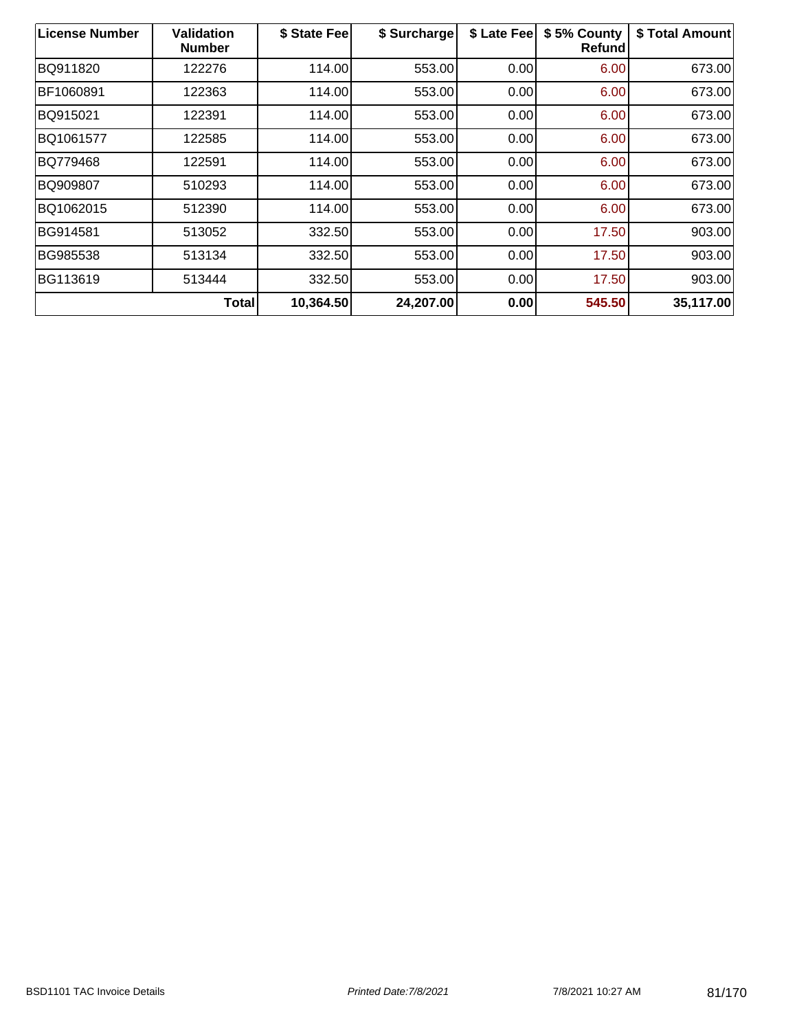| License Number | Validation Number | $ State Fee | $ Surcharge | $ Late Fee | $ 5% County Refund | $ Total Amount |
|---|---|---|---|---|---|---|
| BQ911820 | 122276 | 114.00 | 553.00 | 0.00 | 6.00 | 673.00 |
| BF1060891 | 122363 | 114.00 | 553.00 | 0.00 | 6.00 | 673.00 |
| BQ915021 | 122391 | 114.00 | 553.00 | 0.00 | 6.00 | 673.00 |
| BQ1061577 | 122585 | 114.00 | 553.00 | 0.00 | 6.00 | 673.00 |
| BQ779468 | 122591 | 114.00 | 553.00 | 0.00 | 6.00 | 673.00 |
| BQ909807 | 510293 | 114.00 | 553.00 | 0.00 | 6.00 | 673.00 |
| BQ1062015 | 512390 | 114.00 | 553.00 | 0.00 | 6.00 | 673.00 |
| BG914581 | 513052 | 332.50 | 553.00 | 0.00 | 17.50 | 903.00 |
| BG985538 | 513134 | 332.50 | 553.00 | 0.00 | 17.50 | 903.00 |
| BG113619 | 513444 | 332.50 | 553.00 | 0.00 | 17.50 | 903.00 |
| | **Total** | **10,364.50** | **24,207.00** | **0.00** | **545.50** | **35,117.00** |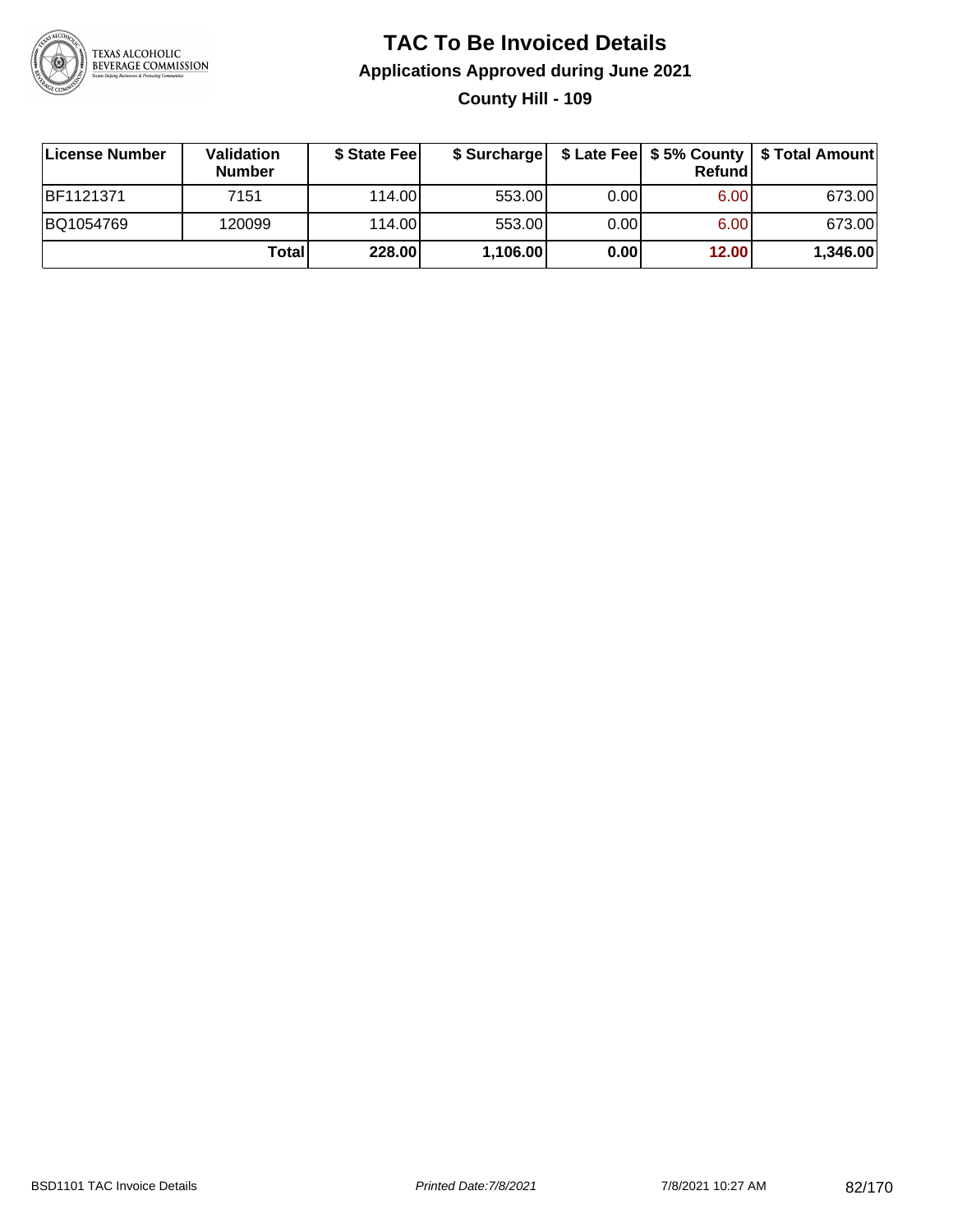# TAC To Be Invoiced Details

## Applications Approved during June 2021

### County Hill - 109

| License Number | Validation Number | $ State Fee | $ Surcharge | $ Late Fee | $ 5% County Refund | $ Total Amount |
|---|---|---|---|---|---|---|
| BF1121371 | 7151 | 114.00 | 553.00 | 0.00 | 6.00 | 673.00 |
| BQ1054769 | 120099 | 114.00 | 553.00 | 0.00 | 6.00 | 673.00 |
| | **Total** | **228.00** | **1,106.00** | **0.00** | **12.00** | **1,346.00** |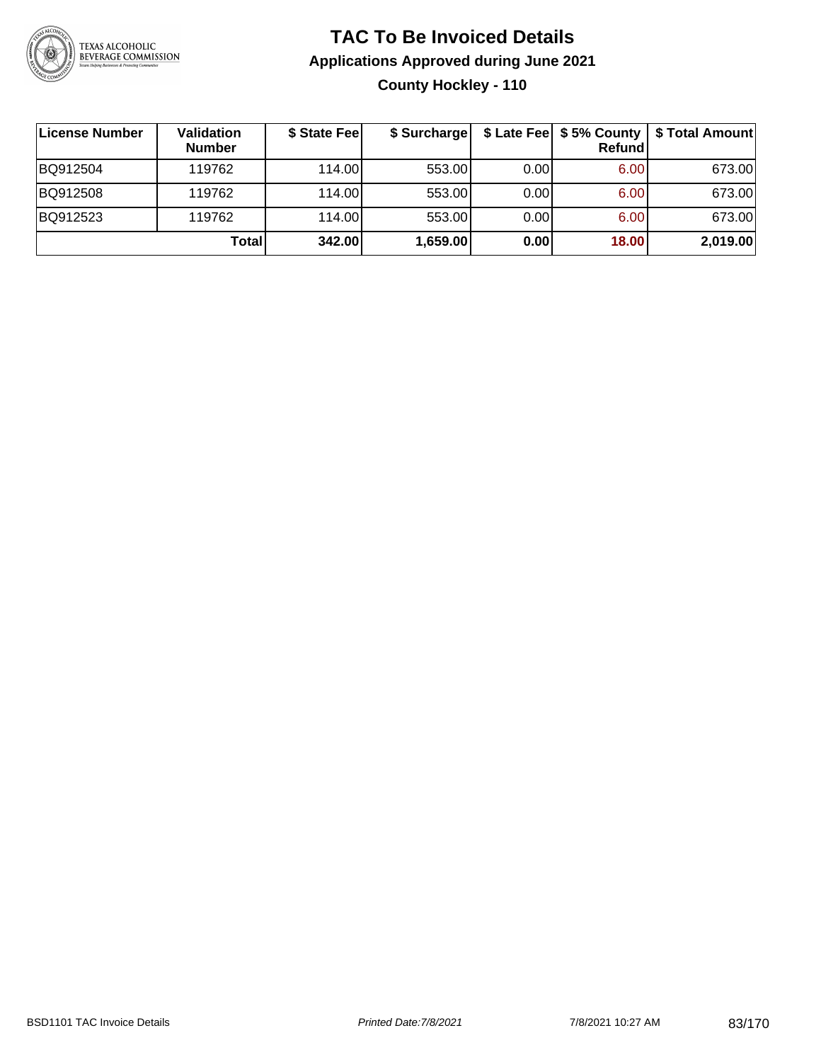# TAC To Be Invoiced Details

## Applications Approved during June 2021

### County Hockley - 110

| License Number | Validation Number | $ State Fee | $ Surcharge | $ Late Fee | $ 5% County Refund | $ Total Amount |
|---|---|---|---|---|---|---|
| BQ912504 | 119762 | 114.00 | 553.00 | 0.00 | 6.00 | 673.00 |
| BQ912508 | 119762 | 114.00 | 553.00 | 0.00 | 6.00 | 673.00 |
| BQ912523 | 119762 | 114.00 | 553.00 | 0.00 | 6.00 | 673.00 |
| | **Total** | **342.00** | **1,659.00** | **0.00** | **18.00** | **2,019.00** |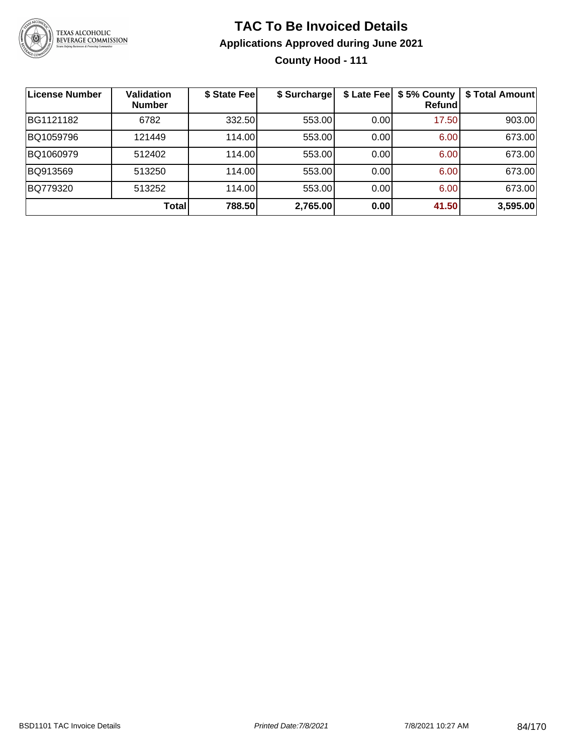# TAC To Be Invoiced Details

## Applications Approved during June 2021

### County Hood - 111

| License Number | Validation Number | $ State Fee | $ Surcharge | $ Late Fee | $ 5% County Refund | $ Total Amount |
|---|---|---|---|---|---|---|
| BG1121182 | 6782 | 332.50 | 553.00 | 0.00 | 17.50 | 903.00 |
| BQ1059796 | 121449 | 114.00 | 553.00 | 0.00 | 6.00 | 673.00 |
| BQ1060979 | 512402 | 114.00 | 553.00 | 0.00 | 6.00 | 673.00 |
| BQ913569 | 513250 | 114.00 | 553.00 | 0.00 | 6.00 | 673.00 |
| BQ779320 | 513252 | 114.00 | 553.00 | 0.00 | 6.00 | 673.00 |
| | **Total** | **788.50** | **2,765.00** | **0.00** | **41.50** | **3,595.00** |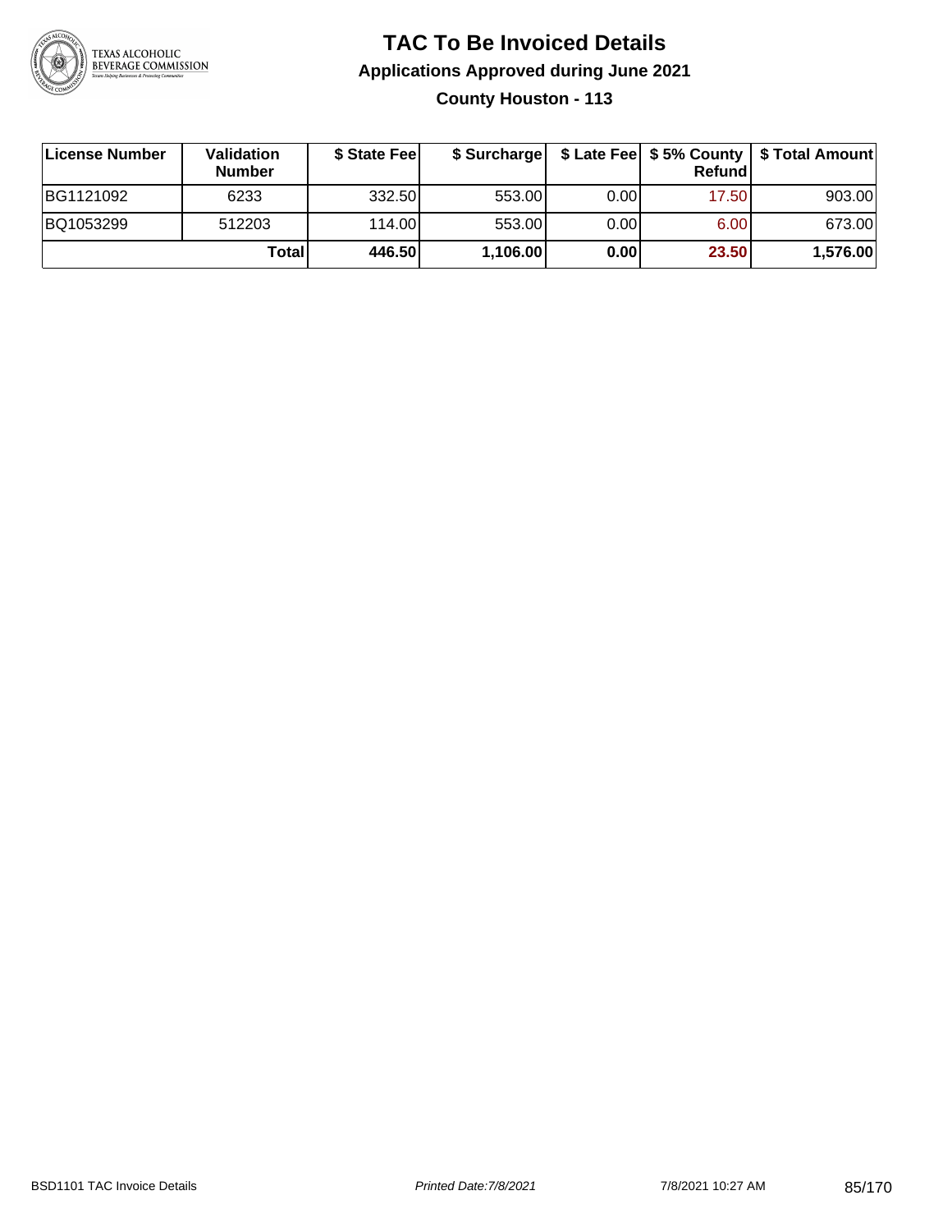# TAC To Be Invoiced Details

## Applications Approved during June 2021

### County Houston - 113

| License Number | Validation Number | $ State Fee | $ Surcharge | $ Late Fee | $ 5% County Refund | $ Total Amount |
|---|---|---|---|---|---|---|
| BG1121092 | 6233 | 332.50 | 553.00 | 0.00 | 17.50 | 903.00 |
| BQ1053299 | 512203 | 114.00 | 553.00 | 0.00 | 6.00 | 673.00 |
| | **Total** | **446.50** | **1,106.00** | **0.00** | **23.50** | **1,576.00** |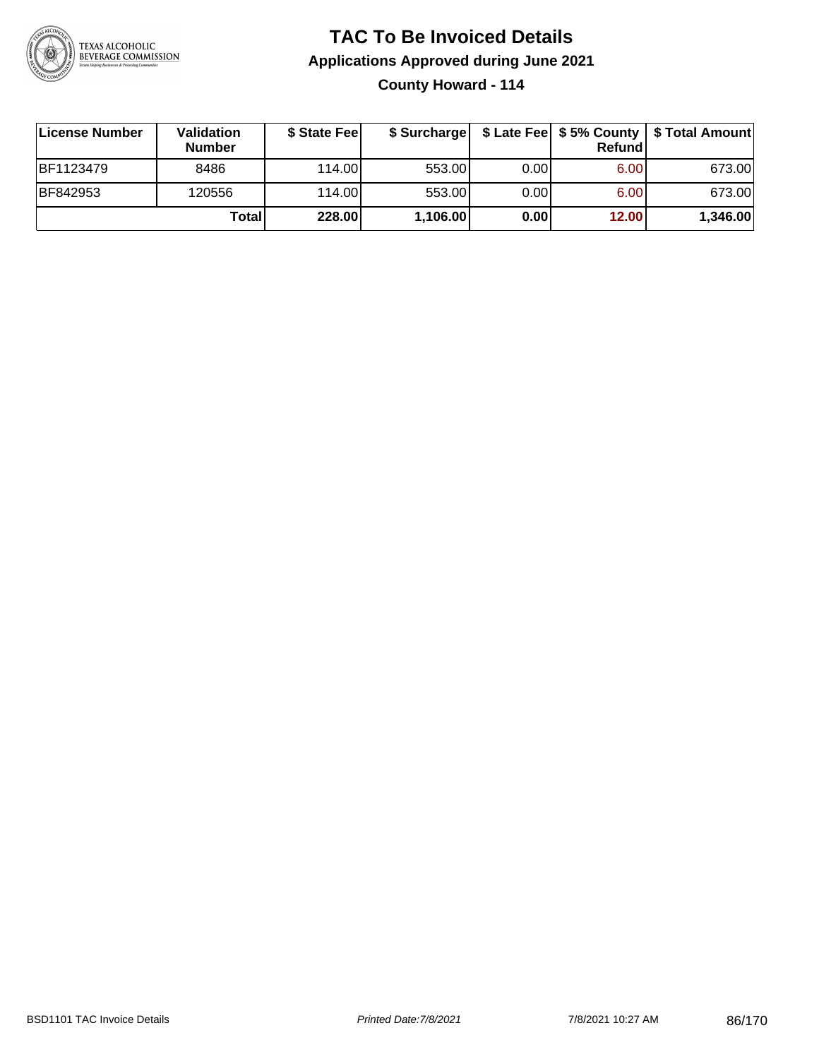# TAC To Be Invoiced Details

## Applications Approved during June 2021

### County Howard - 114

| License Number | Validation Number | $ State Fee | $ Surcharge | $ Late Fee | $ 5% County Refund | $ Total Amount |
|---|---|---|---|---|---|---|
| BF1123479 | 8486 | 114.00 | 553.00 | 0.00 | 6.00 | 673.00 |
| BF842953 | 120556 | 114.00 | 553.00 | 0.00 | 6.00 | 673.00 |
| | **Total** | **228.00** | **1,106.00** | **0.00** | **12.00** | **1,346.00** |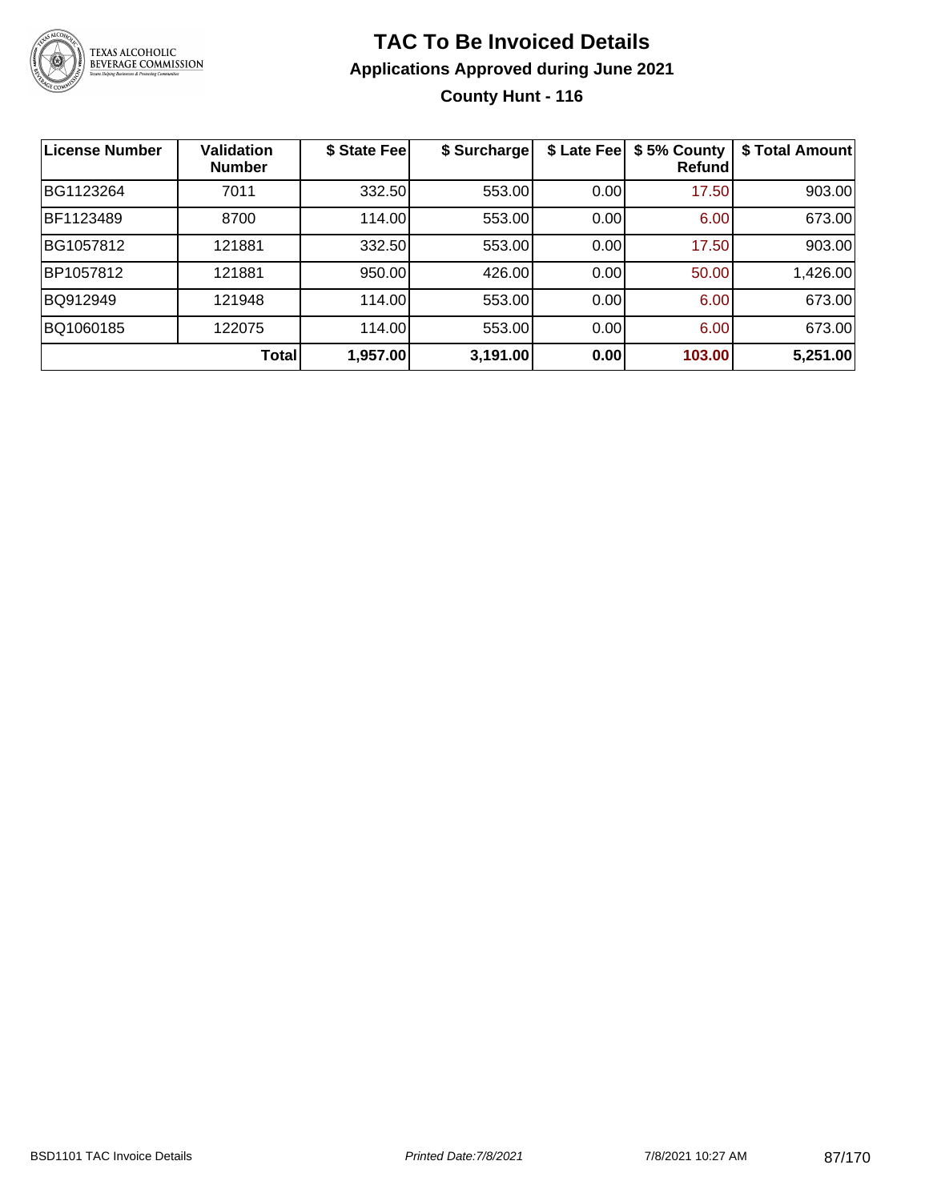# TAC To Be Invoiced Details

## Applications Approved during June 2021

### County Hunt - 116

| License Number | Validation Number | $ State Fee | $ Surcharge | $ Late Fee | $ 5% County Refund | $ Total Amount |
|---|---|---|---|---|---|---|
| BG1123264 | 7011 | 332.50 | 553.00 | 0.00 | 17.50 | 903.00 |
| BF1123489 | 8700 | 114.00 | 553.00 | 0.00 | 6.00 | 673.00 |
| BG1057812 | 121881 | 332.50 | 553.00 | 0.00 | 17.50 | 903.00 |
| BP1057812 | 121881 | 950.00 | 426.00 | 0.00 | 50.00 | 1,426.00 |
| BQ912949 | 121948 | 114.00 | 553.00 | 0.00 | 6.00 | 673.00 |
| BQ1060185 | 122075 | 114.00 | 553.00 | 0.00 | 6.00 | 673.00 |
| | **Total** | **1,957.00** | **3,191.00** | **0.00** | **103.00** | **5,251.00** |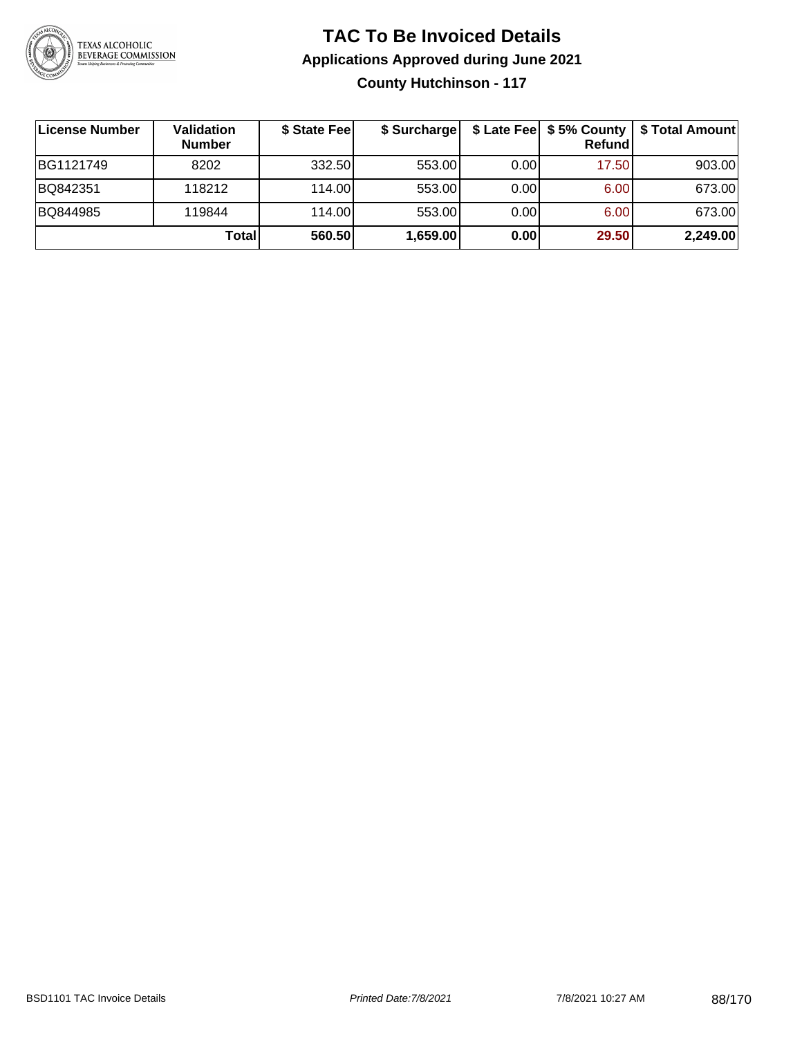# TAC To Be Invoiced Details

## Applications Approved during June 2021

### County Hutchinson - 117

| License Number | Validation Number | $ State Fee | $ Surcharge | $ Late Fee | $ 5% County Refund | $ Total Amount |
|---|---|---|---|---|---|---|
| BG1121749 | 8202 | 332.50 | 553.00 | 0.00 | 17.50 | 903.00 |
| BQ842351 | 118212 | 114.00 | 553.00 | 0.00 | 6.00 | 673.00 |
| BQ844985 | 119844 | 114.00 | 553.00 | 0.00 | 6.00 | 673.00 |
| | **Total** | **560.50** | **1,659.00** | **0.00** | **29.50** | **2,249.00** |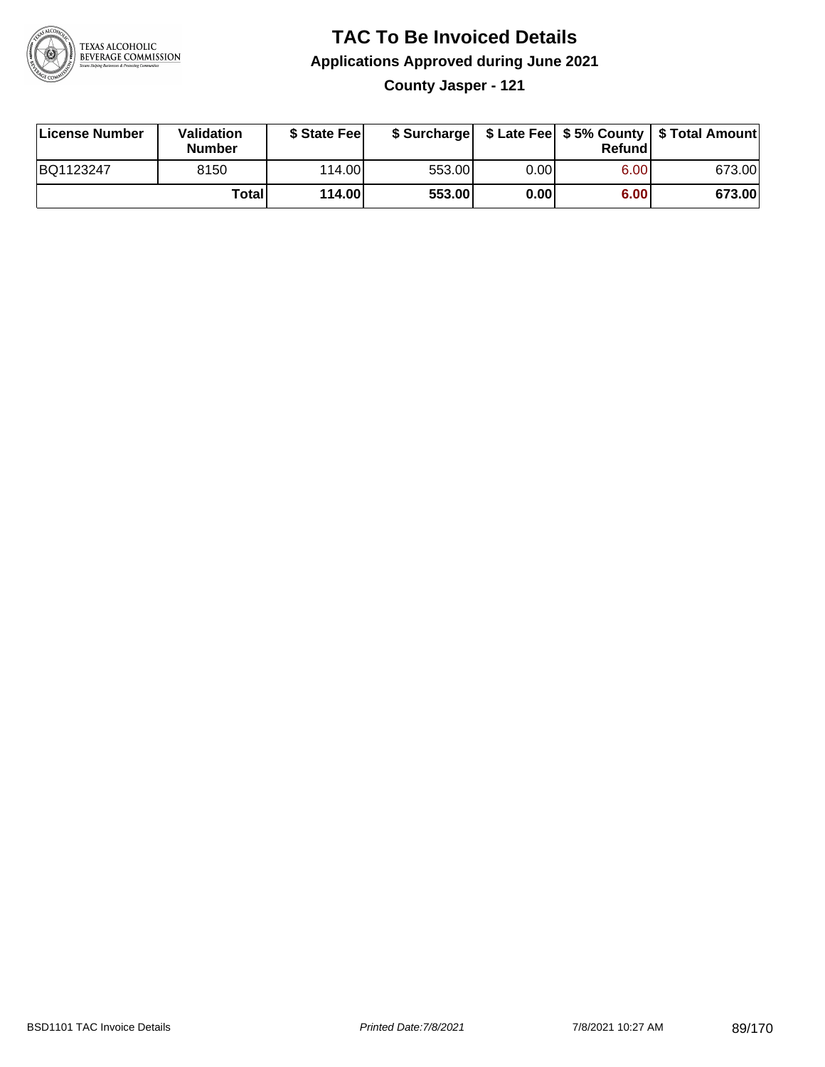# TAC To Be Invoiced Details

## Applications Approved during June 2021

### County Jasper - 121

| License Number | Validation Number | $ State Fee | $ Surcharge | $ Late Fee | $ 5% County Refund | $ Total Amount |
|---|---|---|---|---|---|---|
| BQ1123247 | 8150 | 114.00 | 553.00 | 0.00 | 6.00 | 673.00 |
| | **Total** | **114.00** | **553.00** | **0.00** | **6.00** | **673.00** |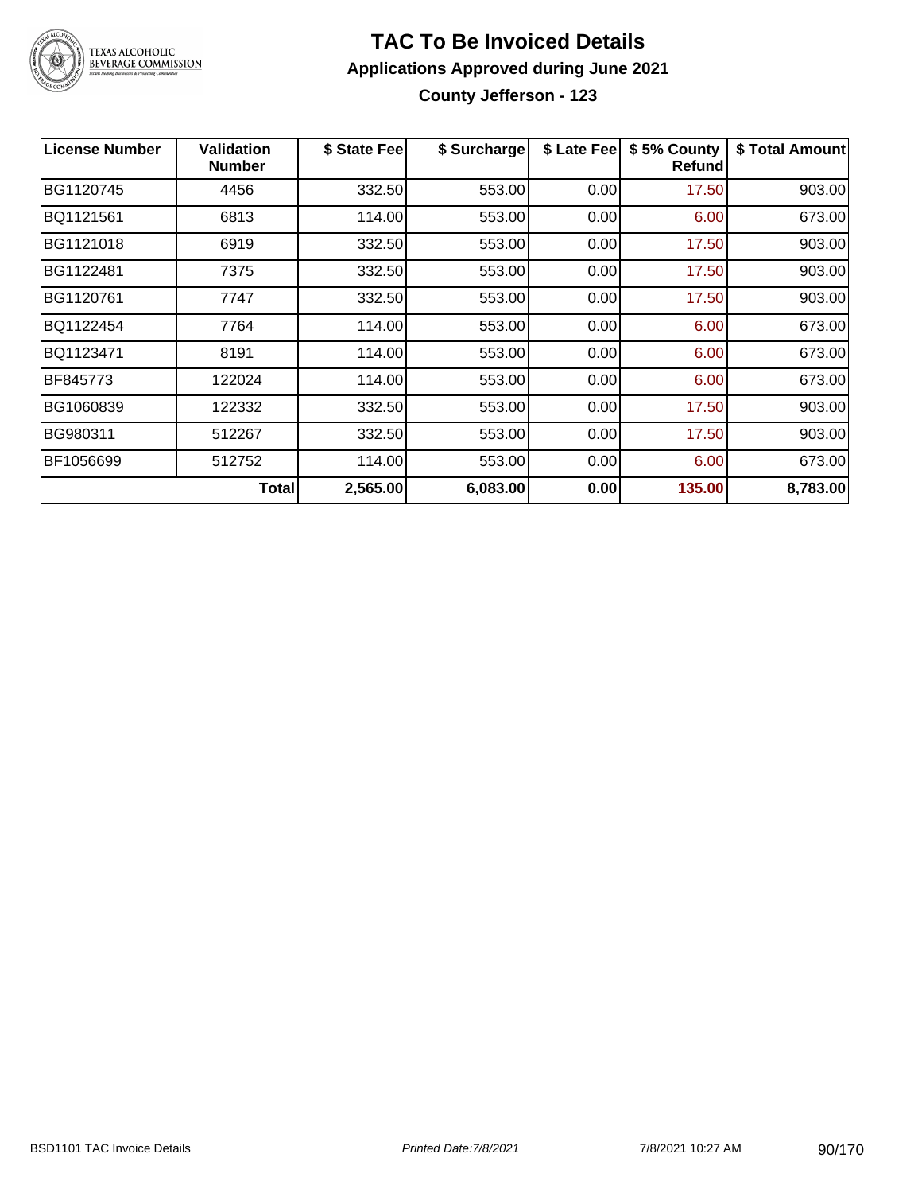# TAC To Be Invoiced Details

## Applications Approved during June 2021

### County Jefferson - 123

| License Number | Validation Number | $ State Fee | $ Surcharge | $ Late Fee | $ 5% County Refund | $ Total Amount |
|---|---|---|---|---|---|---|
| BG1120745 | 4456 | 332.50 | 553.00 | 0.00 | 17.50 | 903.00 |
| BQ1121561 | 6813 | 114.00 | 553.00 | 0.00 | 6.00 | 673.00 |
| BG1121018 | 6919 | 332.50 | 553.00 | 0.00 | 17.50 | 903.00 |
| BG1122481 | 7375 | 332.50 | 553.00 | 0.00 | 17.50 | 903.00 |
| BG1120761 | 7747 | 332.50 | 553.00 | 0.00 | 17.50 | 903.00 |
| BQ1122454 | 7764 | 114.00 | 553.00 | 0.00 | 6.00 | 673.00 |
| BQ1123471 | 8191 | 114.00 | 553.00 | 0.00 | 6.00 | 673.00 |
| BF845773 | 122024 | 114.00 | 553.00 | 0.00 | 6.00 | 673.00 |
| BG1060839 | 122332 | 332.50 | 553.00 | 0.00 | 17.50 | 903.00 |
| BG980311 | 512267 | 332.50 | 553.00 | 0.00 | 17.50 | 903.00 |
| BF1056699 | 512752 | 114.00 | 553.00 | 0.00 | 6.00 | 673.00 |
| | **Total** | **2,565.00** | **6,083.00** | **0.00** | **135.00** | **8,783.00** |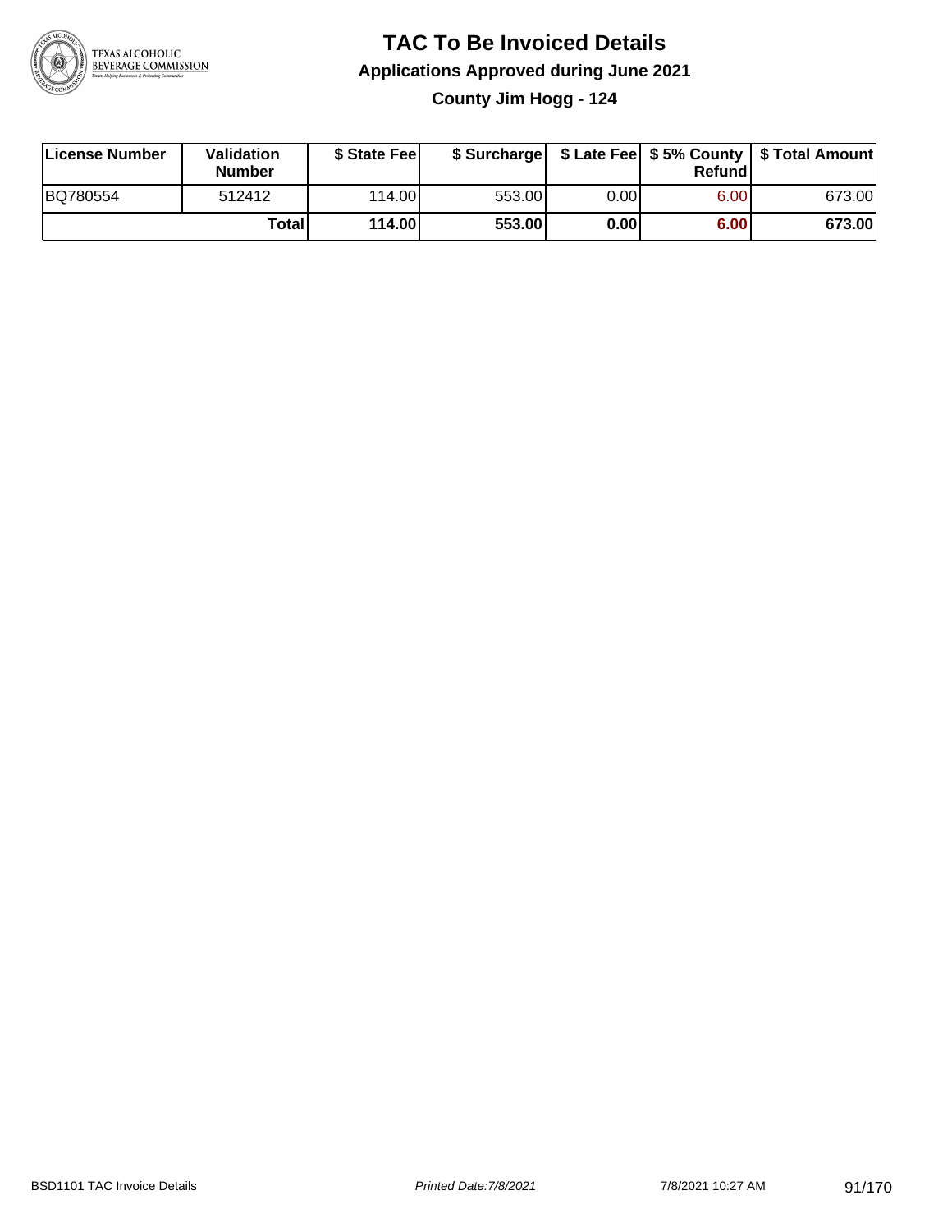# TAC To Be Invoiced Details

## Applications Approved during June 2021

### County Jim Hogg - 124

| License Number | Validation Number | $ State Fee | $ Surcharge | $ Late Fee | $ 5% County Refund | $ Total Amount |
|---|---|---|---|---|---|---|
| BQ780554 | 512412 | 114.00 | 553.00 | 0.00 | 6.00 | 673.00 |
| | **Total** | **114.00** | **553.00** | **0.00** | **6.00** | **673.00** |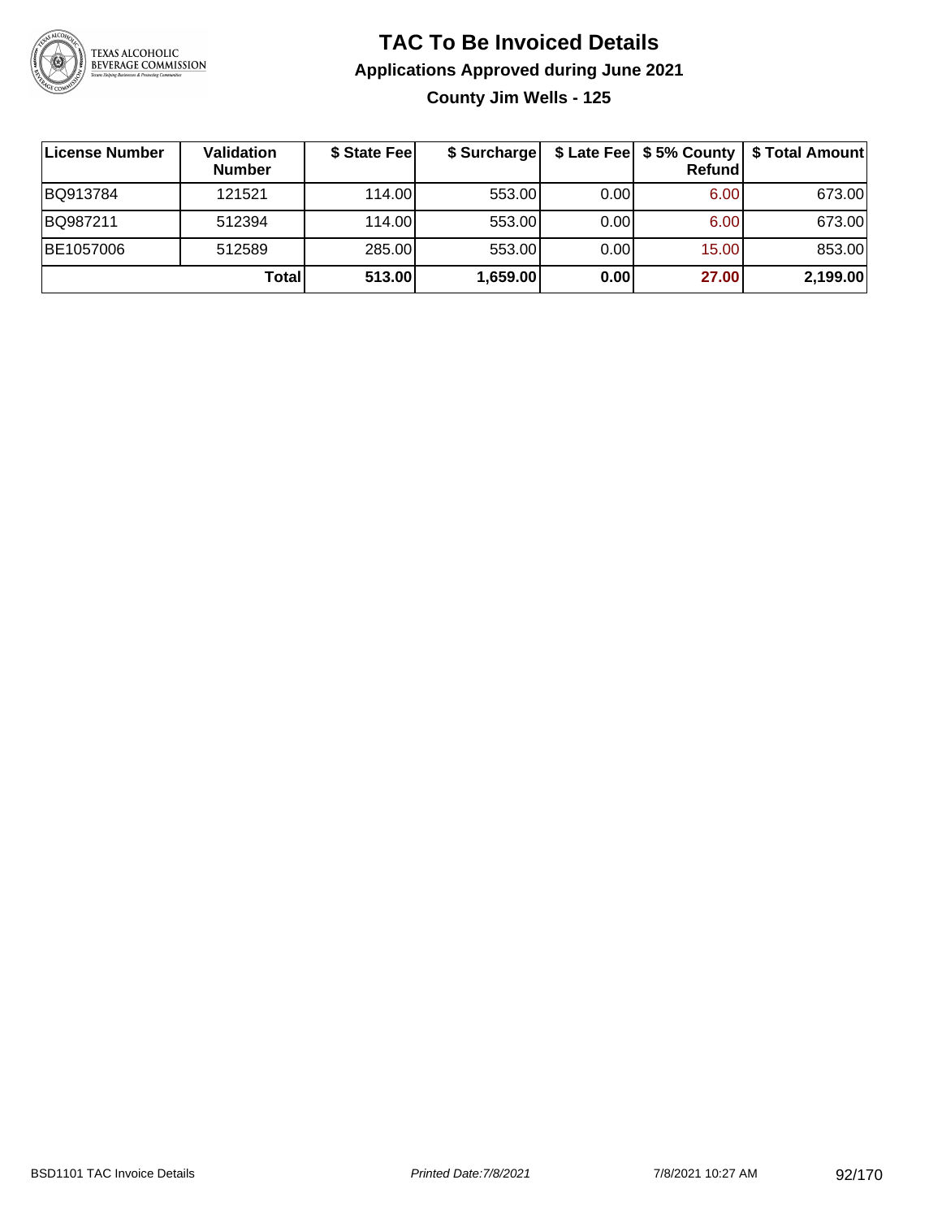# TAC To Be Invoiced Details

## Applications Approved during June 2021

### County Jim Wells - 125

| License Number | Validation Number | $ State Fee | $ Surcharge | $ Late Fee | $ 5% County Refund | $ Total Amount |
|---|---|---|---|---|---|---|
| BQ913784 | 121521 | 114.00 | 553.00 | 0.00 | 6.00 | 673.00 |
| BQ987211 | 512394 | 114.00 | 553.00 | 0.00 | 6.00 | 673.00 |
| BE1057006 | 512589 | 285.00 | 553.00 | 0.00 | 15.00 | 853.00 |
| | **Total** | **513.00** | **1,659.00** | **0.00** | **27.00** | **2,199.00** |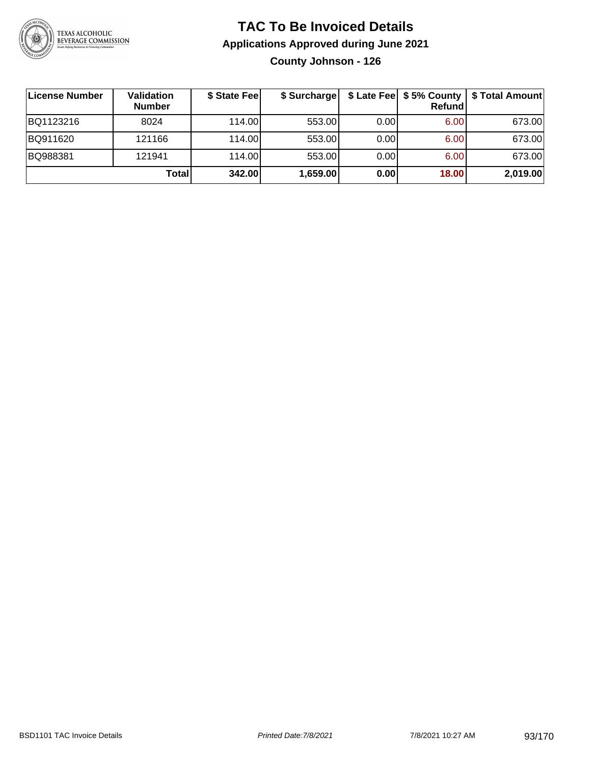# TAC To Be Invoiced Details

## Applications Approved during June 2021

### County Johnson - 126

| License Number | Validation Number | $ State Fee | $ Surcharge | $ Late Fee | $ 5% County Refund | $ Total Amount |
|---|---|---|---|---|---|---|
| BQ1123216 | 8024 | 114.00 | 553.00 | 0.00 | 6.00 | 673.00 |
| BQ911620 | 121166 | 114.00 | 553.00 | 0.00 | 6.00 | 673.00 |
| BQ988381 | 121941 | 114.00 | 553.00 | 0.00 | 6.00 | 673.00 |
| | **Total** | **342.00** | **1,659.00** | **0.00** | **18.00** | **2,019.00** |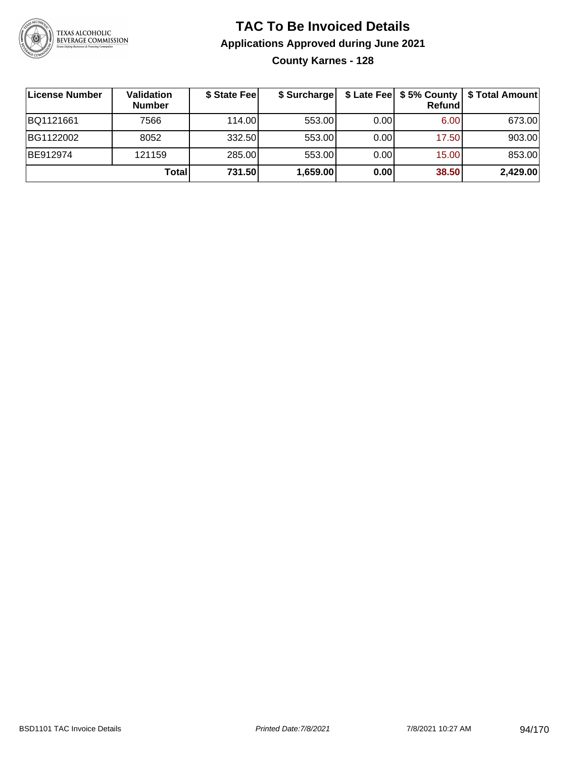# TAC To Be Invoiced Details

## Applications Approved during June 2021

### County Karnes - 128

| License Number | Validation Number | $ State Fee | $ Surcharge | $ Late Fee | $ 5% County Refund | $ Total Amount |
|---|---|---|---|---|---|---|
| BQ1121661 | 7566 | 114.00 | 553.00 | 0.00 | 6.00 | 673.00 |
| BG1122002 | 8052 | 332.50 | 553.00 | 0.00 | 17.50 | 903.00 |
| BE912974 | 121159 | 285.00 | 553.00 | 0.00 | 15.00 | 853.00 |
| | **Total** | **731.50** | **1,659.00** | **0.00** | **38.50** | **2,429.00** |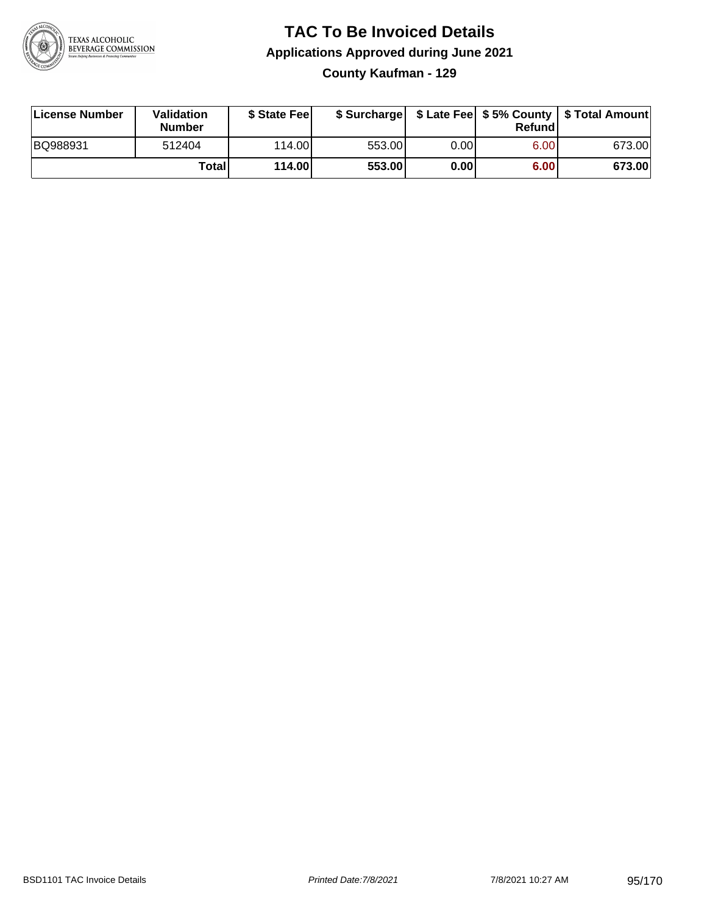# TAC To Be Invoiced Details

## Applications Approved during June 2021

### County Kaufman - 129

| License Number | Validation Number | $ State Fee | $ Surcharge | $ Late Fee | $ 5% County Refund | $ Total Amount |
|---|---|---|---|---|---|---|
| BQ988931 | 512404 | 114.00 | 553.00 | 0.00 | 6.00 | 673.00 |
| | **Total** | **114.00** | **553.00** | **0.00** | **6.00** | **673.00** |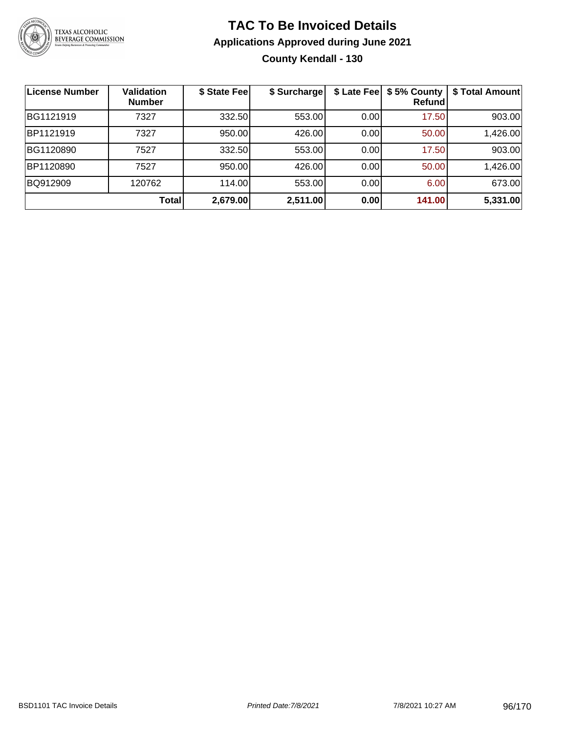# TAC To Be Invoiced Details

## Applications Approved during June 2021

### County Kendall - 130

| License Number | Validation Number | $ State Fee | $ Surcharge | $ Late Fee | $ 5% County Refund | $ Total Amount |
|---|---|---|---|---|---|---|
| BG1121919 | 7327 | 332.50 | 553.00 | 0.00 | 17.50 | 903.00 |
| BP1121919 | 7327 | 950.00 | 426.00 | 0.00 | 50.00 | 1,426.00 |
| BG1120890 | 7527 | 332.50 | 553.00 | 0.00 | 17.50 | 903.00 |
| BP1120890 | 7527 | 950.00 | 426.00 | 0.00 | 50.00 | 1,426.00 |
| BQ912909 | 120762 | 114.00 | 553.00 | 0.00 | 6.00 | 673.00 |
| | **Total** | **2,679.00** | **2,511.00** | **0.00** | **141.00** | **5,331.00** |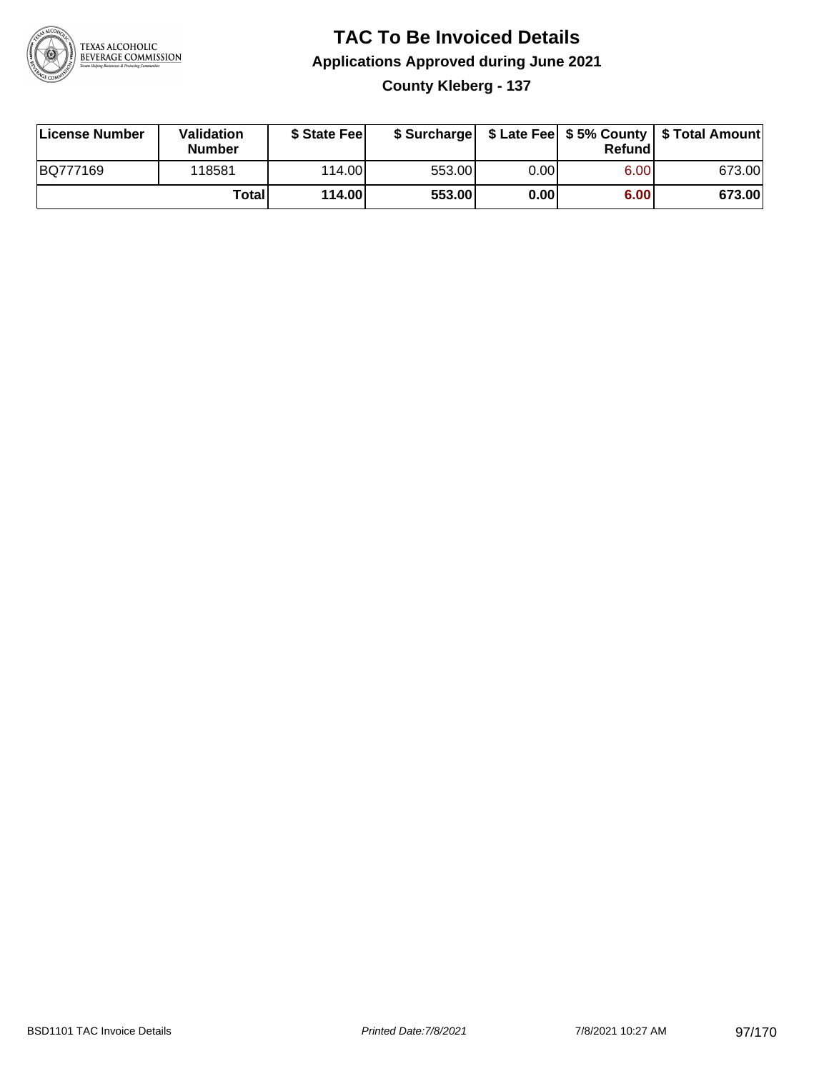# TAC To Be Invoiced Details

## Applications Approved during June 2021

### County Kleberg - 137

| License Number | Validation Number | $ State Fee | $ Surcharge | $ Late Fee | $ 5% County Refund | $ Total Amount |
|---|---|---|---|---|---|---|
| BQ777169 | 118581 | 114.00 | 553.00 | 0.00 | 6.00 | 673.00 |
| | **Total** | **114.00** | **553.00** | **0.00** | **6.00** | **673.00** |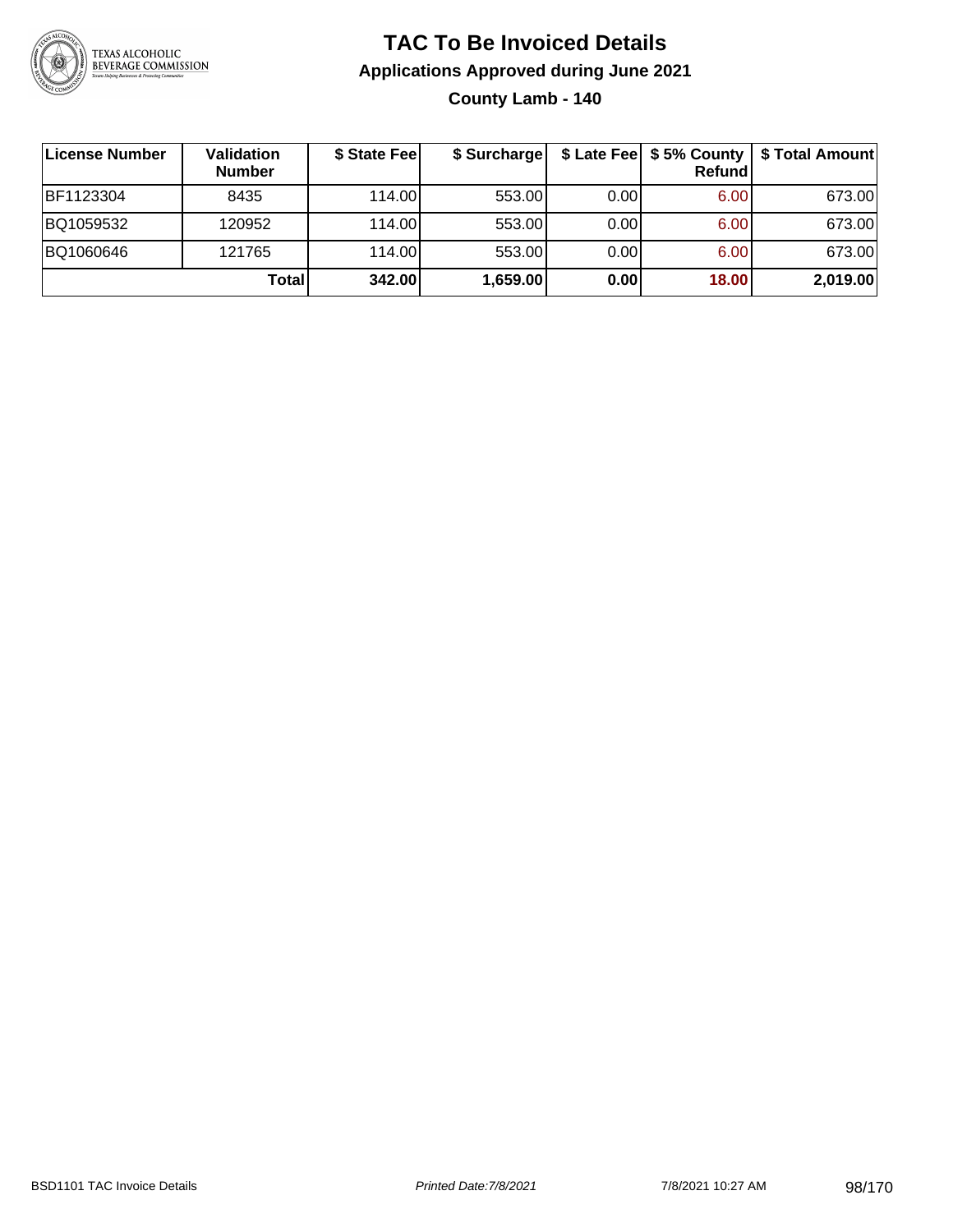# TAC To Be Invoiced Details

## Applications Approved during June 2021

### County Lamb - 140

| License Number | Validation Number | $ State Fee | $ Surcharge | $ Late Fee | $ 5% County Refund | $ Total Amount |
|---|---|---|---|---|---|---|
| BF1123304 | 8435 | 114.00 | 553.00 | 0.00 | 6.00 | 673.00 |
| BQ1059532 | 120952 | 114.00 | 553.00 | 0.00 | 6.00 | 673.00 |
| BQ1060646 | 121765 | 114.00 | 553.00 | 0.00 | 6.00 | 673.00 |
| | **Total** | **342.00** | **1,659.00** | **0.00** | **18.00** | **2,019.00** |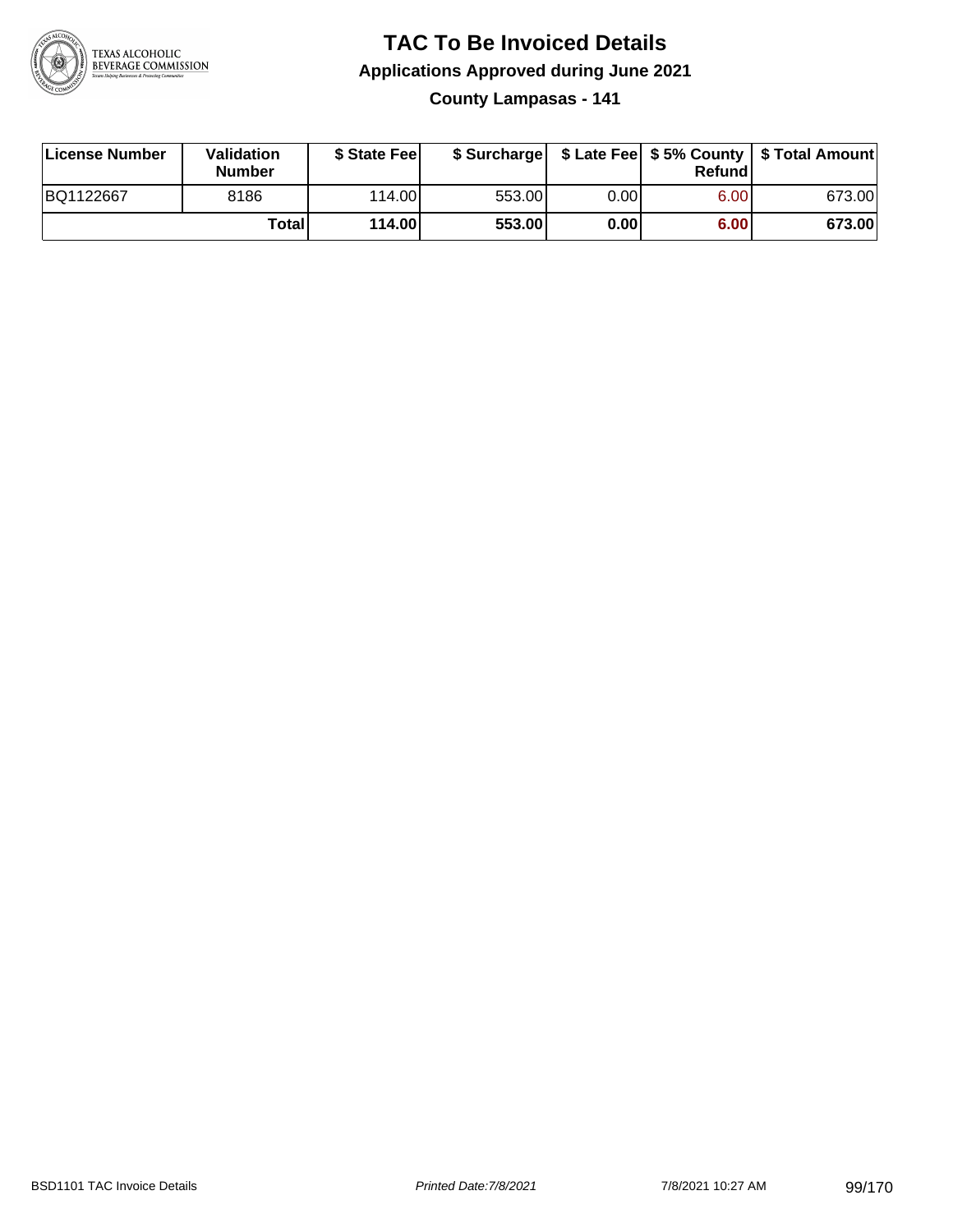# TAC To Be Invoiced Details

## Applications Approved during June 2021

### County Lampasas - 141

| License Number | Validation Number | $ State Fee | $ Surcharge | $ Late Fee | $ 5% County Refund | $ Total Amount |
|---|---|---|---|---|---|---|
| BQ1122667 | 8186 | 114.00 | 553.00 | 0.00 | 6.00 | 673.00 |
| | **Total** | **114.00** | **553.00** | **0.00** | **6.00** | **673.00** |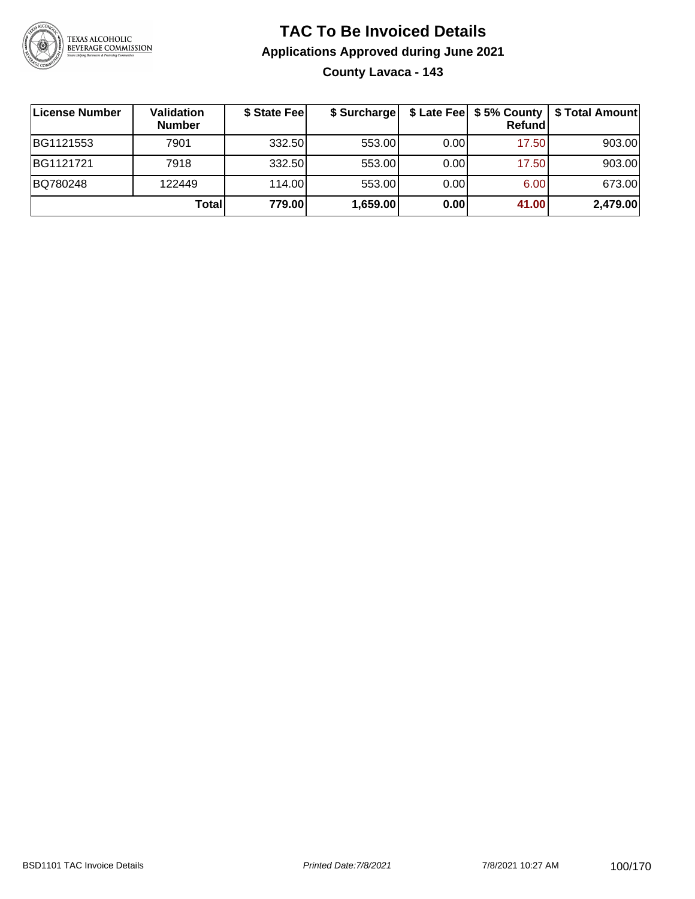# TAC To Be Invoiced Details

## Applications Approved during June 2021

### County Lavaca - 143

| License Number | Validation Number | $ State Fee | $ Surcharge | $ Late Fee | $ 5% County Refund | $ Total Amount |
|---|---|---|---|---|---|---|
| BG1121553 | 7901 | 332.50 | 553.00 | 0.00 | 17.50 | 903.00 |
| BG1121721 | 7918 | 332.50 | 553.00 | 0.00 | 17.50 | 903.00 |
| BQ780248 | 122449 | 114.00 | 553.00 | 0.00 | 6.00 | 673.00 |
| | **Total** | **779.00** | **1,659.00** | **0.00** | **41.00** | **2,479.00** |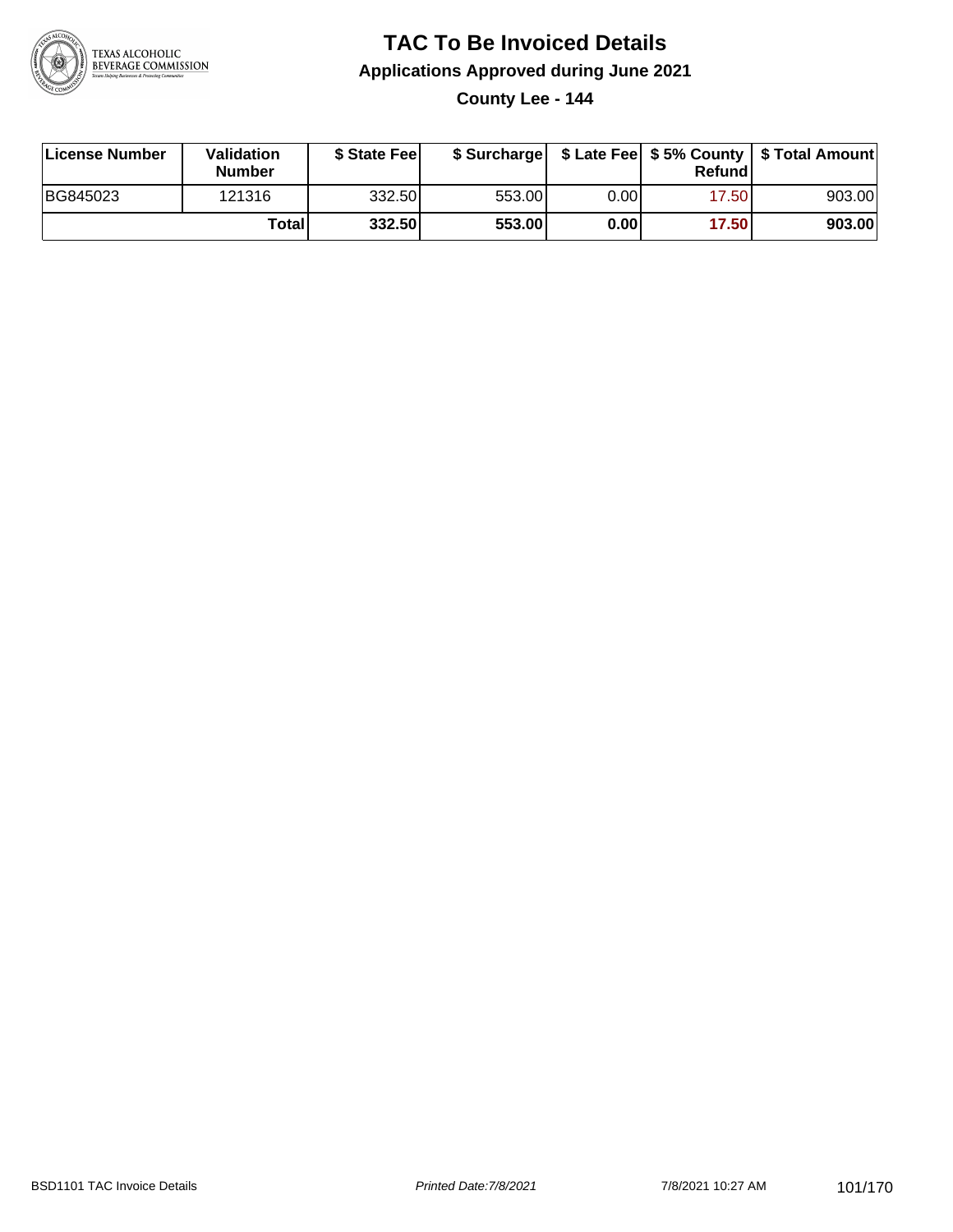# TAC To Be Invoiced Details

## Applications Approved during June 2021

### County Lee - 144

| License Number | Validation Number | $ State Fee | $ Surcharge | $ Late Fee | $ 5% County Refund | $ Total Amount |
|---|---|---|---|---|---|---|
| BG845023 | 121316 | 332.50 | 553.00 | 0.00 | 17.50 | 903.00 |
| | **Total** | **332.50** | **553.00** | **0.00** | **17.50** | **903.00** |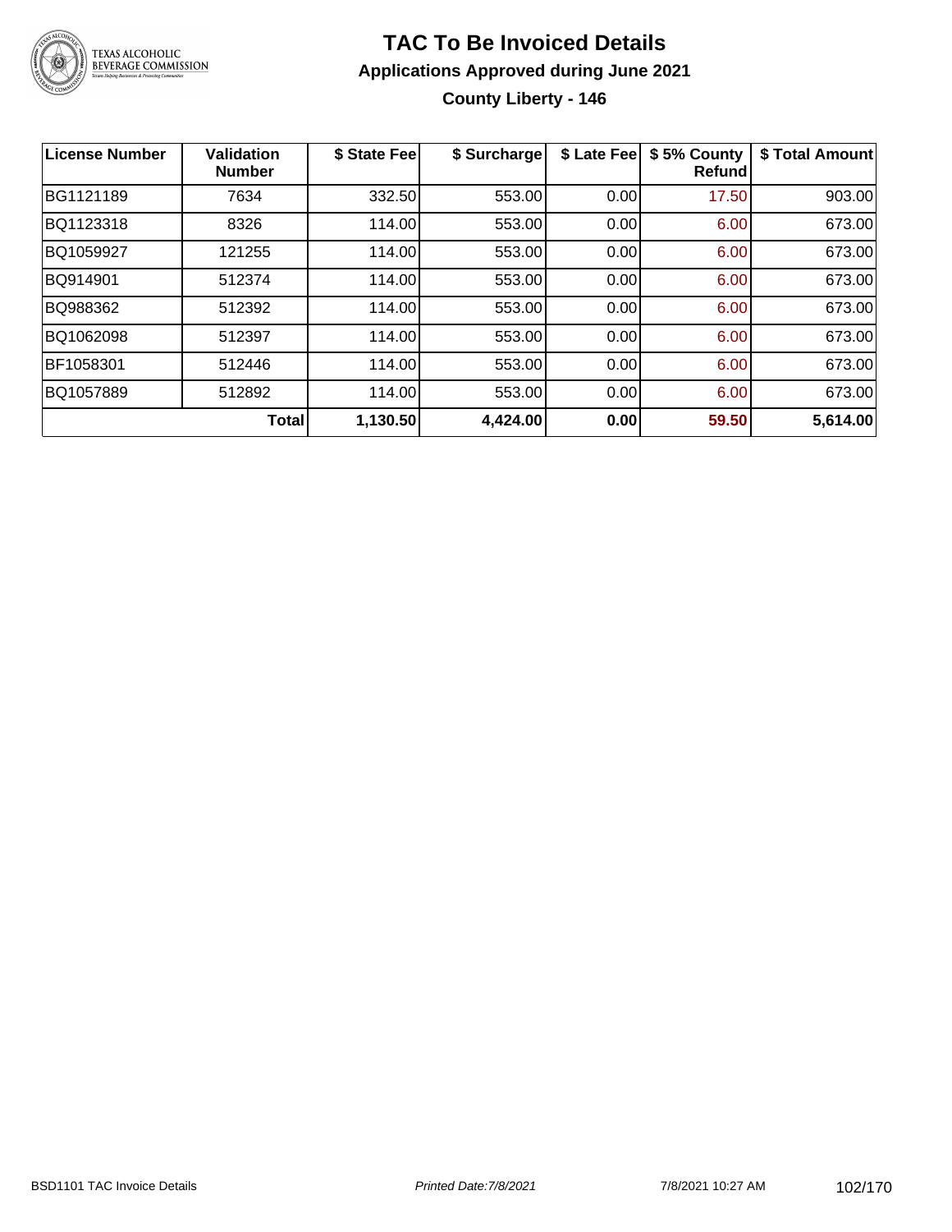# TAC To Be Invoiced Details

## Applications Approved during June 2021

### County Liberty - 146

| License Number | Validation Number | $ State Fee | $ Surcharge | $ Late Fee | $ 5% County Refund | $ Total Amount |
|---|---|---|---|---|---|---|
| BG1121189 | 7634 | 332.50 | 553.00 | 0.00 | 17.50 | 903.00 |
| BQ1123318 | 8326 | 114.00 | 553.00 | 0.00 | 6.00 | 673.00 |
| BQ1059927 | 121255 | 114.00 | 553.00 | 0.00 | 6.00 | 673.00 |
| BQ914901 | 512374 | 114.00 | 553.00 | 0.00 | 6.00 | 673.00 |
| BQ988362 | 512392 | 114.00 | 553.00 | 0.00 | 6.00 | 673.00 |
| BQ1062098 | 512397 | 114.00 | 553.00 | 0.00 | 6.00 | 673.00 |
| BF1058301 | 512446 | 114.00 | 553.00 | 0.00 | 6.00 | 673.00 |
| BQ1057889 | 512892 | 114.00 | 553.00 | 0.00 | 6.00 | 673.00 |
| | **Total** | **1,130.50** | **4,424.00** | **0.00** | **59.50** | **5,614.00** |

BSD1101 TAC Invoice Details — *Printed Date:7/8/2021* — 7/8/2021 10:27 AM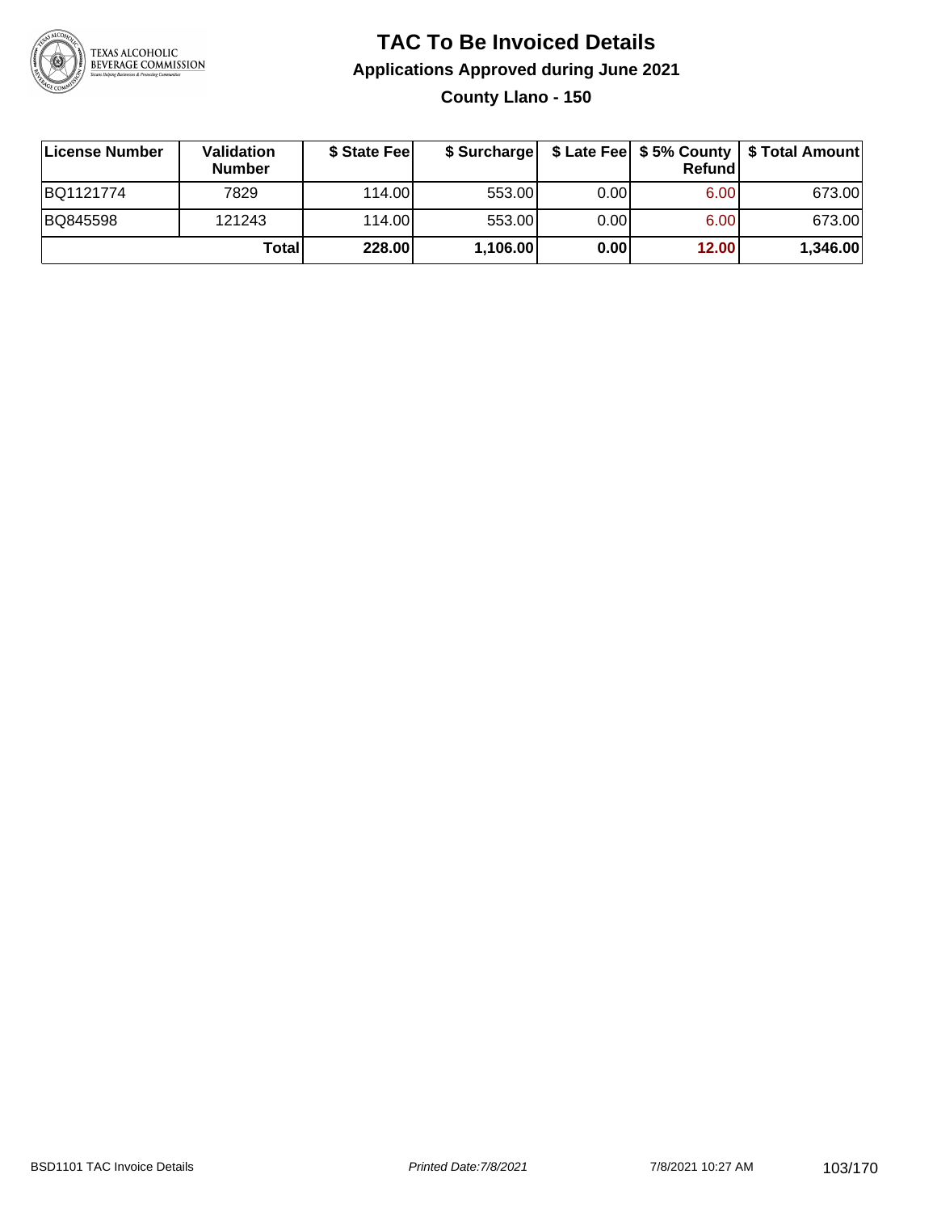# TAC To Be Invoiced Details

## Applications Approved during June 2021

### County Llano - 150

| License Number | Validation Number | $ State Fee | $ Surcharge | $ Late Fee | $ 5% County Refund | $ Total Amount |
|---|---|---|---|---|---|---|
| BQ1121774 | 7829 | 114.00 | 553.00 | 0.00 | 6.00 | 673.00 |
| BQ845598 | 121243 | 114.00 | 553.00 | 0.00 | 6.00 | 673.00 |
| | **Total** | **228.00** | **1,106.00** | **0.00** | **12.00** | **1,346.00** |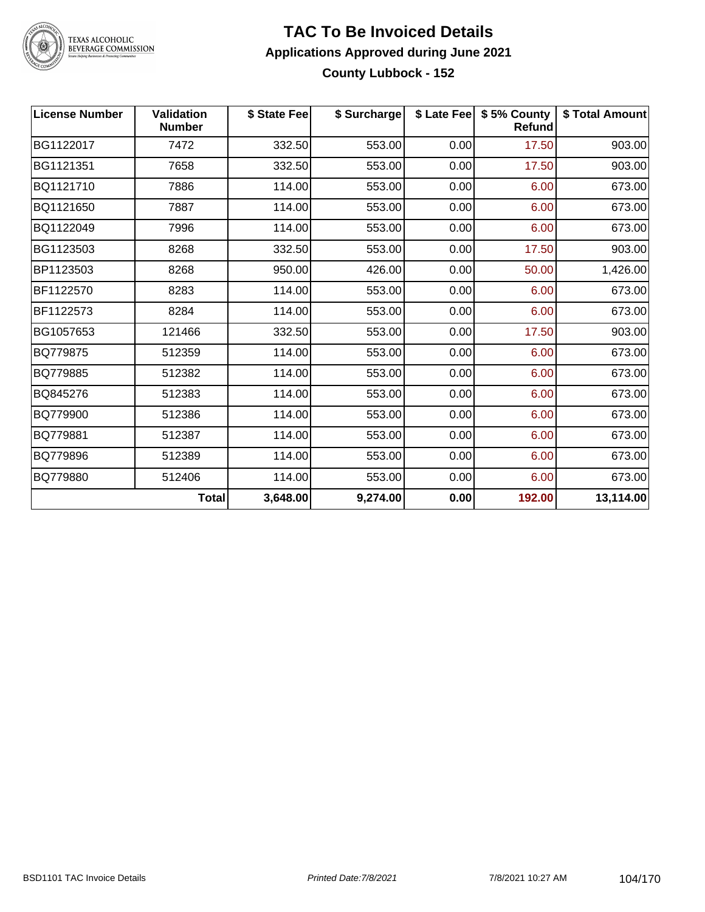# TAC To Be Invoiced Details

## Applications Approved during June 2021

### County Lubbock - 152

| License Number | Validation Number | $ State Fee | $ Surcharge | $ Late Fee | $ 5% County Refund | $ Total Amount |
|---|---|---|---|---|---|---|
| BG1122017 | 7472 | 332.50 | 553.00 | 0.00 | 17.50 | 903.00 |
| BG1121351 | 7658 | 332.50 | 553.00 | 0.00 | 17.50 | 903.00 |
| BQ1121710 | 7886 | 114.00 | 553.00 | 0.00 | 6.00 | 673.00 |
| BQ1121650 | 7887 | 114.00 | 553.00 | 0.00 | 6.00 | 673.00 |
| BQ1122049 | 7996 | 114.00 | 553.00 | 0.00 | 6.00 | 673.00 |
| BG1123503 | 8268 | 332.50 | 553.00 | 0.00 | 17.50 | 903.00 |
| BP1123503 | 8268 | 950.00 | 426.00 | 0.00 | 50.00 | 1,426.00 |
| BF1122570 | 8283 | 114.00 | 553.00 | 0.00 | 6.00 | 673.00 |
| BF1122573 | 8284 | 114.00 | 553.00 | 0.00 | 6.00 | 673.00 |
| BG1057653 | 121466 | 332.50 | 553.00 | 0.00 | 17.50 | 903.00 |
| BQ779875 | 512359 | 114.00 | 553.00 | 0.00 | 6.00 | 673.00 |
| BQ779885 | 512382 | 114.00 | 553.00 | 0.00 | 6.00 | 673.00 |
| BQ845276 | 512383 | 114.00 | 553.00 | 0.00 | 6.00 | 673.00 |
| BQ779900 | 512386 | 114.00 | 553.00 | 0.00 | 6.00 | 673.00 |
| BQ779881 | 512387 | 114.00 | 553.00 | 0.00 | 6.00 | 673.00 |
| BQ779896 | 512389 | 114.00 | 553.00 | 0.00 | 6.00 | 673.00 |
| BQ779880 | 512406 | 114.00 | 553.00 | 0.00 | 6.00 | 673.00 |
| | **Total** | **3,648.00** | **9,274.00** | **0.00** | **192.00** | **13,114.00** |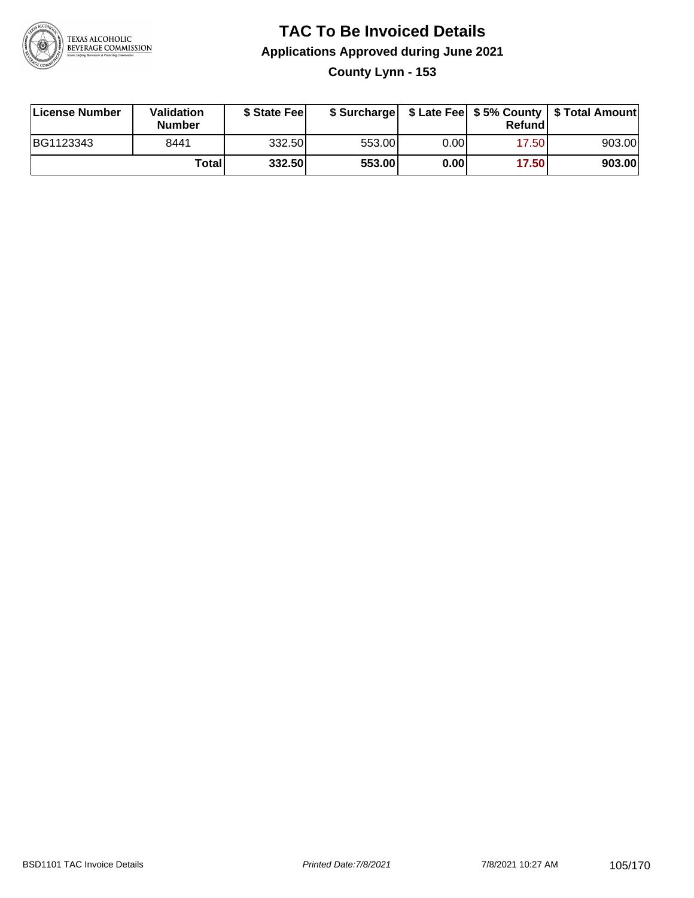# TAC To Be Invoiced Details

## Applications Approved during June 2021

### County Lynn - 153

| License Number | Validation Number | $ State Fee | $ Surcharge | $ Late Fee | $ 5% County Refund | $ Total Amount |
|---|---|---|---|---|---|---|
| BG1123343 | 8441 | 332.50 | 553.00 | 0.00 | 17.50 | 903.00 |
| | **Total** | **332.50** | **553.00** | **0.00** | **17.50** | **903.00** |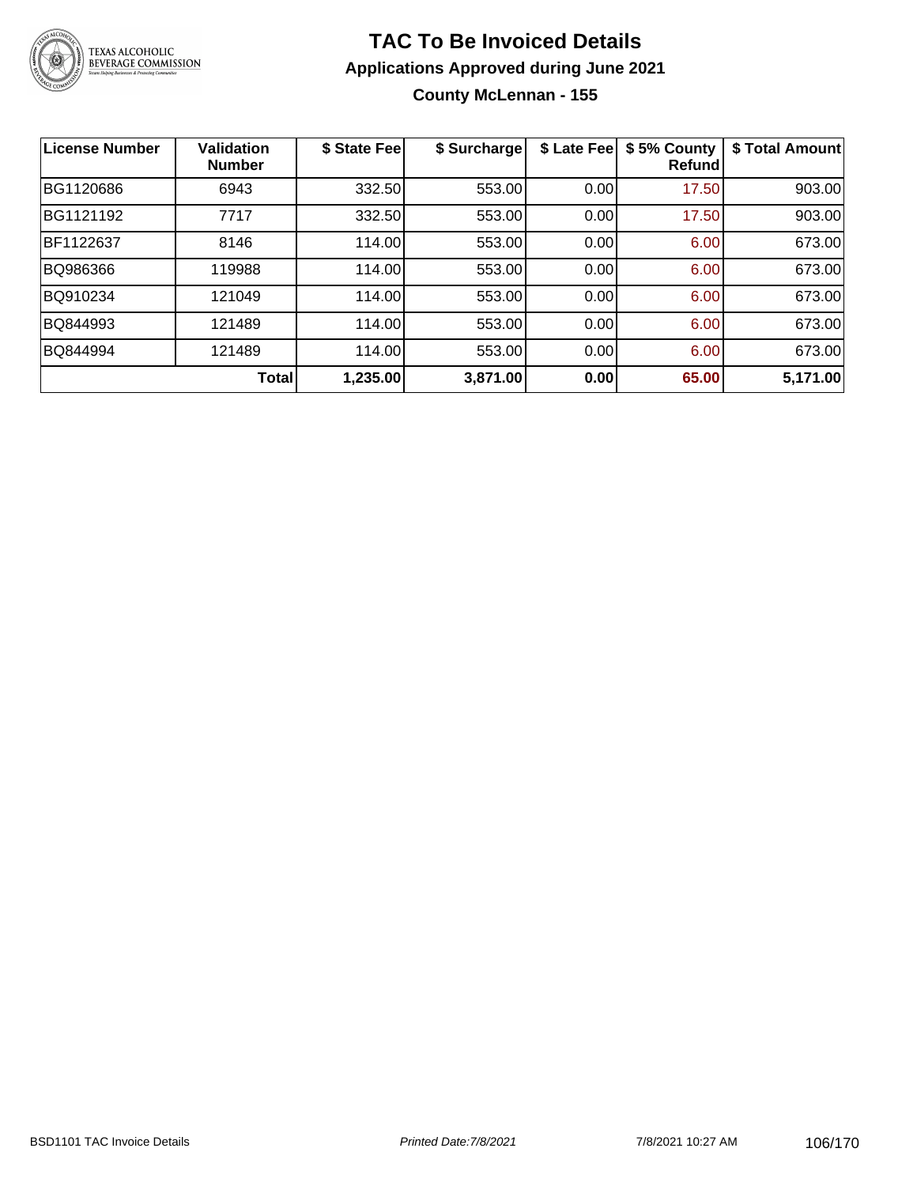# TAC To Be Invoiced Details

## Applications Approved during June 2021

### County McLennan - 155

| License Number | Validation Number | $ State Fee | $ Surcharge | $ Late Fee | $ 5% County Refund | $ Total Amount |
|---|---|---|---|---|---|---|
| BG1120686 | 6943 | 332.50 | 553.00 | 0.00 | 17.50 | 903.00 |
| BG1121192 | 7717 | 332.50 | 553.00 | 0.00 | 17.50 | 903.00 |
| BF1122637 | 8146 | 114.00 | 553.00 | 0.00 | 6.00 | 673.00 |
| BQ986366 | 119988 | 114.00 | 553.00 | 0.00 | 6.00 | 673.00 |
| BQ910234 | 121049 | 114.00 | 553.00 | 0.00 | 6.00 | 673.00 |
| BQ844993 | 121489 | 114.00 | 553.00 | 0.00 | 6.00 | 673.00 |
| BQ844994 | 121489 | 114.00 | 553.00 | 0.00 | 6.00 | 673.00 |
| | **Total** | **1,235.00** | **3,871.00** | **0.00** | **65.00** | **5,171.00** |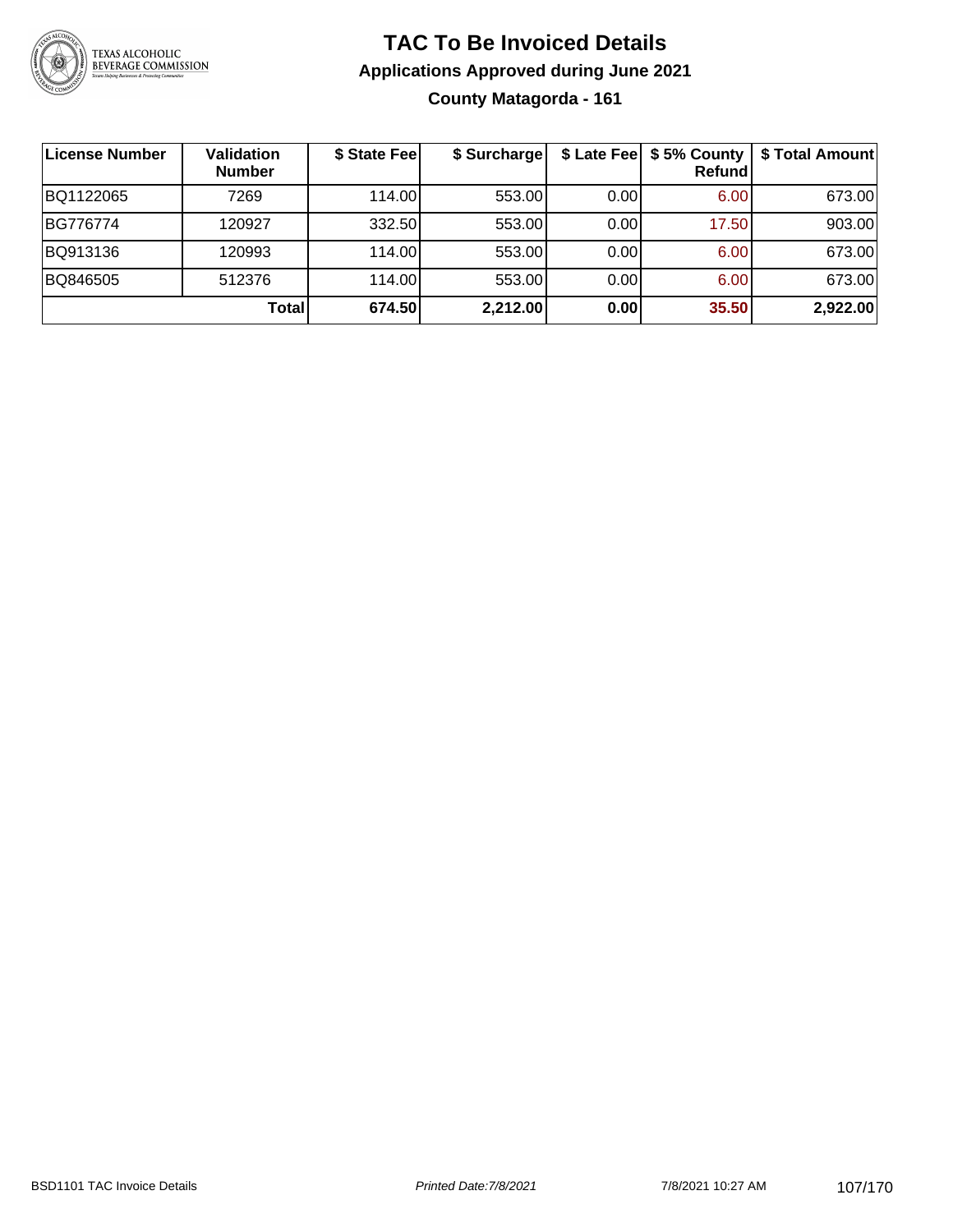# TAC To Be Invoiced Details

## Applications Approved during June 2021

### County Matagorda - 161

| License Number | Validation Number | $ State Fee | $ Surcharge | $ Late Fee | $ 5% County Refund | $ Total Amount |
|---|---|---|---|---|---|---|
| BQ1122065 | 7269 | 114.00 | 553.00 | 0.00 | 6.00 | 673.00 |
| BG776774 | 120927 | 332.50 | 553.00 | 0.00 | 17.50 | 903.00 |
| BQ913136 | 120993 | 114.00 | 553.00 | 0.00 | 6.00 | 673.00 |
| BQ846505 | 512376 | 114.00 | 553.00 | 0.00 | 6.00 | 673.00 |
| | **Total** | **674.50** | **2,212.00** | **0.00** | **35.50** | **2,922.00** |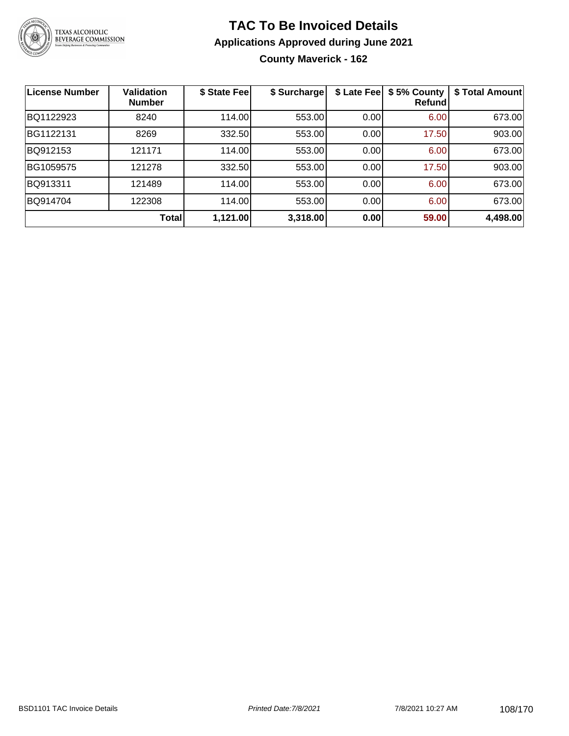# TAC To Be Invoiced Details

## Applications Approved during June 2021

### County Maverick - 162

| License Number | Validation Number | $ State Fee | $ Surcharge | $ Late Fee | $ 5% County Refund | $ Total Amount |
|---|---|---|---|---|---|---|
| BQ1122923 | 8240 | 114.00 | 553.00 | 0.00 | 6.00 | 673.00 |
| BG1122131 | 8269 | 332.50 | 553.00 | 0.00 | 17.50 | 903.00 |
| BQ912153 | 121171 | 114.00 | 553.00 | 0.00 | 6.00 | 673.00 |
| BG1059575 | 121278 | 332.50 | 553.00 | 0.00 | 17.50 | 903.00 |
| BQ913311 | 121489 | 114.00 | 553.00 | 0.00 | 6.00 | 673.00 |
| BQ914704 | 122308 | 114.00 | 553.00 | 0.00 | 6.00 | 673.00 |
| | **Total** | **1,121.00** | **3,318.00** | **0.00** | **59.00** | **4,498.00** |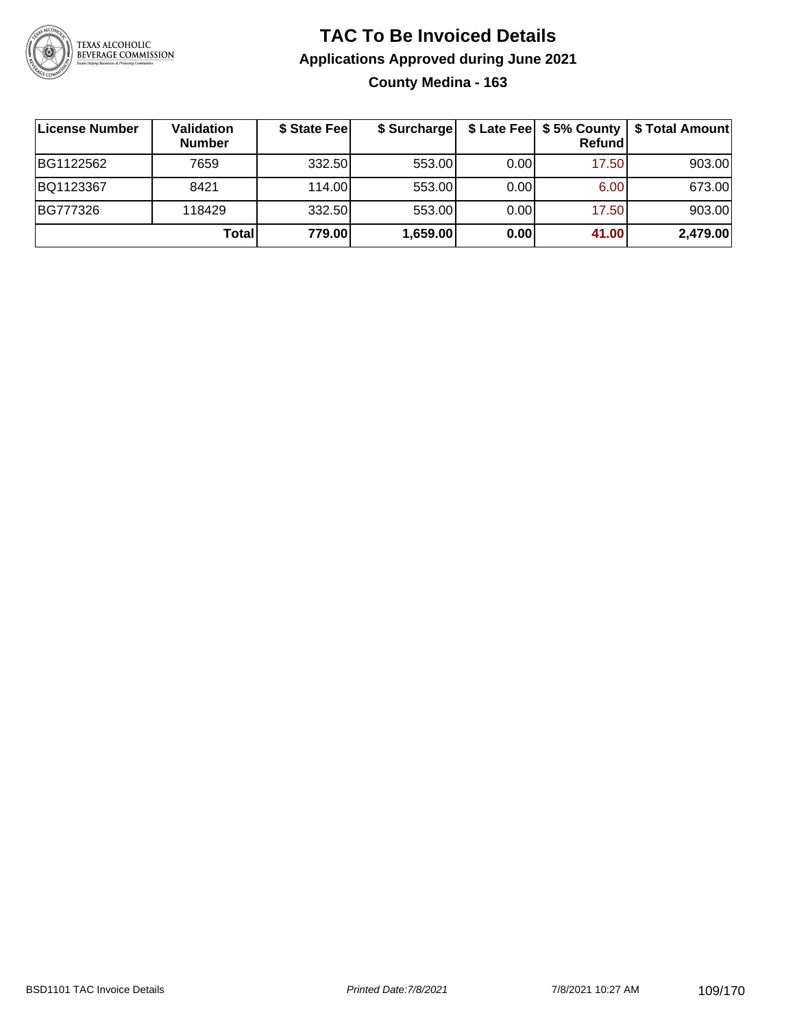# TAC To Be Invoiced Details

## Applications Approved during June 2021

### County Medina - 163

| License Number | Validation Number | $ State Fee | $ Surcharge | $ Late Fee | $ 5% County Refund | $ Total Amount |
|---|---|---|---|---|---|---|
| BG1122562 | 7659 | 332.50 | 553.00 | 0.00 | 17.50 | 903.00 |
| BQ1123367 | 8421 | 114.00 | 553.00 | 0.00 | 6.00 | 673.00 |
| BG777326 | 118429 | 332.50 | 553.00 | 0.00 | 17.50 | 903.00 |
| | **Total** | **779.00** | **1,659.00** | **0.00** | **41.00** | **2,479.00** |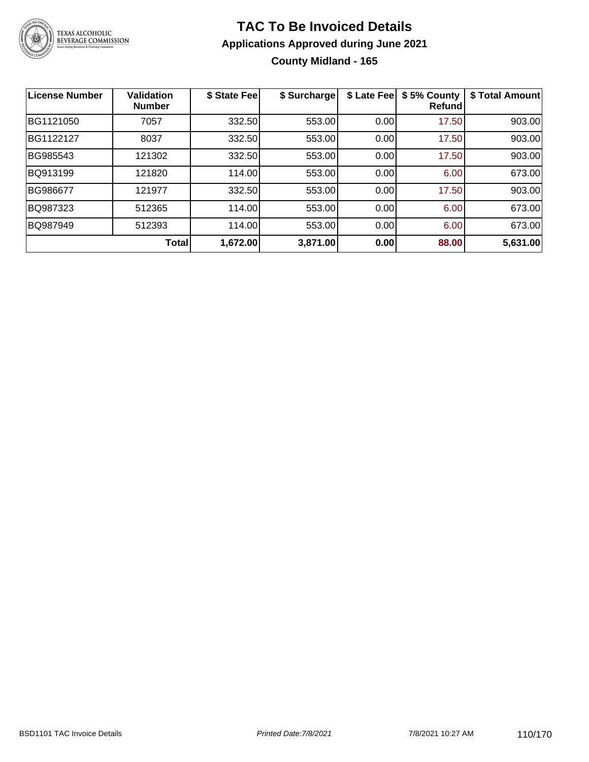# TAC To Be Invoiced Details

## Applications Approved during June 2021

### County Midland - 165

| License Number | Validation Number | $ State Fee | $ Surcharge | $ Late Fee | $ 5% County Refund | $ Total Amount |
|---|---|---|---|---|---|---|
| BG1121050 | 7057 | 332.50 | 553.00 | 0.00 | 17.50 | 903.00 |
| BG1122127 | 8037 | 332.50 | 553.00 | 0.00 | 17.50 | 903.00 |
| BG985543 | 121302 | 332.50 | 553.00 | 0.00 | 17.50 | 903.00 |
| BQ913199 | 121820 | 114.00 | 553.00 | 0.00 | 6.00 | 673.00 |
| BG986677 | 121977 | 332.50 | 553.00 | 0.00 | 17.50 | 903.00 |
| BQ987323 | 512365 | 114.00 | 553.00 | 0.00 | 6.00 | 673.00 |
| BQ987949 | 512393 | 114.00 | 553.00 | 0.00 | 6.00 | 673.00 |
| | **Total** | **1,672.00** | **3,871.00** | **0.00** | **88.00** | **5,631.00** |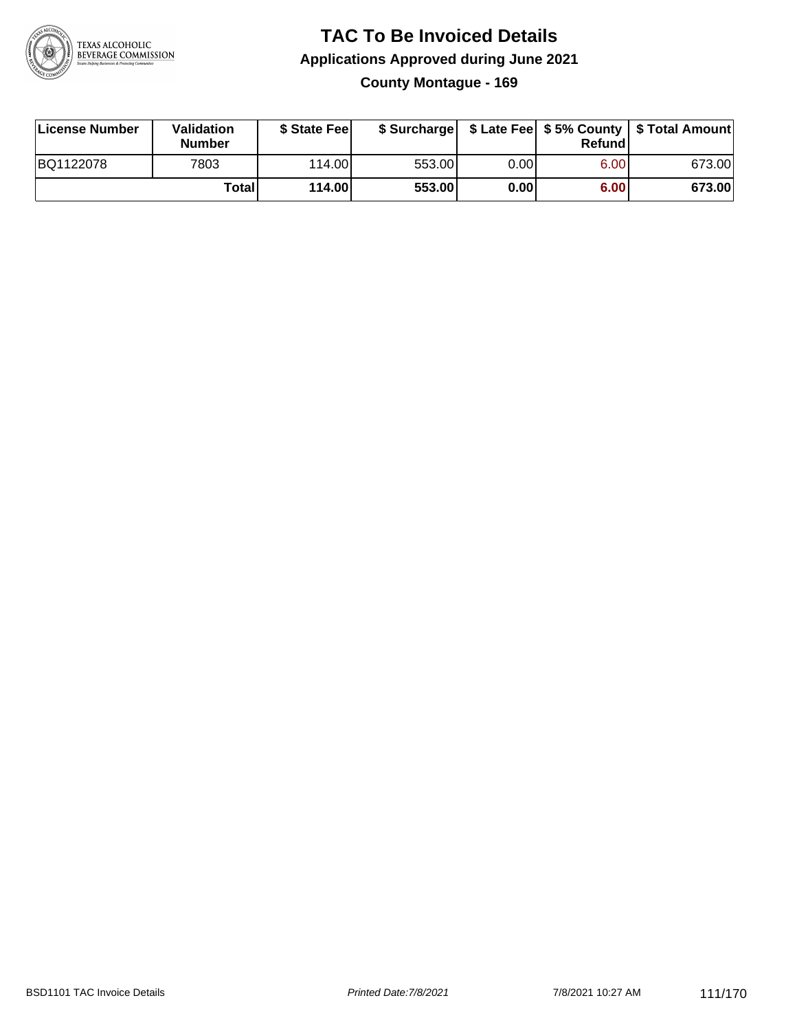# TAC To Be Invoiced Details

## Applications Approved during June 2021

### County Montague - 169

| License Number | Validation Number | $ State Fee | $ Surcharge | $ Late Fee | $ 5% County Refund | $ Total Amount |
|---|---|---|---|---|---|---|
| BQ1122078 | 7803 | 114.00 | 553.00 | 0.00 | 6.00 | 673.00 |
| | Total | 114.00 | 553.00 | 0.00 | 6.00 | 673.00 |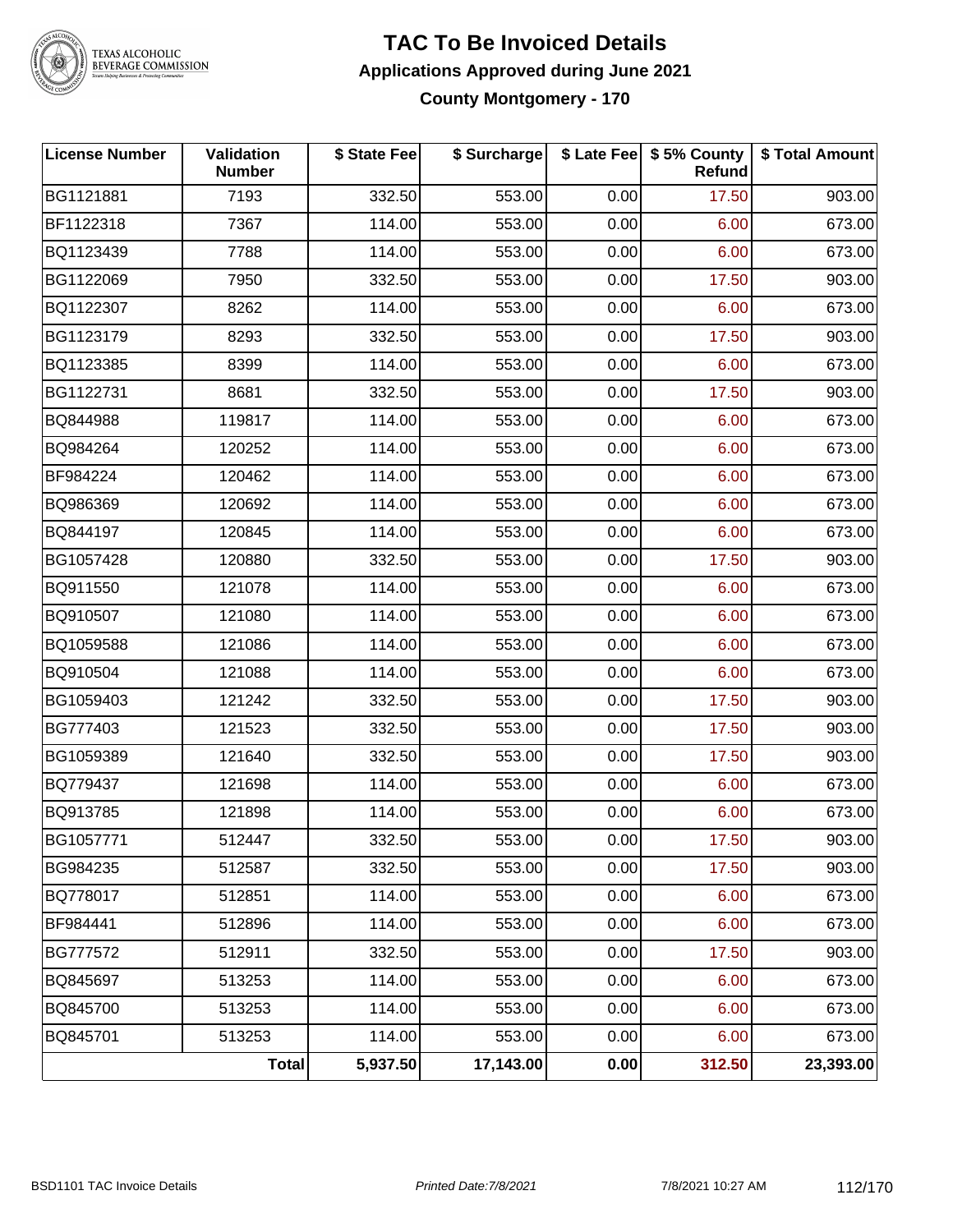# TAC To Be Invoiced Details

## Applications Approved during June 2021

### County Montgomery - 170

| License Number | Validation Number | $ State Fee | $ Surcharge | $ Late Fee | $ 5% County Refund | $ Total Amount |
|---|---|---|---|---|---|---|
| BG1121881 | 7193 | 332.50 | 553.00 | 0.00 | 17.50 | 903.00 |
| BF1122318 | 7367 | 114.00 | 553.00 | 0.00 | 6.00 | 673.00 |
| BQ1123439 | 7788 | 114.00 | 553.00 | 0.00 | 6.00 | 673.00 |
| BG1122069 | 7950 | 332.50 | 553.00 | 0.00 | 17.50 | 903.00 |
| BQ1122307 | 8262 | 114.00 | 553.00 | 0.00 | 6.00 | 673.00 |
| BG1123179 | 8293 | 332.50 | 553.00 | 0.00 | 17.50 | 903.00 |
| BQ1123385 | 8399 | 114.00 | 553.00 | 0.00 | 6.00 | 673.00 |
| BG1122731 | 8681 | 332.50 | 553.00 | 0.00 | 17.50 | 903.00 |
| BQ844988 | 119817 | 114.00 | 553.00 | 0.00 | 6.00 | 673.00 |
| BQ984264 | 120252 | 114.00 | 553.00 | 0.00 | 6.00 | 673.00 |
| BF984224 | 120462 | 114.00 | 553.00 | 0.00 | 6.00 | 673.00 |
| BQ986369 | 120692 | 114.00 | 553.00 | 0.00 | 6.00 | 673.00 |
| BQ844197 | 120845 | 114.00 | 553.00 | 0.00 | 6.00 | 673.00 |
| BG1057428 | 120880 | 332.50 | 553.00 | 0.00 | 17.50 | 903.00 |
| BQ911550 | 121078 | 114.00 | 553.00 | 0.00 | 6.00 | 673.00 |
| BQ910507 | 121080 | 114.00 | 553.00 | 0.00 | 6.00 | 673.00 |
| BQ1059588 | 121086 | 114.00 | 553.00 | 0.00 | 6.00 | 673.00 |
| BQ910504 | 121088 | 114.00 | 553.00 | 0.00 | 6.00 | 673.00 |
| BG1059403 | 121242 | 332.50 | 553.00 | 0.00 | 17.50 | 903.00 |
| BG777403 | 121523 | 332.50 | 553.00 | 0.00 | 17.50 | 903.00 |
| BG1059389 | 121640 | 332.50 | 553.00 | 0.00 | 17.50 | 903.00 |
| BQ779437 | 121698 | 114.00 | 553.00 | 0.00 | 6.00 | 673.00 |
| BQ913785 | 121898 | 114.00 | 553.00 | 0.00 | 6.00 | 673.00 |
| BG1057771 | 512447 | 332.50 | 553.00 | 0.00 | 17.50 | 903.00 |
| BG984235 | 512587 | 332.50 | 553.00 | 0.00 | 17.50 | 903.00 |
| BQ778017 | 512851 | 114.00 | 553.00 | 0.00 | 6.00 | 673.00 |
| BF984441 | 512896 | 114.00 | 553.00 | 0.00 | 6.00 | 673.00 |
| BG777572 | 512911 | 332.50 | 553.00 | 0.00 | 17.50 | 903.00 |
| BQ845697 | 513253 | 114.00 | 553.00 | 0.00 | 6.00 | 673.00 |
| BQ845700 | 513253 | 114.00 | 553.00 | 0.00 | 6.00 | 673.00 |
| BQ845701 | 513253 | 114.00 | 553.00 | 0.00 | 6.00 | 673.00 |
| | **Total** | **5,937.50** | **17,143.00** | **0.00** | **312.50** | **23,393.00** |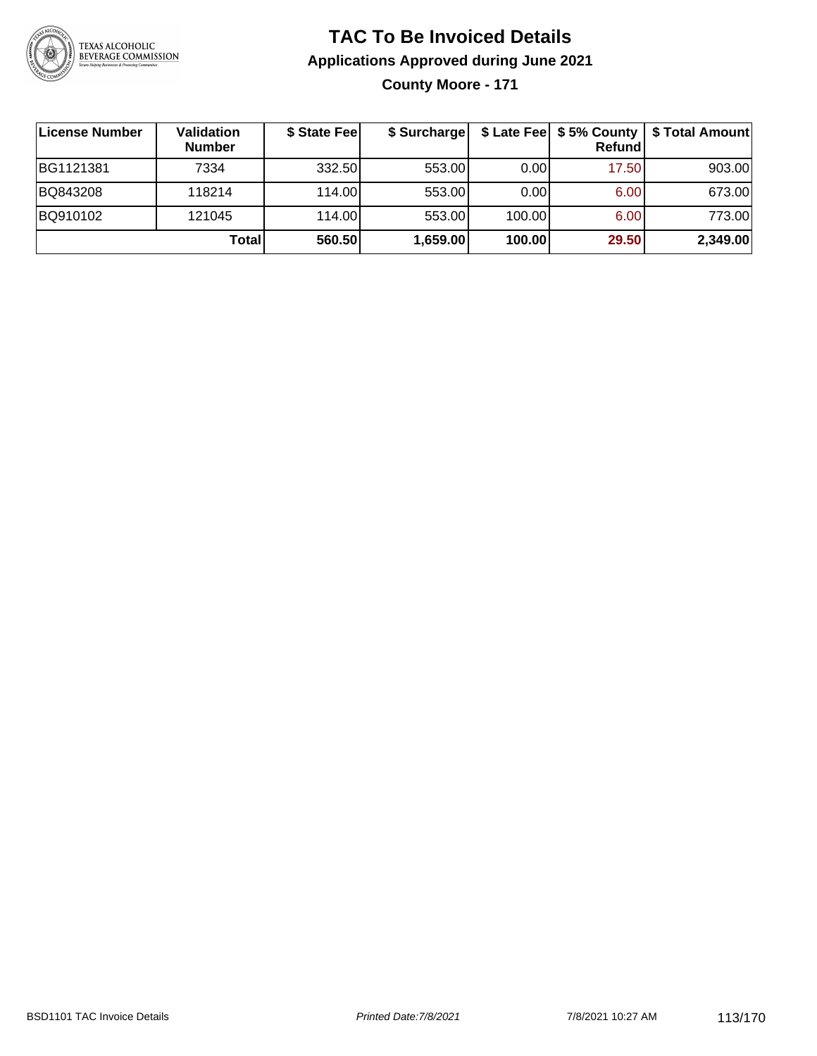# TAC To Be Invoiced Details

## Applications Approved during June 2021

### County Moore - 171

| License Number | Validation Number | $ State Fee | $ Surcharge | $ Late Fee | $ 5% County Refund | $ Total Amount |
|---|---|---|---|---|---|---|
| BG1121381 | 7334 | 332.50 | 553.00 | 0.00 | 17.50 | 903.00 |
| BQ843208 | 118214 | 114.00 | 553.00 | 0.00 | 6.00 | 673.00 |
| BQ910102 | 121045 | 114.00 | 553.00 | 100.00 | 6.00 | 773.00 |
| | **Total** | **560.50** | **1,659.00** | **100.00** | **29.50** | **2,349.00** |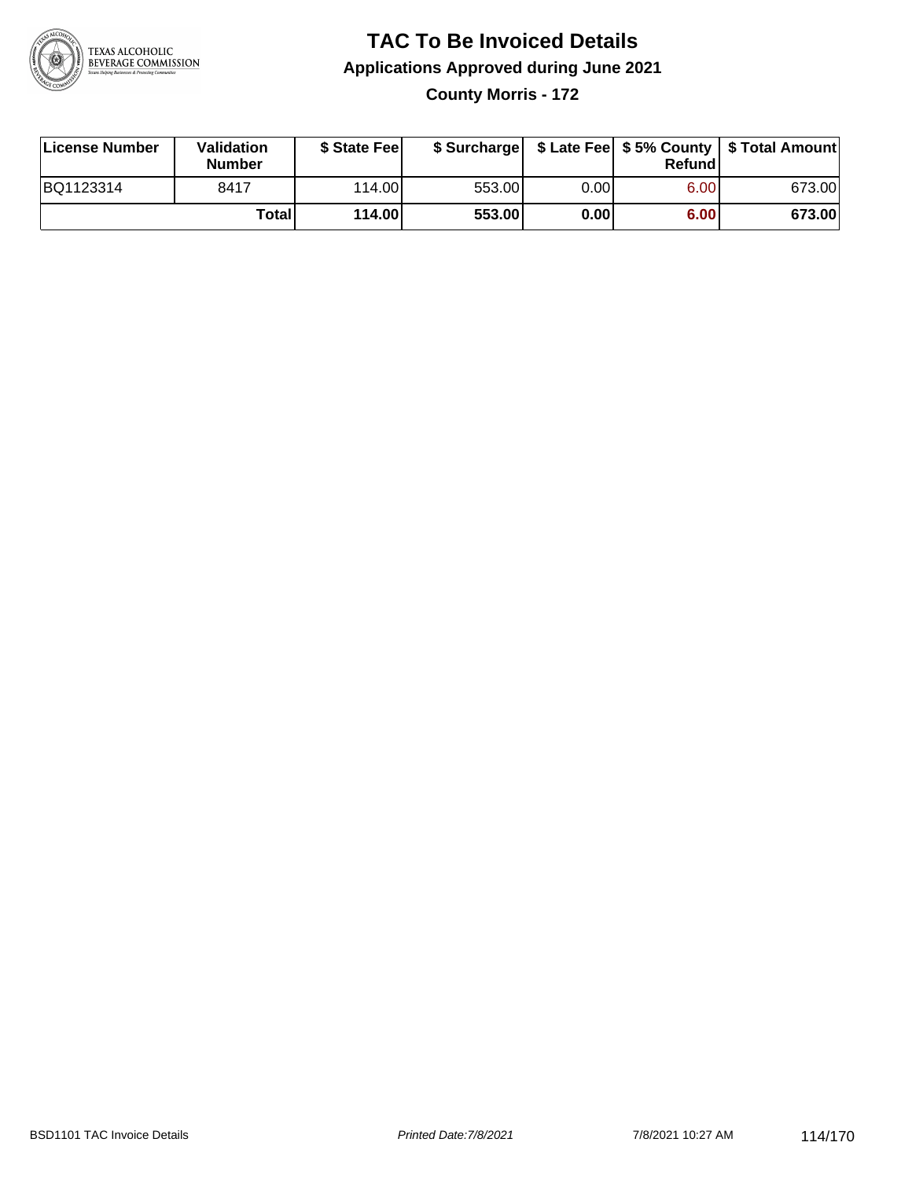# TAC To Be Invoiced Details

## Applications Approved during June 2021

### County Morris - 172

| License Number | Validation Number | $ State Fee | $ Surcharge | $ Late Fee | $ 5% County Refund | $ Total Amount |
|---|---|---|---|---|---|---|
| BQ1123314 | 8417 | 114.00 | 553.00 | 0.00 | 6.00 | 673.00 |
| | **Total** | **114.00** | **553.00** | **0.00** | **6.00** | **673.00** |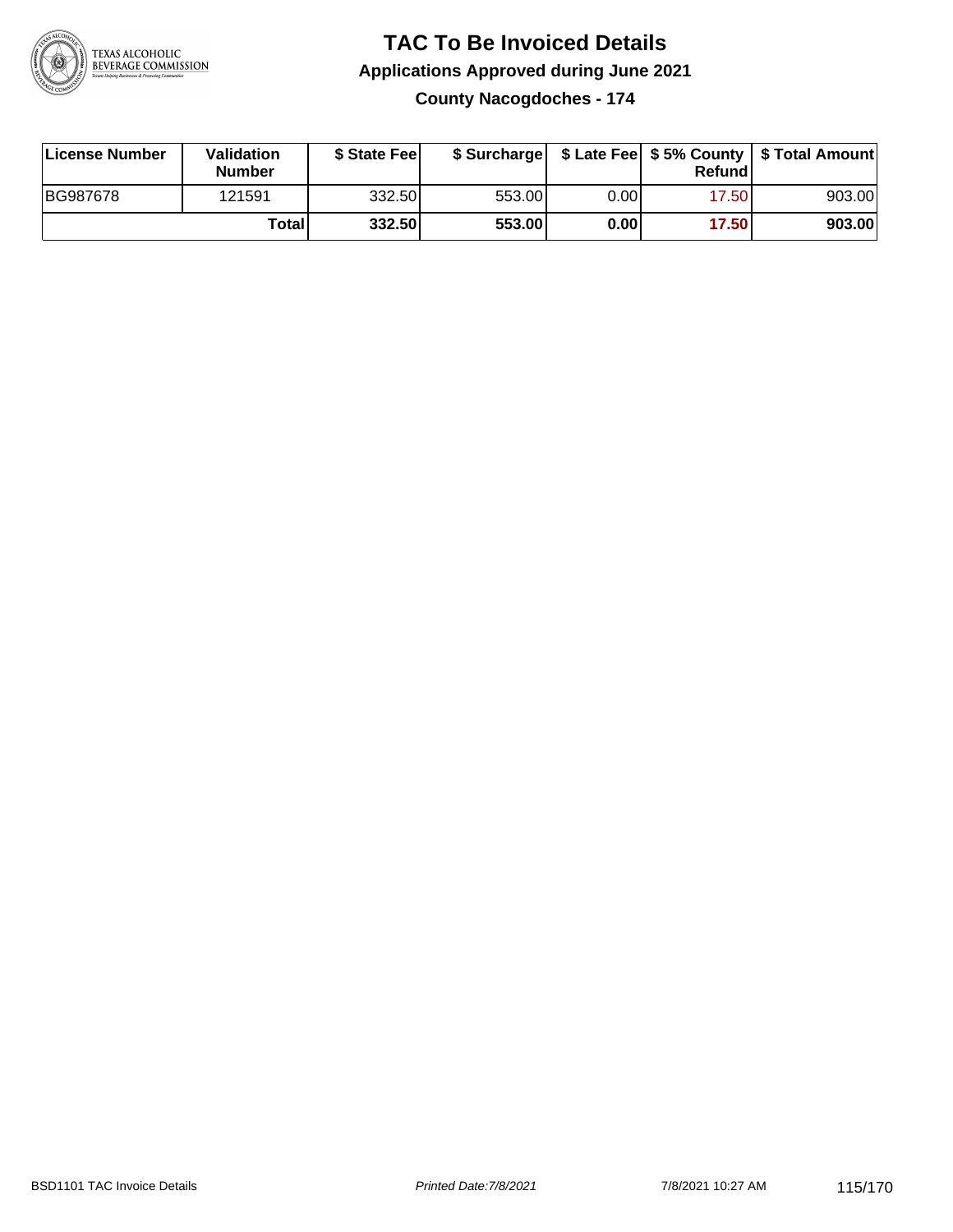# TAC To Be Invoiced Details

## Applications Approved during June 2021

### County Nacogdoches - 174

| License Number | Validation Number | $ State Fee | $ Surcharge | $ Late Fee | $ 5% County Refund | $ Total Amount |
|---|---|---|---|---|---|---|
| BG987678 | 121591 | 332.50 | 553.00 | 0.00 | 17.50 | 903.00 |
| | **Total** | **332.50** | **553.00** | **0.00** | **17.50** | **903.00** |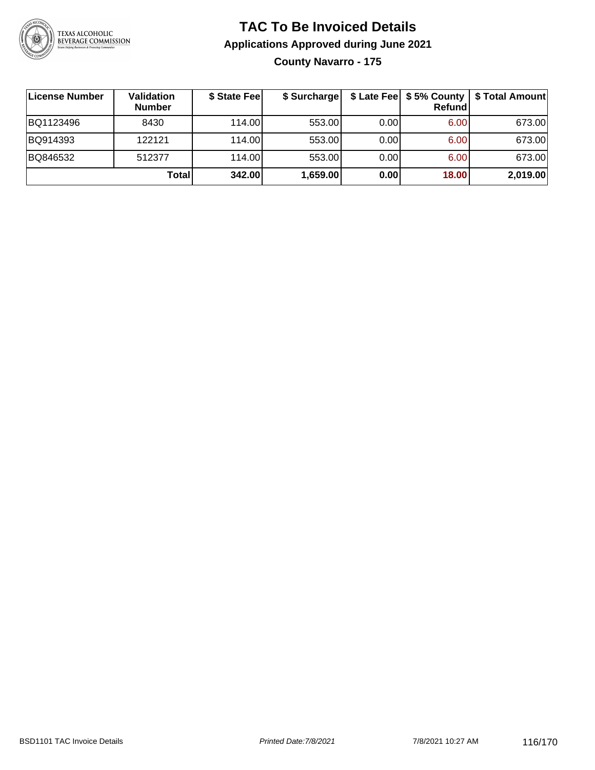# TAC To Be Invoiced Details

## Applications Approved during June 2021

### County Navarro - 175

| License Number | Validation Number | $ State Fee | $ Surcharge | $ Late Fee | $ 5% County Refund | $ Total Amount |
|---|---|---|---|---|---|---|
| BQ1123496 | 8430 | 114.00 | 553.00 | 0.00 | 6.00 | 673.00 |
| BQ914393 | 122121 | 114.00 | 553.00 | 0.00 | 6.00 | 673.00 |
| BQ846532 | 512377 | 114.00 | 553.00 | 0.00 | 6.00 | 673.00 |
| | **Total** | **342.00** | **1,659.00** | **0.00** | **18.00** | **2,019.00** |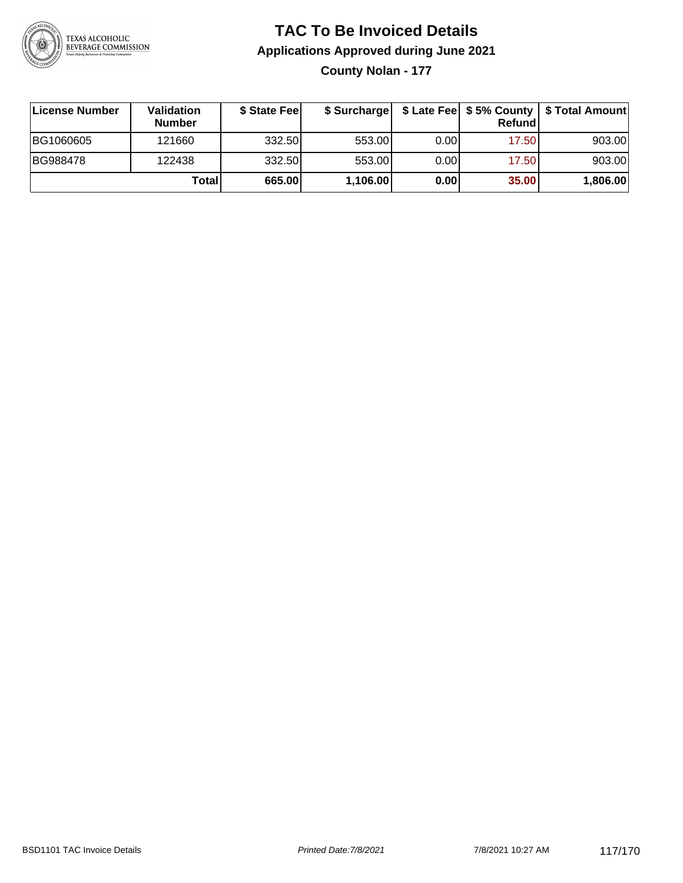# TAC To Be Invoiced Details

## Applications Approved during June 2021

### County Nolan - 177

| License Number | Validation Number | $ State Fee | $ Surcharge | $ Late Fee | $ 5% County Refund | $ Total Amount |
|---|---|---|---|---|---|---|
| BG1060605 | 121660 | 332.50 | 553.00 | 0.00 | 17.50 | 903.00 |
| BG988478 | 122438 | 332.50 | 553.00 | 0.00 | 17.50 | 903.00 |
| | **Total** | **665.00** | **1,106.00** | **0.00** | **35.00** | **1,806.00** |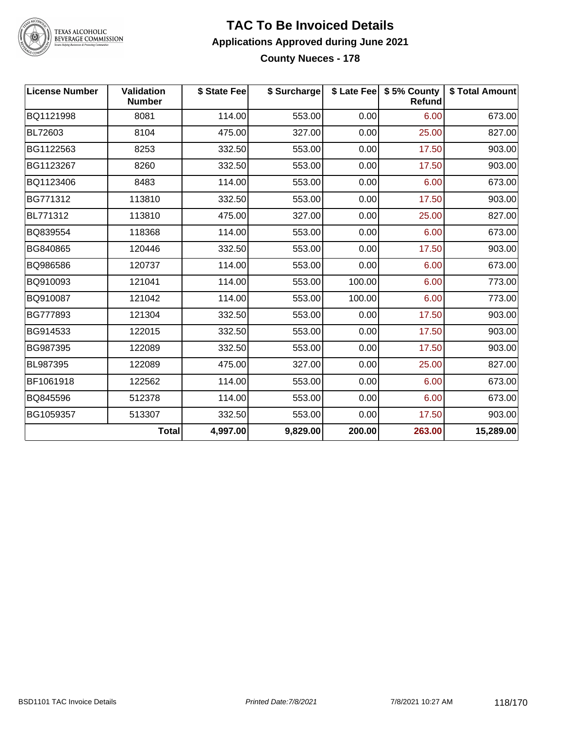# TAC To Be Invoiced Details

## Applications Approved during June 2021

### County Nueces - 178

| License Number | Validation Number | $ State Fee | $ Surcharge | $ Late Fee | $ 5% County Refund | $ Total Amount |
|---|---|---|---|---|---|---|
| BQ1121998 | 8081 | 114.00 | 553.00 | 0.00 | 6.00 | 673.00 |
| BL72603 | 8104 | 475.00 | 327.00 | 0.00 | 25.00 | 827.00 |
| BG1122563 | 8253 | 332.50 | 553.00 | 0.00 | 17.50 | 903.00 |
| BG1123267 | 8260 | 332.50 | 553.00 | 0.00 | 17.50 | 903.00 |
| BQ1123406 | 8483 | 114.00 | 553.00 | 0.00 | 6.00 | 673.00 |
| BG771312 | 113810 | 332.50 | 553.00 | 0.00 | 17.50 | 903.00 |
| BL771312 | 113810 | 475.00 | 327.00 | 0.00 | 25.00 | 827.00 |
| BQ839554 | 118368 | 114.00 | 553.00 | 0.00 | 6.00 | 673.00 |
| BG840865 | 120446 | 332.50 | 553.00 | 0.00 | 17.50 | 903.00 |
| BQ986586 | 120737 | 114.00 | 553.00 | 0.00 | 6.00 | 673.00 |
| BQ910093 | 121041 | 114.00 | 553.00 | 100.00 | 6.00 | 773.00 |
| BQ910087 | 121042 | 114.00 | 553.00 | 100.00 | 6.00 | 773.00 |
| BG777893 | 121304 | 332.50 | 553.00 | 0.00 | 17.50 | 903.00 |
| BG914533 | 122015 | 332.50 | 553.00 | 0.00 | 17.50 | 903.00 |
| BG987395 | 122089 | 332.50 | 553.00 | 0.00 | 17.50 | 903.00 |
| BL987395 | 122089 | 475.00 | 327.00 | 0.00 | 25.00 | 827.00 |
| BF1061918 | 122562 | 114.00 | 553.00 | 0.00 | 6.00 | 673.00 |
| BQ845596 | 512378 | 114.00 | 553.00 | 0.00 | 6.00 | 673.00 |
| BG1059357 | 513307 | 332.50 | 553.00 | 0.00 | 17.50 | 903.00 |
| | **Total** | **4,997.00** | **9,829.00** | **200.00** | **263.00** | **15,289.00** |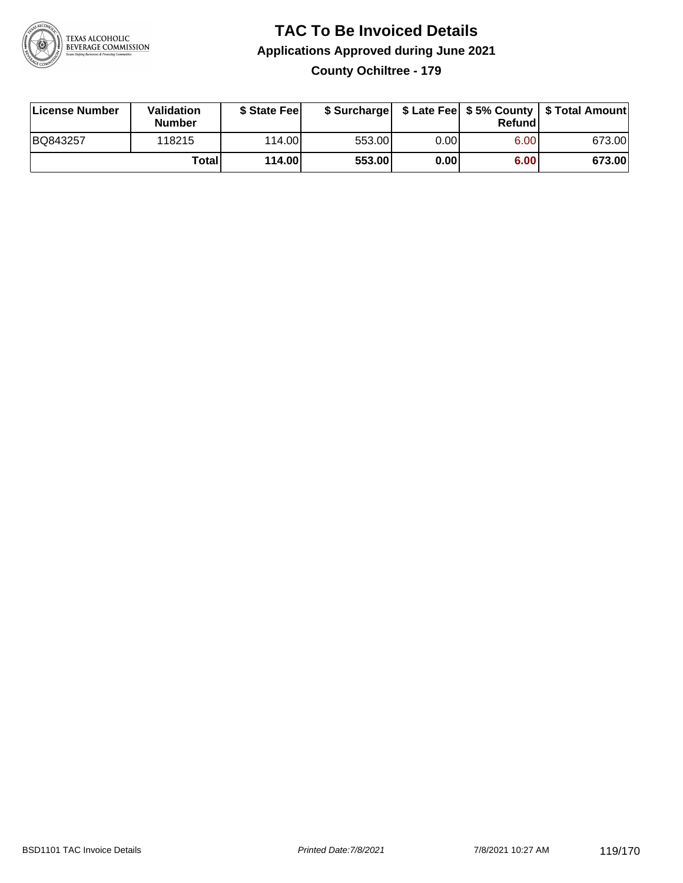# TAC To Be Invoiced Details

## Applications Approved during June 2021

### County Ochiltree - 179

| License Number | Validation Number | $ State Fee | $ Surcharge | $ Late Fee | $ 5% County Refund | $ Total Amount |
|---|---|---|---|---|---|---|
| BQ843257 | 118215 | 114.00 | 553.00 | 0.00 | 6.00 | 673.00 |
| | **Total** | **114.00** | **553.00** | **0.00** | **6.00** | **673.00** |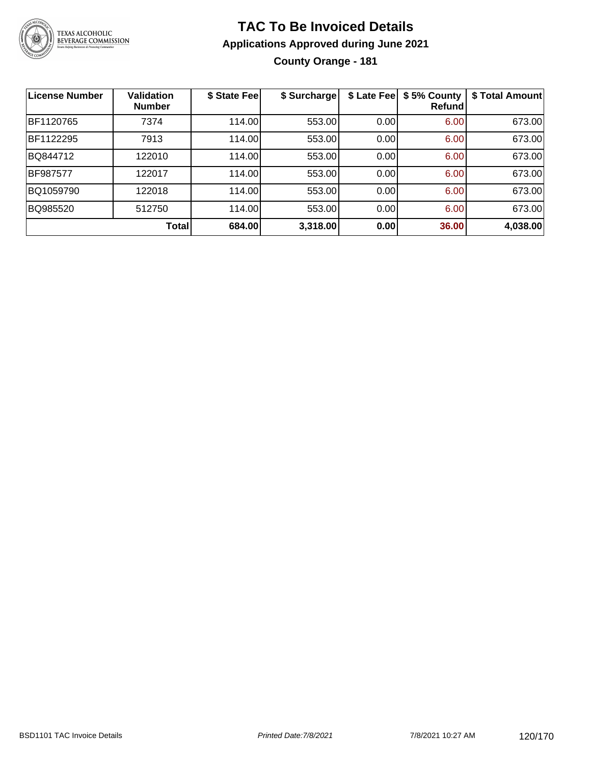# TAC To Be Invoiced Details

## Applications Approved during June 2021

### County Orange - 181

| License Number | Validation Number | $ State Fee | $ Surcharge | $ Late Fee | $ 5% County Refund | $ Total Amount |
|---|---|---|---|---|---|---|
| BF1120765 | 7374 | 114.00 | 553.00 | 0.00 | 6.00 | 673.00 |
| BF1122295 | 7913 | 114.00 | 553.00 | 0.00 | 6.00 | 673.00 |
| BQ844712 | 122010 | 114.00 | 553.00 | 0.00 | 6.00 | 673.00 |
| BF987577 | 122017 | 114.00 | 553.00 | 0.00 | 6.00 | 673.00 |
| BQ1059790 | 122018 | 114.00 | 553.00 | 0.00 | 6.00 | 673.00 |
| BQ985520 | 512750 | 114.00 | 553.00 | 0.00 | 6.00 | 673.00 |
| | **Total** | **684.00** | **3,318.00** | **0.00** | **36.00** | **4,038.00** |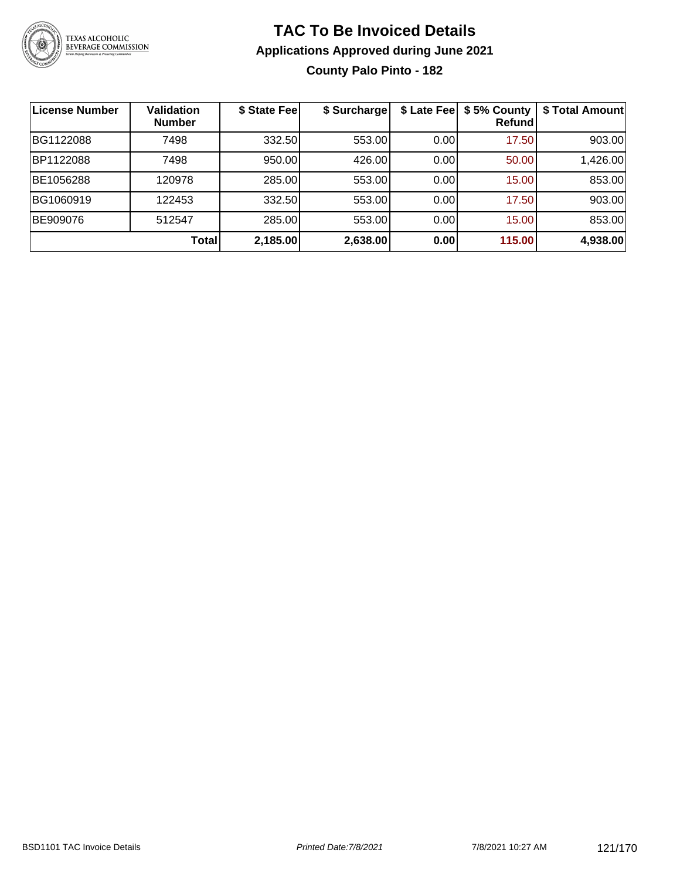# TAC To Be Invoiced Details

## Applications Approved during June 2021

### County Palo Pinto - 182

| License Number | Validation Number | $ State Fee | $ Surcharge | $ Late Fee | $ 5% County Refund | $ Total Amount |
|---|---|---|---|---|---|---|
| BG1122088 | 7498 | 332.50 | 553.00 | 0.00 | 17.50 | 903.00 |
| BP1122088 | 7498 | 950.00 | 426.00 | 0.00 | 50.00 | 1,426.00 |
| BE1056288 | 120978 | 285.00 | 553.00 | 0.00 | 15.00 | 853.00 |
| BG1060919 | 122453 | 332.50 | 553.00 | 0.00 | 17.50 | 903.00 |
| BE909076 | 512547 | 285.00 | 553.00 | 0.00 | 15.00 | 853.00 |
| | **Total** | **2,185.00** | **2,638.00** | **0.00** | **115.00** | **4,938.00** |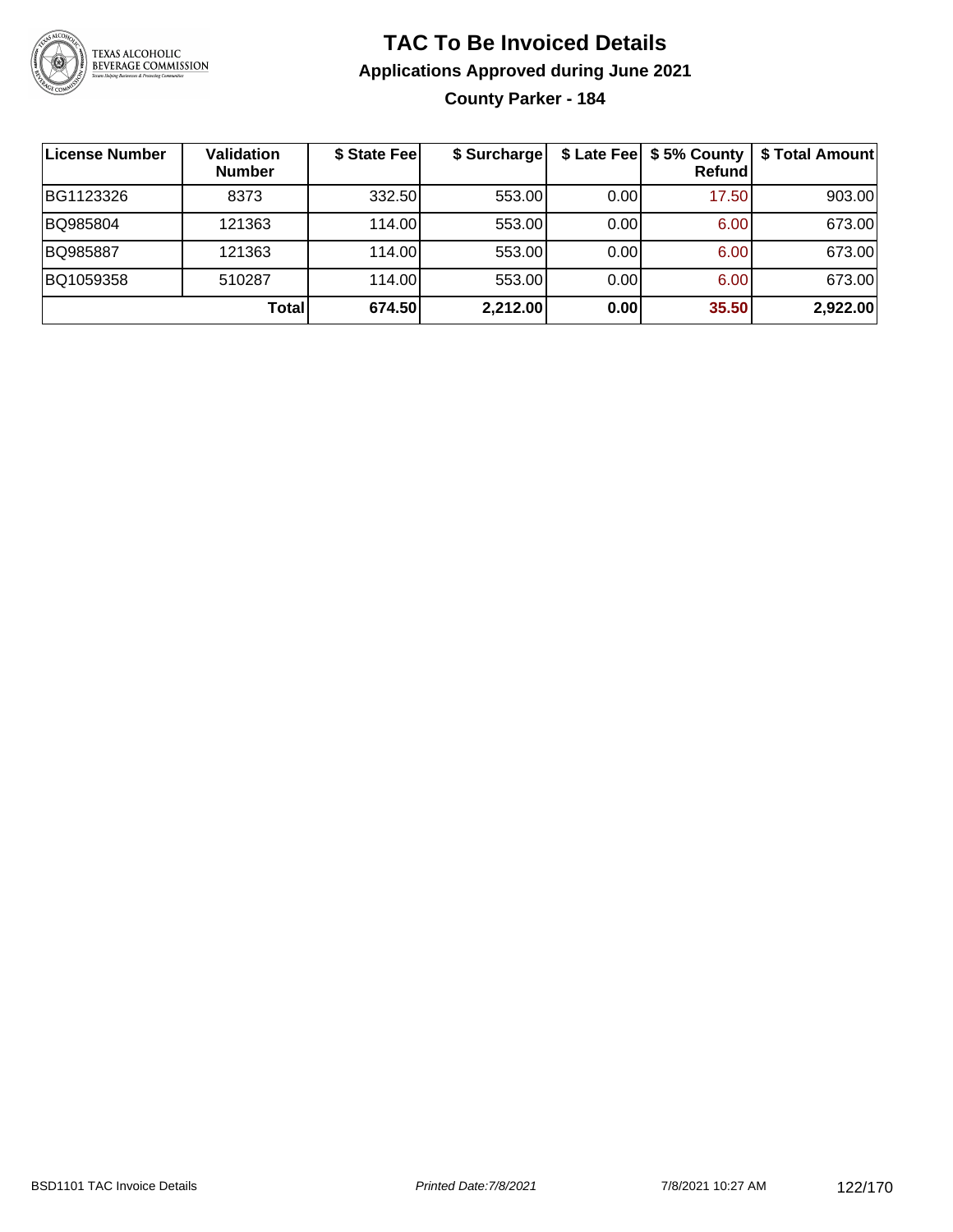# TAC To Be Invoiced Details

## Applications Approved during June 2021

### County Parker - 184

| License Number | Validation Number | $ State Fee | $ Surcharge | $ Late Fee | $ 5% County Refund | $ Total Amount |
|---|---|---|---|---|---|---|
| BG1123326 | 8373 | 332.50 | 553.00 | 0.00 | 17.50 | 903.00 |
| BQ985804 | 121363 | 114.00 | 553.00 | 0.00 | 6.00 | 673.00 |
| BQ985887 | 121363 | 114.00 | 553.00 | 0.00 | 6.00 | 673.00 |
| BQ1059358 | 510287 | 114.00 | 553.00 | 0.00 | 6.00 | 673.00 |
| | **Total** | **674.50** | **2,212.00** | **0.00** | **35.50** | **2,922.00** |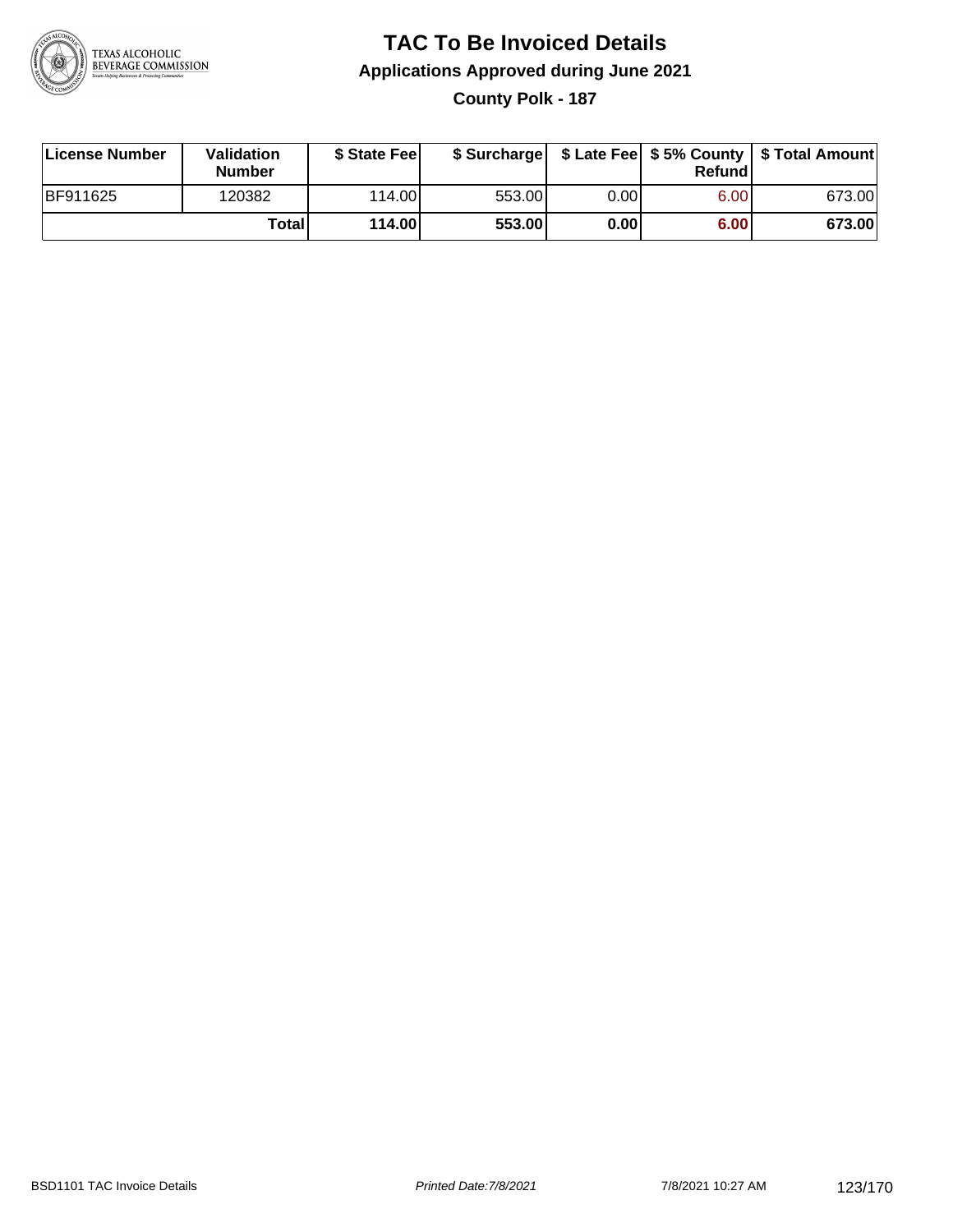# TAC To Be Invoiced Details

## Applications Approved during June 2021

### County Polk - 187

| License Number | Validation Number | $ State Fee | $ Surcharge | $ Late Fee | $ 5% County Refund | $ Total Amount |
|---|---|---|---|---|---|---|
| BF911625 | 120382 | 114.00 | 553.00 | 0.00 | 6.00 | 673.00 |
| | **Total** | **114.00** | **553.00** | **0.00** | **6.00** | **673.00** |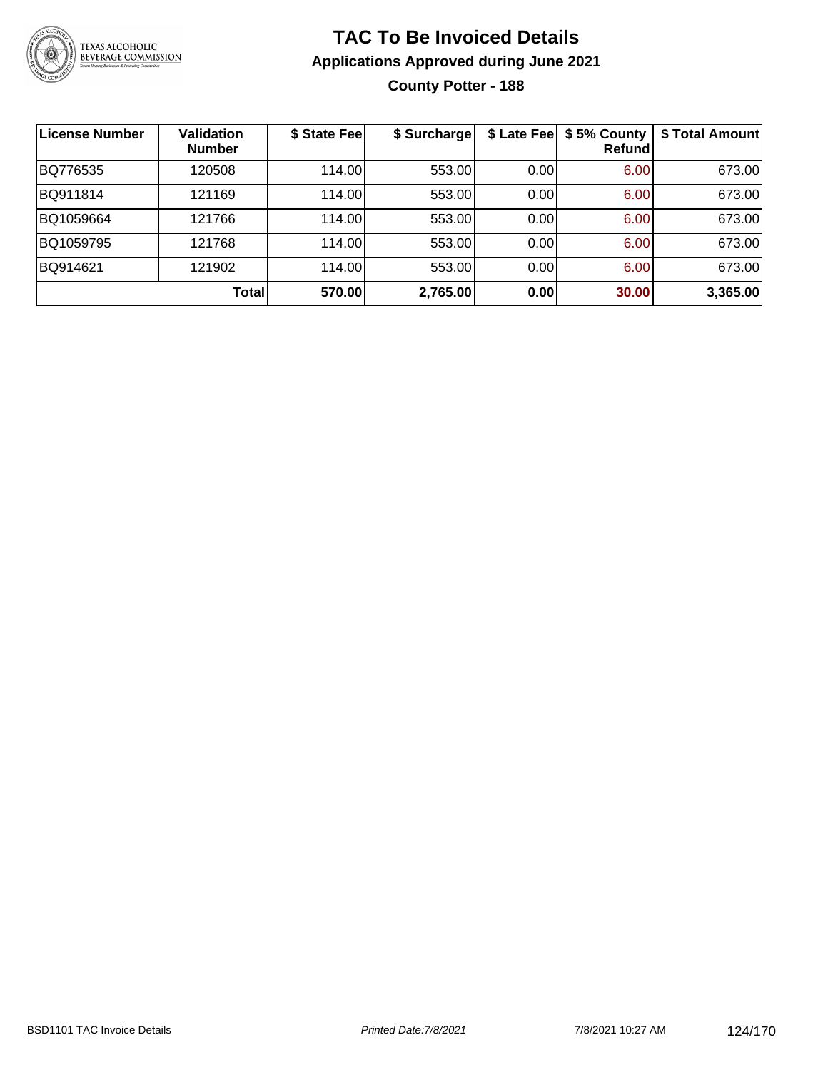# TAC To Be Invoiced Details

## Applications Approved during June 2021

### County Potter - 188

| License Number | Validation Number | $ State Fee | $ Surcharge | $ Late Fee | $ 5% County Refund | $ Total Amount |
|---|---|---|---|---|---|---|
| BQ776535 | 120508 | 114.00 | 553.00 | 0.00 | 6.00 | 673.00 |
| BQ911814 | 121169 | 114.00 | 553.00 | 0.00 | 6.00 | 673.00 |
| BQ1059664 | 121766 | 114.00 | 553.00 | 0.00 | 6.00 | 673.00 |
| BQ1059795 | 121768 | 114.00 | 553.00 | 0.00 | 6.00 | 673.00 |
| BQ914621 | 121902 | 114.00 | 553.00 | 0.00 | 6.00 | 673.00 |
| | **Total** | **570.00** | **2,765.00** | **0.00** | **30.00** | **3,365.00** |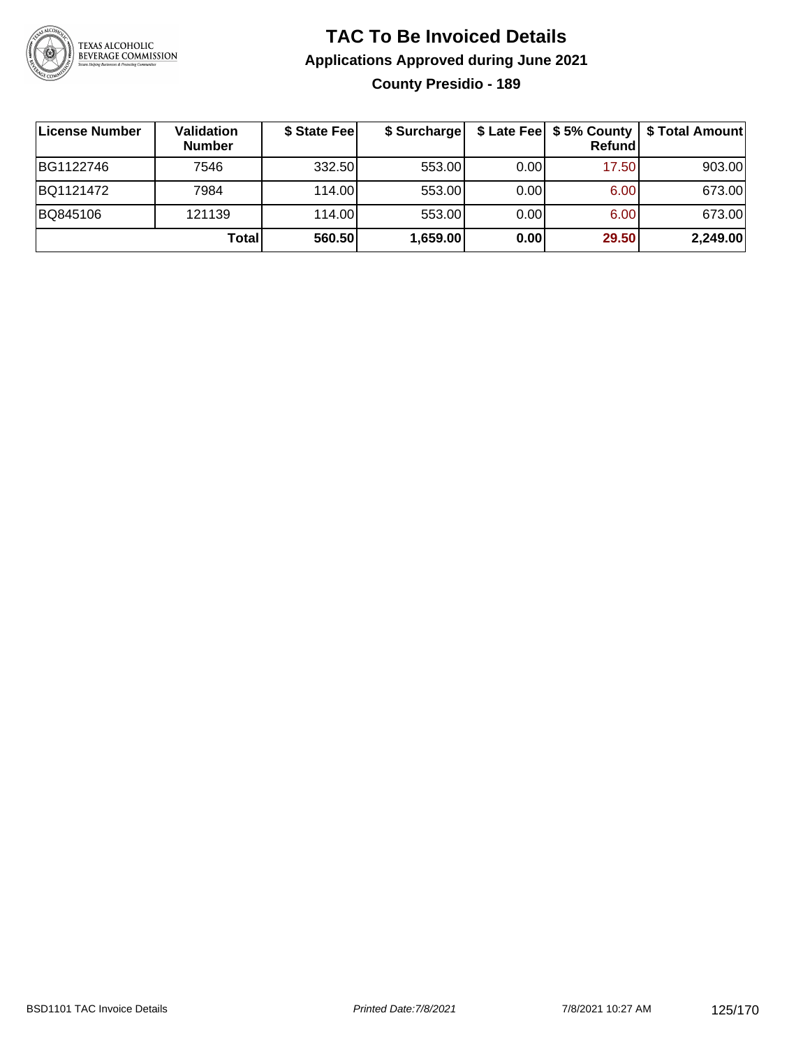# TAC To Be Invoiced Details

## Applications Approved during June 2021

### County Presidio - 189

| License Number | Validation Number | $ State Fee | $ Surcharge | $ Late Fee | $ 5% County Refund | $ Total Amount |
|---|---|---|---|---|---|---|
| BG1122746 | 7546 | 332.50 | 553.00 | 0.00 | 17.50 | 903.00 |
| BQ1121472 | 7984 | 114.00 | 553.00 | 0.00 | 6.00 | 673.00 |
| BQ845106 | 121139 | 114.00 | 553.00 | 0.00 | 6.00 | 673.00 |
| | **Total** | **560.50** | **1,659.00** | **0.00** | **29.50** | **2,249.00** |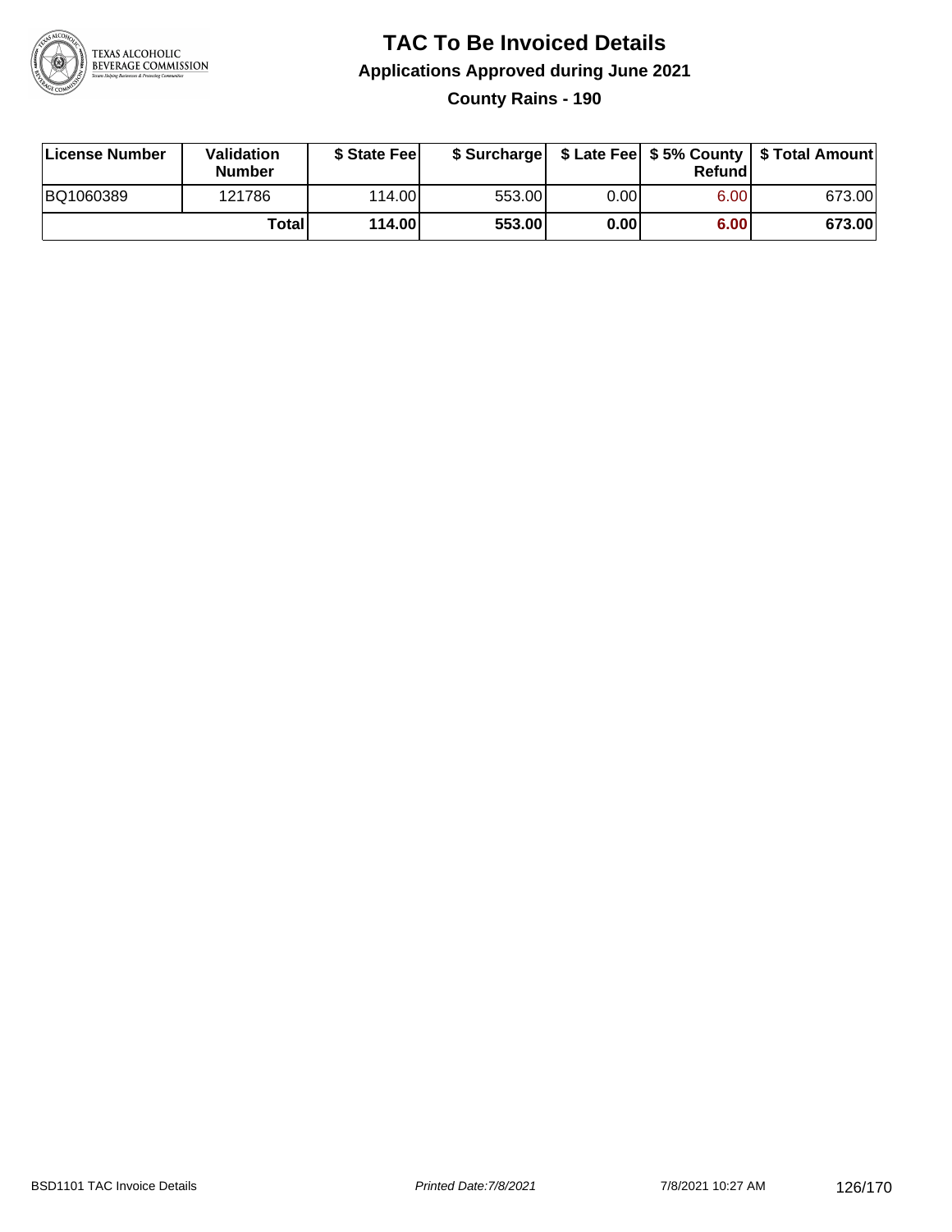# TAC To Be Invoiced Details

## Applications Approved during June 2021

### County Rains - 190

| License Number | Validation Number | $ State Fee | $ Surcharge | $ Late Fee | $ 5% County Refund | $ Total Amount |
|---|---|---|---|---|---|---|
| BQ1060389 | 121786 | 114.00 | 553.00 | 0.00 | 6.00 | 673.00 |
| | **Total** | **114.00** | **553.00** | **0.00** | **6.00** | **673.00** |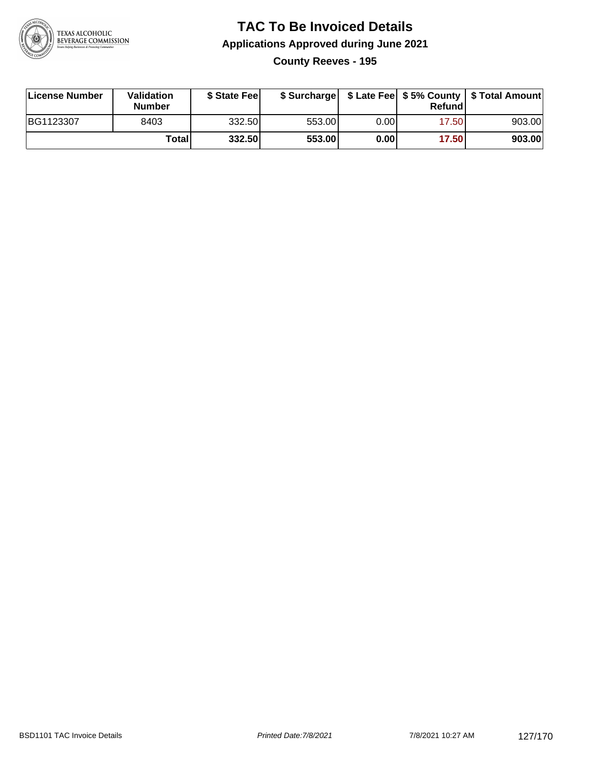# TAC To Be Invoiced Details

## Applications Approved during June 2021

### County Reeves - 195

| License Number | Validation Number | $ State Fee | $ Surcharge | $ Late Fee | $ 5% County Refund | $ Total Amount |
|---|---|---|---|---|---|---|
| BG1123307 | 8403 | 332.50 | 553.00 | 0.00 | 17.50 | 903.00 |
| | **Total** | **332.50** | **553.00** | **0.00** | **17.50** | **903.00** |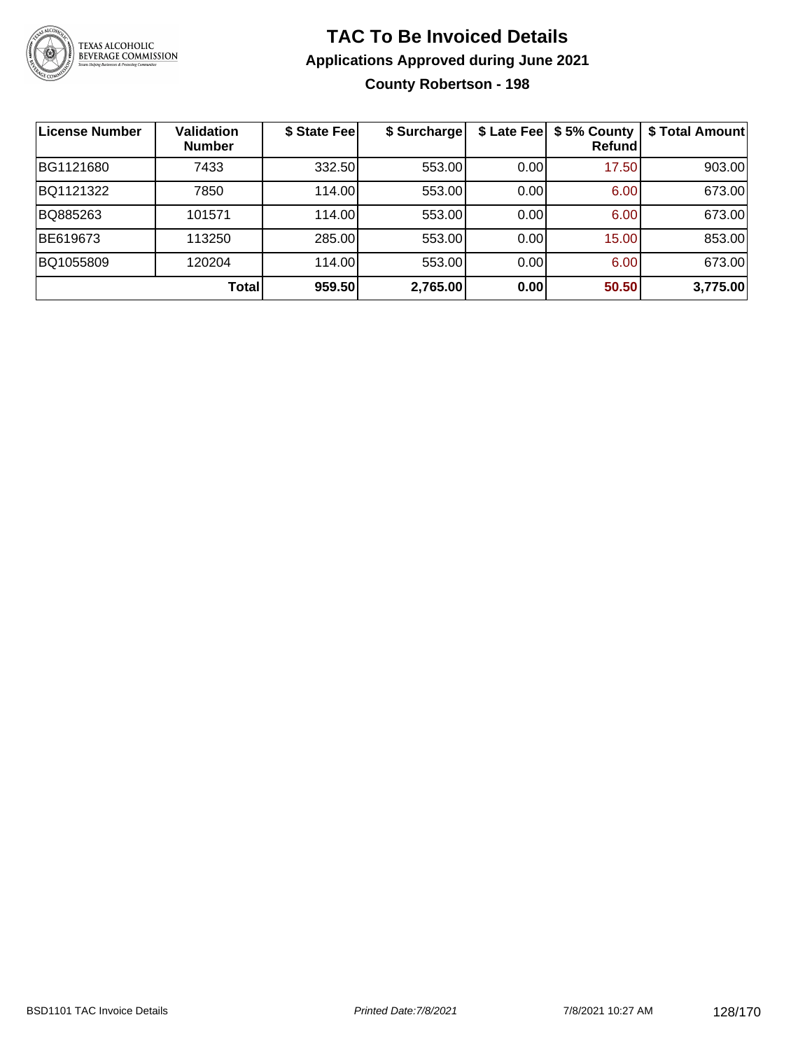# TAC To Be Invoiced Details

## Applications Approved during June 2021

### County Robertson - 198

| License Number | Validation Number | $ State Fee | $ Surcharge | $ Late Fee | $ 5% County Refund | $ Total Amount |
|---|---|---|---|---|---|---|
| BG1121680 | 7433 | 332.50 | 553.00 | 0.00 | 17.50 | 903.00 |
| BQ1121322 | 7850 | 114.00 | 553.00 | 0.00 | 6.00 | 673.00 |
| BQ885263 | 101571 | 114.00 | 553.00 | 0.00 | 6.00 | 673.00 |
| BE619673 | 113250 | 285.00 | 553.00 | 0.00 | 15.00 | 853.00 |
| BQ1055809 | 120204 | 114.00 | 553.00 | 0.00 | 6.00 | 673.00 |
| | **Total** | **959.50** | **2,765.00** | **0.00** | **50.50** | **3,775.00** |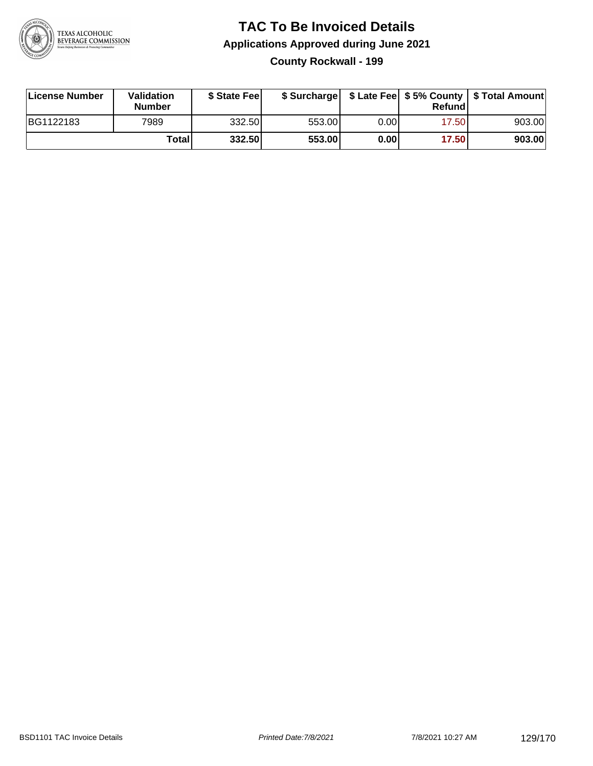# TAC To Be Invoiced Details

## Applications Approved during June 2021

### County Rockwall - 199

| License Number | Validation Number | $ State Fee | $ Surcharge | $ Late Fee | $ 5% County Refund | $ Total Amount |
|---|---|---|---|---|---|---|
| BG1122183 | 7989 | 332.50 | 553.00 | 0.00 | 17.50 | 903.00 |
| | **Total** | **332.50** | **553.00** | **0.00** | **17.50** | **903.00** |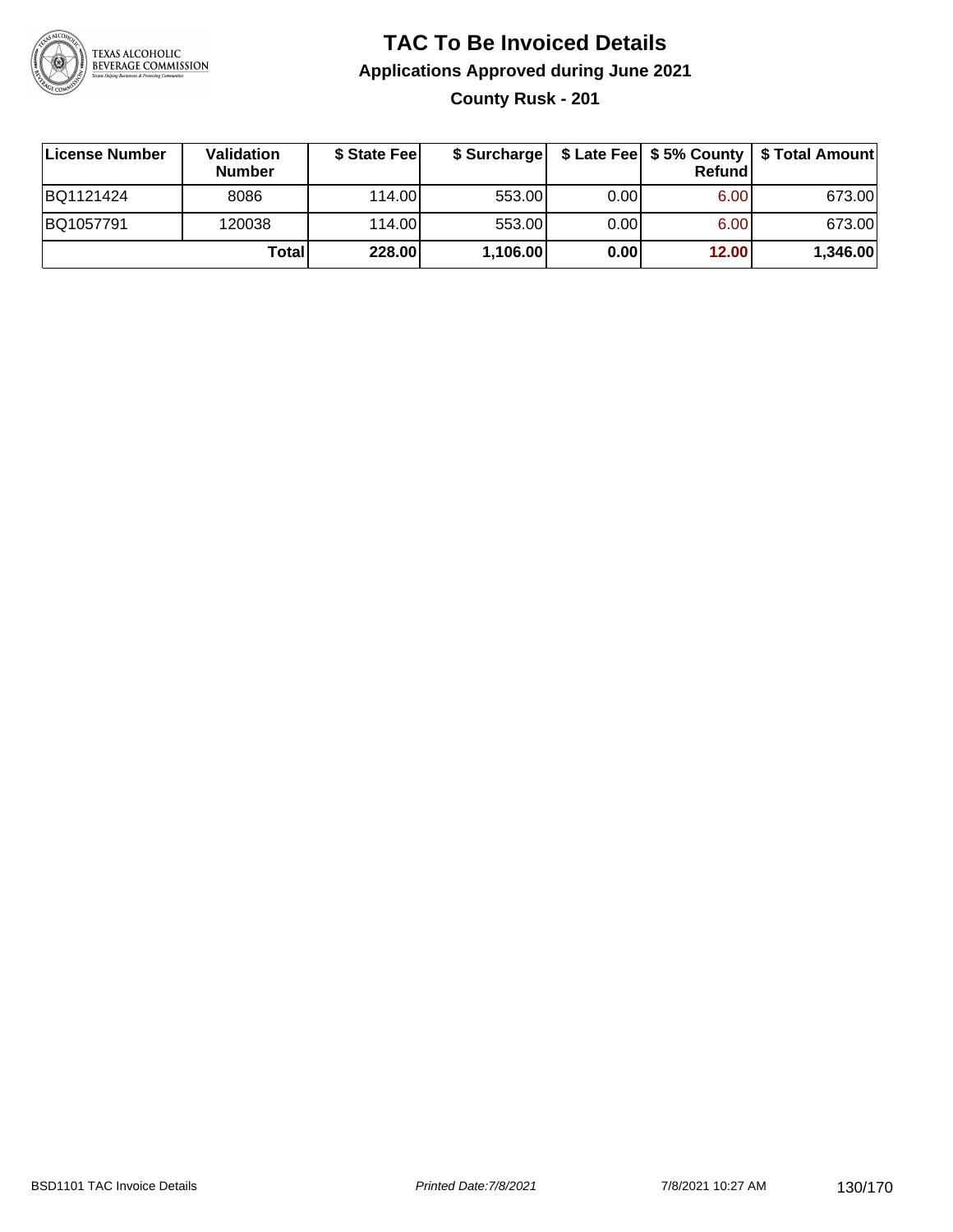# TAC To Be Invoiced Details

## Applications Approved during June 2021

### County Rusk - 201

| License Number | Validation Number | $ State Fee | $ Surcharge | $ Late Fee | $ 5% County Refund | $ Total Amount |
|---|---|---|---|---|---|---|
| BQ1121424 | 8086 | 114.00 | 553.00 | 0.00 | 6.00 | 673.00 |
| BQ1057791 | 120038 | 114.00 | 553.00 | 0.00 | 6.00 | 673.00 |
| | **Total** | **228.00** | **1,106.00** | **0.00** | **12.00** | **1,346.00** |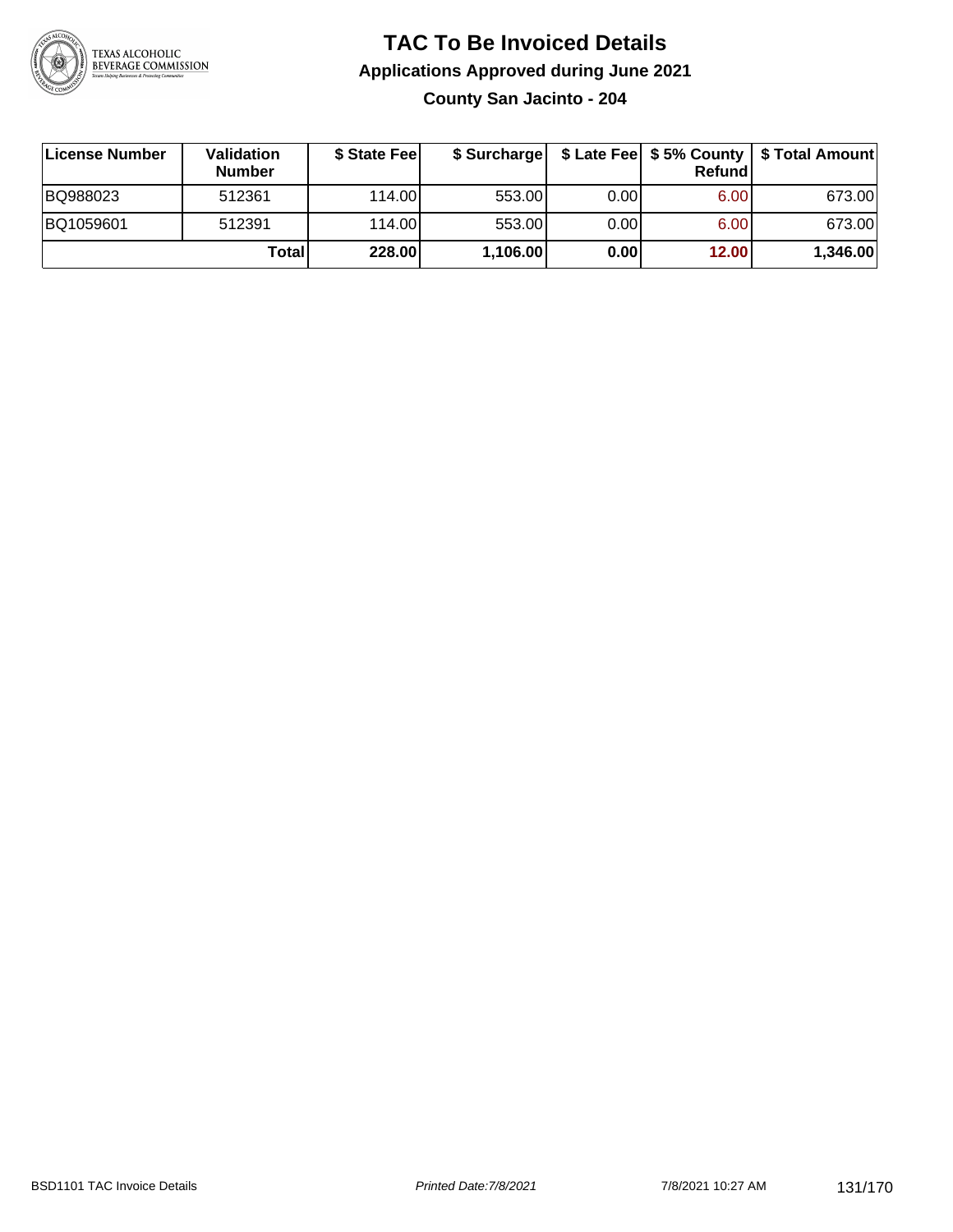# TAC To Be Invoiced Details

## Applications Approved during June 2021

### County San Jacinto - 204

| License Number | Validation Number | $ State Fee | $ Surcharge | $ Late Fee | $ 5% County Refund | $ Total Amount |
|---|---|---|---|---|---|---|
| BQ988023 | 512361 | 114.00 | 553.00 | 0.00 | 6.00 | 673.00 |
| BQ1059601 | 512391 | 114.00 | 553.00 | 0.00 | 6.00 | 673.00 |
| | **Total** | **228.00** | **1,106.00** | **0.00** | **12.00** | **1,346.00** |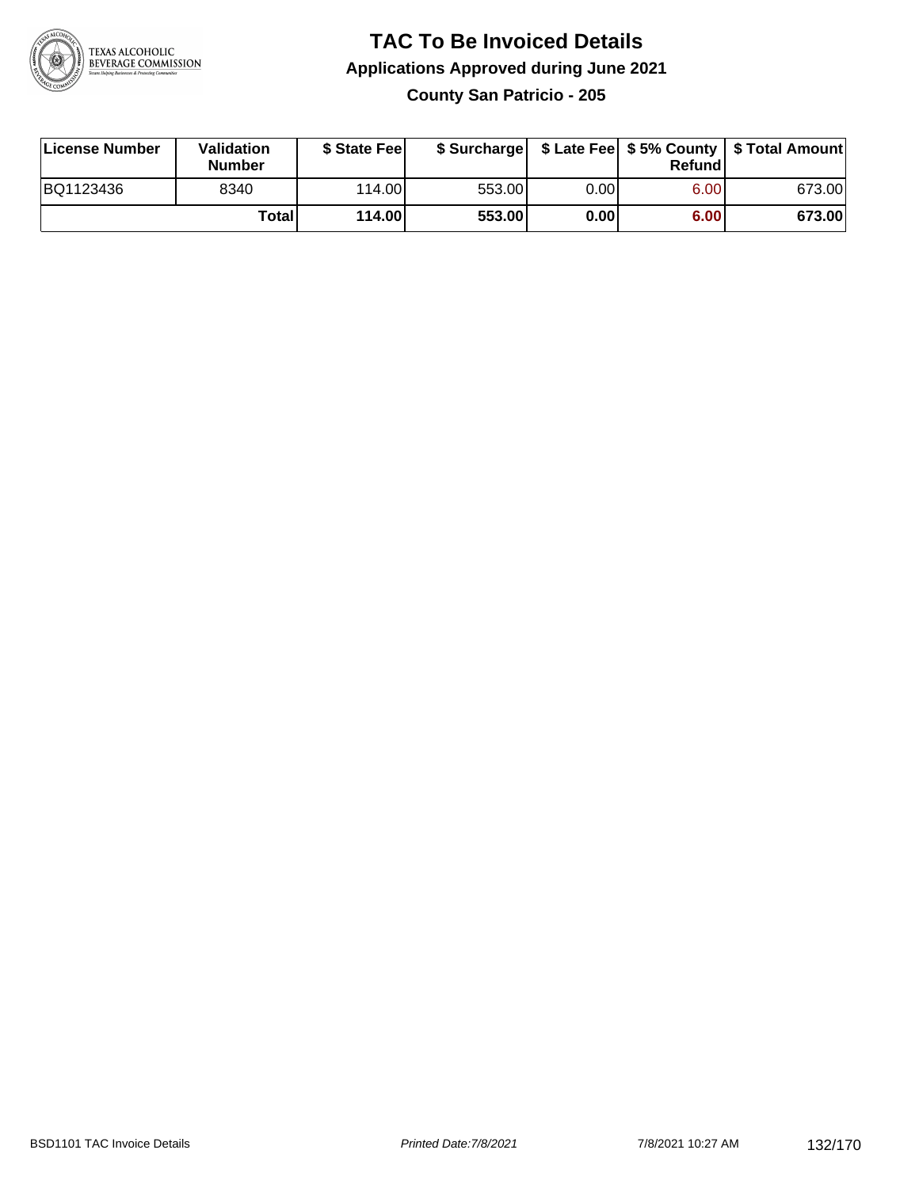# TAC To Be Invoiced Details

## Applications Approved during June 2021

### County San Patricio - 205

| License Number | Validation Number | $ State Fee | $ Surcharge | $ Late Fee | $ 5% County Refund | $ Total Amount |
|---|---|---|---|---|---|---|
| BQ1123436 | 8340 | 114.00 | 553.00 | 0.00 | 6.00 | 673.00 |
| | **Total** | **114.00** | **553.00** | **0.00** | **6.00** | **673.00** |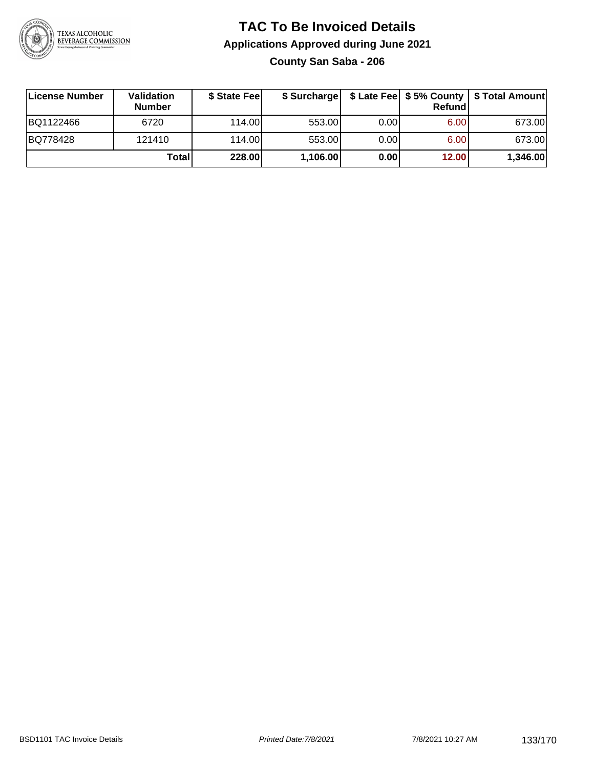# TAC To Be Invoiced Details

## Applications Approved during June 2021

### County San Saba - 206

| License Number | Validation Number | $ State Fee | $ Surcharge | $ Late Fee | $ 5% County Refund | $ Total Amount |
|---|---|---|---|---|---|---|
| BQ1122466 | 6720 | 114.00 | 553.00 | 0.00 | 6.00 | 673.00 |
| BQ778428 | 121410 | 114.00 | 553.00 | 0.00 | 6.00 | 673.00 |
| | **Total** | **228.00** | **1,106.00** | **0.00** | **12.00** | **1,346.00** |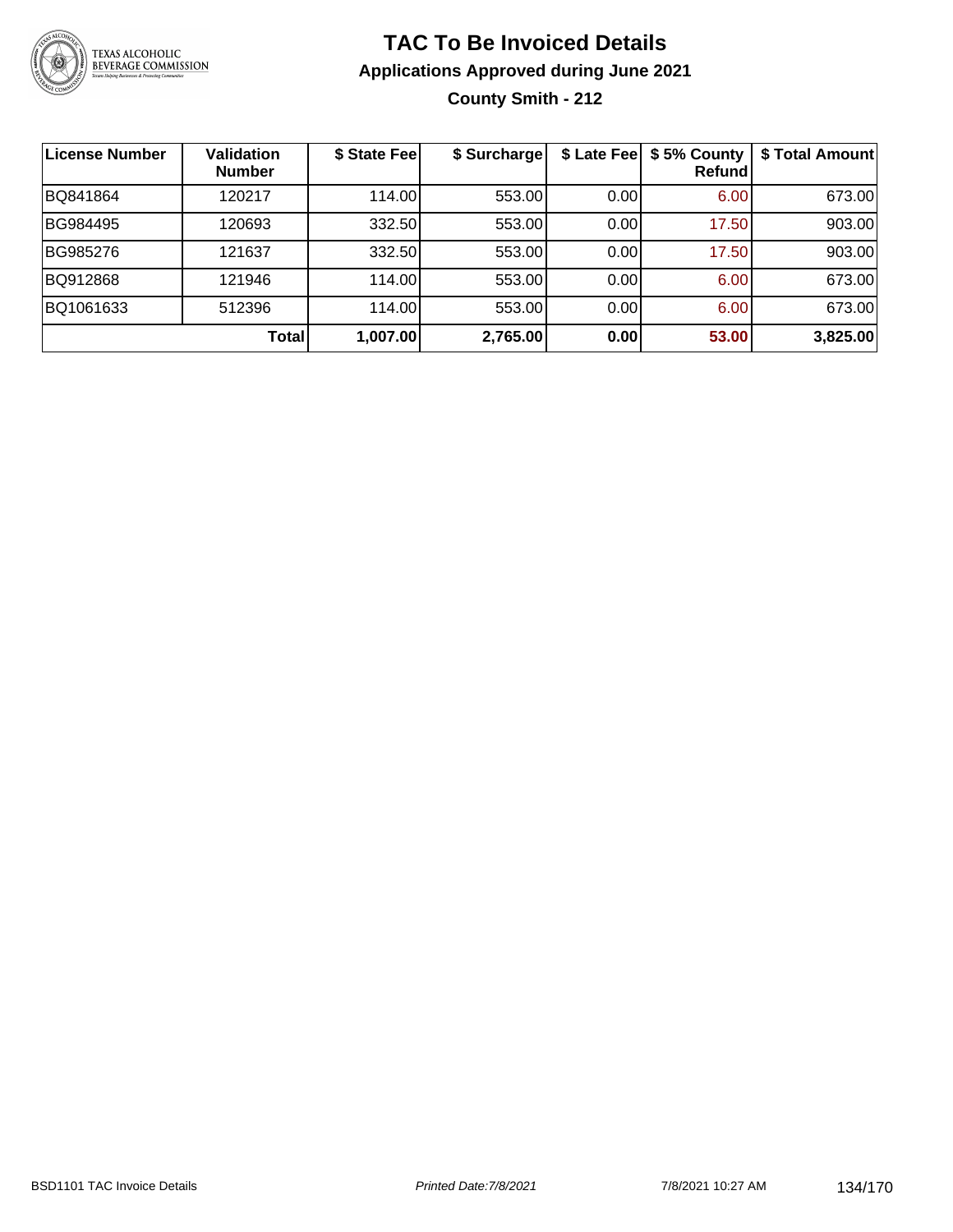# TAC To Be Invoiced Details

## Applications Approved during June 2021

### County Smith - 212

| License Number | Validation Number | \$ State Fee | \$ Surcharge | \$ Late Fee | \$ 5% County Refund | \$ Total Amount |
|---|---|---|---|---|---|---|
| BQ841864 | 120217 | 114.00 | 553.00 | 0.00 | 6.00 | 673.00 |
| BG984495 | 120693 | 332.50 | 553.00 | 0.00 | 17.50 | 903.00 |
| BG985276 | 121637 | 332.50 | 553.00 | 0.00 | 17.50 | 903.00 |
| BQ912868 | 121946 | 114.00 | 553.00 | 0.00 | 6.00 | 673.00 |
| BQ1061633 | 512396 | 114.00 | 553.00 | 0.00 | 6.00 | 673.00 |
| | **Total** | **1,007.00** | **2,765.00** | **0.00** | **53.00** | **3,825.00** |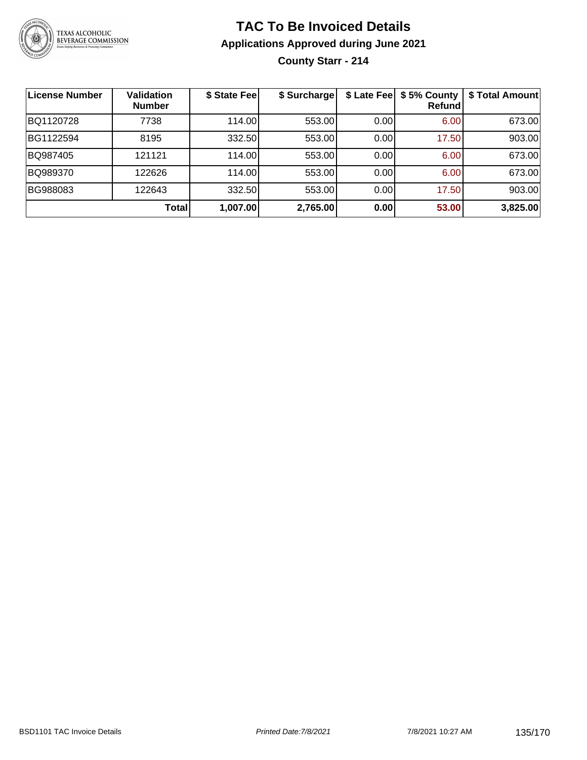# TAC To Be Invoiced Details

## Applications Approved during June 2021

### County Starr - 214

| License Number | Validation Number | $ State Fee | $ Surcharge | $ Late Fee | $ 5% County Refund | $ Total Amount |
|---|---|---|---|---|---|---|
| BQ1120728 | 7738 | 114.00 | 553.00 | 0.00 | 6.00 | 673.00 |
| BG1122594 | 8195 | 332.50 | 553.00 | 0.00 | 17.50 | 903.00 |
| BQ987405 | 121121 | 114.00 | 553.00 | 0.00 | 6.00 | 673.00 |
| BQ989370 | 122626 | 114.00 | 553.00 | 0.00 | 6.00 | 673.00 |
| BG988083 | 122643 | 332.50 | 553.00 | 0.00 | 17.50 | 903.00 |
| | **Total** | **1,007.00** | **2,765.00** | **0.00** | **53.00** | **3,825.00** |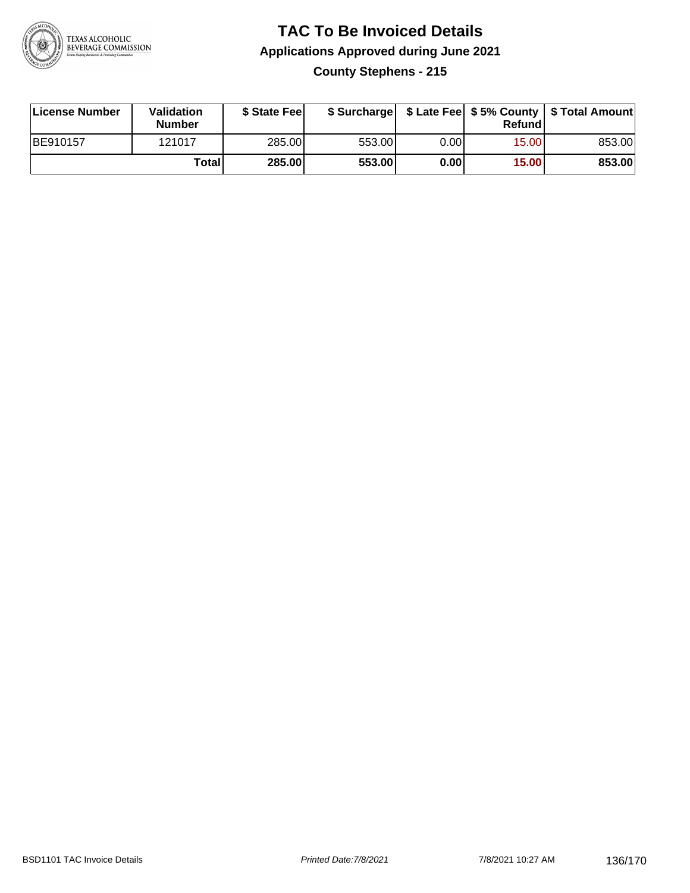# TAC To Be Invoiced Details

## Applications Approved during June 2021

### County Stephens - 215

| License Number | Validation Number | $ State Fee | $ Surcharge | $ Late Fee | $ 5% County Refund | $ Total Amount |
|---|---|---|---|---|---|---|
| BE910157 | 121017 | 285.00 | 553.00 | 0.00 | 15.00 | 853.00 |
| | **Total** | **285.00** | **553.00** | **0.00** | **15.00** | **853.00** |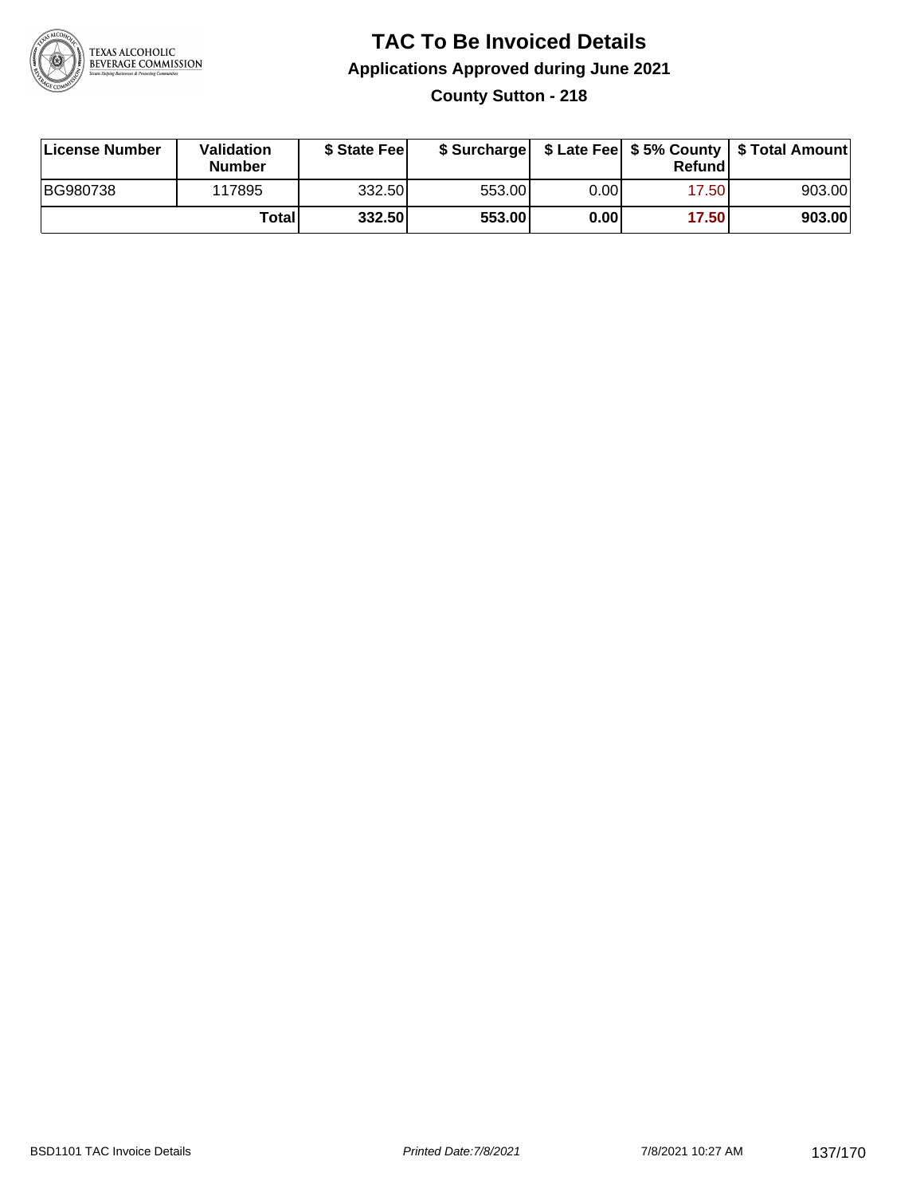# TAC To Be Invoiced Details

## Applications Approved during June 2021

### County Sutton - 218

| License Number | Validation Number | $ State Fee | $ Surcharge | $ Late Fee | $ 5% County Refund | $ Total Amount |
|---|---|---|---|---|---|---|
| BG980738 | 117895 | 332.50 | 553.00 | 0.00 | 17.50 | 903.00 |
| | **Total** | **332.50** | **553.00** | **0.00** | **17.50** | **903.00** |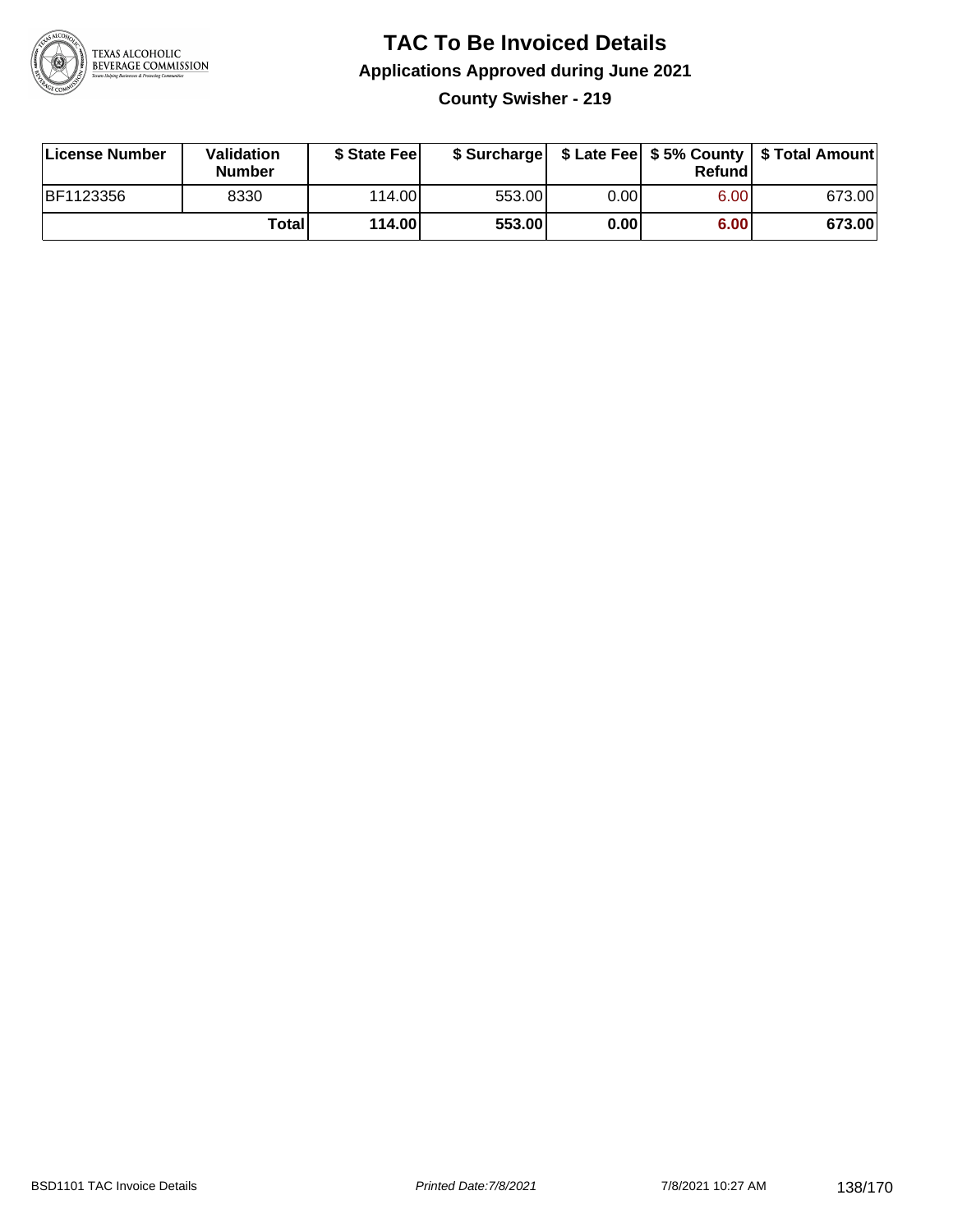# TAC To Be Invoiced Details

## Applications Approved during June 2021

### County Swisher - 219

| License Number | Validation Number | $ State Fee | $ Surcharge | $ Late Fee | $ 5% County Refund | $ Total Amount |
|---|---|---|---|---|---|---|
| BF1123356 | 8330 | 114.00 | 553.00 | 0.00 | 6.00 | 673.00 |
| | **Total** | **114.00** | **553.00** | **0.00** | **6.00** | **673.00** |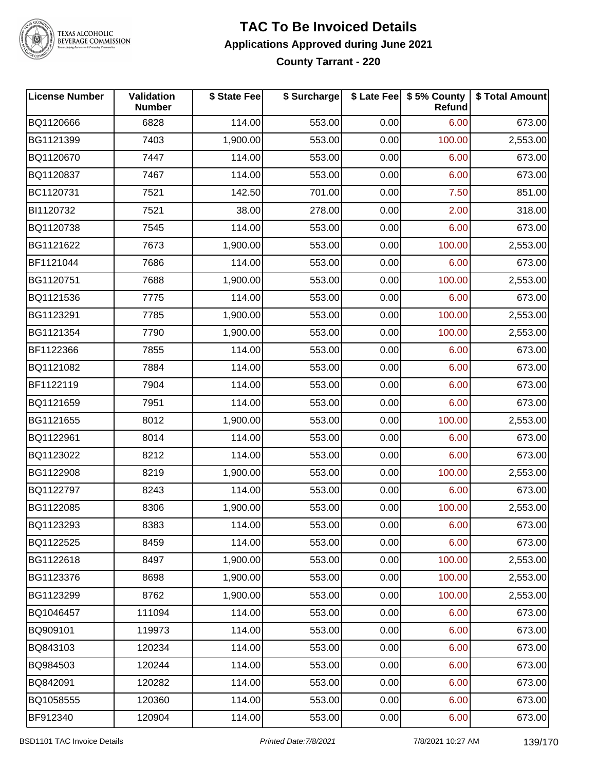# TAC To Be Invoiced Details

## Applications Approved during June 2021

### County Tarrant - 220

| License Number | Validation Number | $ State Fee | $ Surcharge | $ Late Fee | $ 5% County Refund | $ Total Amount |
|---|---|---|---|---|---|---|
| BQ1120666 | 6828 | 114.00 | 553.00 | 0.00 | 6.00 | 673.00 |
| BG1121399 | 7403 | 1,900.00 | 553.00 | 0.00 | 100.00 | 2,553.00 |
| BQ1120670 | 7447 | 114.00 | 553.00 | 0.00 | 6.00 | 673.00 |
| BQ1120837 | 7467 | 114.00 | 553.00 | 0.00 | 6.00 | 673.00 |
| BC1120731 | 7521 | 142.50 | 701.00 | 0.00 | 7.50 | 851.00 |
| BI1120732 | 7521 | 38.00 | 278.00 | 0.00 | 2.00 | 318.00 |
| BQ1120738 | 7545 | 114.00 | 553.00 | 0.00 | 6.00 | 673.00 |
| BG1121622 | 7673 | 1,900.00 | 553.00 | 0.00 | 100.00 | 2,553.00 |
| BF1121044 | 7686 | 114.00 | 553.00 | 0.00 | 6.00 | 673.00 |
| BG1120751 | 7688 | 1,900.00 | 553.00 | 0.00 | 100.00 | 2,553.00 |
| BQ1121536 | 7775 | 114.00 | 553.00 | 0.00 | 6.00 | 673.00 |
| BG1123291 | 7785 | 1,900.00 | 553.00 | 0.00 | 100.00 | 2,553.00 |
| BG1121354 | 7790 | 1,900.00 | 553.00 | 0.00 | 100.00 | 2,553.00 |
| BF1122366 | 7855 | 114.00 | 553.00 | 0.00 | 6.00 | 673.00 |
| BQ1121082 | 7884 | 114.00 | 553.00 | 0.00 | 6.00 | 673.00 |
| BF1122119 | 7904 | 114.00 | 553.00 | 0.00 | 6.00 | 673.00 |
| BQ1121659 | 7951 | 114.00 | 553.00 | 0.00 | 6.00 | 673.00 |
| BG1121655 | 8012 | 1,900.00 | 553.00 | 0.00 | 100.00 | 2,553.00 |
| BQ1122961 | 8014 | 114.00 | 553.00 | 0.00 | 6.00 | 673.00 |
| BQ1123022 | 8212 | 114.00 | 553.00 | 0.00 | 6.00 | 673.00 |
| BG1122908 | 8219 | 1,900.00 | 553.00 | 0.00 | 100.00 | 2,553.00 |
| BQ1122797 | 8243 | 114.00 | 553.00 | 0.00 | 6.00 | 673.00 |
| BG1122085 | 8306 | 1,900.00 | 553.00 | 0.00 | 100.00 | 2,553.00 |
| BQ1123293 | 8383 | 114.00 | 553.00 | 0.00 | 6.00 | 673.00 |
| BQ1122525 | 8459 | 114.00 | 553.00 | 0.00 | 6.00 | 673.00 |
| BG1122618 | 8497 | 1,900.00 | 553.00 | 0.00 | 100.00 | 2,553.00 |
| BG1123376 | 8698 | 1,900.00 | 553.00 | 0.00 | 100.00 | 2,553.00 |
| BG1123299 | 8762 | 1,900.00 | 553.00 | 0.00 | 100.00 | 2,553.00 |
| BQ1046457 | 111094 | 114.00 | 553.00 | 0.00 | 6.00 | 673.00 |
| BQ909101 | 119973 | 114.00 | 553.00 | 0.00 | 6.00 | 673.00 |
| BQ843103 | 120234 | 114.00 | 553.00 | 0.00 | 6.00 | 673.00 |
| BQ984503 | 120244 | 114.00 | 553.00 | 0.00 | 6.00 | 673.00 |
| BQ842091 | 120282 | 114.00 | 553.00 | 0.00 | 6.00 | 673.00 |
| BQ1058555 | 120360 | 114.00 | 553.00 | 0.00 | 6.00 | 673.00 |
| BF912340 | 120904 | 114.00 | 553.00 | 0.00 | 6.00 | 673.00 |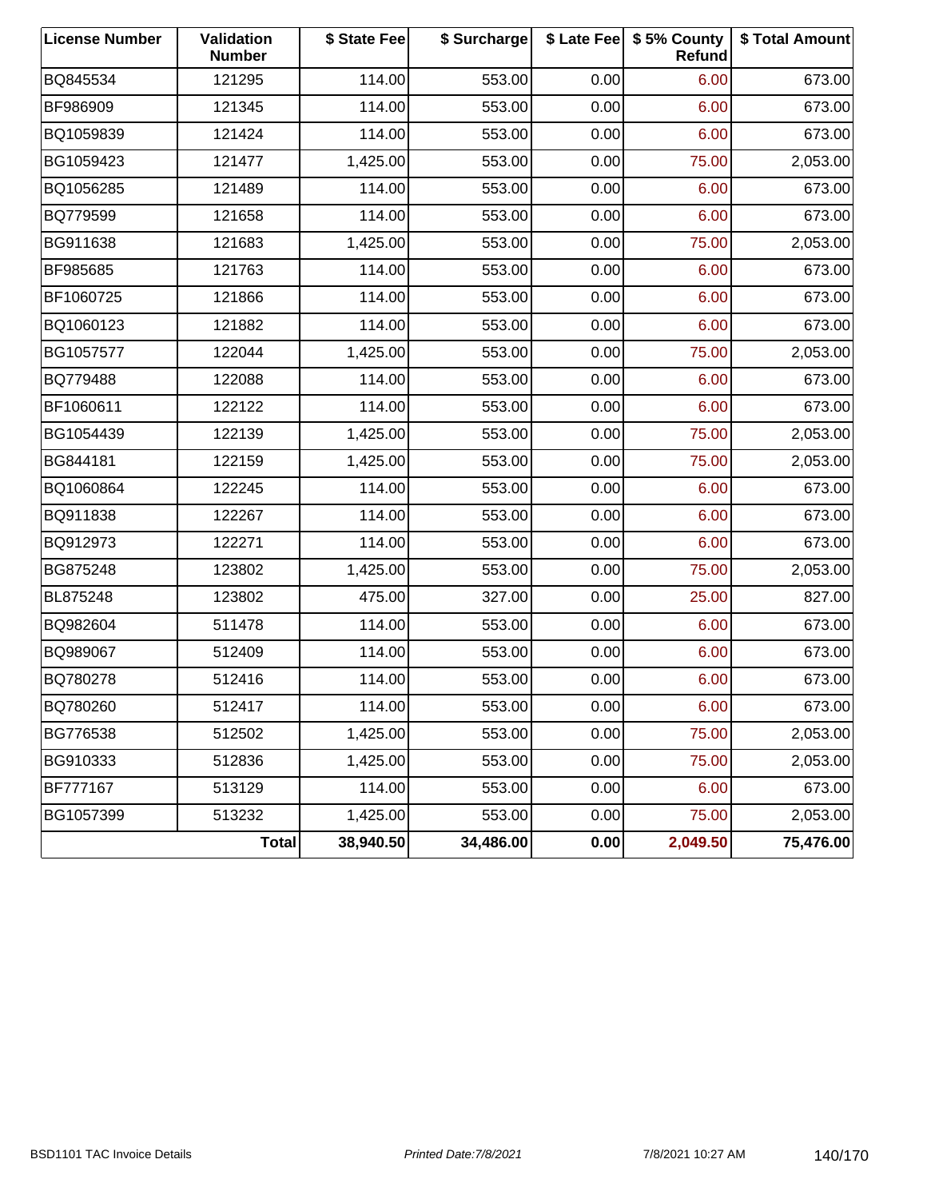| License Number | Validation Number | $ State Fee | $ Surcharge | $ Late Fee | $ 5% County Refund | $ Total Amount |
|---|---|---|---|---|---|---|
| BQ845534 | 121295 | 114.00 | 553.00 | 0.00 | 6.00 | 673.00 |
| BF986909 | 121345 | 114.00 | 553.00 | 0.00 | 6.00 | 673.00 |
| BQ1059839 | 121424 | 114.00 | 553.00 | 0.00 | 6.00 | 673.00 |
| BG1059423 | 121477 | 1,425.00 | 553.00 | 0.00 | 75.00 | 2,053.00 |
| BQ1056285 | 121489 | 114.00 | 553.00 | 0.00 | 6.00 | 673.00 |
| BQ779599 | 121658 | 114.00 | 553.00 | 0.00 | 6.00 | 673.00 |
| BG911638 | 121683 | 1,425.00 | 553.00 | 0.00 | 75.00 | 2,053.00 |
| BF985685 | 121763 | 114.00 | 553.00 | 0.00 | 6.00 | 673.00 |
| BF1060725 | 121866 | 114.00 | 553.00 | 0.00 | 6.00 | 673.00 |
| BQ1060123 | 121882 | 114.00 | 553.00 | 0.00 | 6.00 | 673.00 |
| BG1057577 | 122044 | 1,425.00 | 553.00 | 0.00 | 75.00 | 2,053.00 |
| BQ779488 | 122088 | 114.00 | 553.00 | 0.00 | 6.00 | 673.00 |
| BF1060611 | 122122 | 114.00 | 553.00 | 0.00 | 6.00 | 673.00 |
| BG1054439 | 122139 | 1,425.00 | 553.00 | 0.00 | 75.00 | 2,053.00 |
| BG844181 | 122159 | 1,425.00 | 553.00 | 0.00 | 75.00 | 2,053.00 |
| BQ1060864 | 122245 | 114.00 | 553.00 | 0.00 | 6.00 | 673.00 |
| BQ911838 | 122267 | 114.00 | 553.00 | 0.00 | 6.00 | 673.00 |
| BQ912973 | 122271 | 114.00 | 553.00 | 0.00 | 6.00 | 673.00 |
| BG875248 | 123802 | 1,425.00 | 553.00 | 0.00 | 75.00 | 2,053.00 |
| BL875248 | 123802 | 475.00 | 327.00 | 0.00 | 25.00 | 827.00 |
| BQ982604 | 511478 | 114.00 | 553.00 | 0.00 | 6.00 | 673.00 |
| BQ989067 | 512409 | 114.00 | 553.00 | 0.00 | 6.00 | 673.00 |
| BQ780278 | 512416 | 114.00 | 553.00 | 0.00 | 6.00 | 673.00 |
| BQ780260 | 512417 | 114.00 | 553.00 | 0.00 | 6.00 | 673.00 |
| BG776538 | 512502 | 1,425.00 | 553.00 | 0.00 | 75.00 | 2,053.00 |
| BG910333 | 512836 | 1,425.00 | 553.00 | 0.00 | 75.00 | 2,053.00 |
| BF777167 | 513129 | 114.00 | 553.00 | 0.00 | 6.00 | 673.00 |
| BG1057399 | 513232 | 1,425.00 | 553.00 | 0.00 | 75.00 | 2,053.00 |
| | **Total** | **38,940.50** | **34,486.00** | **0.00** | **2,049.50** | **75,476.00** |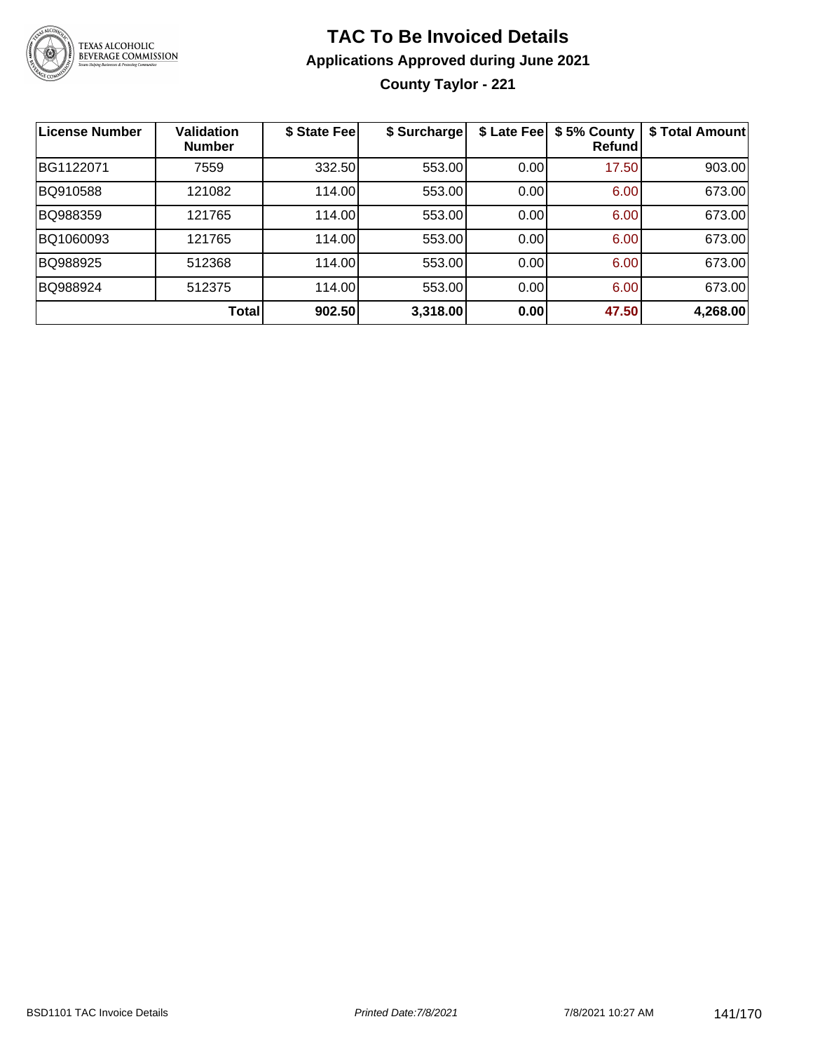# TAC To Be Invoiced Details

## Applications Approved during June 2021

### County Taylor - 221

| License Number | Validation Number | $ State Fee | $ Surcharge | $ Late Fee | $ 5% County Refund | $ Total Amount |
|---|---|---|---|---|---|---|
| BG1122071 | 7559 | 332.50 | 553.00 | 0.00 | 17.50 | 903.00 |
| BQ910588 | 121082 | 114.00 | 553.00 | 0.00 | 6.00 | 673.00 |
| BQ988359 | 121765 | 114.00 | 553.00 | 0.00 | 6.00 | 673.00 |
| BQ1060093 | 121765 | 114.00 | 553.00 | 0.00 | 6.00 | 673.00 |
| BQ988925 | 512368 | 114.00 | 553.00 | 0.00 | 6.00 | 673.00 |
| BQ988924 | 512375 | 114.00 | 553.00 | 0.00 | 6.00 | 673.00 |
| | **Total** | **902.50** | **3,318.00** | **0.00** | **47.50** | **4,268.00** |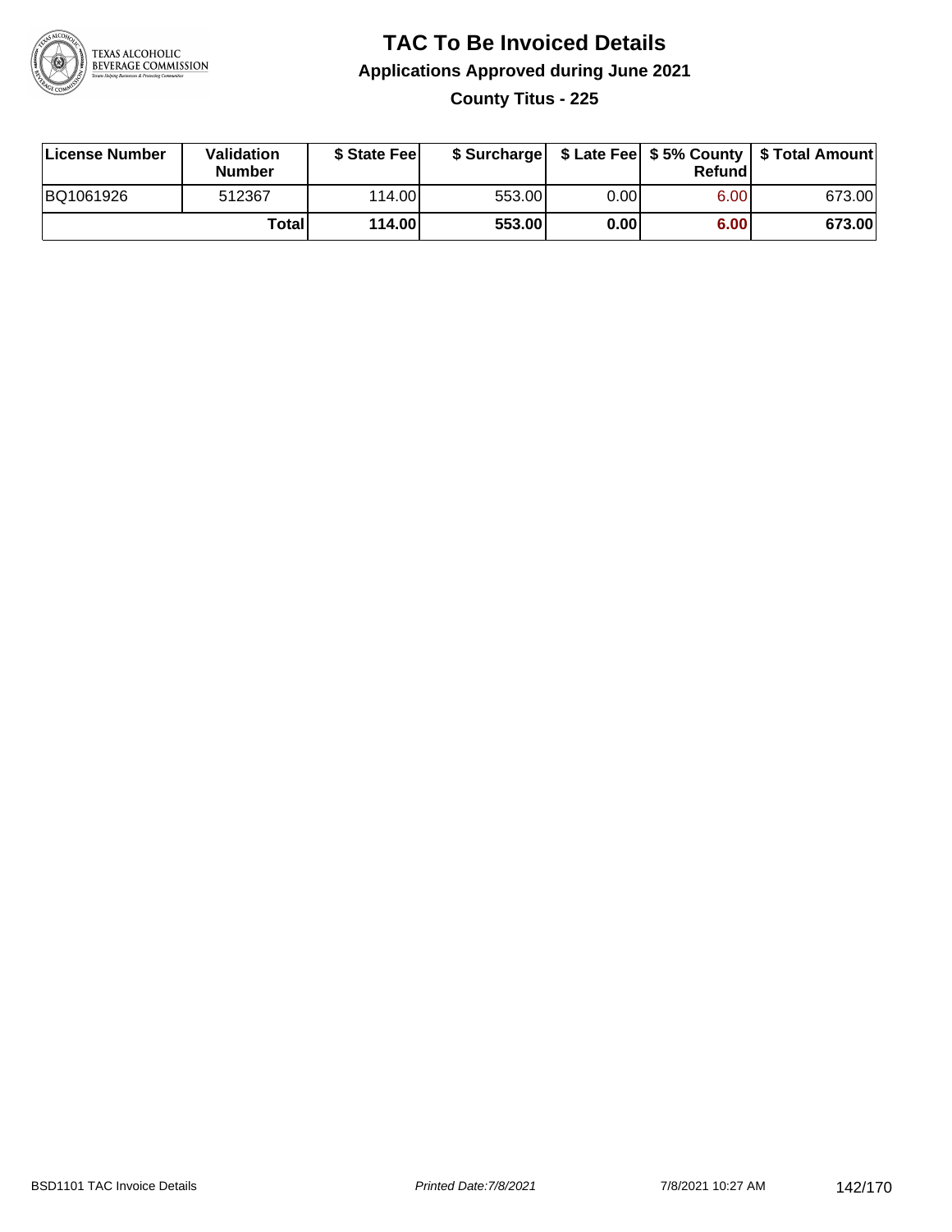# TAC To Be Invoiced Details

## Applications Approved during June 2021

### County Titus - 225

| License Number | Validation Number | $ State Fee | $ Surcharge | $ Late Fee | $ 5% County Refund | $ Total Amount |
|---|---|---|---|---|---|---|
| BQ1061926 | 512367 | 114.00 | 553.00 | 0.00 | 6.00 | 673.00 |
| | **Total** | **114.00** | **553.00** | **0.00** | **6.00** | **673.00** |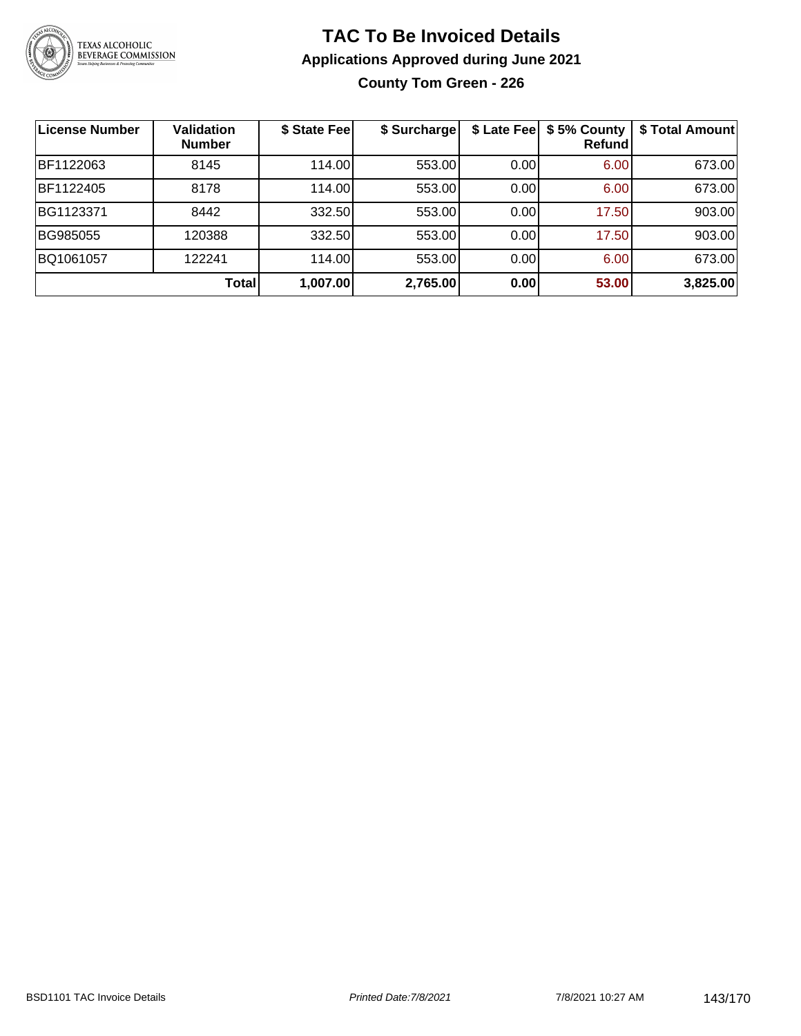# TAC To Be Invoiced Details

## Applications Approved during June 2021

### County Tom Green - 226

| License Number | Validation Number | $ State Fee | $ Surcharge | $ Late Fee | $ 5% County Refund | $ Total Amount |
|---|---|---|---|---|---|---|
| BF1122063 | 8145 | 114.00 | 553.00 | 0.00 | 6.00 | 673.00 |
| BF1122405 | 8178 | 114.00 | 553.00 | 0.00 | 6.00 | 673.00 |
| BG1123371 | 8442 | 332.50 | 553.00 | 0.00 | 17.50 | 903.00 |
| BG985055 | 120388 | 332.50 | 553.00 | 0.00 | 17.50 | 903.00 |
| BQ1061057 | 122241 | 114.00 | 553.00 | 0.00 | 6.00 | 673.00 |
| | **Total** | **1,007.00** | **2,765.00** | **0.00** | **53.00** | **3,825.00** |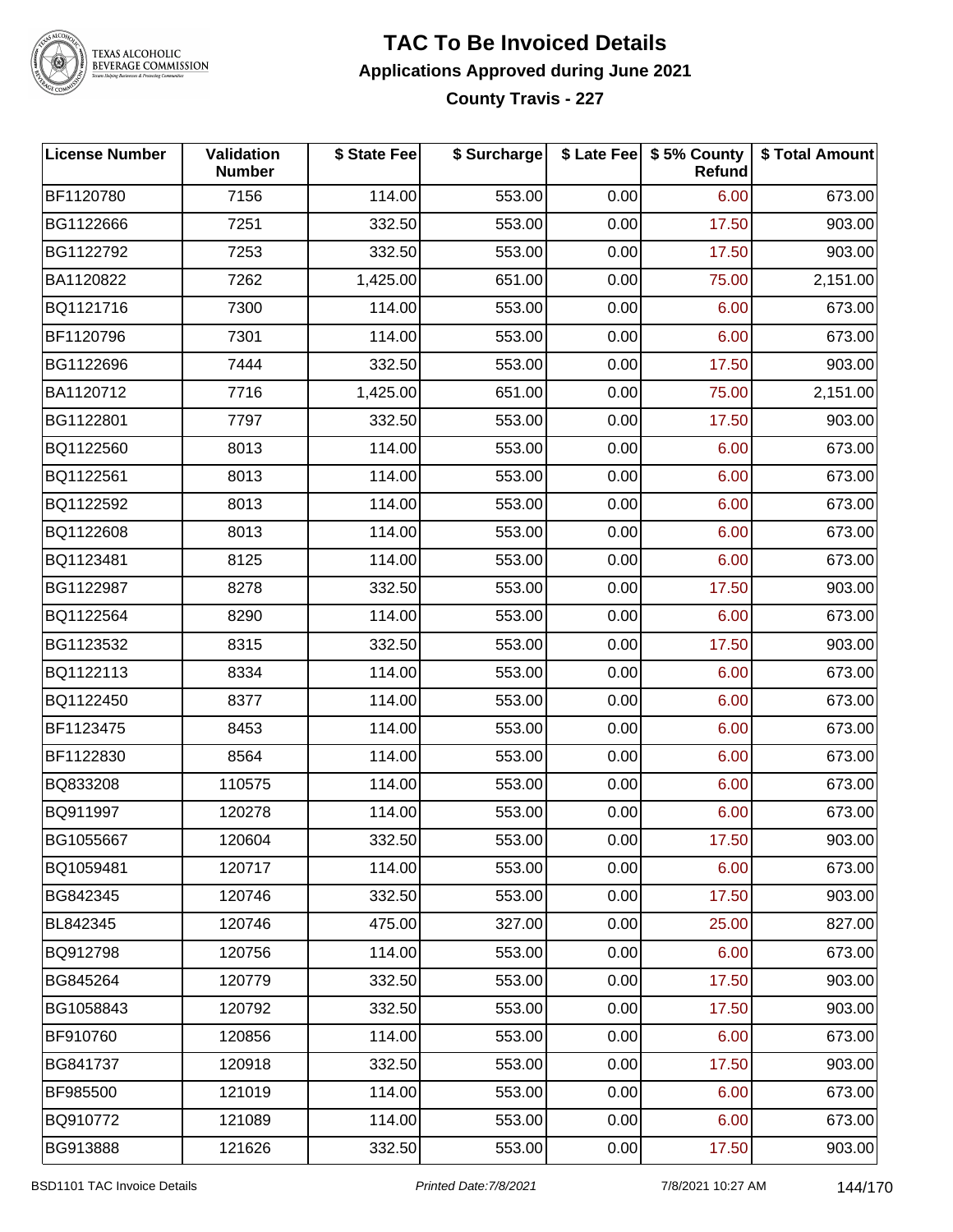# TAC To Be Invoiced Details

## Applications Approved during June 2021

### County Travis - 227

| License Number | Validation Number | $ State Fee | $ Surcharge | $ Late Fee | $ 5% County Refund | $ Total Amount |
|---|---|---|---|---|---|---|
| BF1120780 | 7156 | 114.00 | 553.00 | 0.00 | 6.00 | 673.00 |
| BG1122666 | 7251 | 332.50 | 553.00 | 0.00 | 17.50 | 903.00 |
| BG1122792 | 7253 | 332.50 | 553.00 | 0.00 | 17.50 | 903.00 |
| BA1120822 | 7262 | 1,425.00 | 651.00 | 0.00 | 75.00 | 2,151.00 |
| BQ1121716 | 7300 | 114.00 | 553.00 | 0.00 | 6.00 | 673.00 |
| BF1120796 | 7301 | 114.00 | 553.00 | 0.00 | 6.00 | 673.00 |
| BG1122696 | 7444 | 332.50 | 553.00 | 0.00 | 17.50 | 903.00 |
| BA1120712 | 7716 | 1,425.00 | 651.00 | 0.00 | 75.00 | 2,151.00 |
| BG1122801 | 7797 | 332.50 | 553.00 | 0.00 | 17.50 | 903.00 |
| BQ1122560 | 8013 | 114.00 | 553.00 | 0.00 | 6.00 | 673.00 |
| BQ1122561 | 8013 | 114.00 | 553.00 | 0.00 | 6.00 | 673.00 |
| BQ1122592 | 8013 | 114.00 | 553.00 | 0.00 | 6.00 | 673.00 |
| BQ1122608 | 8013 | 114.00 | 553.00 | 0.00 | 6.00 | 673.00 |
| BQ1123481 | 8125 | 114.00 | 553.00 | 0.00 | 6.00 | 673.00 |
| BG1122987 | 8278 | 332.50 | 553.00 | 0.00 | 17.50 | 903.00 |
| BQ1122564 | 8290 | 114.00 | 553.00 | 0.00 | 6.00 | 673.00 |
| BG1123532 | 8315 | 332.50 | 553.00 | 0.00 | 17.50 | 903.00 |
| BQ1122113 | 8334 | 114.00 | 553.00 | 0.00 | 6.00 | 673.00 |
| BQ1122450 | 8377 | 114.00 | 553.00 | 0.00 | 6.00 | 673.00 |
| BF1123475 | 8453 | 114.00 | 553.00 | 0.00 | 6.00 | 673.00 |
| BF1122830 | 8564 | 114.00 | 553.00 | 0.00 | 6.00 | 673.00 |
| BQ833208 | 110575 | 114.00 | 553.00 | 0.00 | 6.00 | 673.00 |
| BQ911997 | 120278 | 114.00 | 553.00 | 0.00 | 6.00 | 673.00 |
| BG1055667 | 120604 | 332.50 | 553.00 | 0.00 | 17.50 | 903.00 |
| BQ1059481 | 120717 | 114.00 | 553.00 | 0.00 | 6.00 | 673.00 |
| BG842345 | 120746 | 332.50 | 553.00 | 0.00 | 17.50 | 903.00 |
| BL842345 | 120746 | 475.00 | 327.00 | 0.00 | 25.00 | 827.00 |
| BQ912798 | 120756 | 114.00 | 553.00 | 0.00 | 6.00 | 673.00 |
| BG845264 | 120779 | 332.50 | 553.00 | 0.00 | 17.50 | 903.00 |
| BG1058843 | 120792 | 332.50 | 553.00 | 0.00 | 17.50 | 903.00 |
| BF910760 | 120856 | 114.00 | 553.00 | 0.00 | 6.00 | 673.00 |
| BG841737 | 120918 | 332.50 | 553.00 | 0.00 | 17.50 | 903.00 |
| BF985500 | 121019 | 114.00 | 553.00 | 0.00 | 6.00 | 673.00 |
| BQ910772 | 121089 | 114.00 | 553.00 | 0.00 | 6.00 | 673.00 |
| BG913888 | 121626 | 332.50 | 553.00 | 0.00 | 17.50 | 903.00 |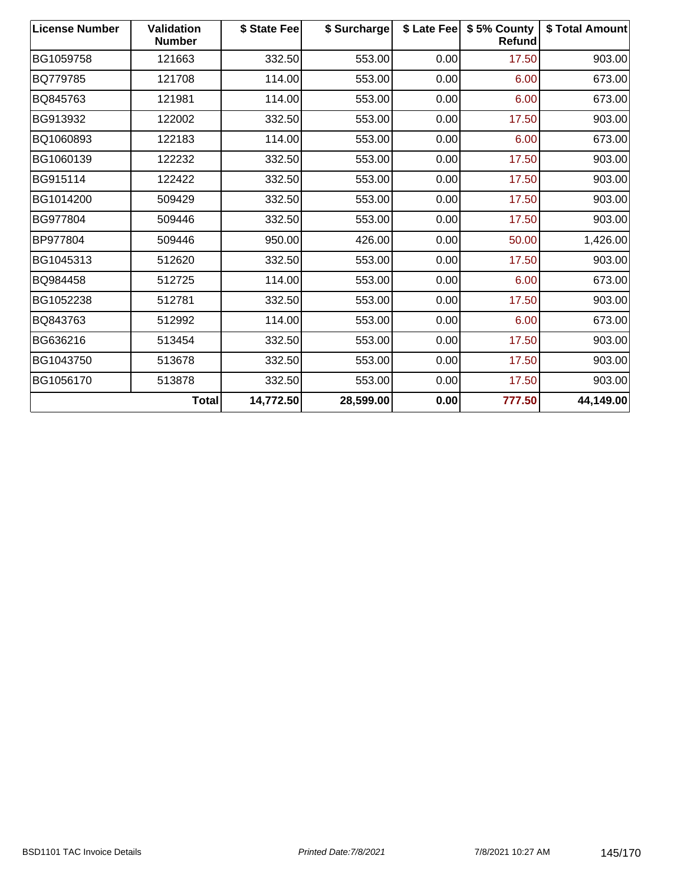| License Number | Validation Number | $ State Fee | $ Surcharge | $ Late Fee | $ 5% County Refund | $ Total Amount |
|---|---|---|---|---|---|---|
| BG1059758 | 121663 | 332.50 | 553.00 | 0.00 | 17.50 | 903.00 |
| BQ779785 | 121708 | 114.00 | 553.00 | 0.00 | 6.00 | 673.00 |
| BQ845763 | 121981 | 114.00 | 553.00 | 0.00 | 6.00 | 673.00 |
| BG913932 | 122002 | 332.50 | 553.00 | 0.00 | 17.50 | 903.00 |
| BQ1060893 | 122183 | 114.00 | 553.00 | 0.00 | 6.00 | 673.00 |
| BG1060139 | 122232 | 332.50 | 553.00 | 0.00 | 17.50 | 903.00 |
| BG915114 | 122422 | 332.50 | 553.00 | 0.00 | 17.50 | 903.00 |
| BG1014200 | 509429 | 332.50 | 553.00 | 0.00 | 17.50 | 903.00 |
| BG977804 | 509446 | 332.50 | 553.00 | 0.00 | 17.50 | 903.00 |
| BP977804 | 509446 | 950.00 | 426.00 | 0.00 | 50.00 | 1,426.00 |
| BG1045313 | 512620 | 332.50 | 553.00 | 0.00 | 17.50 | 903.00 |
| BQ984458 | 512725 | 114.00 | 553.00 | 0.00 | 6.00 | 673.00 |
| BG1052238 | 512781 | 332.50 | 553.00 | 0.00 | 17.50 | 903.00 |
| BQ843763 | 512992 | 114.00 | 553.00 | 0.00 | 6.00 | 673.00 |
| BG636216 | 513454 | 332.50 | 553.00 | 0.00 | 17.50 | 903.00 |
| BG1043750 | 513678 | 332.50 | 553.00 | 0.00 | 17.50 | 903.00 |
| BG1056170 | 513878 | 332.50 | 553.00 | 0.00 | 17.50 | 903.00 |
| | **Total** | **14,772.50** | **28,599.00** | **0.00** | **777.50** | **44,149.00** |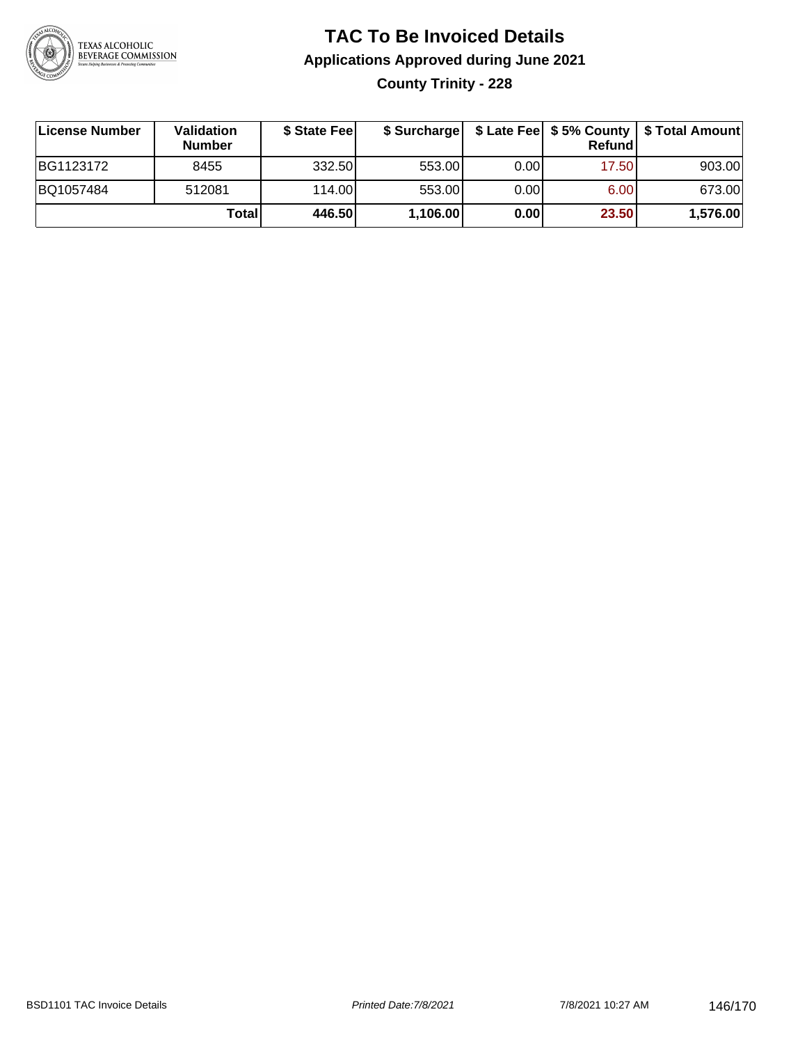# TAC To Be Invoiced Details

## Applications Approved during June 2021

### County Trinity - 228

| License Number | Validation Number | $ State Fee | $ Surcharge | $ Late Fee | $ 5% County Refund | $ Total Amount |
|---|---|---|---|---|---|---|
| BG1123172 | 8455 | 332.50 | 553.00 | 0.00 | 17.50 | 903.00 |
| BQ1057484 | 512081 | 114.00 | 553.00 | 0.00 | 6.00 | 673.00 |
| | **Total** | **446.50** | **1,106.00** | **0.00** | **23.50** | **1,576.00** |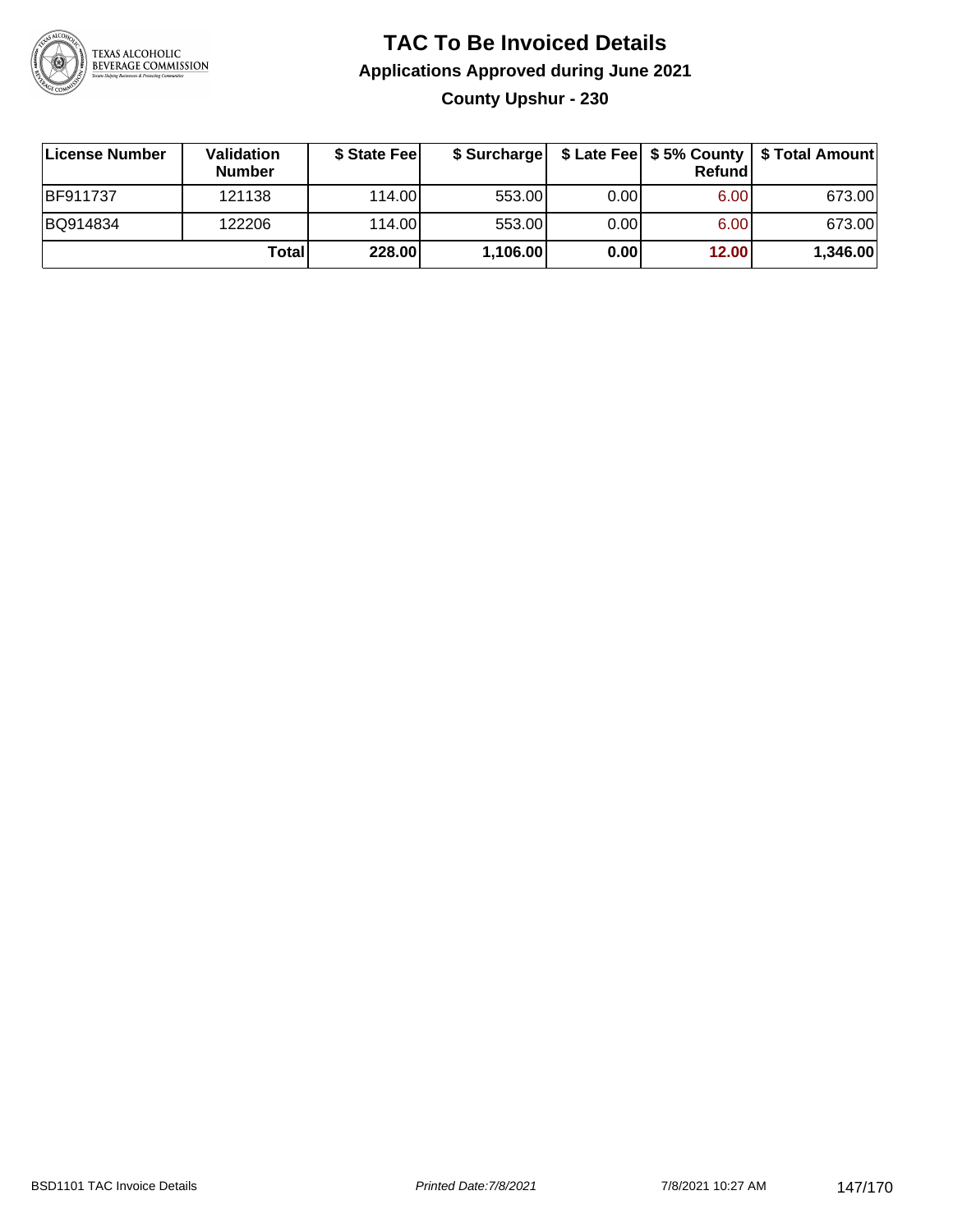# TAC To Be Invoiced Details

## Applications Approved during June 2021

### County Upshur - 230

| License Number | Validation Number | $ State Fee | $ Surcharge | $ Late Fee | $ 5% County Refund | $ Total Amount |
|---|---|---|---|---|---|---|
| BF911737 | 121138 | 114.00 | 553.00 | 0.00 | 6.00 | 673.00 |
| BQ914834 | 122206 | 114.00 | 553.00 | 0.00 | 6.00 | 673.00 |
| | **Total** | **228.00** | **1,106.00** | **0.00** | **12.00** | **1,346.00** |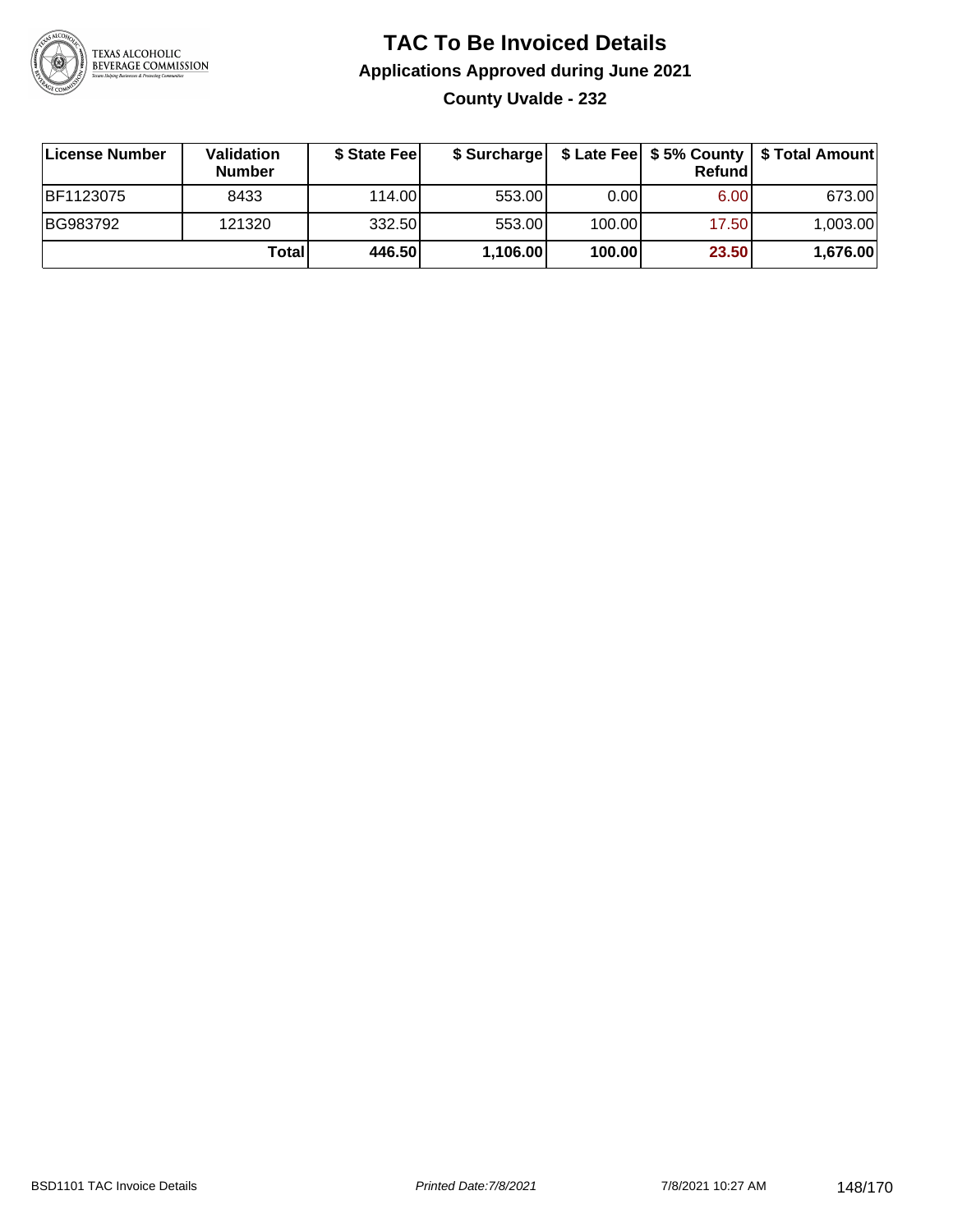# TAC To Be Invoiced Details

## Applications Approved during June 2021

### County Uvalde - 232

| License Number | Validation Number | $ State Fee | $ Surcharge | $ Late Fee | $ 5% County Refund | $ Total Amount |
|---|---|---|---|---|---|---|
| BF1123075 | 8433 | 114.00 | 553.00 | 0.00 | 6.00 | 673.00 |
| BG983792 | 121320 | 332.50 | 553.00 | 100.00 | 17.50 | 1,003.00 |
| | **Total** | **446.50** | **1,106.00** | **100.00** | **23.50** | **1,676.00** |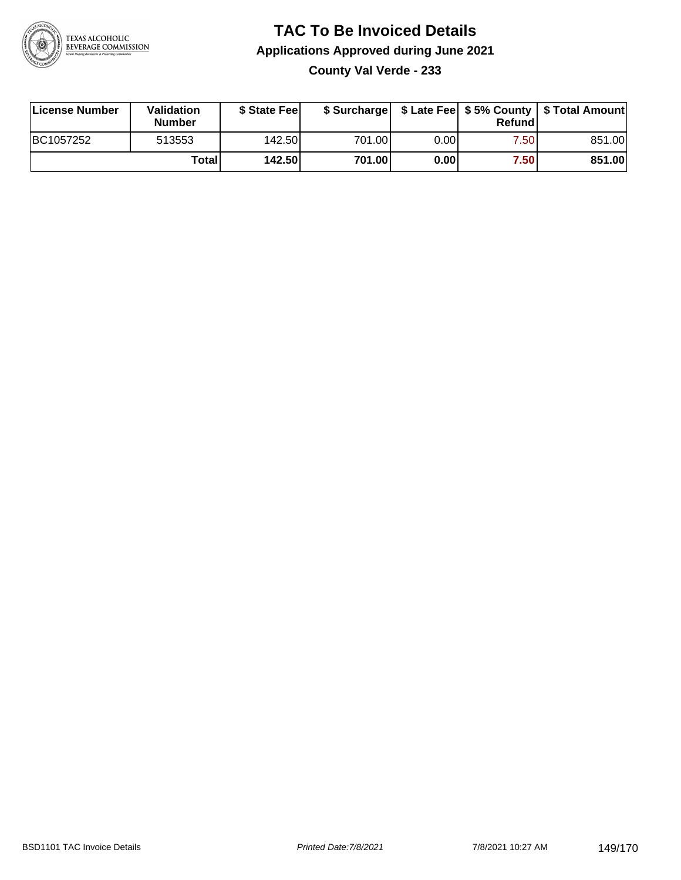# TAC To Be Invoiced Details

## Applications Approved during June 2021

### County Val Verde - 233

| License Number | Validation Number | \$ State Fee | \$ Surcharge | \$ Late Fee | \$ 5% County Refund | \$ Total Amount |
|---|---|---|---|---|---|---|
| BC1057252 | 513553 | 142.50 | 701.00 | 0.00 | 7.50 | 851.00 |
| | **Total** | **142.50** | **701.00** | **0.00** | **7.50** | **851.00** |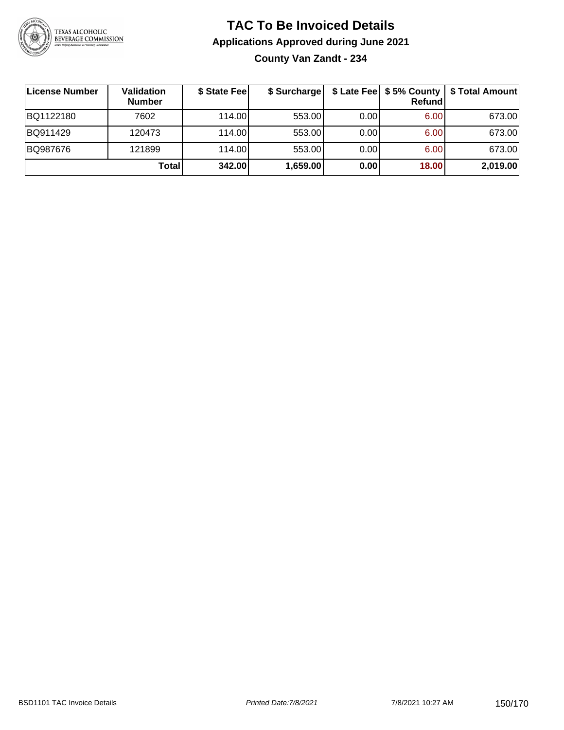# TAC To Be Invoiced Details

## Applications Approved during June 2021

### County Van Zandt - 234

| License Number | Validation Number | $ State Fee | $ Surcharge | $ Late Fee | $ 5% County Refund | $ Total Amount |
|---|---|---|---|---|---|---|
| BQ1122180 | 7602 | 114.00 | 553.00 | 0.00 | 6.00 | 673.00 |
| BQ911429 | 120473 | 114.00 | 553.00 | 0.00 | 6.00 | 673.00 |
| BQ987676 | 121899 | 114.00 | 553.00 | 0.00 | 6.00 | 673.00 |
| | **Total** | **342.00** | **1,659.00** | **0.00** | **18.00** | **2,019.00** |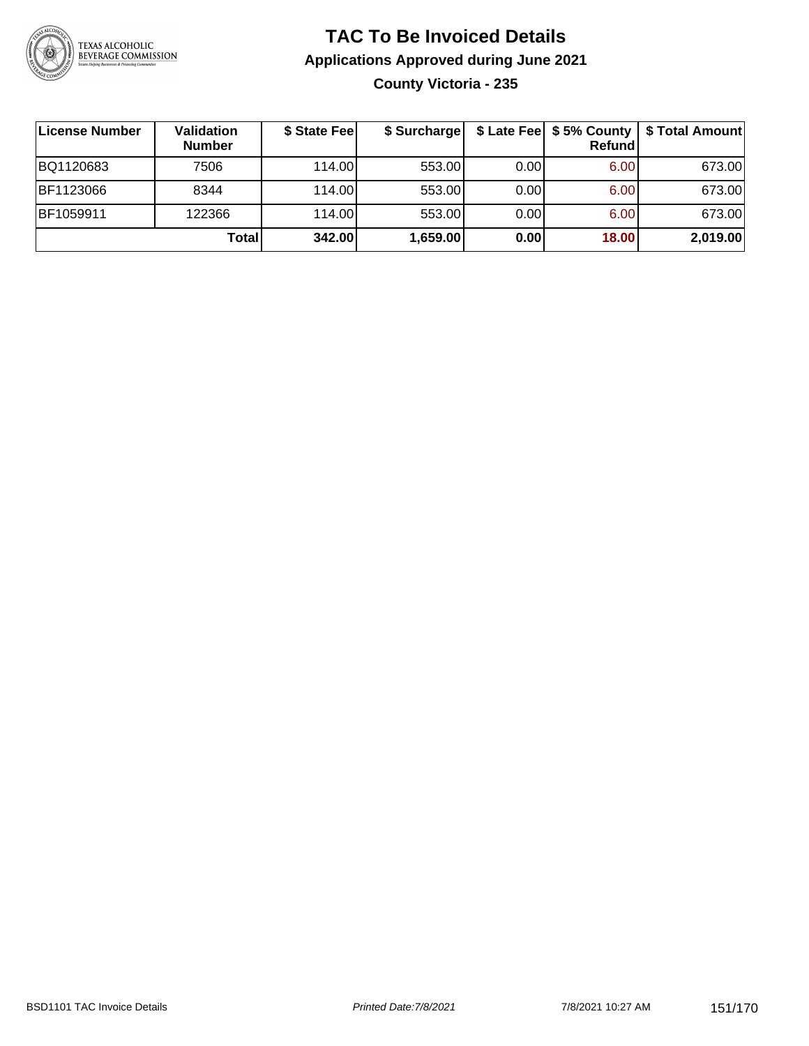# TAC To Be Invoiced Details

## Applications Approved during June 2021

### County Victoria - 235

| License Number | Validation Number | $ State Fee | $ Surcharge | $ Late Fee | $ 5% County Refund | $ Total Amount |
|---|---|---|---|---|---|---|
| BQ1120683 | 7506 | 114.00 | 553.00 | 0.00 | 6.00 | 673.00 |
| BF1123066 | 8344 | 114.00 | 553.00 | 0.00 | 6.00 | 673.00 |
| BF1059911 | 122366 | 114.00 | 553.00 | 0.00 | 6.00 | 673.00 |
| | **Total** | **342.00** | **1,659.00** | **0.00** | **18.00** | **2,019.00** |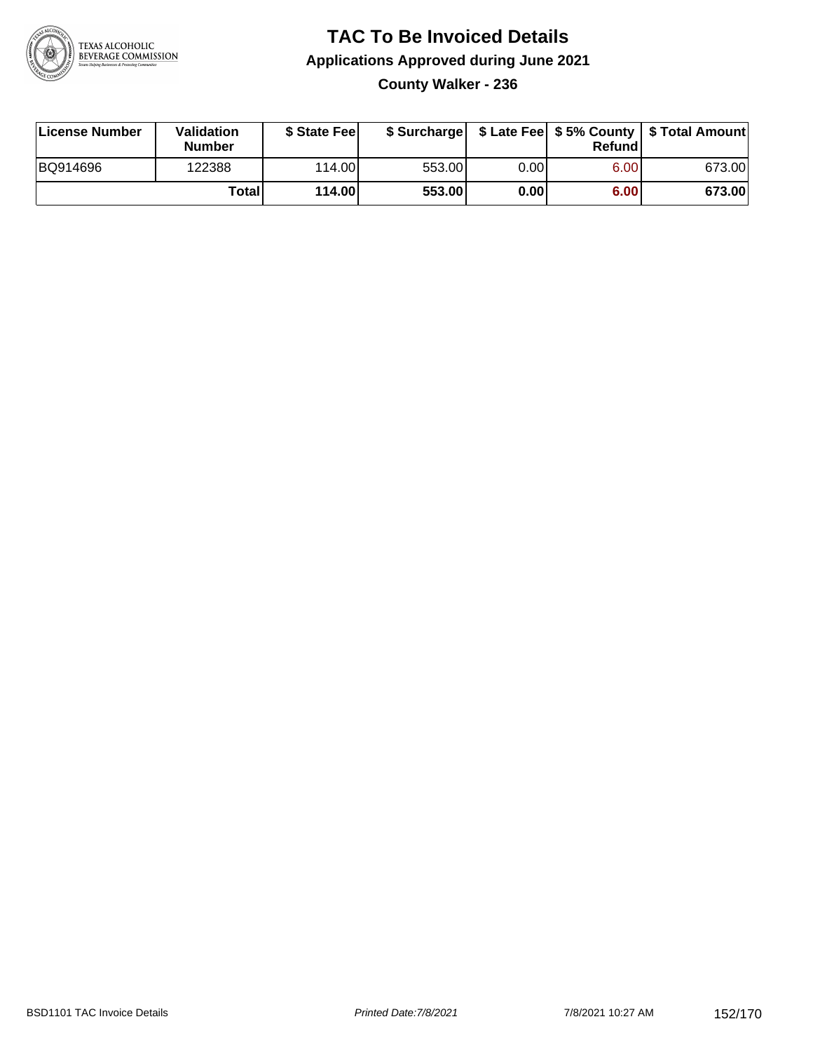# TAC To Be Invoiced Details

## Applications Approved during June 2021

### County Walker - 236

| License Number | Validation Number | $ State Fee | $ Surcharge | $ Late Fee | $ 5% County Refund | $ Total Amount |
|---|---|---|---|---|---|---|
| BQ914696 | 122388 | 114.00 | 553.00 | 0.00 | 6.00 | 673.00 |
| | **Total** | **114.00** | **553.00** | **0.00** | **6.00** | **673.00** |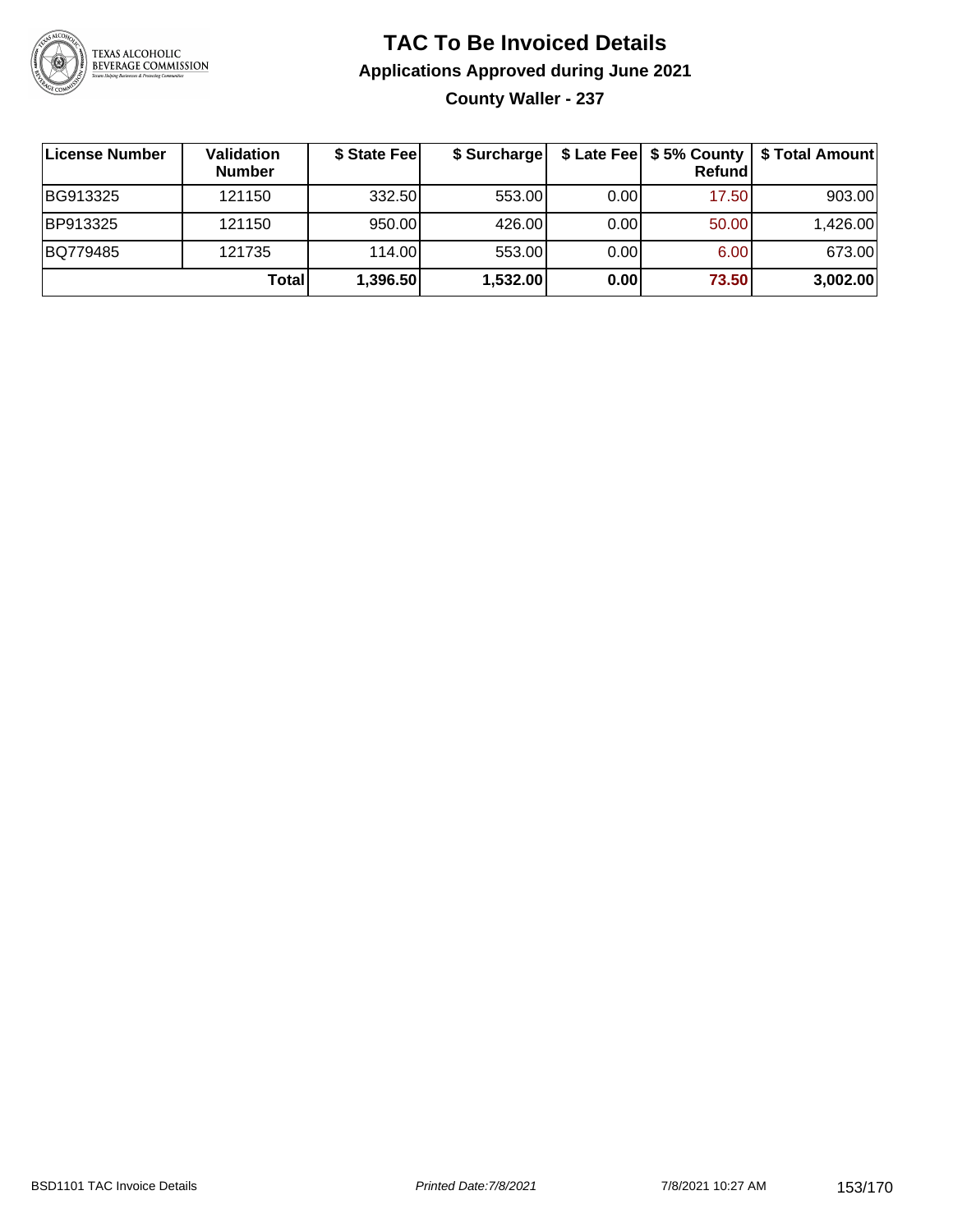# TAC To Be Invoiced Details

## Applications Approved during June 2021

### County Waller - 237

| License Number | Validation Number | $ State Fee | $ Surcharge | $ Late Fee | $ 5% County Refund | $ Total Amount |
|---|---|---|---|---|---|---|
| BG913325 | 121150 | 332.50 | 553.00 | 0.00 | 17.50 | 903.00 |
| BP913325 | 121150 | 950.00 | 426.00 | 0.00 | 50.00 | 1,426.00 |
| BQ779485 | 121735 | 114.00 | 553.00 | 0.00 | 6.00 | 673.00 |
| | **Total** | **1,396.50** | **1,532.00** | **0.00** | **73.50** | **3,002.00** |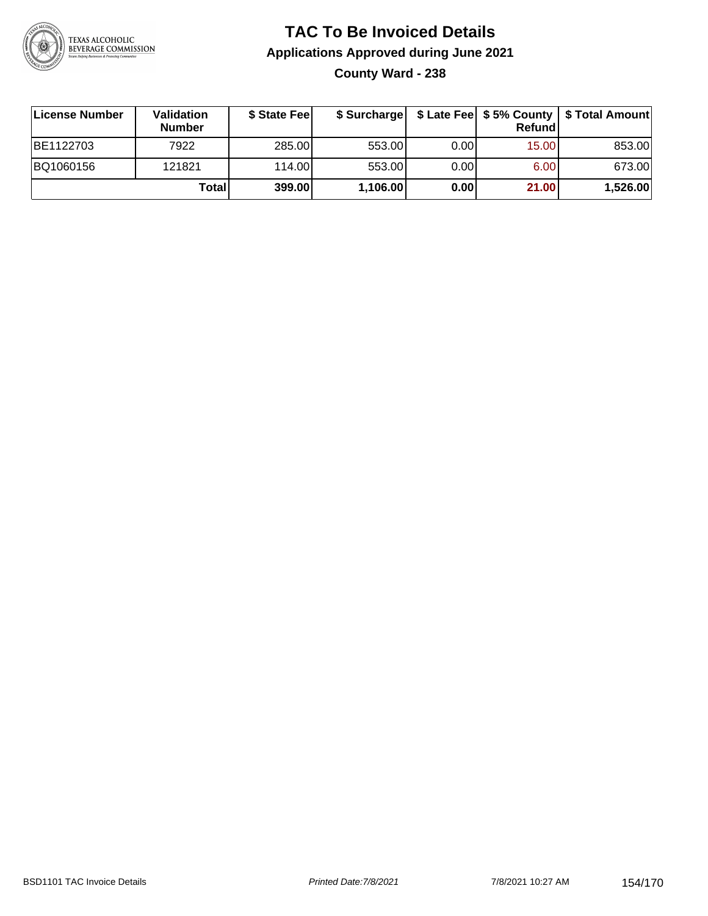# TAC To Be Invoiced Details

## Applications Approved during June 2021

### County Ward - 238

| License Number | Validation Number | $ State Fee | $ Surcharge | $ Late Fee | $ 5% County Refund | $ Total Amount |
|---|---|---|---|---|---|---|
| BE1122703 | 7922 | 285.00 | 553.00 | 0.00 | 15.00 | 853.00 |
| BQ1060156 | 121821 | 114.00 | 553.00 | 0.00 | 6.00 | 673.00 |
| | **Total** | **399.00** | **1,106.00** | **0.00** | **21.00** | **1,526.00** |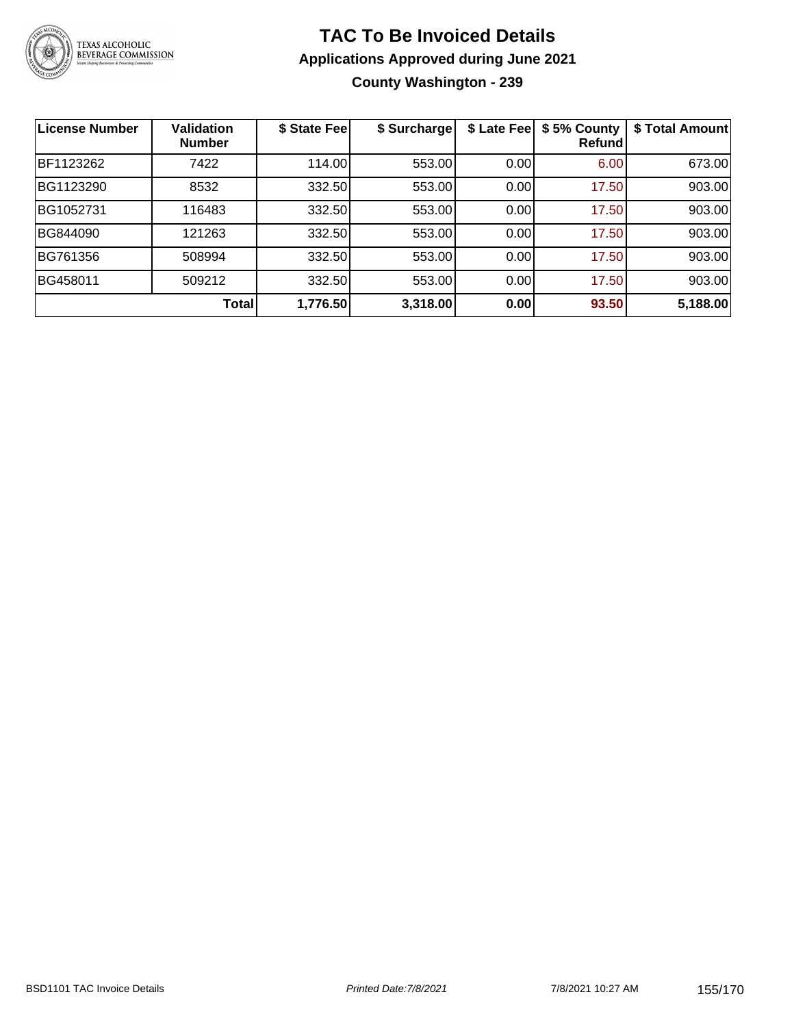# TAC To Be Invoiced Details

## Applications Approved during June 2021

### County Washington - 239

| License Number | Validation Number | $ State Fee | $ Surcharge | $ Late Fee | $ 5% County Refund | $ Total Amount |
|---|---|---|---|---|---|---|
| BF1123262 | 7422 | 114.00 | 553.00 | 0.00 | 6.00 | 673.00 |
| BG1123290 | 8532 | 332.50 | 553.00 | 0.00 | 17.50 | 903.00 |
| BG1052731 | 116483 | 332.50 | 553.00 | 0.00 | 17.50 | 903.00 |
| BG844090 | 121263 | 332.50 | 553.00 | 0.00 | 17.50 | 903.00 |
| BG761356 | 508994 | 332.50 | 553.00 | 0.00 | 17.50 | 903.00 |
| BG458011 | 509212 | 332.50 | 553.00 | 0.00 | 17.50 | 903.00 |
| | **Total** | **1,776.50** | **3,318.00** | **0.00** | **93.50** | **5,188.00** |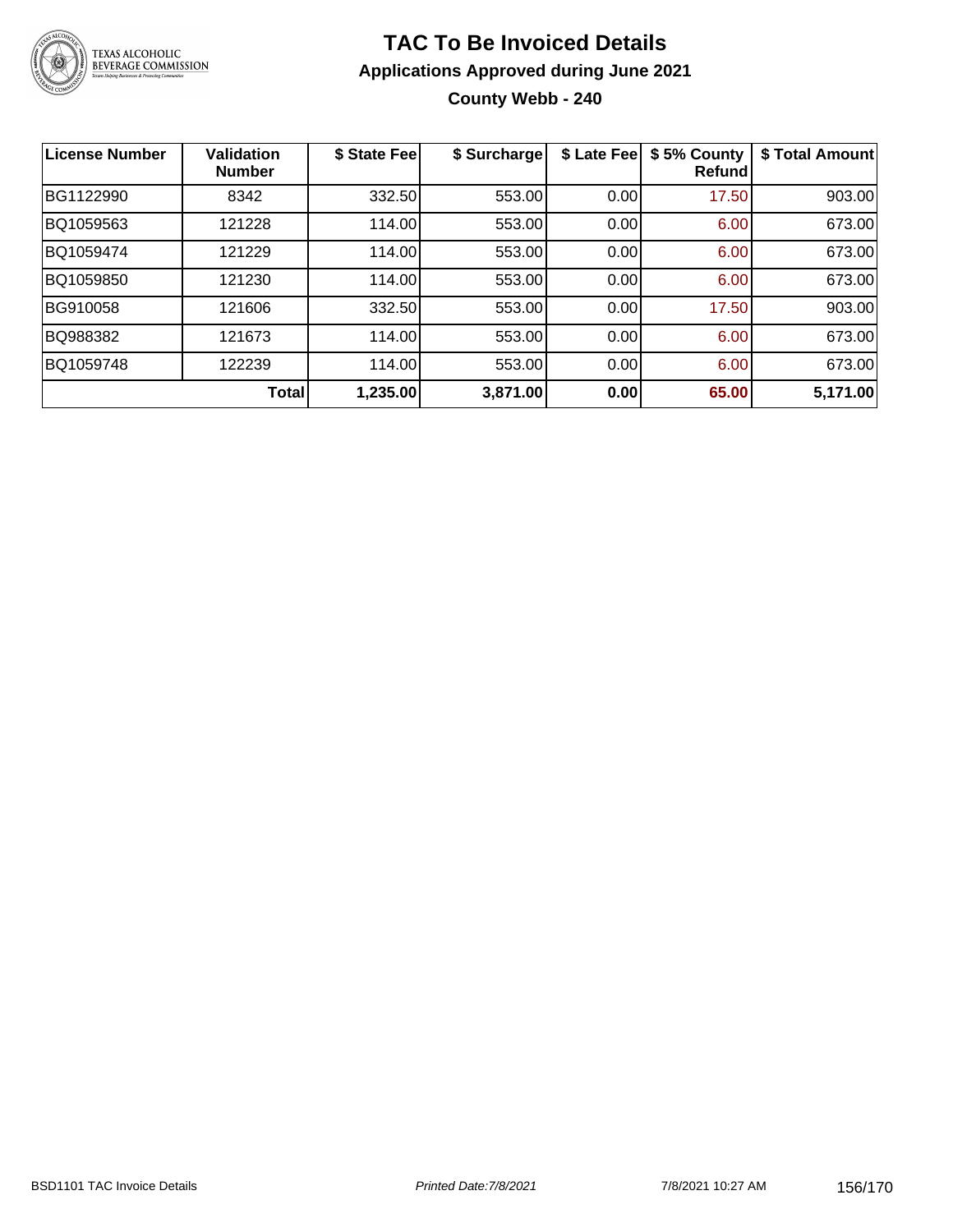# TAC To Be Invoiced Details

## Applications Approved during June 2021

### County Webb - 240

| License Number | Validation Number | $ State Fee | $ Surcharge | $ Late Fee | $ 5% County Refund | $ Total Amount |
| --- | --- | --- | --- | --- | --- | --- |
| BG1122990 | 8342 | 332.50 | 553.00 | 0.00 | 17.50 | 903.00 |
| BQ1059563 | 121228 | 114.00 | 553.00 | 0.00 | 6.00 | 673.00 |
| BQ1059474 | 121229 | 114.00 | 553.00 | 0.00 | 6.00 | 673.00 |
| BQ1059850 | 121230 | 114.00 | 553.00 | 0.00 | 6.00 | 673.00 |
| BG910058 | 121606 | 332.50 | 553.00 | 0.00 | 17.50 | 903.00 |
| BQ988382 | 121673 | 114.00 | 553.00 | 0.00 | 6.00 | 673.00 |
| BQ1059748 | 122239 | 114.00 | 553.00 | 0.00 | 6.00 | 673.00 |
| | **Total** | **1,235.00** | **3,871.00** | **0.00** | **65.00** | **5,171.00** |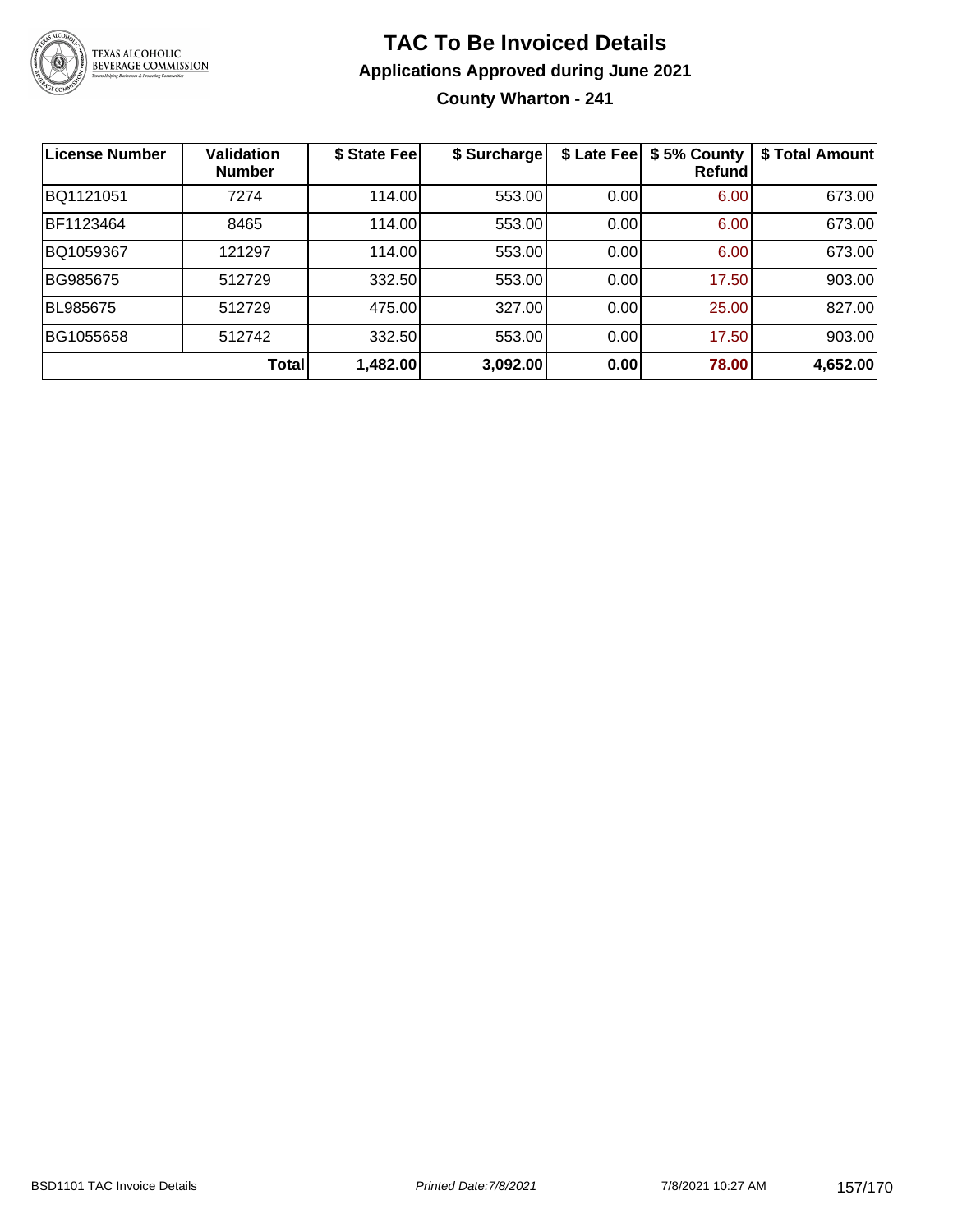# TAC To Be Invoiced Details

## Applications Approved during June 2021

### County Wharton - 241

| License Number | Validation Number | $ State Fee | $ Surcharge | $ Late Fee | $ 5% County Refund | $ Total Amount |
|---|---|---|---|---|---|---|
| BQ1121051 | 7274 | 114.00 | 553.00 | 0.00 | 6.00 | 673.00 |
| BF1123464 | 8465 | 114.00 | 553.00 | 0.00 | 6.00 | 673.00 |
| BQ1059367 | 121297 | 114.00 | 553.00 | 0.00 | 6.00 | 673.00 |
| BG985675 | 512729 | 332.50 | 553.00 | 0.00 | 17.50 | 903.00 |
| BL985675 | 512729 | 475.00 | 327.00 | 0.00 | 25.00 | 827.00 |
| BG1055658 | 512742 | 332.50 | 553.00 | 0.00 | 17.50 | 903.00 |
| | **Total** | **1,482.00** | **3,092.00** | **0.00** | **78.00** | **4,652.00** |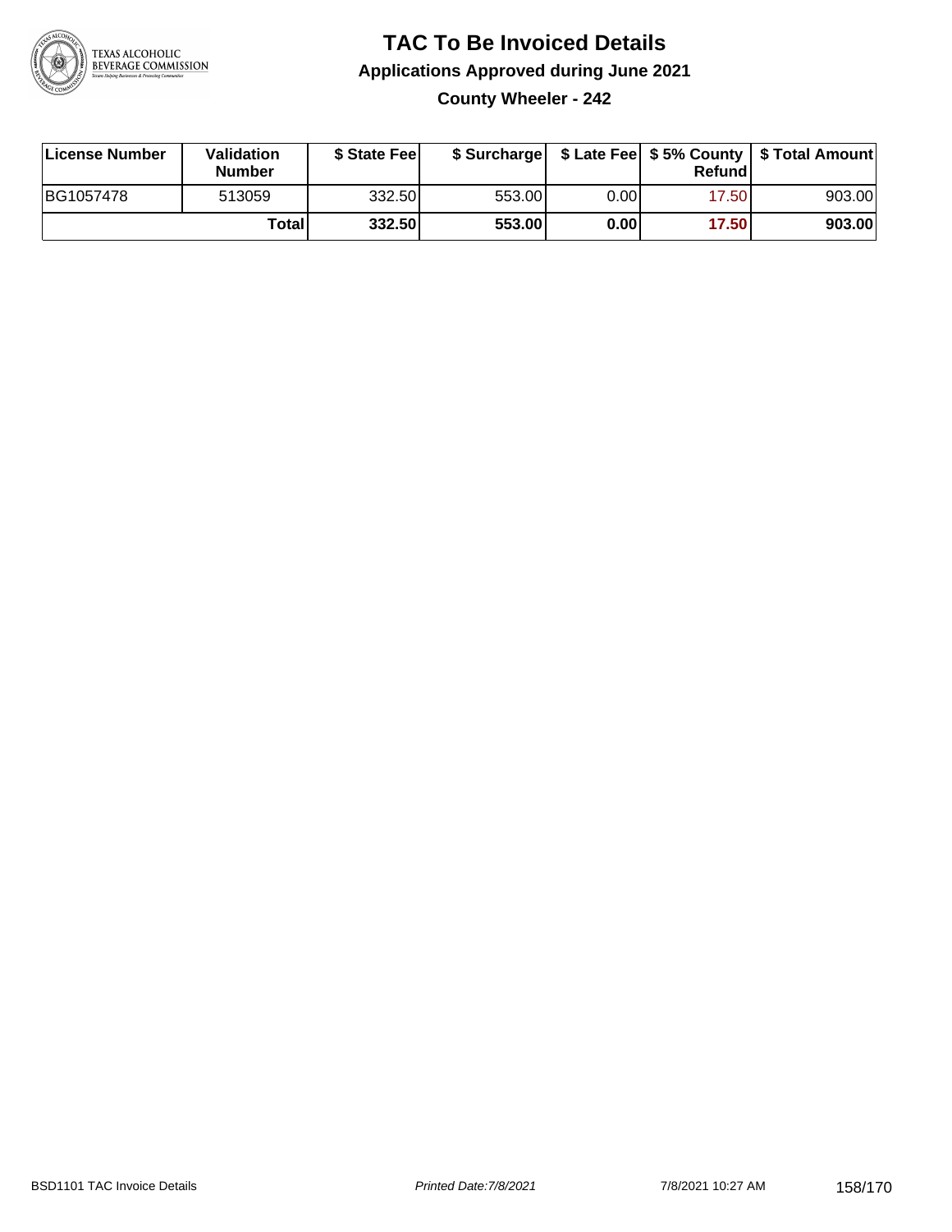# TAC To Be Invoiced Details

## Applications Approved during June 2021

### County Wheeler - 242

| License Number | Validation Number | $ State Fee | $ Surcharge | $ Late Fee | $ 5% County Refund | $ Total Amount |
|---|---|---|---|---|---|---|
| BG1057478 | 513059 | 332.50 | 553.00 | 0.00 | 17.50 | 903.00 |
| | **Total** | **332.50** | **553.00** | **0.00** | **17.50** | **903.00** |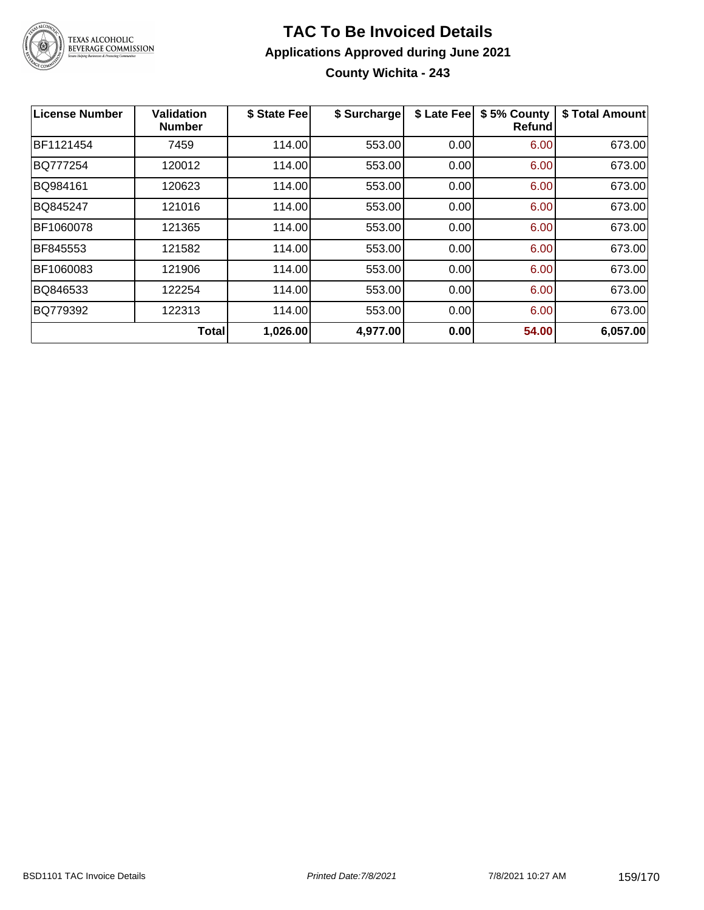# TAC To Be Invoiced Details

## Applications Approved during June 2021

### County Wichita - 243

| License Number | Validation Number | $ State Fee | $ Surcharge | $ Late Fee | $ 5% County Refund | $ Total Amount |
|---|---|---|---|---|---|---|
| BF1121454 | 7459 | 114.00 | 553.00 | 0.00 | 6.00 | 673.00 |
| BQ777254 | 120012 | 114.00 | 553.00 | 0.00 | 6.00 | 673.00 |
| BQ984161 | 120623 | 114.00 | 553.00 | 0.00 | 6.00 | 673.00 |
| BQ845247 | 121016 | 114.00 | 553.00 | 0.00 | 6.00 | 673.00 |
| BF1060078 | 121365 | 114.00 | 553.00 | 0.00 | 6.00 | 673.00 |
| BF845553 | 121582 | 114.00 | 553.00 | 0.00 | 6.00 | 673.00 |
| BF1060083 | 121906 | 114.00 | 553.00 | 0.00 | 6.00 | 673.00 |
| BQ846533 | 122254 | 114.00 | 553.00 | 0.00 | 6.00 | 673.00 |
| BQ779392 | 122313 | 114.00 | 553.00 | 0.00 | 6.00 | 673.00 |
| | **Total** | **1,026.00** | **4,977.00** | **0.00** | **54.00** | **6,057.00** |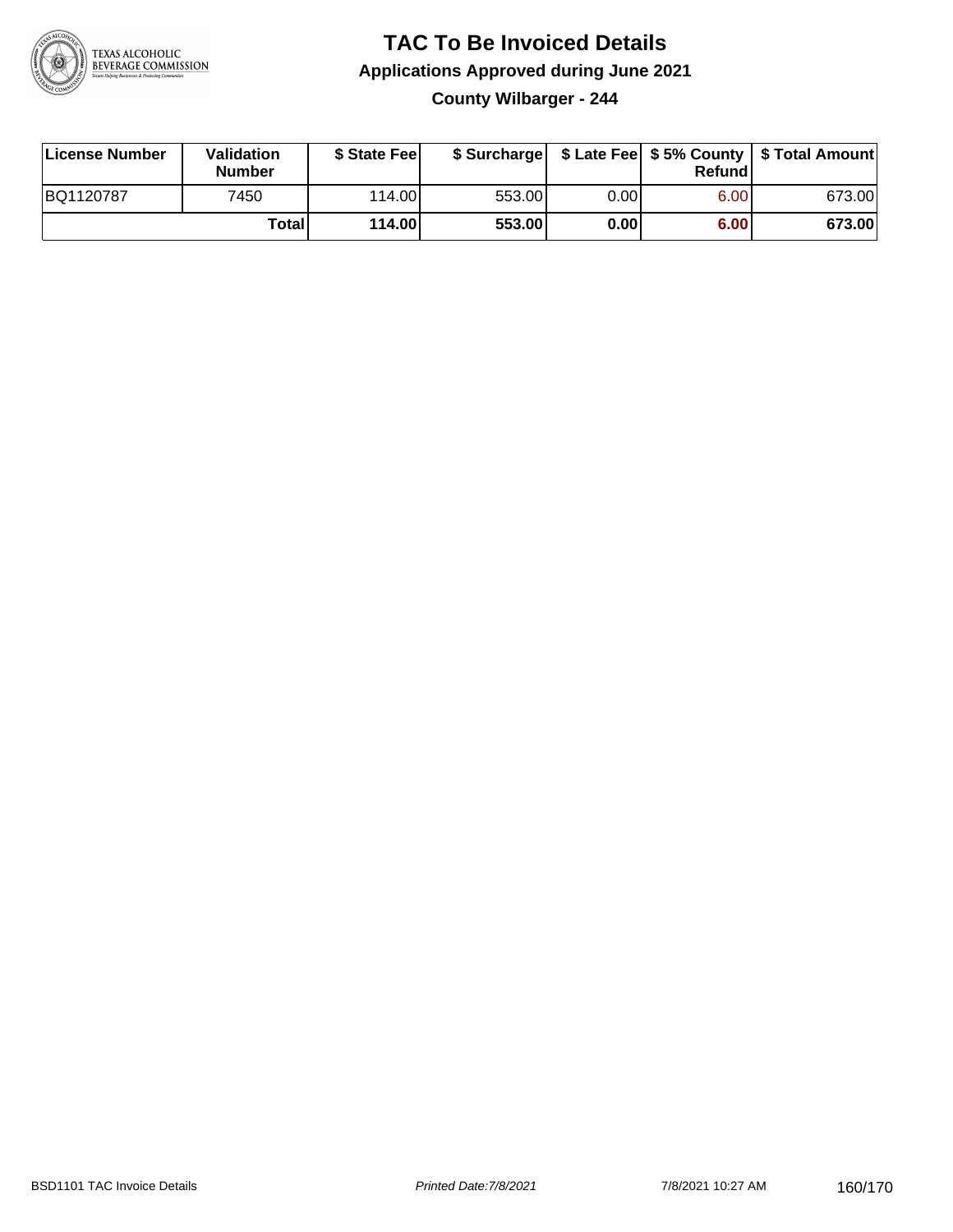# TAC To Be Invoiced Details

## Applications Approved during June 2021

### County Wilbarger - 244

| License Number | Validation Number | $ State Fee | $ Surcharge | $ Late Fee | $ 5% County Refund | $ Total Amount |
|---|---|---|---|---|---|---|
| BQ1120787 | 7450 | 114.00 | 553.00 | 0.00 | 6.00 | 673.00 |
| | **Total** | **114.00** | **553.00** | **0.00** | **6.00** | **673.00** |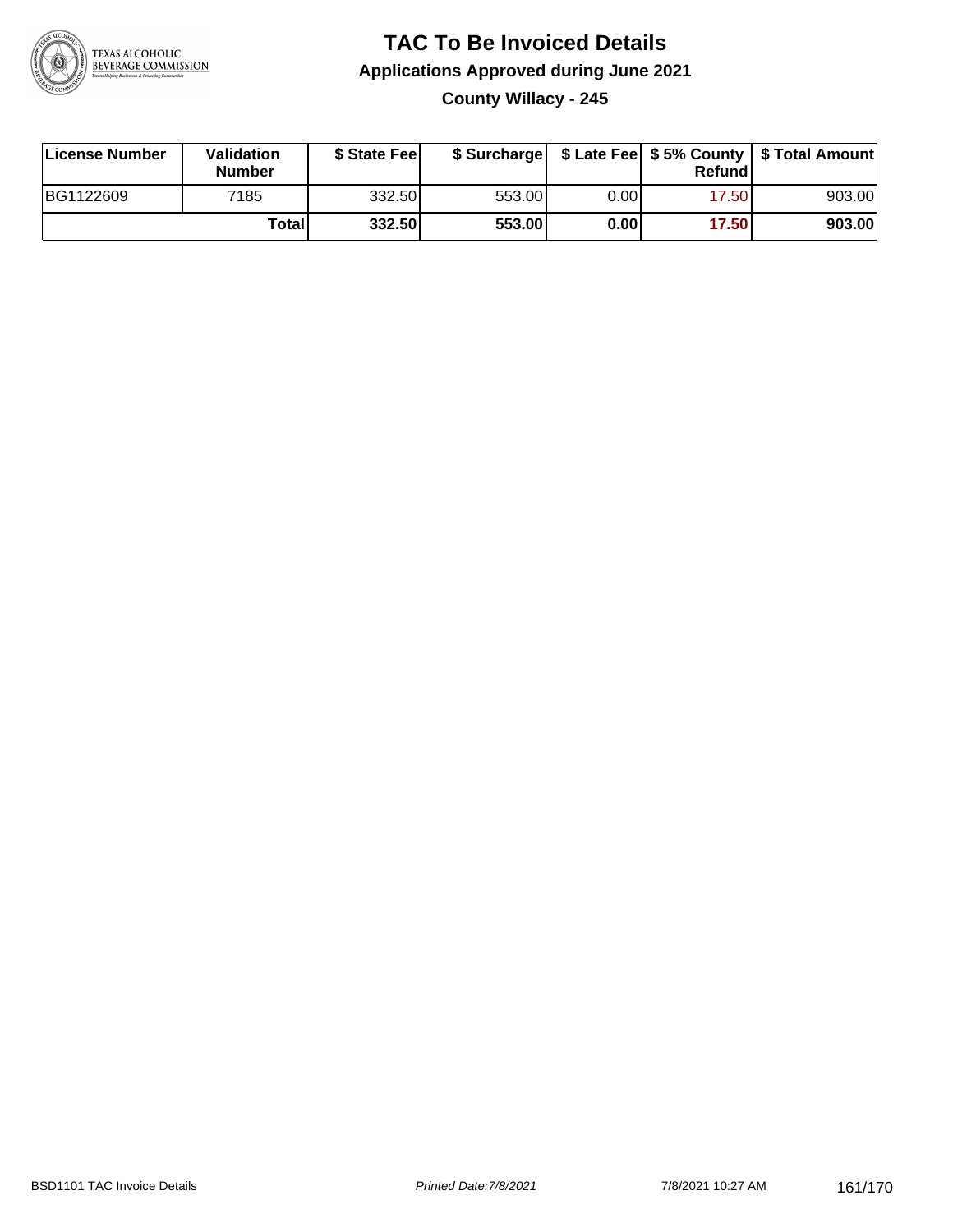# TAC To Be Invoiced Details

## Applications Approved during June 2021

### County Willacy - 245

| License Number | Validation Number | $ State Fee | $ Surcharge | $ Late Fee | $ 5% County Refund | $ Total Amount |
|---|---|---|---|---|---|---|
| BG1122609 | 7185 | 332.50 | 553.00 | 0.00 | 17.50 | 903.00 |
| | **Total** | **332.50** | **553.00** | **0.00** | **17.50** | **903.00** |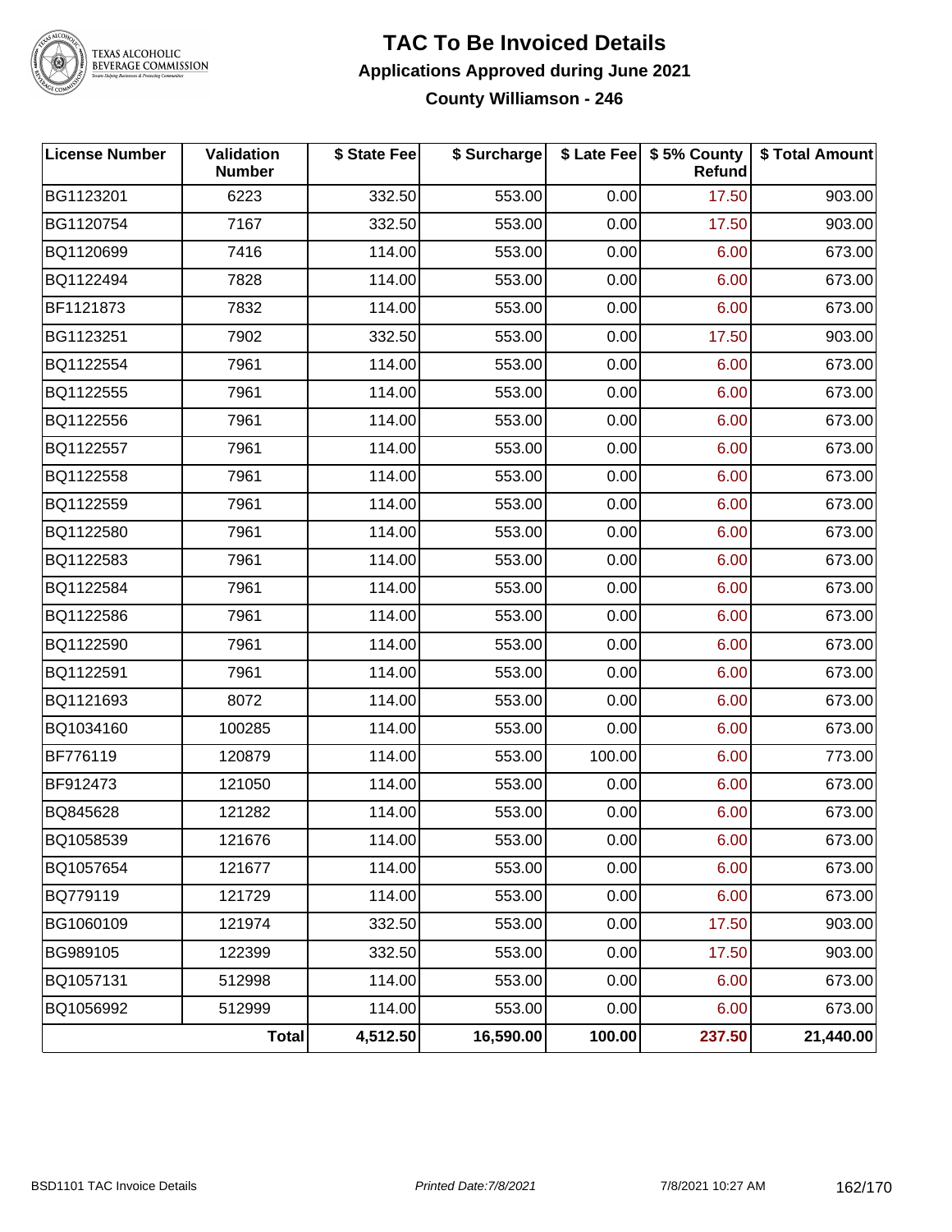# TAC To Be Invoiced Details

## Applications Approved during June 2021

### County Williamson - 246

| License Number | Validation Number | $ State Fee | $ Surcharge | $ Late Fee | $ 5% County Refund | $ Total Amount |
|---|---|---|---|---|---|---|
| BG1123201 | 6223 | 332.50 | 553.00 | 0.00 | 17.50 | 903.00 |
| BG1120754 | 7167 | 332.50 | 553.00 | 0.00 | 17.50 | 903.00 |
| BQ1120699 | 7416 | 114.00 | 553.00 | 0.00 | 6.00 | 673.00 |
| BQ1122494 | 7828 | 114.00 | 553.00 | 0.00 | 6.00 | 673.00 |
| BF1121873 | 7832 | 114.00 | 553.00 | 0.00 | 6.00 | 673.00 |
| BG1123251 | 7902 | 332.50 | 553.00 | 0.00 | 17.50 | 903.00 |
| BQ1122554 | 7961 | 114.00 | 553.00 | 0.00 | 6.00 | 673.00 |
| BQ1122555 | 7961 | 114.00 | 553.00 | 0.00 | 6.00 | 673.00 |
| BQ1122556 | 7961 | 114.00 | 553.00 | 0.00 | 6.00 | 673.00 |
| BQ1122557 | 7961 | 114.00 | 553.00 | 0.00 | 6.00 | 673.00 |
| BQ1122558 | 7961 | 114.00 | 553.00 | 0.00 | 6.00 | 673.00 |
| BQ1122559 | 7961 | 114.00 | 553.00 | 0.00 | 6.00 | 673.00 |
| BQ1122580 | 7961 | 114.00 | 553.00 | 0.00 | 6.00 | 673.00 |
| BQ1122583 | 7961 | 114.00 | 553.00 | 0.00 | 6.00 | 673.00 |
| BQ1122584 | 7961 | 114.00 | 553.00 | 0.00 | 6.00 | 673.00 |
| BQ1122586 | 7961 | 114.00 | 553.00 | 0.00 | 6.00 | 673.00 |
| BQ1122590 | 7961 | 114.00 | 553.00 | 0.00 | 6.00 | 673.00 |
| BQ1122591 | 7961 | 114.00 | 553.00 | 0.00 | 6.00 | 673.00 |
| BQ1121693 | 8072 | 114.00 | 553.00 | 0.00 | 6.00 | 673.00 |
| BQ1034160 | 100285 | 114.00 | 553.00 | 0.00 | 6.00 | 673.00 |
| BF776119 | 120879 | 114.00 | 553.00 | 100.00 | 6.00 | 773.00 |
| BF912473 | 121050 | 114.00 | 553.00 | 0.00 | 6.00 | 673.00 |
| BQ845628 | 121282 | 114.00 | 553.00 | 0.00 | 6.00 | 673.00 |
| BQ1058539 | 121676 | 114.00 | 553.00 | 0.00 | 6.00 | 673.00 |
| BQ1057654 | 121677 | 114.00 | 553.00 | 0.00 | 6.00 | 673.00 |
| BQ779119 | 121729 | 114.00 | 553.00 | 0.00 | 6.00 | 673.00 |
| BG1060109 | 121974 | 332.50 | 553.00 | 0.00 | 17.50 | 903.00 |
| BG989105 | 122399 | 332.50 | 553.00 | 0.00 | 17.50 | 903.00 |
| BQ1057131 | 512998 | 114.00 | 553.00 | 0.00 | 6.00 | 673.00 |
| BQ1056992 | 512999 | 114.00 | 553.00 | 0.00 | 6.00 | 673.00 |
| | **Total** | **4,512.50** | **16,590.00** | **100.00** | **237.50** | **21,440.00** |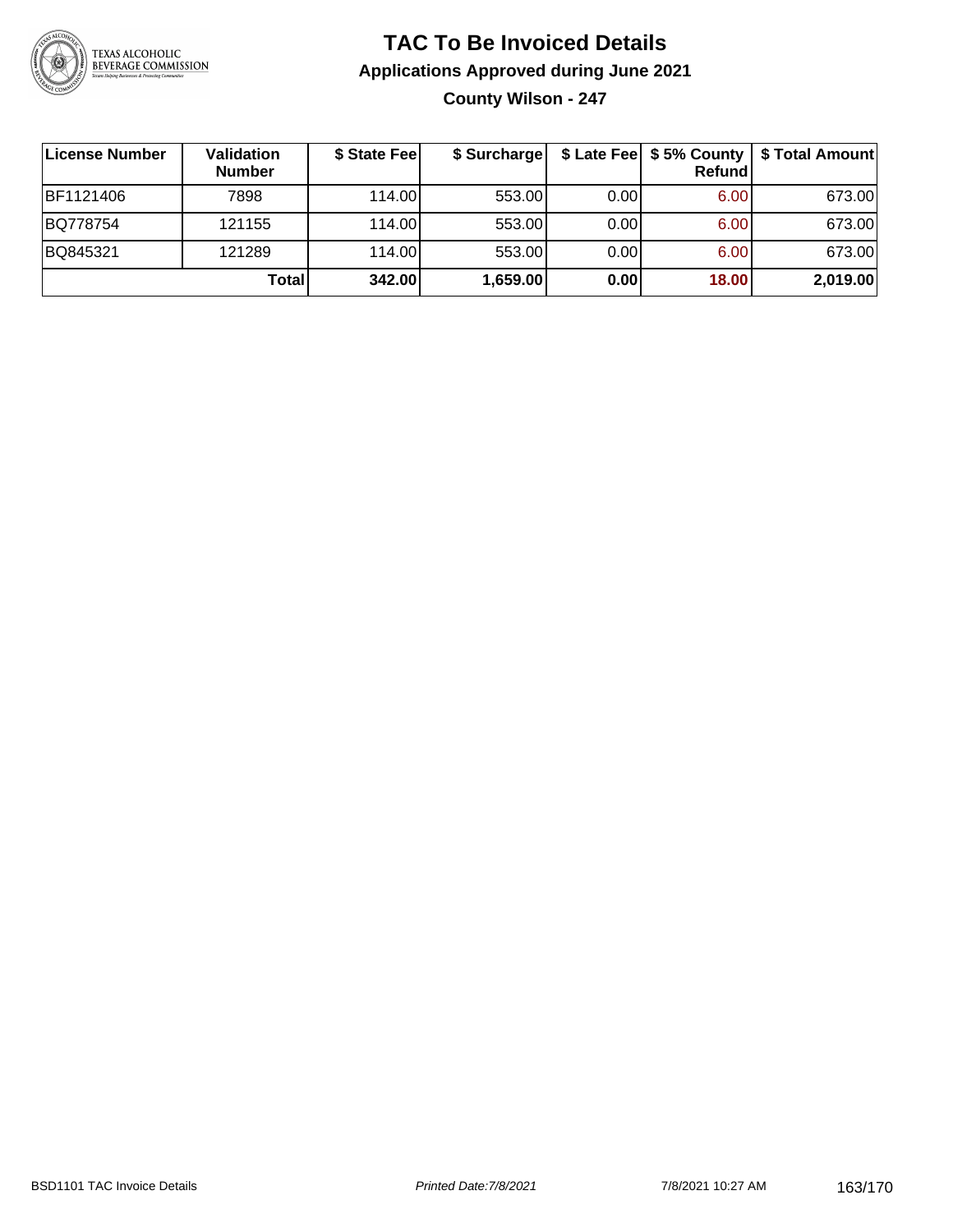# TAC To Be Invoiced Details

## Applications Approved during June 2021

### County Wilson - 247

| License Number | Validation Number | $ State Fee | $ Surcharge | $ Late Fee | $ 5% County Refund | $ Total Amount |
|---|---|---|---|---|---|---|
| BF1121406 | 7898 | 114.00 | 553.00 | 0.00 | 6.00 | 673.00 |
| BQ778754 | 121155 | 114.00 | 553.00 | 0.00 | 6.00 | 673.00 |
| BQ845321 | 121289 | 114.00 | 553.00 | 0.00 | 6.00 | 673.00 |
| | **Total** | **342.00** | **1,659.00** | **0.00** | **18.00** | **2,019.00** |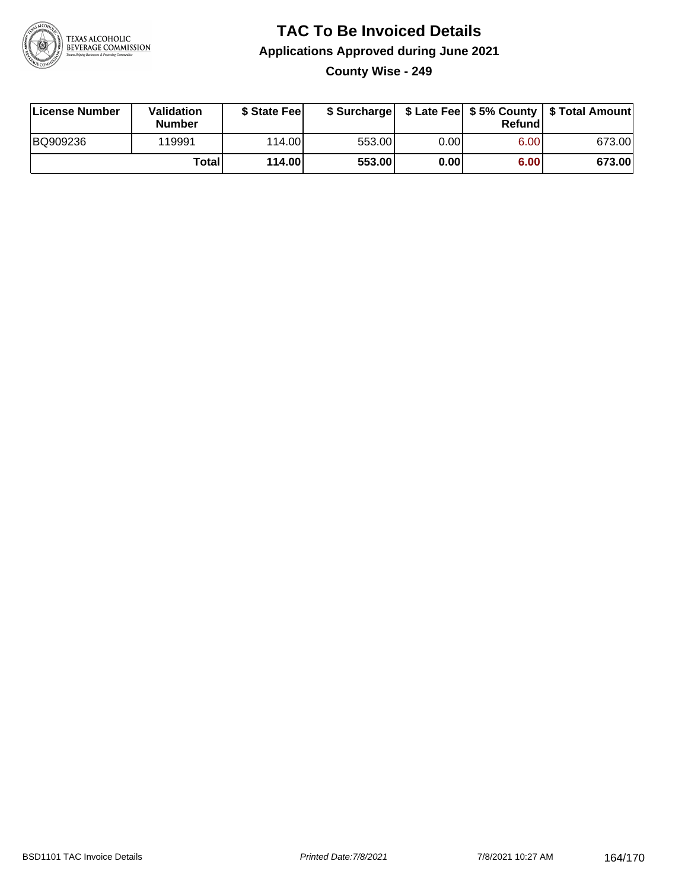# TAC To Be Invoiced Details

## Applications Approved during June 2021

### County Wise - 249

| License Number | Validation Number | $ State Fee | $ Surcharge | $ Late Fee | $ 5% County Refund | $ Total Amount |
|---|---|---|---|---|---|---|
| BQ909236 | 119991 | 114.00 | 553.00 | 0.00 | 6.00 | 673.00 |
| | **Total** | **114.00** | **553.00** | **0.00** | **6.00** | **673.00** |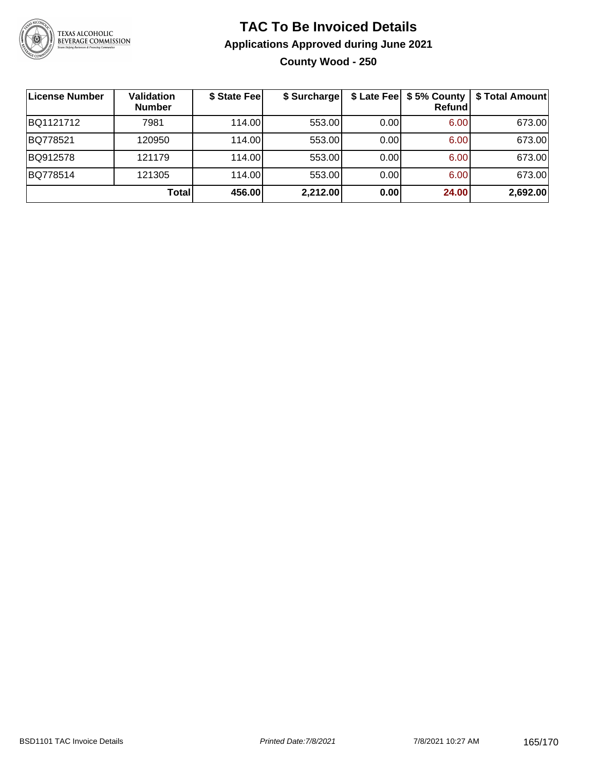# TAC To Be Invoiced Details

## Applications Approved during June 2021

### County Wood - 250

| License Number | Validation Number | $ State Fee | $ Surcharge | $ Late Fee | $ 5% County Refund | $ Total Amount |
|---|---|---|---|---|---|---|
| BQ1121712 | 7981 | 114.00 | 553.00 | 0.00 | 6.00 | 673.00 |
| BQ778521 | 120950 | 114.00 | 553.00 | 0.00 | 6.00 | 673.00 |
| BQ912578 | 121179 | 114.00 | 553.00 | 0.00 | 6.00 | 673.00 |
| BQ778514 | 121305 | 114.00 | 553.00 | 0.00 | 6.00 | 673.00 |
| | **Total** | **456.00** | **2,212.00** | **0.00** | **24.00** | **2,692.00** |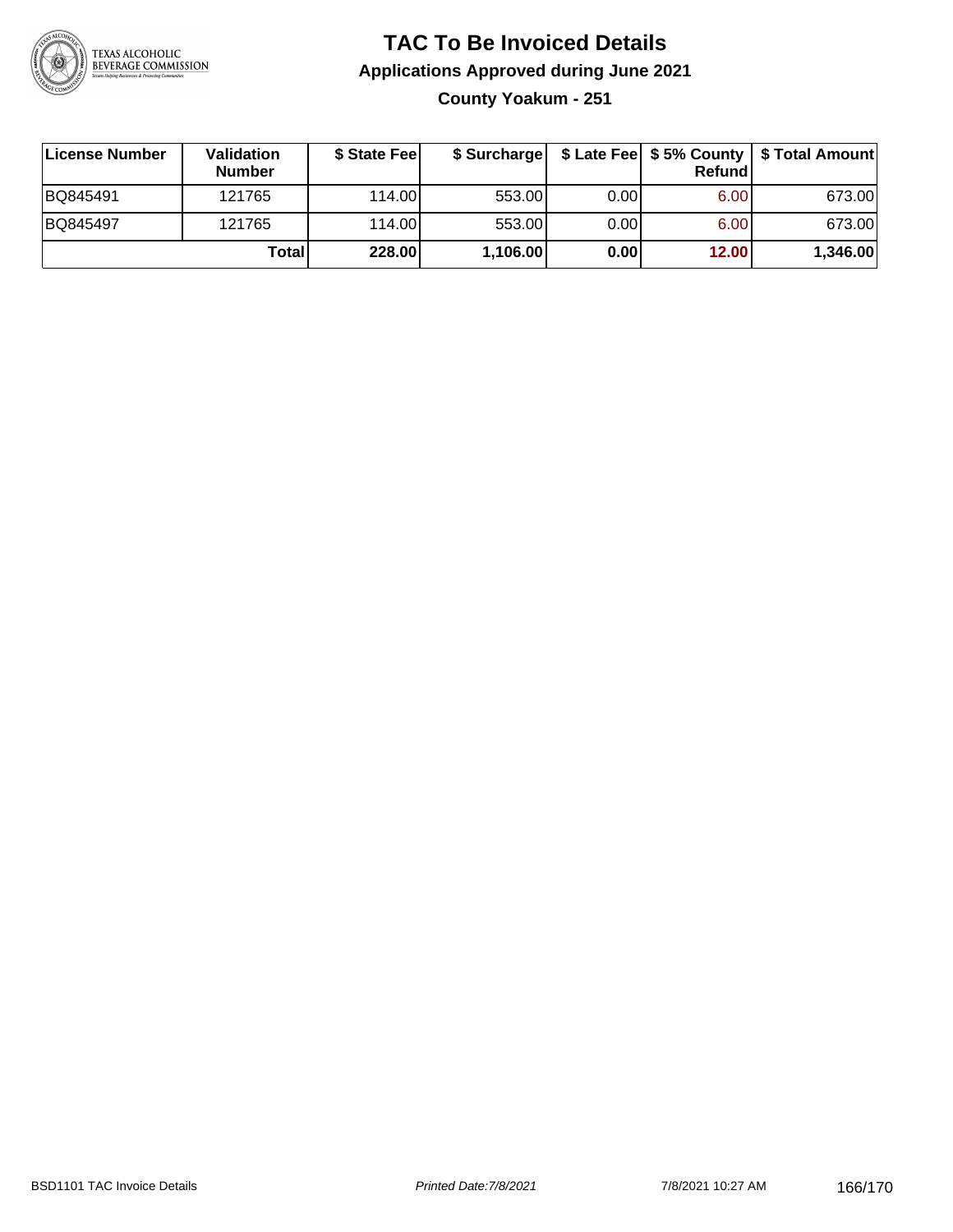# TAC To Be Invoiced Details

## Applications Approved during June 2021

### County Yoakum - 251

| License Number | Validation Number | $ State Fee | $ Surcharge | $ Late Fee | $ 5% County Refund | $ Total Amount |
|---|---|---|---|---|---|---|
| BQ845491 | 121765 | 114.00 | 553.00 | 0.00 | 6.00 | 673.00 |
| BQ845497 | 121765 | 114.00 | 553.00 | 0.00 | 6.00 | 673.00 |
| | **Total** | **228.00** | **1,106.00** | **0.00** | **12.00** | **1,346.00** |

BSD1101 TAC Invoice Details | *Printed Date:7/8/2021* | 7/8/2021 10:27 AM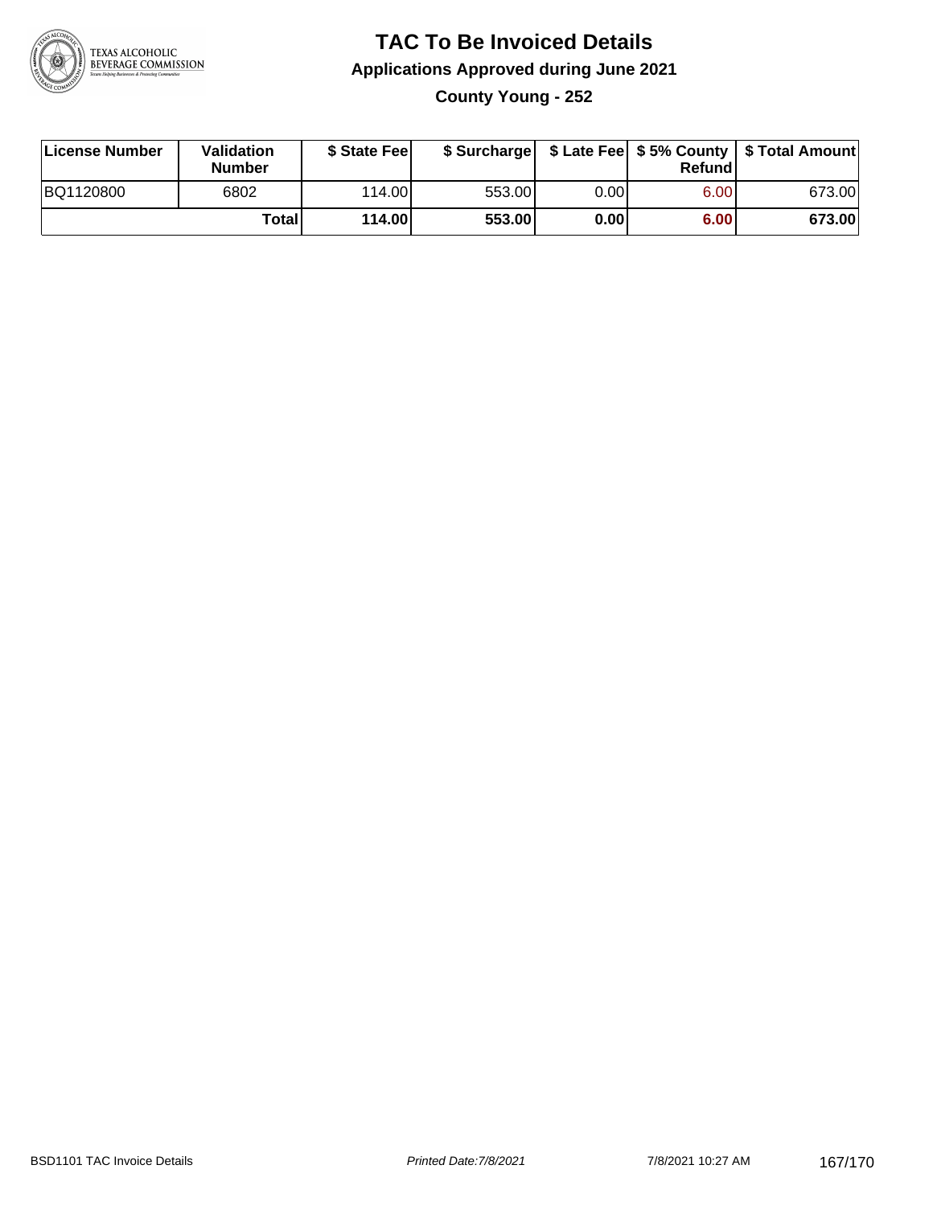# TAC To Be Invoiced Details

## Applications Approved during June 2021

### County Young - 252

| License Number | Validation Number | $ State Fee | $ Surcharge | $ Late Fee | $ 5% County Refund | $ Total Amount |
|---|---|---|---|---|---|---|
| BQ1120800 | 6802 | 114.00 | 553.00 | 0.00 | 6.00 | 673.00 |
| | **Total** | **114.00** | **553.00** | **0.00** | **6.00** | **673.00** |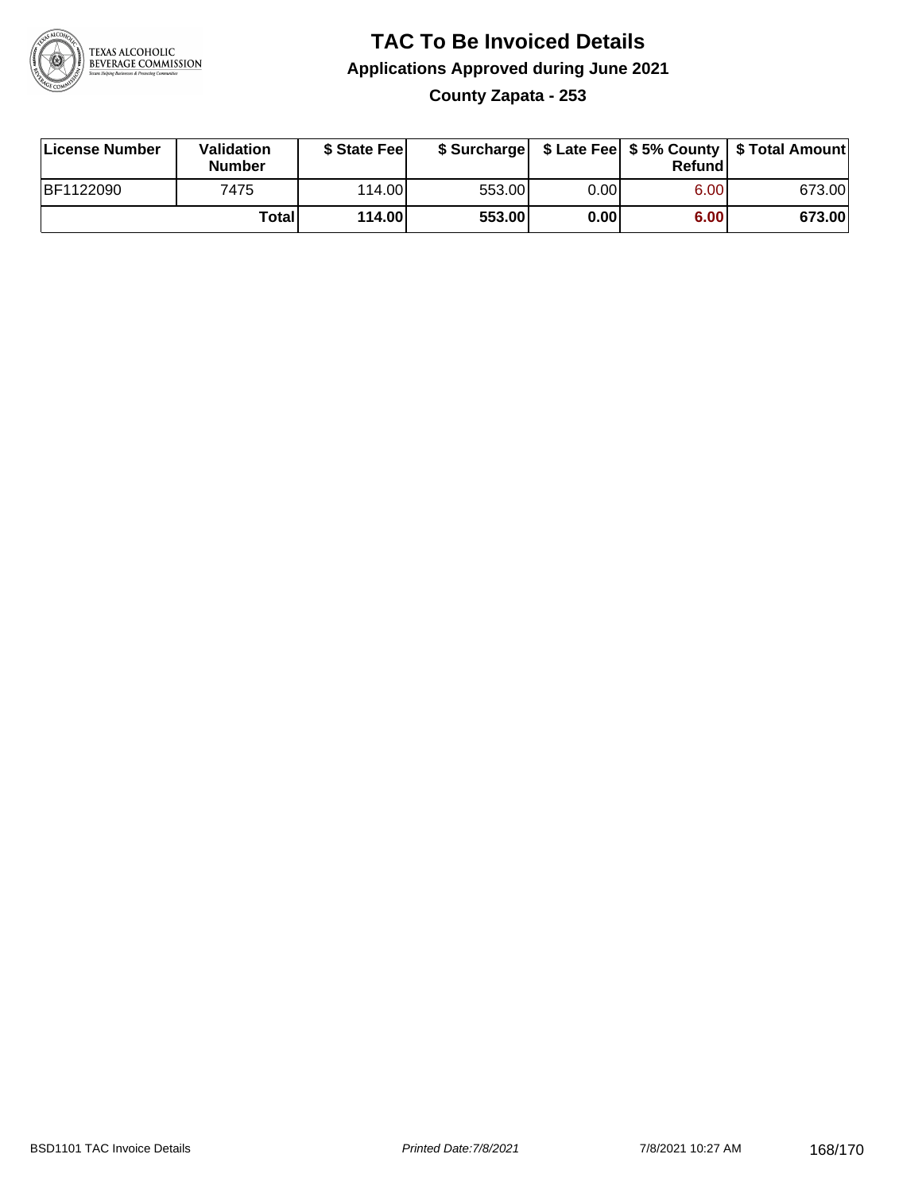# TAC To Be Invoiced Details

## Applications Approved during June 2021

### County Zapata - 253

| License Number | Validation Number | $ State Fee | $ Surcharge | $ Late Fee | $ 5% County Refund | $ Total Amount |
|---|---|---|---|---|---|---|
| BF1122090 | 7475 | 114.00 | 553.00 | 0.00 | 6.00 | 673.00 |
| | **Total** | **114.00** | **553.00** | **0.00** | **6.00** | **673.00** |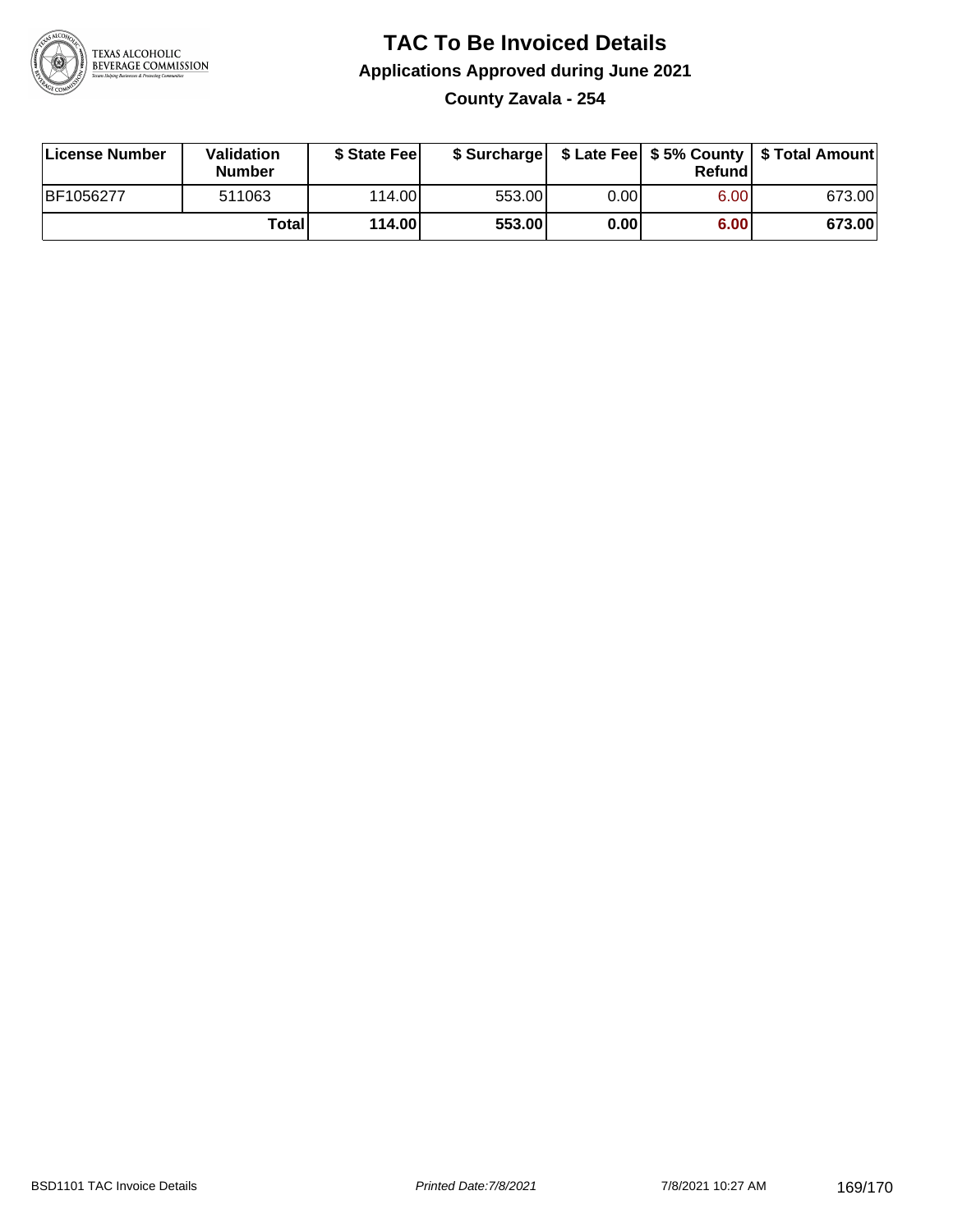# TAC To Be Invoiced Details

## Applications Approved during June 2021

### County Zavala - 254

| License Number | Validation Number | $ State Fee | $ Surcharge | $ Late Fee | $ 5% County Refund | $ Total Amount |
|---|---|---|---|---|---|---|
| BF1056277 | 511063 | 114.00 | 553.00 | 0.00 | 6.00 | 673.00 |
| | **Total** | **114.00** | **553.00** | **0.00** | **6.00** | **673.00** |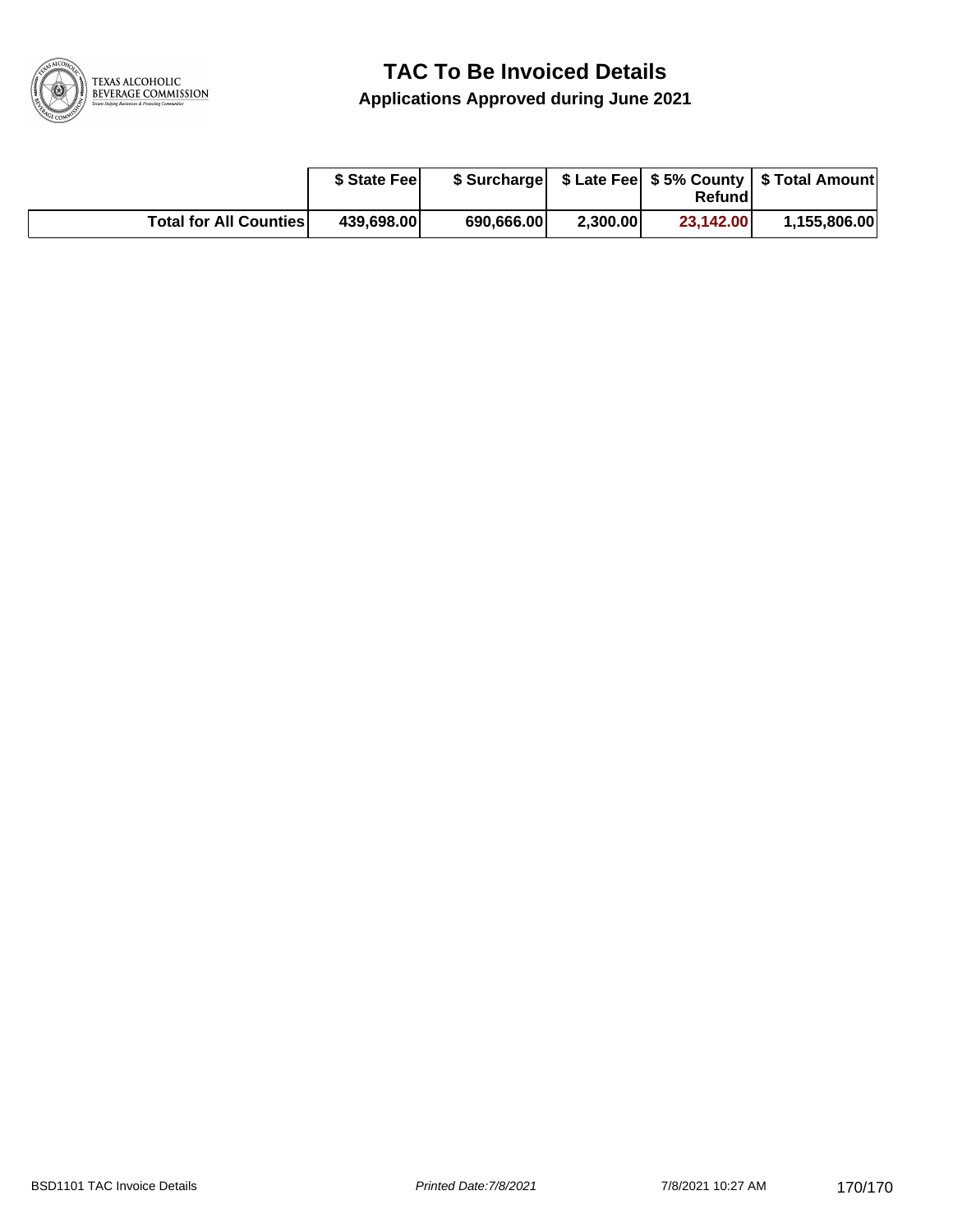# TAC To Be Invoiced Details

## Applications Approved during June 2021

| | \$ State Fee | \$ Surcharge | \$ Late Fee | \$ 5% County Refund | \$ Total Amount |
|---|---|---|---|---|---|
| **Total for All Counties** | 439,698.00 | 690,666.00 | 2,300.00 | 23,142.00 | 1,155,806.00 |

BSD1101 TAC Invoice Details | *Printed Date:7/8/2021* | 7/8/2021 10:27 AM